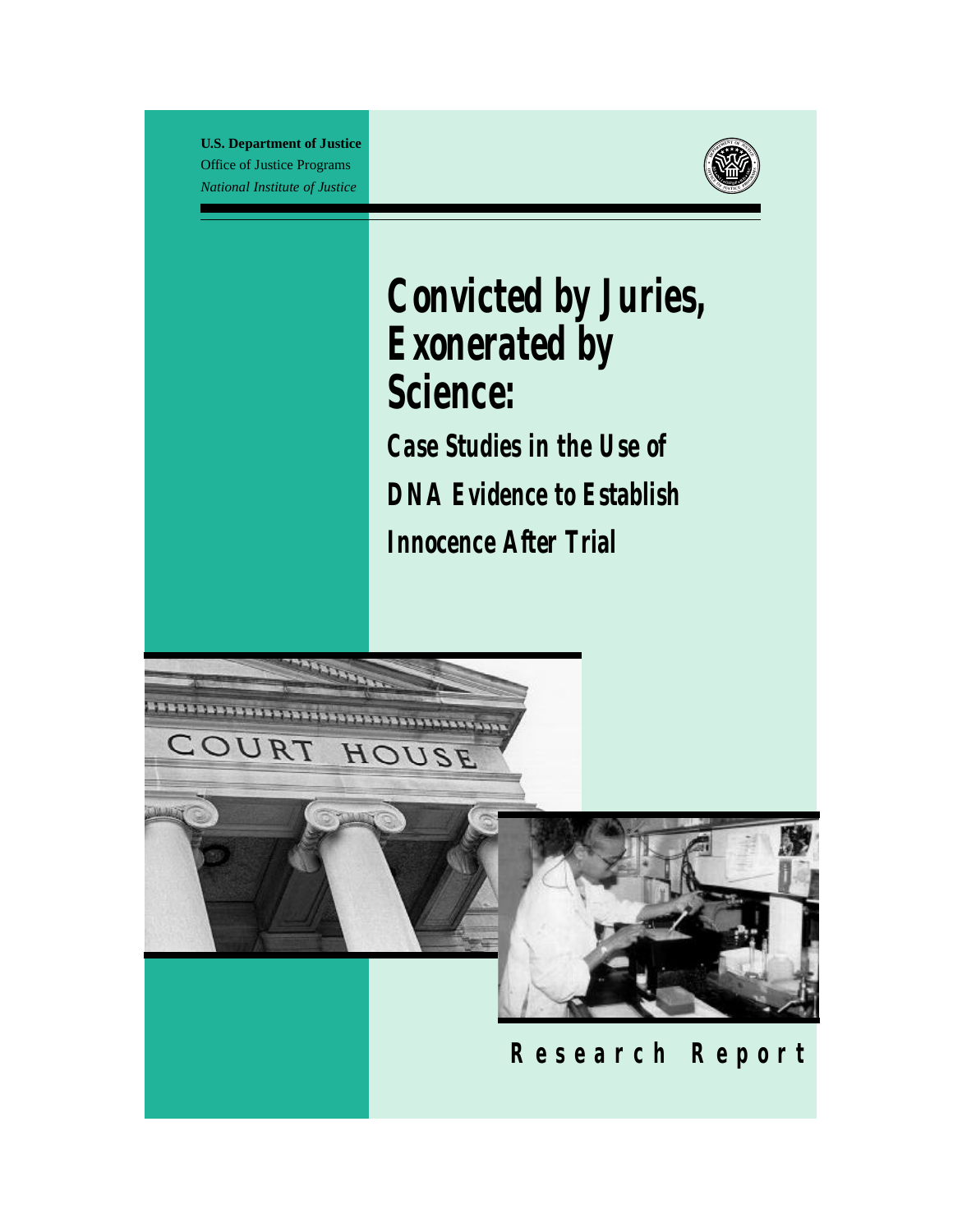**U.S. Department of Justice**
Office of Justice Programs
*National Institute of Justice*

# Convicted by Juries, Exonerated by Science:

## Case Studies in the Use of DNA Evidence to Establish Innocence After Trial

**Research Report**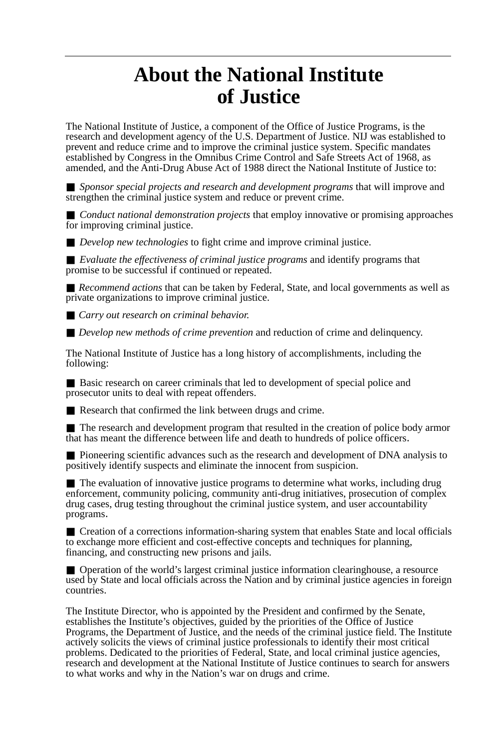# About the National Institute of Justice

The National Institute of Justice, a component of the Office of Justice Programs, is the research and development agency of the U.S. Department of Justice. NIJ was established to prevent and reduce crime and to improve the criminal justice system. Specific mandates established by Congress in the Omnibus Crime Control and Safe Streets Act of 1968, as amended, and the Anti-Drug Abuse Act of 1988 direct the National Institute of Justice to:

- *Sponsor special projects and research and development programs* that will improve and strengthen the criminal justice system and reduce or prevent crime.
- *Conduct national demonstration projects* that employ innovative or promising approaches for improving criminal justice.
- *Develop new technologies* to fight crime and improve criminal justice.
- *Evaluate the effectiveness of criminal justice programs* and identify programs that promise to be successful if continued or repeated.
- *Recommend actions* that can be taken by Federal, State, and local governments as well as private organizations to improve criminal justice.
- *Carry out research on criminal behavior.*
- *Develop new methods of crime prevention* and reduction of crime and delinquency.

The National Institute of Justice has a long history of accomplishments, including the following:

- Basic research on career criminals that led to development of special police and prosecutor units to deal with repeat offenders.
- Research that confirmed the link between drugs and crime.
- The research and development program that resulted in the creation of police body armor that has meant the difference between life and death to hundreds of police officers.
- Pioneering scientific advances such as the research and development of DNA analysis to positively identify suspects and eliminate the innocent from suspicion.
- The evaluation of innovative justice programs to determine what works, including drug enforcement, community policing, community anti-drug initiatives, prosecution of complex drug cases, drug testing throughout the criminal justice system, and user accountability programs.
- Creation of a corrections information-sharing system that enables State and local officials to exchange more efficient and cost-effective concepts and techniques for planning, financing, and constructing new prisons and jails.
- Operation of the world's largest criminal justice information clearinghouse, a resource used by State and local officials across the Nation and by criminal justice agencies in foreign countries.

The Institute Director, who is appointed by the President and confirmed by the Senate, establishes the Institute's objectives, guided by the priorities of the Office of Justice Programs, the Department of Justice, and the needs of the criminal justice field. The Institute actively solicits the views of criminal justice professionals to identify their most critical problems. Dedicated to the priorities of Federal, State, and local criminal justice agencies, research and development at the National Institute of Justice continues to search for answers to what works and why in the Nation's war on drugs and crime.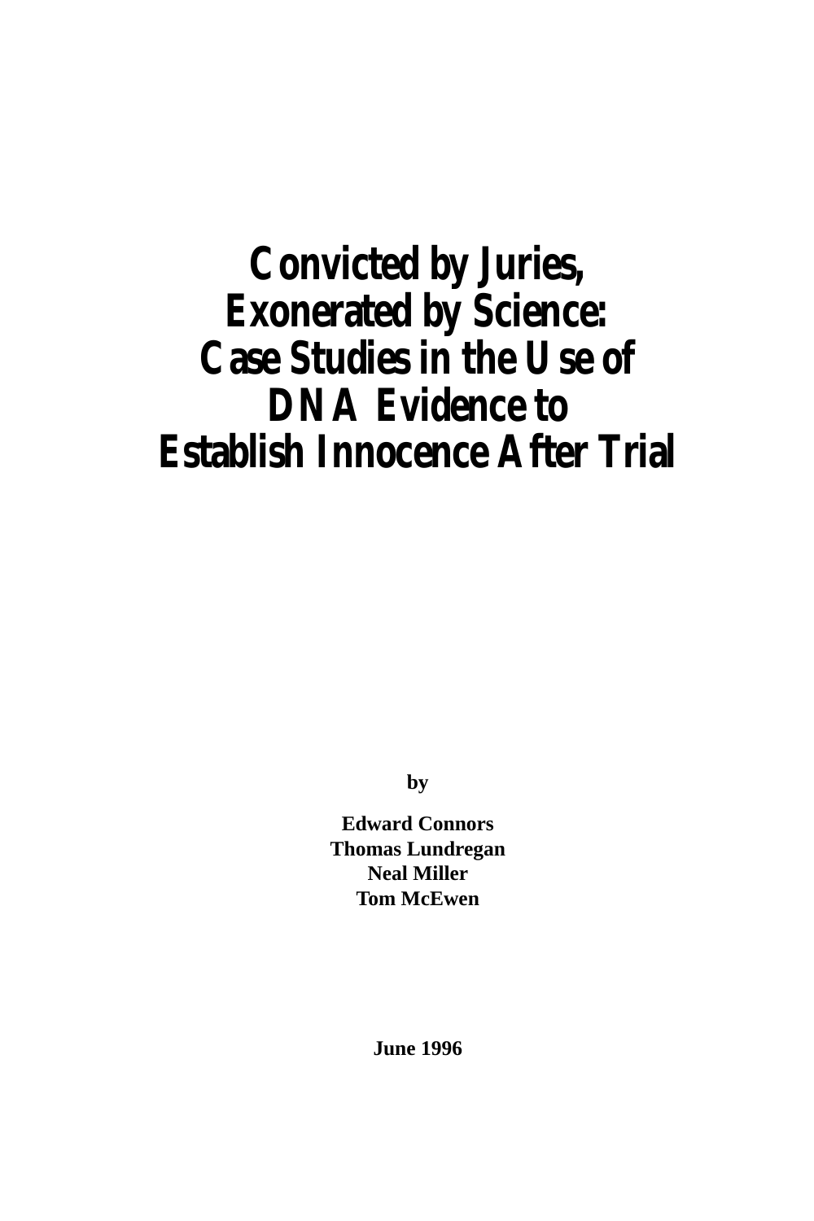# Convicted by Juries, Exonerated by Science: Case Studies in the Use of DNA Evidence to Establish Innocence After Trial

**by**

**Edward Connors**
**Thomas Lundregan**
**Neal Miller**
**Tom McEwen**

**June 1996**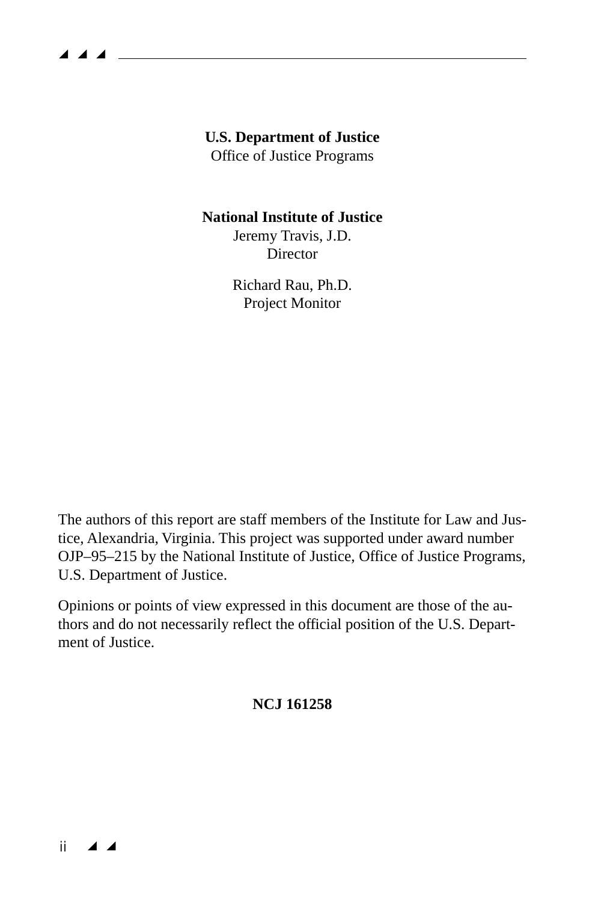**U.S. Department of Justice**
Office of Justice Programs

**National Institute of Justice**
Jeremy Travis, J.D.
Director

Richard Rau, Ph.D.
Project Monitor

The authors of this report are staff members of the Institute for Law and Justice, Alexandria, Virginia. This project was supported under award number OJP–95–215 by the National Institute of Justice, Office of Justice Programs, U.S. Department of Justice.

Opinions or points of view expressed in this document are those of the authors and do not necessarily reflect the official position of the U.S. Department of Justice.

**NCJ 161258**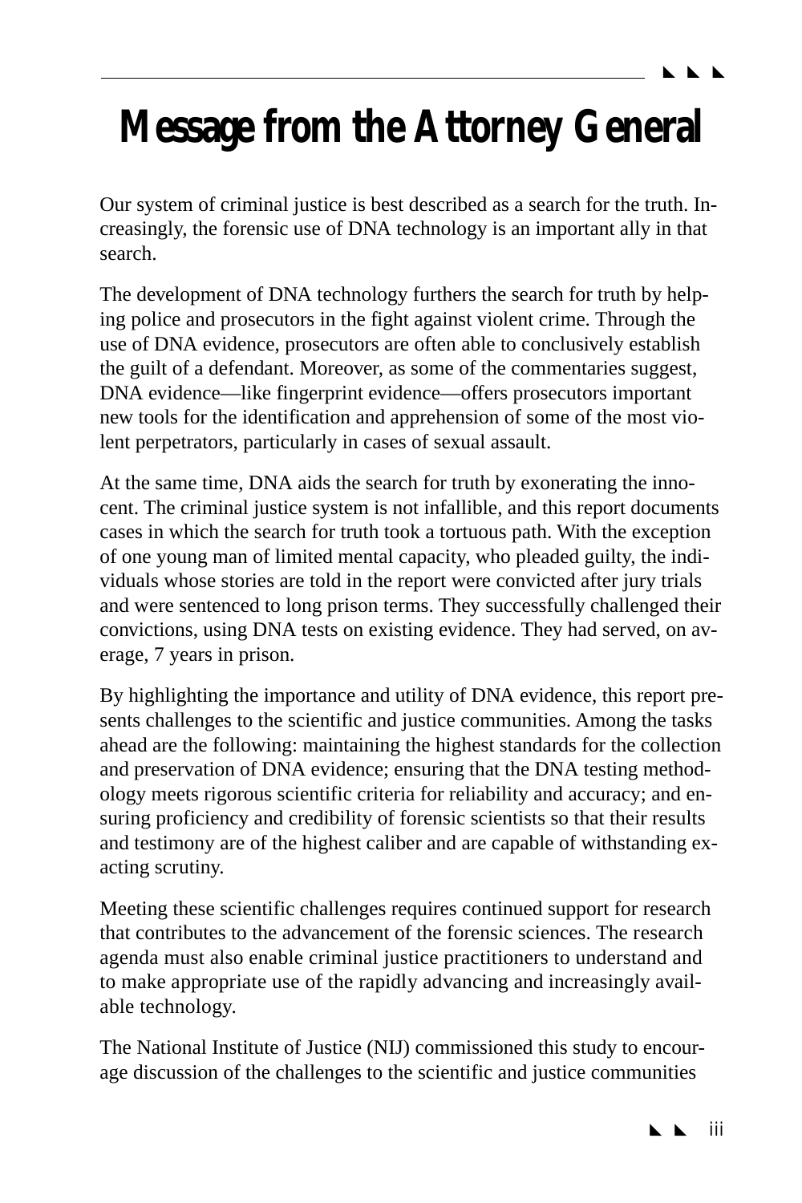# Message from the Attorney General

Our system of criminal justice is best described as a search for the truth. Increasingly, the forensic use of DNA technology is an important ally in that search.

The development of DNA technology furthers the search for truth by helping police and prosecutors in the fight against violent crime. Through the use of DNA evidence, prosecutors are often able to conclusively establish the guilt of a defendant. Moreover, as some of the commentaries suggest, DNA evidence—like fingerprint evidence—offers prosecutors important new tools for the identification and apprehension of some of the most violent perpetrators, particularly in cases of sexual assault.

At the same time, DNA aids the search for truth by exonerating the innocent. The criminal justice system is not infallible, and this report documents cases in which the search for truth took a tortuous path. With the exception of one young man of limited mental capacity, who pleaded guilty, the individuals whose stories are told in the report were convicted after jury trials and were sentenced to long prison terms. They successfully challenged their convictions, using DNA tests on existing evidence. They had served, on average, 7 years in prison.

By highlighting the importance and utility of DNA evidence, this report presents challenges to the scientific and justice communities. Among the tasks ahead are the following: maintaining the highest standards for the collection and preservation of DNA evidence; ensuring that the DNA testing methodology meets rigorous scientific criteria for reliability and accuracy; and ensuring proficiency and credibility of forensic scientists so that their results and testimony are of the highest caliber and are capable of withstanding exacting scrutiny.

Meeting these scientific challenges requires continued support for research that contributes to the advancement of the forensic sciences. The research agenda must also enable criminal justice practitioners to understand and to make appropriate use of the rapidly advancing and increasingly available technology.

The National Institute of Justice (NIJ) commissioned this study to encourage discussion of the challenges to the scientific and justice communities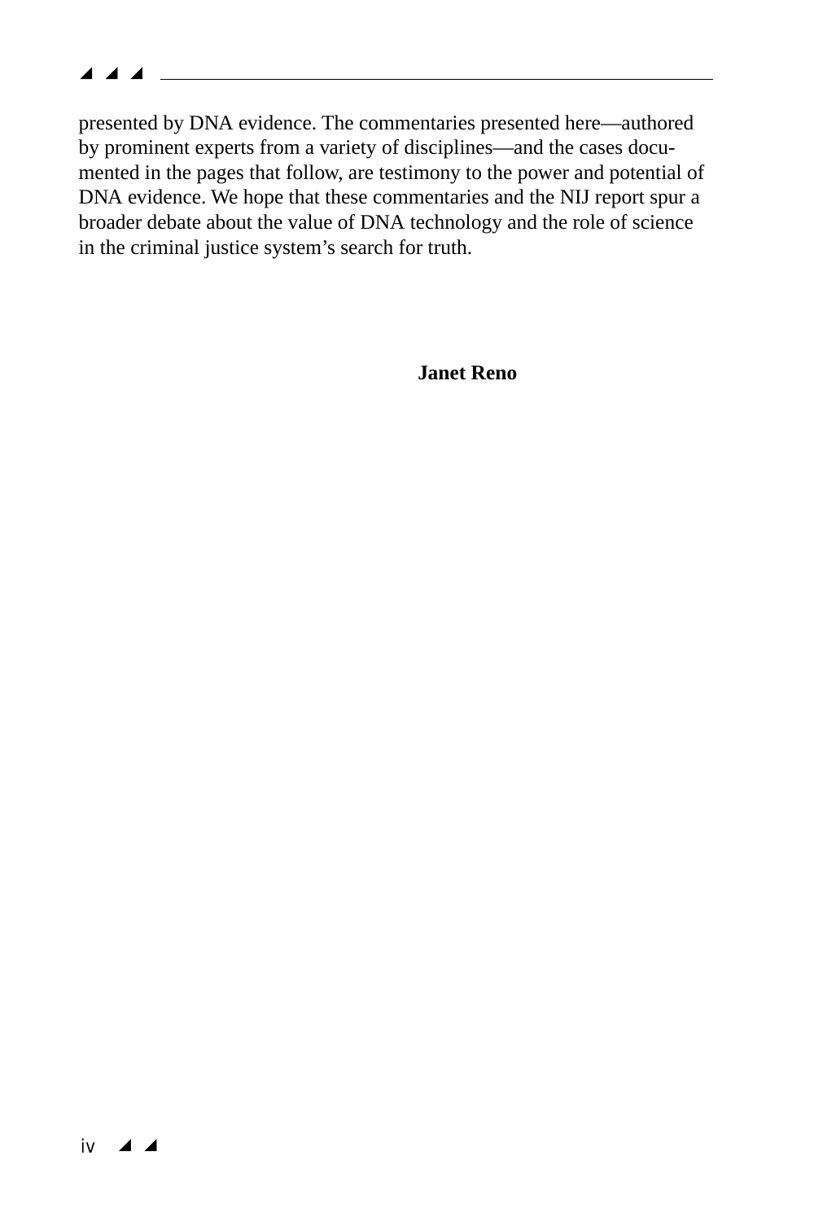presented by DNA evidence. The commentaries presented here—authored by prominent experts from a variety of disciplines—and the cases documented in the pages that follow, are testimony to the power and potential of DNA evidence. We hope that these commentaries and the NIJ report spur a broader debate about the value of DNA technology and the role of science in the criminal justice system's search for truth.

**Janet Reno**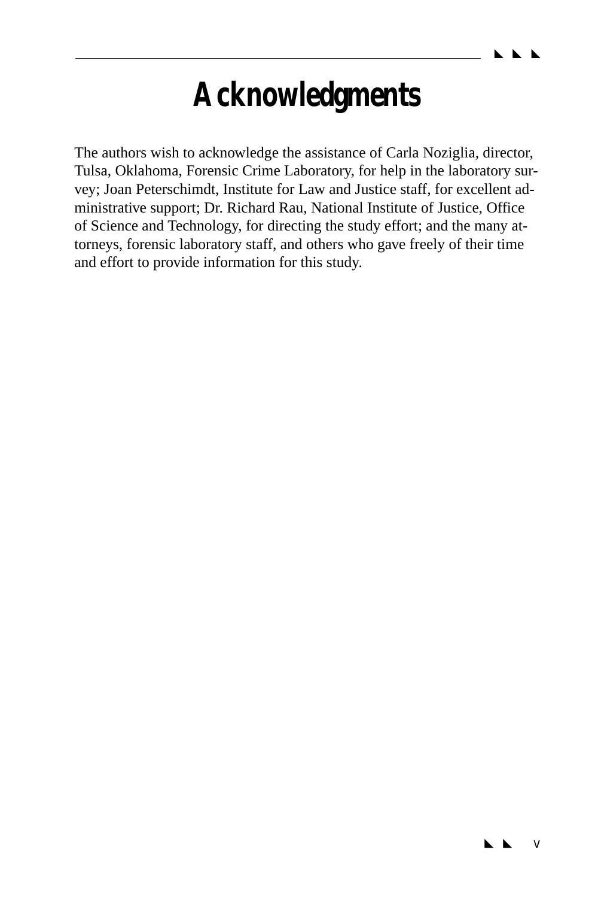# Acknowledgments

The authors wish to acknowledge the assistance of Carla Noziglia, director, Tulsa, Oklahoma, Forensic Crime Laboratory, for help in the laboratory survey; Joan Peterschimdt, Institute for Law and Justice staff, for excellent administrative support; Dr. Richard Rau, National Institute of Justice, Office of Science and Technology, for directing the study effort; and the many attorneys, forensic laboratory staff, and others who gave freely of their time and effort to provide information for this study.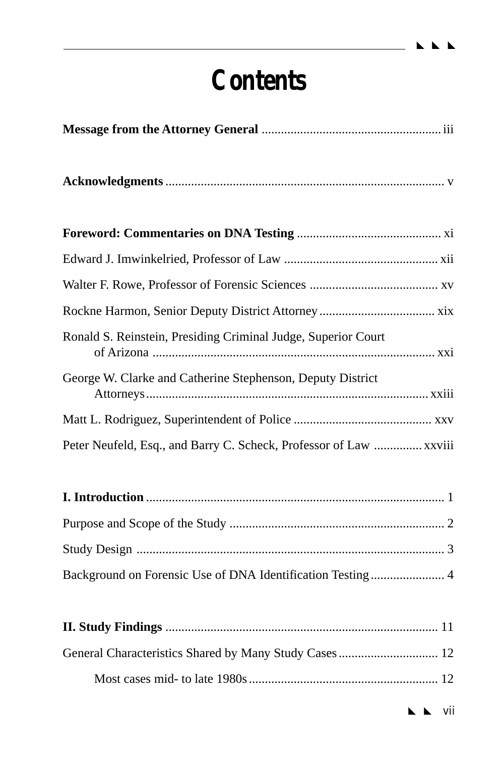# Contents

**Message from the Attorney General** ........................................................ iii

**Acknowledgments** ...................................................................................... v

**Foreword: Commentaries on DNA Testing** ............................................. xi

Edward J. Imwinkelried, Professor of Law ................................................ xii

Walter F. Rowe, Professor of Forensic Sciences ........................................ xv

Rockne Harmon, Senior Deputy District Attorney .................................... xix

Ronald S. Reinstein, Presiding Criminal Judge, Superior Court of Arizona ........................................................................................ xxi

George W. Clarke and Catherine Stephenson, Deputy District Attorneys ........................................................................................ xxiii

Matt L. Rodriguez, Superintendent of Police ........................................... xxv

Peter Neufeld, Esq., and Barry C. Scheck, Professor of Law ............... xxviii

**I. Introduction** ............................................................................................ 1

Purpose and Scope of the Study .................................................................. 2

Study Design ............................................................................................... 3

Background on Forensic Use of DNA Identification Testing ....................... 4

**II. Study Findings** ..................................................................................... 11

General Characteristics Shared by Many Study Cases ............................... 12

Most cases mid- to late 1980s ................................................................ 12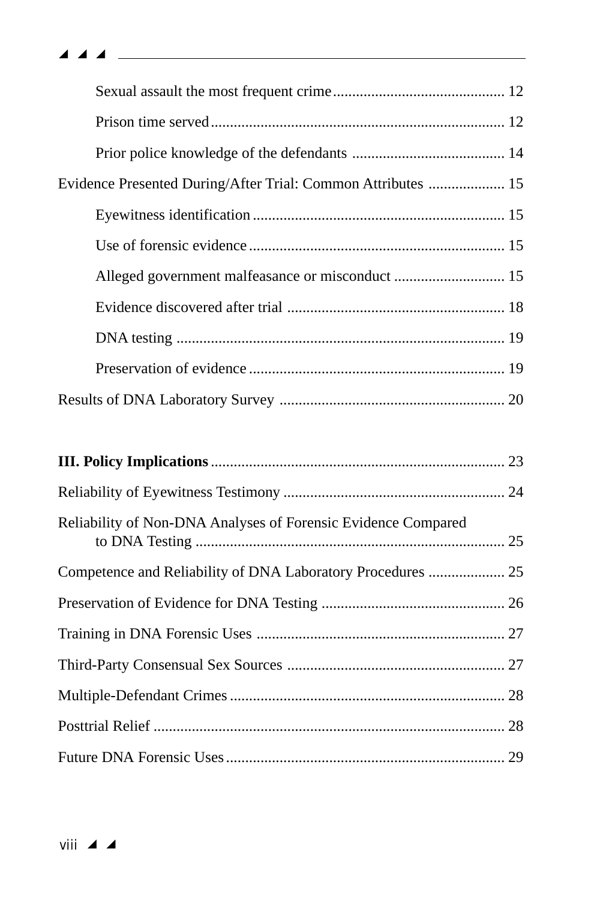Sexual assault the most frequent crime ............................................ 12

Prison time served ............................................................................ 12

Prior police knowledge of the defendants ........................................ 14

Evidence Presented During/After Trial: Common Attributes .................... 15

Eyewitness identification ................................................................. 15

Use of forensic evidence .................................................................. 15

Alleged government malfeasance or misconduct ............................. 15

Evidence discovered after trial ......................................................... 18

DNA testing ..................................................................................... 19

Preservation of evidence .................................................................. 19

Results of DNA Laboratory Survey ........................................................... 20

**III. Policy Implications** ............................................................................ 23

Reliability of Eyewitness Testimony .......................................................... 24

Reliability of Non-DNA Analyses of Forensic Evidence Compared to DNA Testing ................................................................................. 25

Competence and Reliability of DNA Laboratory Procedures .................... 25

Preservation of Evidence for DNA Testing ................................................ 26

Training in DNA Forensic Uses ................................................................. 27

Third-Party Consensual Sex Sources ......................................................... 27

Multiple-Defendant Crimes ........................................................................ 28

Posttrial Relief ............................................................................................ 28

Future DNA Forensic Uses ......................................................................... 29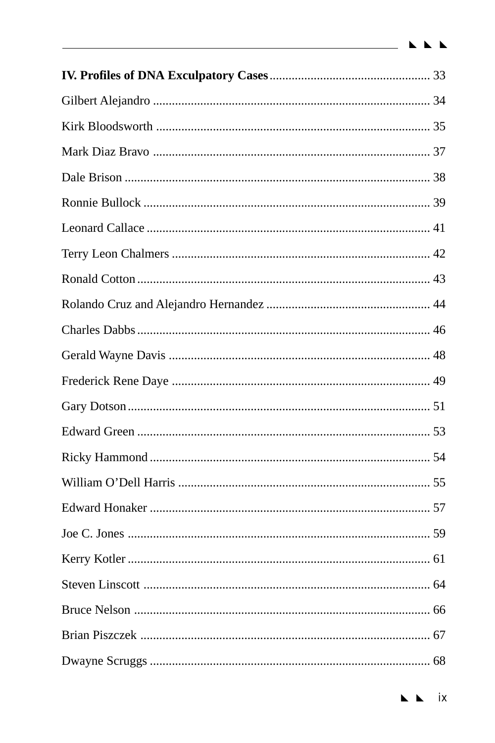**IV. Profiles of DNA Exculpatory Cases** .................................................. 33

Gilbert Alejandro ........................................................................................ 34

Kirk Bloodsworth ....................................................................................... 35

Mark Diaz Bravo ........................................................................................ 37

Dale Brison .................................................................................................. 38

Ronnie Bullock ............................................................................................ 39

Leonard Callace ........................................................................................... 41

Terry Leon Chalmers .................................................................................. 42

Ronald Cotton ............................................................................................. 43

Rolando Cruz and Alejandro Hernandez .................................................... 44

Charles Dabbs ............................................................................................. 46

Gerald Wayne Davis ................................................................................... 48

Frederick Rene Daye .................................................................................. 49

Gary Dotson ................................................................................................ 51

Edward Green ............................................................................................. 53

Ricky Hammond ......................................................................................... 54

William O'Dell Harris ................................................................................ 55

Edward Honaker ......................................................................................... 57

Joe C. Jones ................................................................................................ 59

Kerry Kotler ................................................................................................ 61

Steven Linscott ........................................................................................... 64

Bruce Nelson .............................................................................................. 66

Brian Piszczek ............................................................................................ 67

Dwayne Scruggs ......................................................................................... 68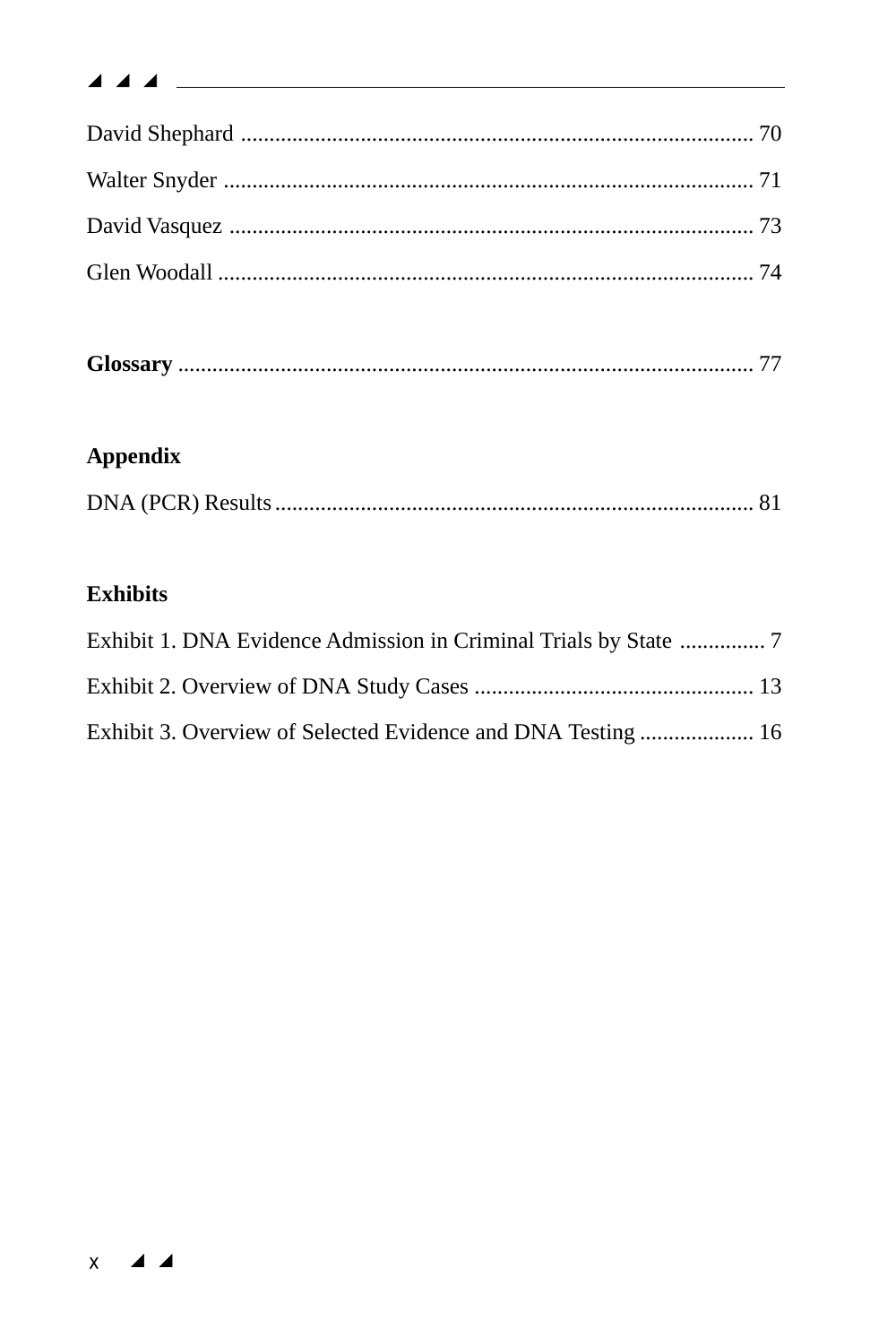David Shephard ........................................................................................ 70

Walter Snyder ........................................................................................... 71

David Vasquez .......................................................................................... 73

Glen Woodall ............................................................................................ 74

**Glossary** .................................................................................................. 77

**Appendix**

DNA (PCR) Results .................................................................................. 81

**Exhibits**

Exhibit 1. DNA Evidence Admission in Criminal Trials by State .............. 7

Exhibit 2. Overview of DNA Study Cases ................................................ 13

Exhibit 3. Overview of Selected Evidence and DNA Testing .................... 16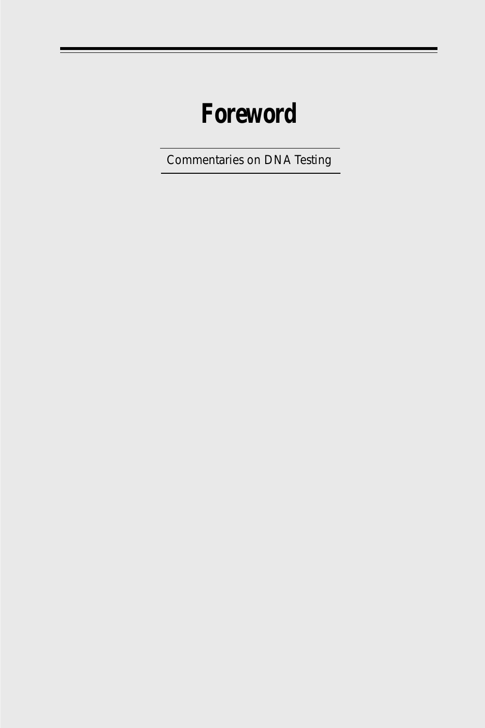# Foreword

Commentaries on DNA Testing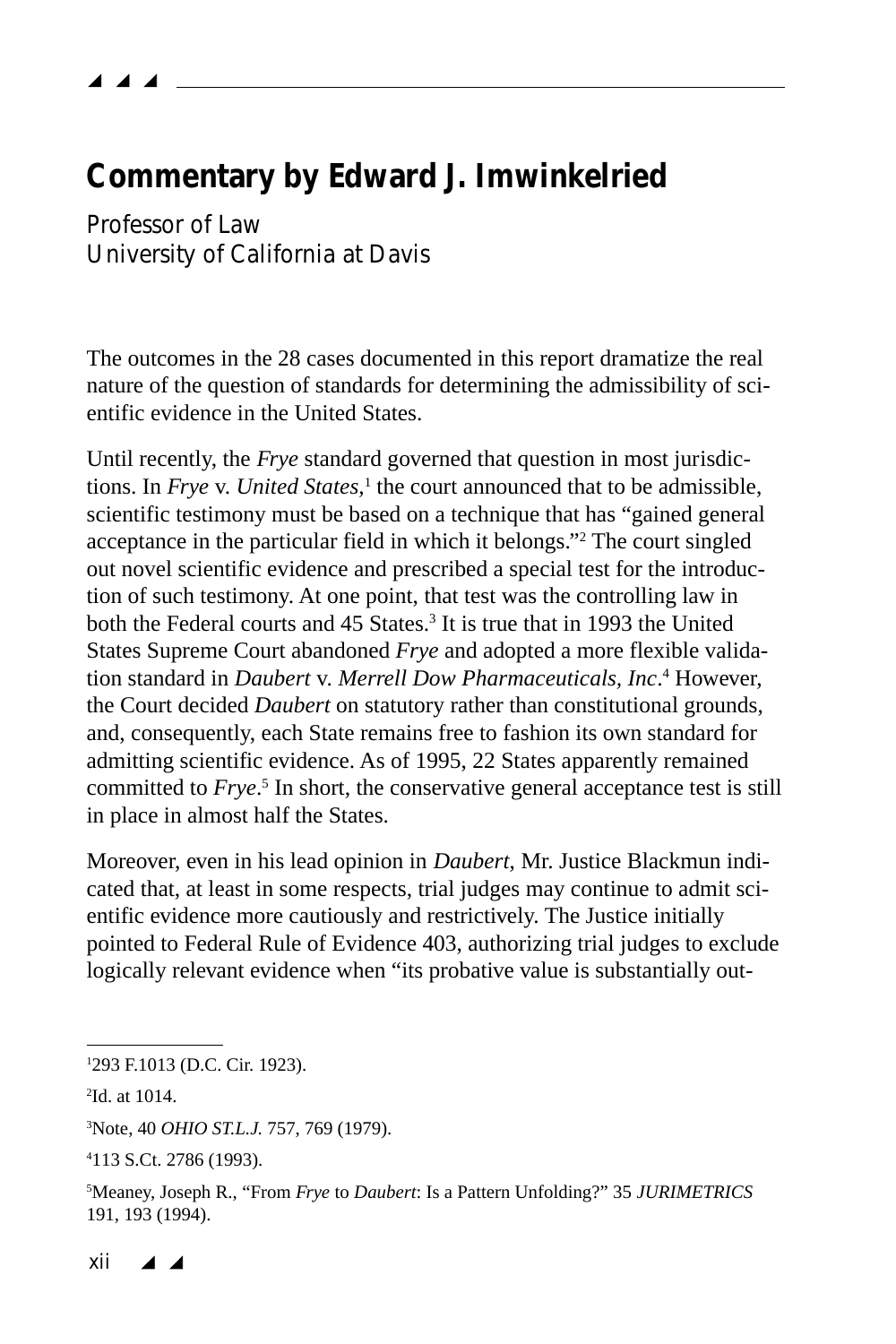## Commentary by Edward J. Imwinkelried

Professor of Law
University of California at Davis

The outcomes in the 28 cases documented in this report dramatize the real nature of the question of standards for determining the admissibility of scientific evidence in the United States.

Until recently, the *Frye* standard governed that question in most jurisdictions. In *Frye* v. *United States*,[1] the court announced that to be admissible, scientific testimony must be based on a technique that has "gained general acceptance in the particular field in which it belongs."[2] The court singled out novel scientific evidence and prescribed a special test for the introduction of such testimony. At one point, that test was the controlling law in both the Federal courts and 45 States.[3] It is true that in 1993 the United States Supreme Court abandoned *Frye* and adopted a more flexible validation standard in *Daubert* v. *Merrell Dow Pharmaceuticals, Inc*.[4] However, the Court decided *Daubert* on statutory rather than constitutional grounds, and, consequently, each State remains free to fashion its own standard for admitting scientific evidence. As of 1995, 22 States apparently remained committed to *Frye*.[5] In short, the conservative general acceptance test is still in place in almost half the States.

Moreover, even in his lead opinion in *Daubert*, Mr. Justice Blackmun indicated that, at least in some respects, trial judges may continue to admit scientific evidence more cautiously and restrictively. The Justice initially pointed to Federal Rule of Evidence 403, authorizing trial judges to exclude logically relevant evidence when "its probative value is substantially out-

---

[1]293 F.1013 (D.C. Cir. 1923).

[2]Id. at 1014.

[3]Note, 40 *OHIO ST.L.J.* 757, 769 (1979).

[4]113 S.Ct. 2786 (1993).

[5]Meaney, Joseph R., "From *Frye* to *Daubert*: Is a Pattern Unfolding?" 35 *JURIMETRICS* 191, 193 (1994).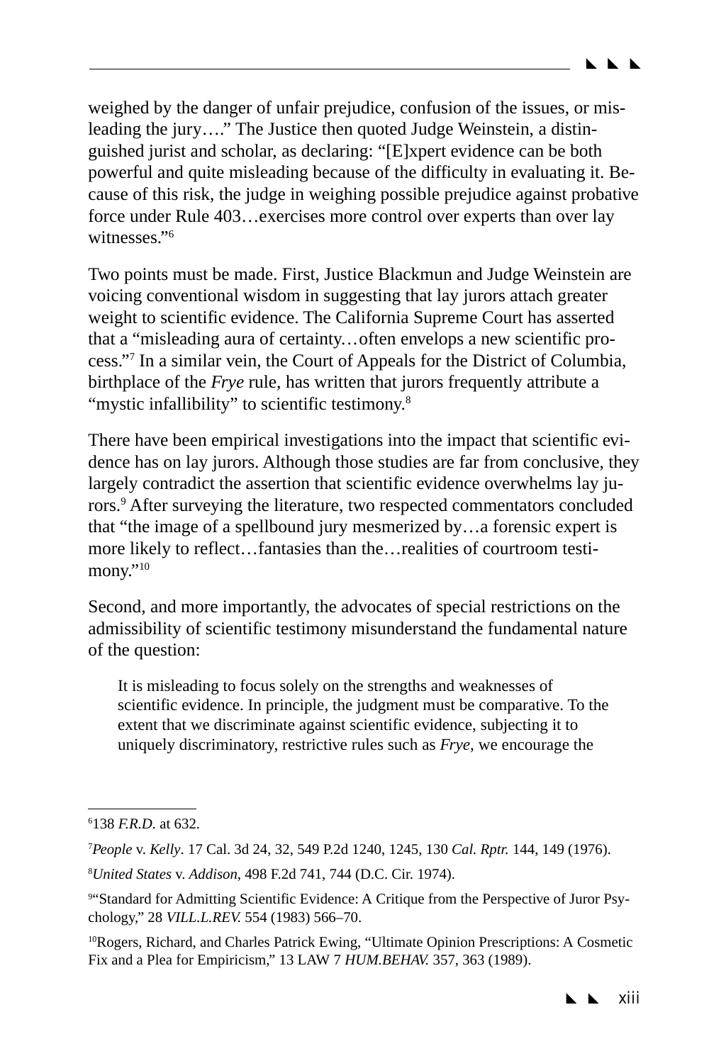weighed by the danger of unfair prejudice, confusion of the issues, or misleading the jury…." The Justice then quoted Judge Weinstein, a distinguished jurist and scholar, as declaring: "[E]xpert evidence can be both powerful and quite misleading because of the difficulty in evaluating it. Because of this risk, the judge in weighing possible prejudice against probative force under Rule 403…exercises more control over experts than over lay witnesses."[6]

Two points must be made. First, Justice Blackmun and Judge Weinstein are voicing conventional wisdom in suggesting that lay jurors attach greater weight to scientific evidence. The California Supreme Court has asserted that a "misleading aura of certainty…often envelops a new scientific process."[7] In a similar vein, the Court of Appeals for the District of Columbia, birthplace of the *Frye* rule, has written that jurors frequently attribute a "mystic infallibility" to scientific testimony.[8]

There have been empirical investigations into the impact that scientific evidence has on lay jurors. Although those studies are far from conclusive, they largely contradict the assertion that scientific evidence overwhelms lay jurors.[9] After surveying the literature, two respected commentators concluded that "the image of a spellbound jury mesmerized by…a forensic expert is more likely to reflect…fantasies than the…realities of courtroom testimony."[10]

Second, and more importantly, the advocates of special restrictions on the admissibility of scientific testimony misunderstand the fundamental nature of the question:

> It is misleading to focus solely on the strengths and weaknesses of scientific evidence. In principle, the judgment must be comparative. To the extent that we discriminate against scientific evidence, subjecting it to uniquely discriminatory, restrictive rules such as *Frye*, we encourage the

---

[6]138 *F.R.D.* at 632.

[7]*People* v. *Kelly*. 17 Cal. 3d 24, 32, 549 P.2d 1240, 1245, 130 *Cal. Rptr.* 144, 149 (1976).

[8]*United States* v. *Addison*, 498 F.2d 741, 744 (D.C. Cir. 1974).

[9]"Standard for Admitting Scientific Evidence: A Critique from the Perspective of Juror Psychology," 28 *VILL.L.REV.* 554 (1983) 566–70.

[10]Rogers, Richard, and Charles Patrick Ewing, "Ultimate Opinion Prescriptions: A Cosmetic Fix and a Plea for Empiricism," 13 LAW 7 *HUM.BEHAV.* 357, 363 (1989).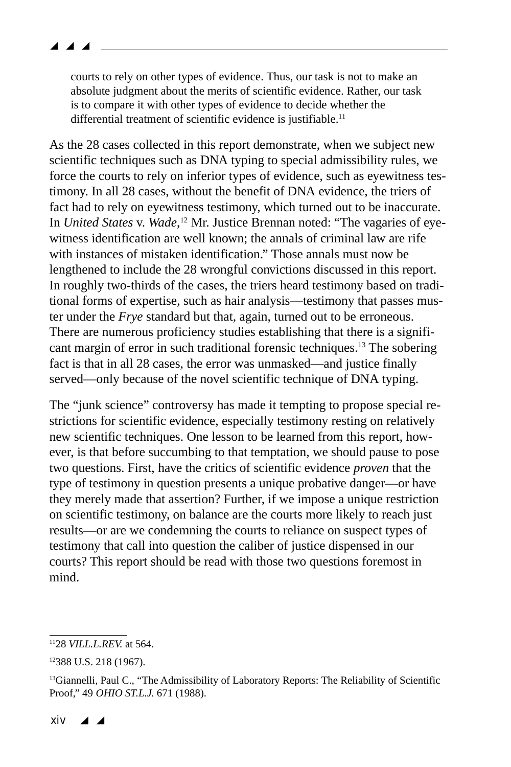> courts to rely on other types of evidence. Thus, our task is not to make an absolute judgment about the merits of scientific evidence. Rather, our task is to compare it with other types of evidence to decide whether the differential treatment of scientific evidence is justifiable.[11]

As the 28 cases collected in this report demonstrate, when we subject new scientific techniques such as DNA typing to special admissibility rules, we force the courts to rely on inferior types of evidence, such as eyewitness testimony. In all 28 cases, without the benefit of DNA evidence, the triers of fact had to rely on eyewitness testimony, which turned out to be inaccurate. In *United States* v. *Wade*,[12] Mr. Justice Brennan noted: "The vagaries of eyewitness identification are well known; the annals of criminal law are rife with instances of mistaken identification." Those annals must now be lengthened to include the 28 wrongful convictions discussed in this report. In roughly two-thirds of the cases, the triers heard testimony based on traditional forms of expertise, such as hair analysis—testimony that passes muster under the *Frye* standard but that, again, turned out to be erroneous. There are numerous proficiency studies establishing that there is a significant margin of error in such traditional forensic techniques.[13] The sobering fact is that in all 28 cases, the error was unmasked—and justice finally served—only because of the novel scientific technique of DNA typing.

The "junk science" controversy has made it tempting to propose special restrictions for scientific evidence, especially testimony resting on relatively new scientific techniques. One lesson to be learned from this report, however, is that before succumbing to that temptation, we should pause to pose two questions. First, have the critics of scientific evidence *proven* that the type of testimony in question presents a unique probative danger—or have they merely made that assertion? Further, if we impose a unique restriction on scientific testimony, on balance are the courts more likely to reach just results—or are we condemning the courts to reliance on suspect types of testimony that call into question the caliber of justice dispensed in our courts? This report should be read with those two questions foremost in mind.

---

[11] 28 *VILL.L.REV.* at 564.

[12] 388 U.S. 218 (1967).

[13] Giannelli, Paul C., "The Admissibility of Laboratory Reports: The Reliability of Scientific Proof," 49 *OHIO ST.L.J.* 671 (1988).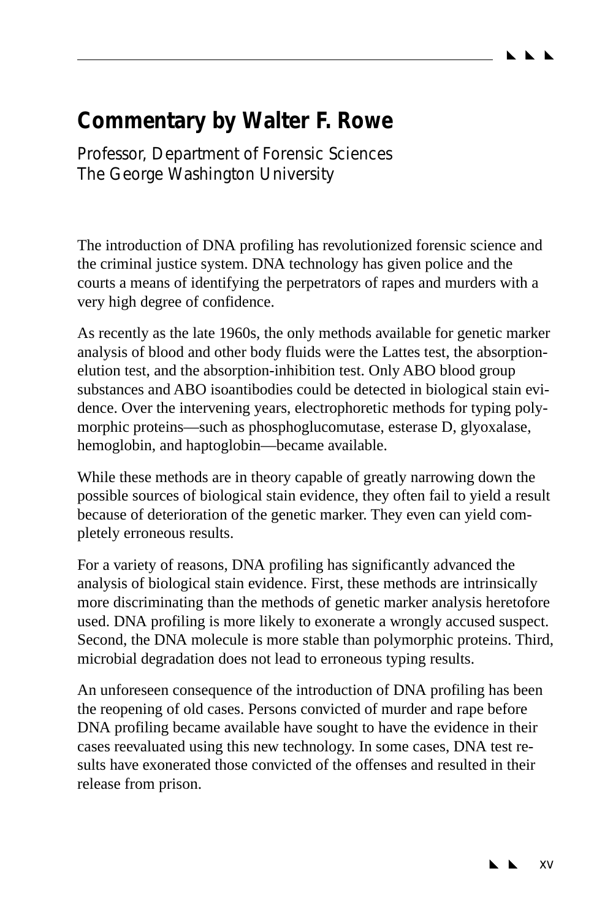## Commentary by Walter F. Rowe

*Professor, Department of Forensic Sciences*
*The George Washington University*

The introduction of DNA profiling has revolutionized forensic science and the criminal justice system. DNA technology has given police and the courts a means of identifying the perpetrators of rapes and murders with a very high degree of confidence.

As recently as the late 1960s, the only methods available for genetic marker analysis of blood and other body fluids were the Lattes test, the absorption-elution test, and the absorption-inhibition test. Only ABO blood group substances and ABO isoantibodies could be detected in biological stain evidence. Over the intervening years, electrophoretic methods for typing polymorphic proteins—such as phosphoglucomutase, esterase D, glyoxalase, hemoglobin, and haptoglobin—became available.

While these methods are in theory capable of greatly narrowing down the possible sources of biological stain evidence, they often fail to yield a result because of deterioration of the genetic marker. They even can yield completely erroneous results.

For a variety of reasons, DNA profiling has significantly advanced the analysis of biological stain evidence. First, these methods are intrinsically more discriminating than the methods of genetic marker analysis heretofore used. DNA profiling is more likely to exonerate a wrongly accused suspect. Second, the DNA molecule is more stable than polymorphic proteins. Third, microbial degradation does not lead to erroneous typing results.

An unforeseen consequence of the introduction of DNA profiling has been the reopening of old cases. Persons convicted of murder and rape before DNA profiling became available have sought to have the evidence in their cases reevaluated using this new technology. In some cases, DNA test results have exonerated those convicted of the offenses and resulted in their release from prison.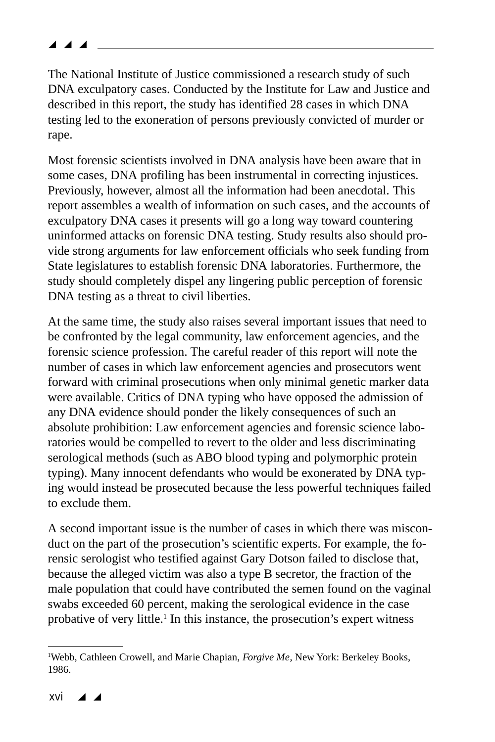The National Institute of Justice commissioned a research study of such DNA exculpatory cases. Conducted by the Institute for Law and Justice and described in this report, the study has identified 28 cases in which DNA testing led to the exoneration of persons previously convicted of murder or rape.

Most forensic scientists involved in DNA analysis have been aware that in some cases, DNA profiling has been instrumental in correcting injustices. Previously, however, almost all the information had been anecdotal. This report assembles a wealth of information on such cases, and the accounts of exculpatory DNA cases it presents will go a long way toward countering uninformed attacks on forensic DNA testing. Study results also should provide strong arguments for law enforcement officials who seek funding from State legislatures to establish forensic DNA laboratories. Furthermore, the study should completely dispel any lingering public perception of forensic DNA testing as a threat to civil liberties.

At the same time, the study also raises several important issues that need to be confronted by the legal community, law enforcement agencies, and the forensic science profession. The careful reader of this report will note the number of cases in which law enforcement agencies and prosecutors went forward with criminal prosecutions when only minimal genetic marker data were available. Critics of DNA typing who have opposed the admission of any DNA evidence should ponder the likely consequences of such an absolute prohibition: Law enforcement agencies and forensic science laboratories would be compelled to revert to the older and less discriminating serological methods (such as ABO blood typing and polymorphic protein typing). Many innocent defendants who would be exonerated by DNA typing would instead be prosecuted because the less powerful techniques failed to exclude them.

A second important issue is the number of cases in which there was misconduct on the part of the prosecution's scientific experts. For example, the forensic serologist who testified against Gary Dotson failed to disclose that, because the alleged victim was also a type B secretor, the fraction of the male population that could have contributed the semen found on the vaginal swabs exceeded 60 percent, making the serological evidence in the case probative of very little.[1] In this instance, the prosecution's expert witness

---

[1] Webb, Cathleen Crowell, and Marie Chapian, *Forgive Me*, New York: Berkeley Books, 1986.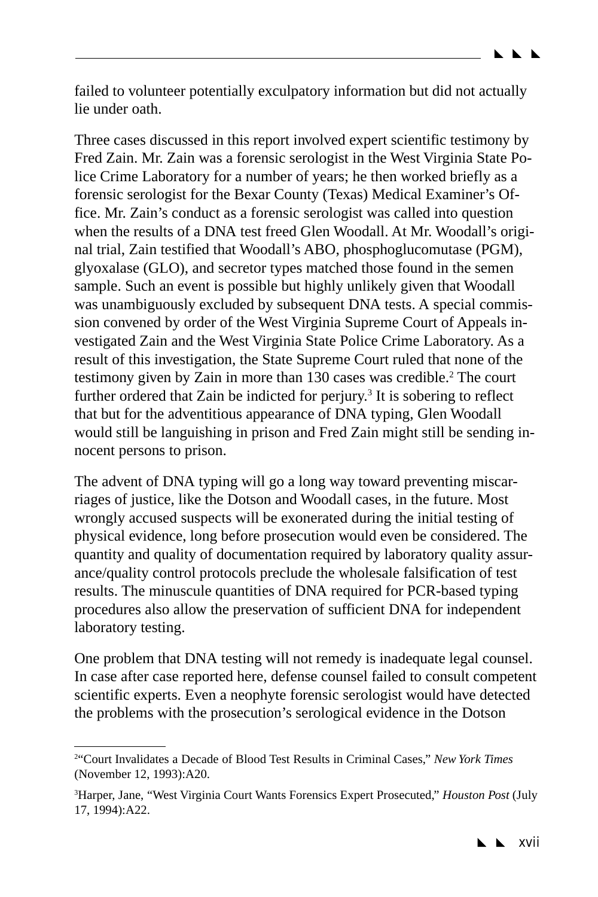failed to volunteer potentially exculpatory information but did not actually lie under oath.

Three cases discussed in this report involved expert scientific testimony by Fred Zain. Mr. Zain was a forensic serologist in the West Virginia State Police Crime Laboratory for a number of years; he then worked briefly as a forensic serologist for the Bexar County (Texas) Medical Examiner's Office. Mr. Zain's conduct as a forensic serologist was called into question when the results of a DNA test freed Glen Woodall. At Mr. Woodall's original trial, Zain testified that Woodall's ABO, phosphoglucomutase (PGM), glyoxalase (GLO), and secretor types matched those found in the semen sample. Such an event is possible but highly unlikely given that Woodall was unambiguously excluded by subsequent DNA tests. A special commission convened by order of the West Virginia Supreme Court of Appeals investigated Zain and the West Virginia State Police Crime Laboratory. As a result of this investigation, the State Supreme Court ruled that none of the testimony given by Zain in more than 130 cases was credible.[2] The court further ordered that Zain be indicted for perjury.[3] It is sobering to reflect that but for the adventitious appearance of DNA typing, Glen Woodall would still be languishing in prison and Fred Zain might still be sending innocent persons to prison.

The advent of DNA typing will go a long way toward preventing miscarriages of justice, like the Dotson and Woodall cases, in the future. Most wrongly accused suspects will be exonerated during the initial testing of physical evidence, long before prosecution would even be considered. The quantity and quality of documentation required by laboratory quality assurance/quality control protocols preclude the wholesale falsification of test results. The minuscule quantities of DNA required for PCR-based typing procedures also allow the preservation of sufficient DNA for independent laboratory testing.

One problem that DNA testing will not remedy is inadequate legal counsel. In case after case reported here, defense counsel failed to consult competent scientific experts. Even a neophyte forensic serologist would have detected the problems with the prosecution's serological evidence in the Dotson

---

[2] "Court Invalidates a Decade of Blood Test Results in Criminal Cases," *New York Times* (November 12, 1993):A20.

[3] Harper, Jane, "West Virginia Court Wants Forensics Expert Prosecuted," *Houston Post* (July 17, 1994):A22.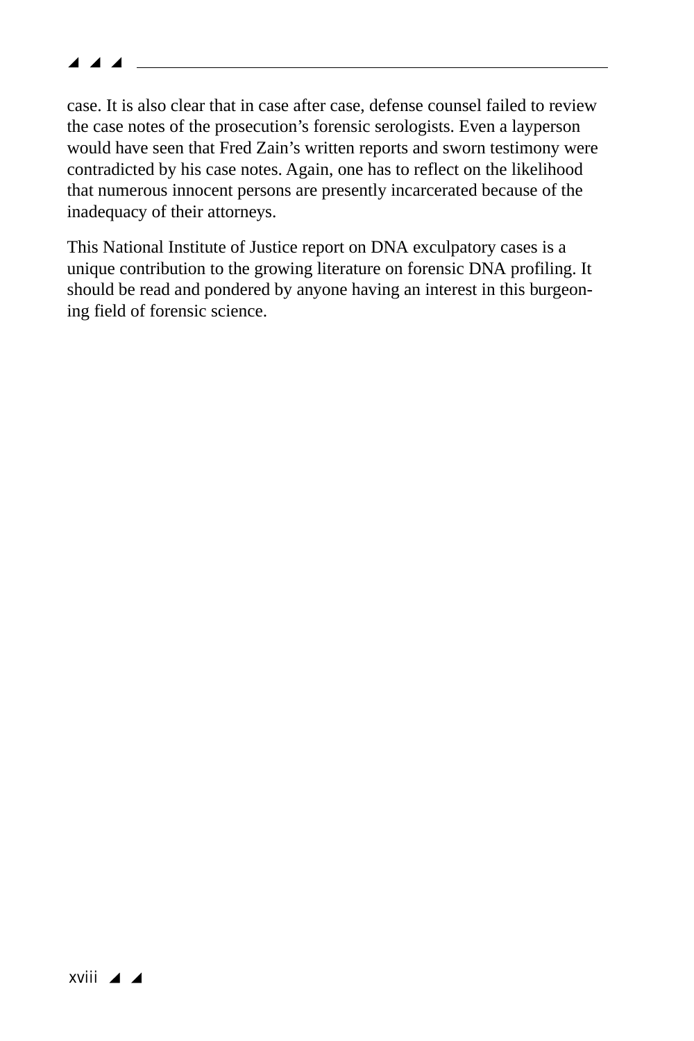case. It is also clear that in case after case, defense counsel failed to review the case notes of the prosecution's forensic serologists. Even a layperson would have seen that Fred Zain's written reports and sworn testimony were contradicted by his case notes. Again, one has to reflect on the likelihood that numerous innocent persons are presently incarcerated because of the inadequacy of their attorneys.

This National Institute of Justice report on DNA exculpatory cases is a unique contribution to the growing literature on forensic DNA profiling. It should be read and pondered by anyone having an interest in this burgeoning field of forensic science.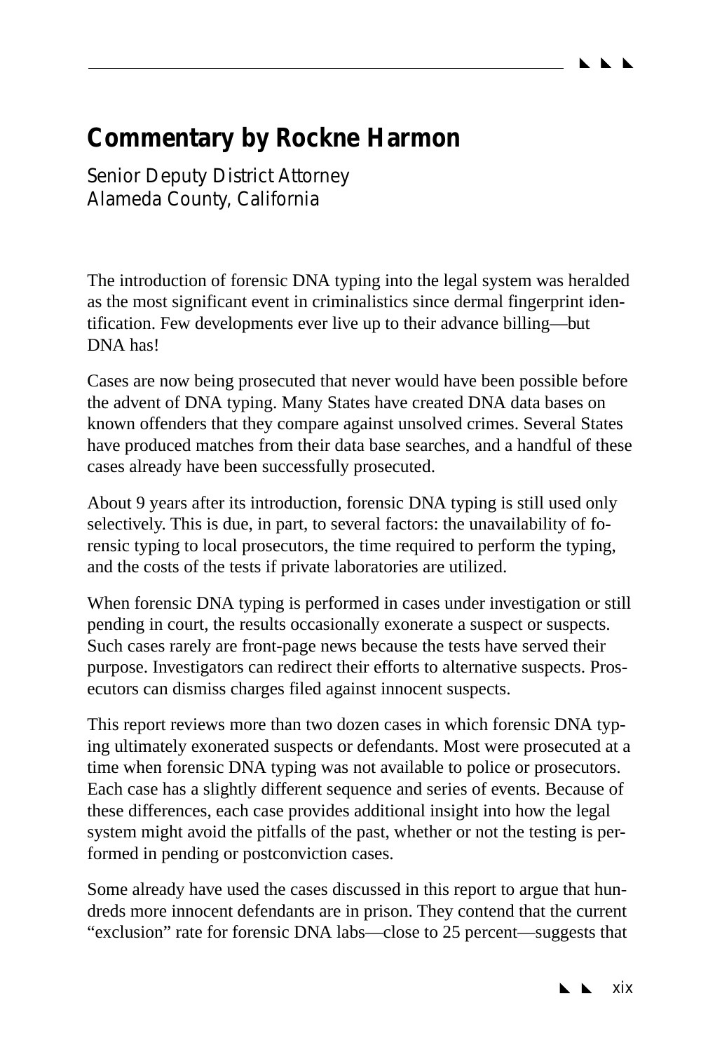## Commentary by Rockne Harmon

Senior Deputy District Attorney
Alameda County, California

The introduction of forensic DNA typing into the legal system was heralded as the most significant event in criminalistics since dermal fingerprint identification. Few developments ever live up to their advance billing—but DNA has!

Cases are now being prosecuted that never would have been possible before the advent of DNA typing. Many States have created DNA data bases on known offenders that they compare against unsolved crimes. Several States have produced matches from their data base searches, and a handful of these cases already have been successfully prosecuted.

About 9 years after its introduction, forensic DNA typing is still used only selectively. This is due, in part, to several factors: the unavailability of forensic typing to local prosecutors, the time required to perform the typing, and the costs of the tests if private laboratories are utilized.

When forensic DNA typing is performed in cases under investigation or still pending in court, the results occasionally exonerate a suspect or suspects. Such cases rarely are front-page news because the tests have served their purpose. Investigators can redirect their efforts to alternative suspects. Prosecutors can dismiss charges filed against innocent suspects.

This report reviews more than two dozen cases in which forensic DNA typing ultimately exonerated suspects or defendants. Most were prosecuted at a time when forensic DNA typing was not available to police or prosecutors. Each case has a slightly different sequence and series of events. Because of these differences, each case provides additional insight into how the legal system might avoid the pitfalls of the past, whether or not the testing is performed in pending or postconviction cases.

Some already have used the cases discussed in this report to argue that hundreds more innocent defendants are in prison. They contend that the current "exclusion" rate for forensic DNA labs—close to 25 percent—suggests that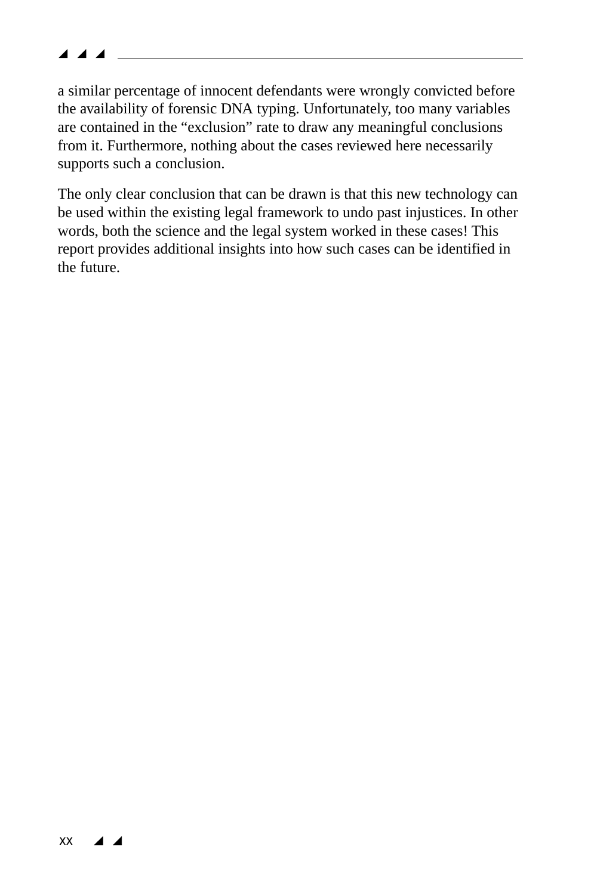a similar percentage of innocent defendants were wrongly convicted before the availability of forensic DNA typing. Unfortunately, too many variables are contained in the “exclusion” rate to draw any meaningful conclusions from it. Furthermore, nothing about the cases reviewed here necessarily supports such a conclusion.

The only clear conclusion that can be drawn is that this new technology can be used within the existing legal framework to undo past injustices. In other words, both the science and the legal system worked in these cases! This report provides additional insights into how such cases can be identified in the future.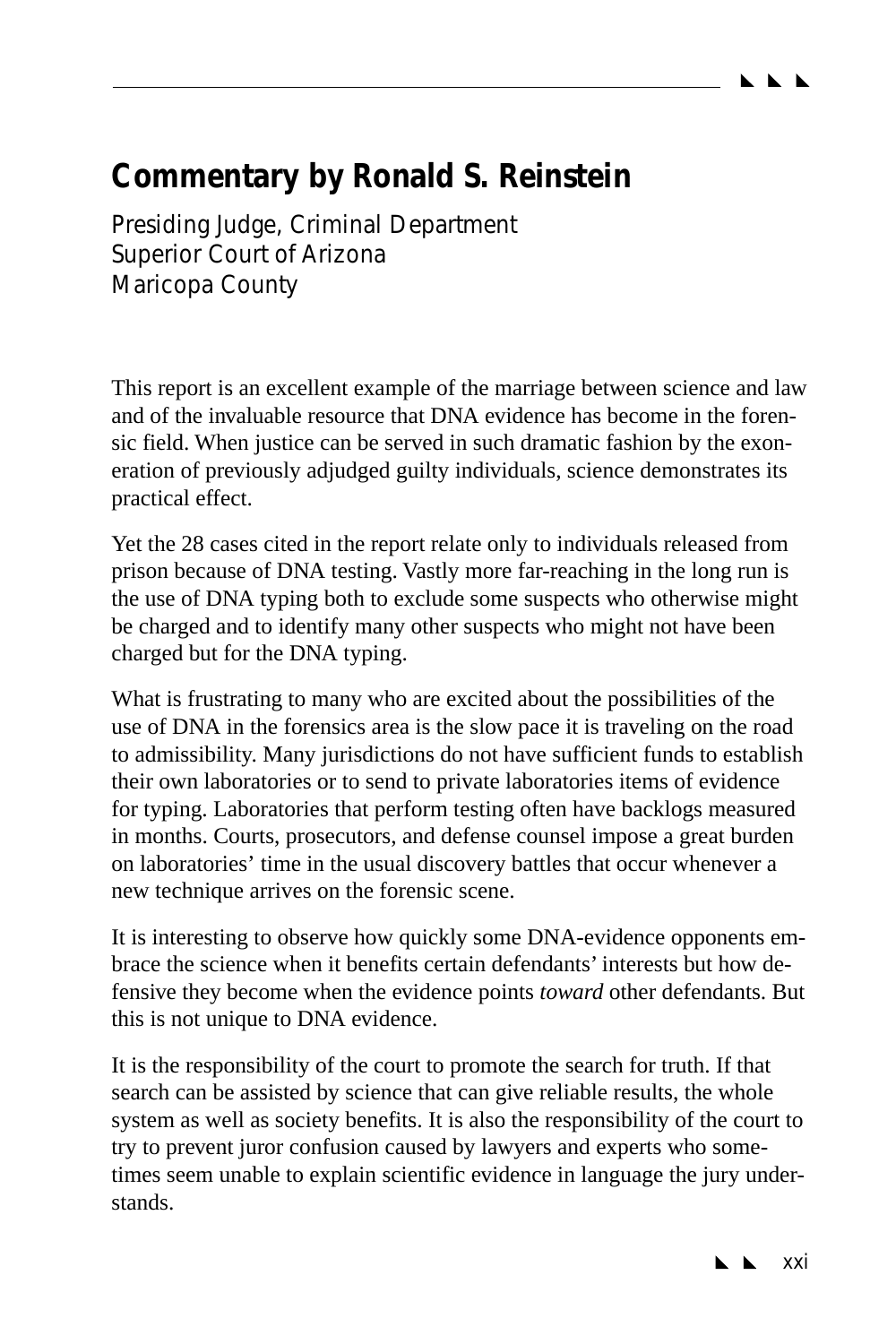## Commentary by Ronald S. Reinstein

*Presiding Judge, Criminal Department*
*Superior Court of Arizona*
*Maricopa County*

This report is an excellent example of the marriage between science and law and of the invaluable resource that DNA evidence has become in the forensic field. When justice can be served in such dramatic fashion by the exoneration of previously adjudged guilty individuals, science demonstrates its practical effect.

Yet the 28 cases cited in the report relate only to individuals released from prison because of DNA testing. Vastly more far-reaching in the long run is the use of DNA typing both to exclude some suspects who otherwise might be charged and to identify many other suspects who might not have been charged but for the DNA typing.

What is frustrating to many who are excited about the possibilities of the use of DNA in the forensics area is the slow pace it is traveling on the road to admissibility. Many jurisdictions do not have sufficient funds to establish their own laboratories or to send to private laboratories items of evidence for typing. Laboratories that perform testing often have backlogs measured in months. Courts, prosecutors, and defense counsel impose a great burden on laboratories' time in the usual discovery battles that occur whenever a new technique arrives on the forensic scene.

It is interesting to observe how quickly some DNA-evidence opponents embrace the science when it benefits certain defendants' interests but how defensive they become when the evidence points *toward* other defendants. But this is not unique to DNA evidence.

It is the responsibility of the court to promote the search for truth. If that search can be assisted by science that can give reliable results, the whole system as well as society benefits. It is also the responsibility of the court to try to prevent juror confusion caused by lawyers and experts who sometimes seem unable to explain scientific evidence in language the jury understands.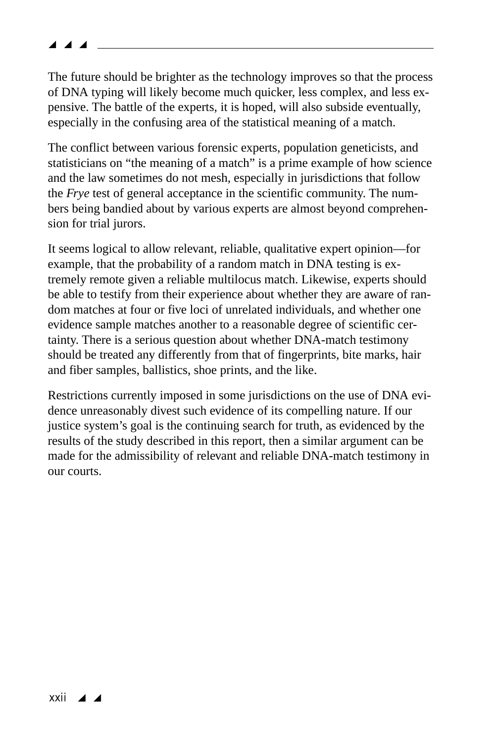The future should be brighter as the technology improves so that the process of DNA typing will likely become much quicker, less complex, and less expensive. The battle of the experts, it is hoped, will also subside eventually, especially in the confusing area of the statistical meaning of a match.

The conflict between various forensic experts, population geneticists, and statisticians on “the meaning of a match” is a prime example of how science and the law sometimes do not mesh, especially in jurisdictions that follow the *Frye* test of general acceptance in the scientific community. The numbers being bandied about by various experts are almost beyond comprehension for trial jurors.

It seems logical to allow relevant, reliable, qualitative expert opinion—for example, that the probability of a random match in DNA testing is extremely remote given a reliable multilocus match. Likewise, experts should be able to testify from their experience about whether they are aware of random matches at four or five loci of unrelated individuals, and whether one evidence sample matches another to a reasonable degree of scientific certainty. There is a serious question about whether DNA-match testimony should be treated any differently from that of fingerprints, bite marks, hair and fiber samples, ballistics, shoe prints, and the like.

Restrictions currently imposed in some jurisdictions on the use of DNA evidence unreasonably divest such evidence of its compelling nature. If our justice system’s goal is the continuing search for truth, as evidenced by the results of the study described in this report, then a similar argument can be made for the admissibility of relevant and reliable DNA-match testimony in our courts.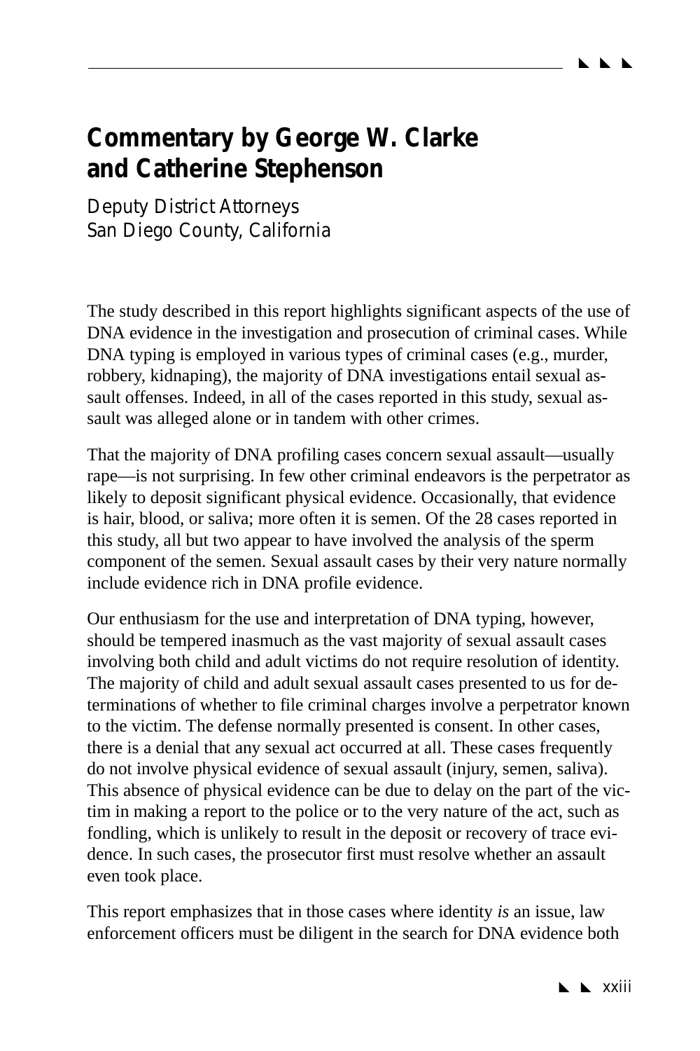## Commentary by George W. Clarke and Catherine Stephenson

Deputy District Attorneys
San Diego County, California

The study described in this report highlights significant aspects of the use of DNA evidence in the investigation and prosecution of criminal cases. While DNA typing is employed in various types of criminal cases (e.g., murder, robbery, kidnaping), the majority of DNA investigations entail sexual assault offenses. Indeed, in all of the cases reported in this study, sexual assault was alleged alone or in tandem with other crimes.

That the majority of DNA profiling cases concern sexual assault—usually rape—is not surprising. In few other criminal endeavors is the perpetrator as likely to deposit significant physical evidence. Occasionally, that evidence is hair, blood, or saliva; more often it is semen. Of the 28 cases reported in this study, all but two appear to have involved the analysis of the sperm component of the semen. Sexual assault cases by their very nature normally include evidence rich in DNA profile evidence.

Our enthusiasm for the use and interpretation of DNA typing, however, should be tempered inasmuch as the vast majority of sexual assault cases involving both child and adult victims do not require resolution of identity. The majority of child and adult sexual assault cases presented to us for determinations of whether to file criminal charges involve a perpetrator known to the victim. The defense normally presented is consent. In other cases, there is a denial that any sexual act occurred at all. These cases frequently do not involve physical evidence of sexual assault (injury, semen, saliva). This absence of physical evidence can be due to delay on the part of the victim in making a report to the police or to the very nature of the act, such as fondling, which is unlikely to result in the deposit or recovery of trace evidence. In such cases, the prosecutor first must resolve whether an assault even took place.

This report emphasizes that in those cases where identity *is* an issue, law enforcement officers must be diligent in the search for DNA evidence both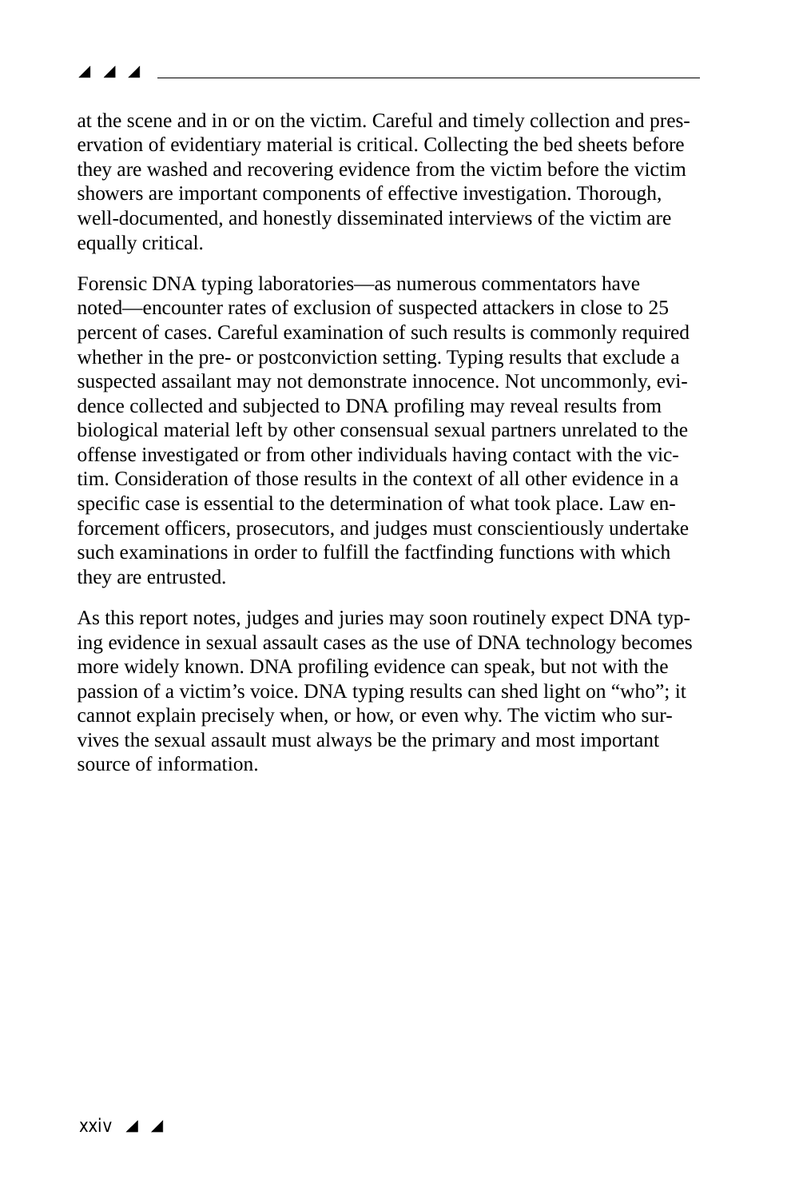at the scene and in or on the victim. Careful and timely collection and preservation of evidentiary material is critical. Collecting the bed sheets before they are washed and recovering evidence from the victim before the victim showers are important components of effective investigation. Thorough, well-documented, and honestly disseminated interviews of the victim are equally critical.

Forensic DNA typing laboratories—as numerous commentators have noted—encounter rates of exclusion of suspected attackers in close to 25 percent of cases. Careful examination of such results is commonly required whether in the pre- or postconviction setting. Typing results that exclude a suspected assailant may not demonstrate innocence. Not uncommonly, evidence collected and subjected to DNA profiling may reveal results from biological material left by other consensual sexual partners unrelated to the offense investigated or from other individuals having contact with the victim. Consideration of those results in the context of all other evidence in a specific case is essential to the determination of what took place. Law enforcement officers, prosecutors, and judges must conscientiously undertake such examinations in order to fulfill the factfinding functions with which they are entrusted.

As this report notes, judges and juries may soon routinely expect DNA typing evidence in sexual assault cases as the use of DNA technology becomes more widely known. DNA profiling evidence can speak, but not with the passion of a victim's voice. DNA typing results can shed light on "who"; it cannot explain precisely when, or how, or even why. The victim who survives the sexual assault must always be the primary and most important source of information.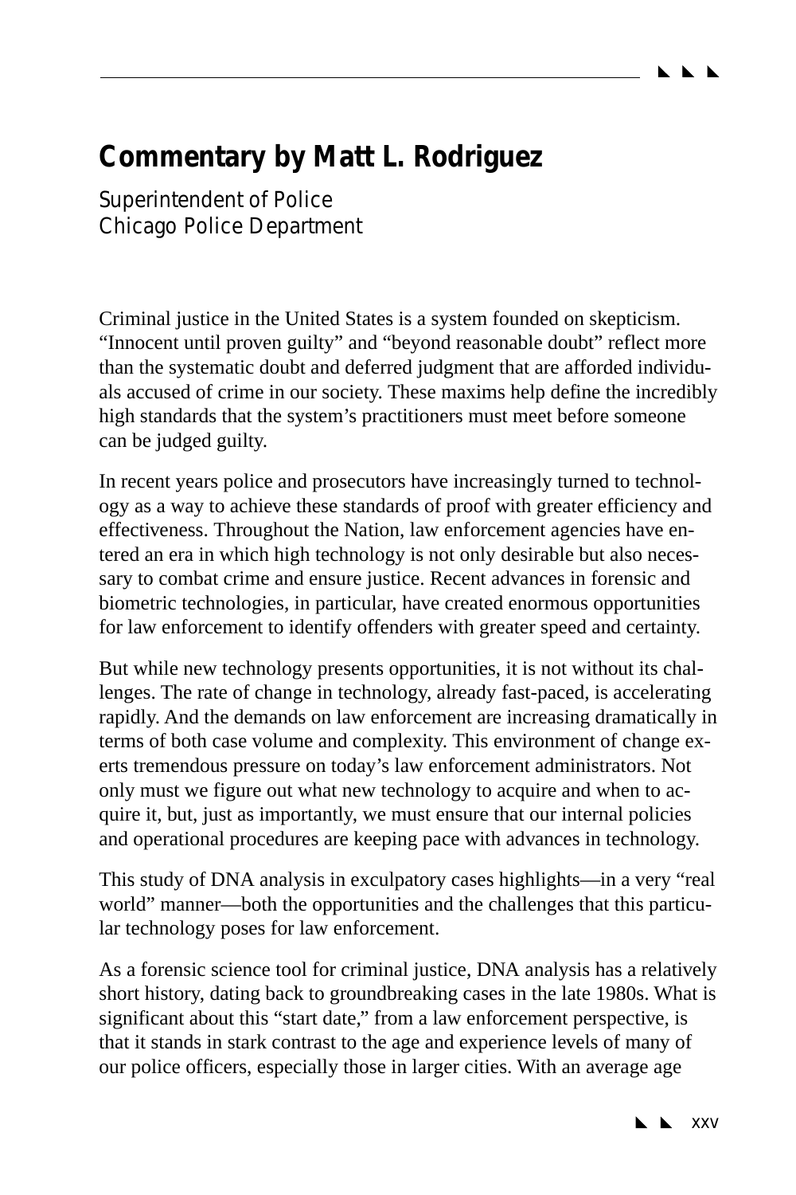## Commentary by Matt L. Rodriguez

Superintendent of Police
Chicago Police Department

Criminal justice in the United States is a system founded on skepticism. "Innocent until proven guilty" and "beyond reasonable doubt" reflect more than the systematic doubt and deferred judgment that are afforded individuals accused of crime in our society. These maxims help define the incredibly high standards that the system's practitioners must meet before someone can be judged guilty.

In recent years police and prosecutors have increasingly turned to technology as a way to achieve these standards of proof with greater efficiency and effectiveness. Throughout the Nation, law enforcement agencies have entered an era in which high technology is not only desirable but also necessary to combat crime and ensure justice. Recent advances in forensic and biometric technologies, in particular, have created enormous opportunities for law enforcement to identify offenders with greater speed and certainty.

But while new technology presents opportunities, it is not without its challenges. The rate of change in technology, already fast-paced, is accelerating rapidly. And the demands on law enforcement are increasing dramatically in terms of both case volume and complexity. This environment of change exerts tremendous pressure on today's law enforcement administrators. Not only must we figure out what new technology to acquire and when to acquire it, but, just as importantly, we must ensure that our internal policies and operational procedures are keeping pace with advances in technology.

This study of DNA analysis in exculpatory cases highlights—in a very "real world" manner—both the opportunities and the challenges that this particular technology poses for law enforcement.

As a forensic science tool for criminal justice, DNA analysis has a relatively short history, dating back to groundbreaking cases in the late 1980s. What is significant about this "start date," from a law enforcement perspective, is that it stands in stark contrast to the age and experience levels of many of our police officers, especially those in larger cities. With an average age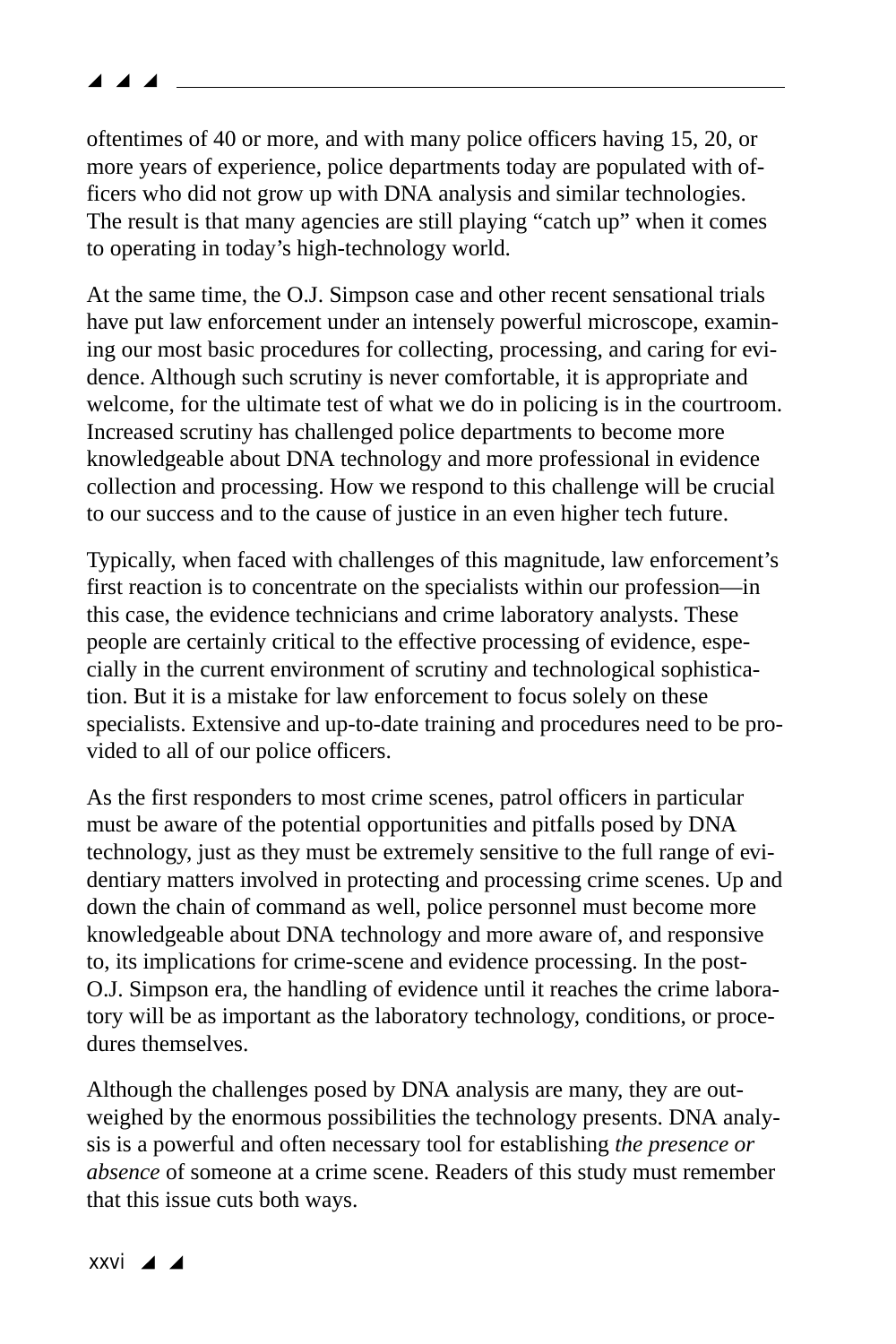oftentimes of 40 or more, and with many police officers having 15, 20, or more years of experience, police departments today are populated with officers who did not grow up with DNA analysis and similar technologies. The result is that many agencies are still playing "catch up" when it comes to operating in today's high-technology world.

At the same time, the O.J. Simpson case and other recent sensational trials have put law enforcement under an intensely powerful microscope, examining our most basic procedures for collecting, processing, and caring for evidence. Although such scrutiny is never comfortable, it is appropriate and welcome, for the ultimate test of what we do in policing is in the courtroom. Increased scrutiny has challenged police departments to become more knowledgeable about DNA technology and more professional in evidence collection and processing. How we respond to this challenge will be crucial to our success and to the cause of justice in an even higher tech future.

Typically, when faced with challenges of this magnitude, law enforcement's first reaction is to concentrate on the specialists within our profession—in this case, the evidence technicians and crime laboratory analysts. These people are certainly critical to the effective processing of evidence, especially in the current environment of scrutiny and technological sophistication. But it is a mistake for law enforcement to focus solely on these specialists. Extensive and up-to-date training and procedures need to be provided to all of our police officers.

As the first responders to most crime scenes, patrol officers in particular must be aware of the potential opportunities and pitfalls posed by DNA technology, just as they must be extremely sensitive to the full range of evidentiary matters involved in protecting and processing crime scenes. Up and down the chain of command as well, police personnel must become more knowledgeable about DNA technology and more aware of, and responsive to, its implications for crime-scene and evidence processing. In the post-O.J. Simpson era, the handling of evidence until it reaches the crime laboratory will be as important as the laboratory technology, conditions, or procedures themselves.

Although the challenges posed by DNA analysis are many, they are outweighed by the enormous possibilities the technology presents. DNA analysis is a powerful and often necessary tool for establishing *the presence or absence* of someone at a crime scene. Readers of this study must remember that this issue cuts both ways.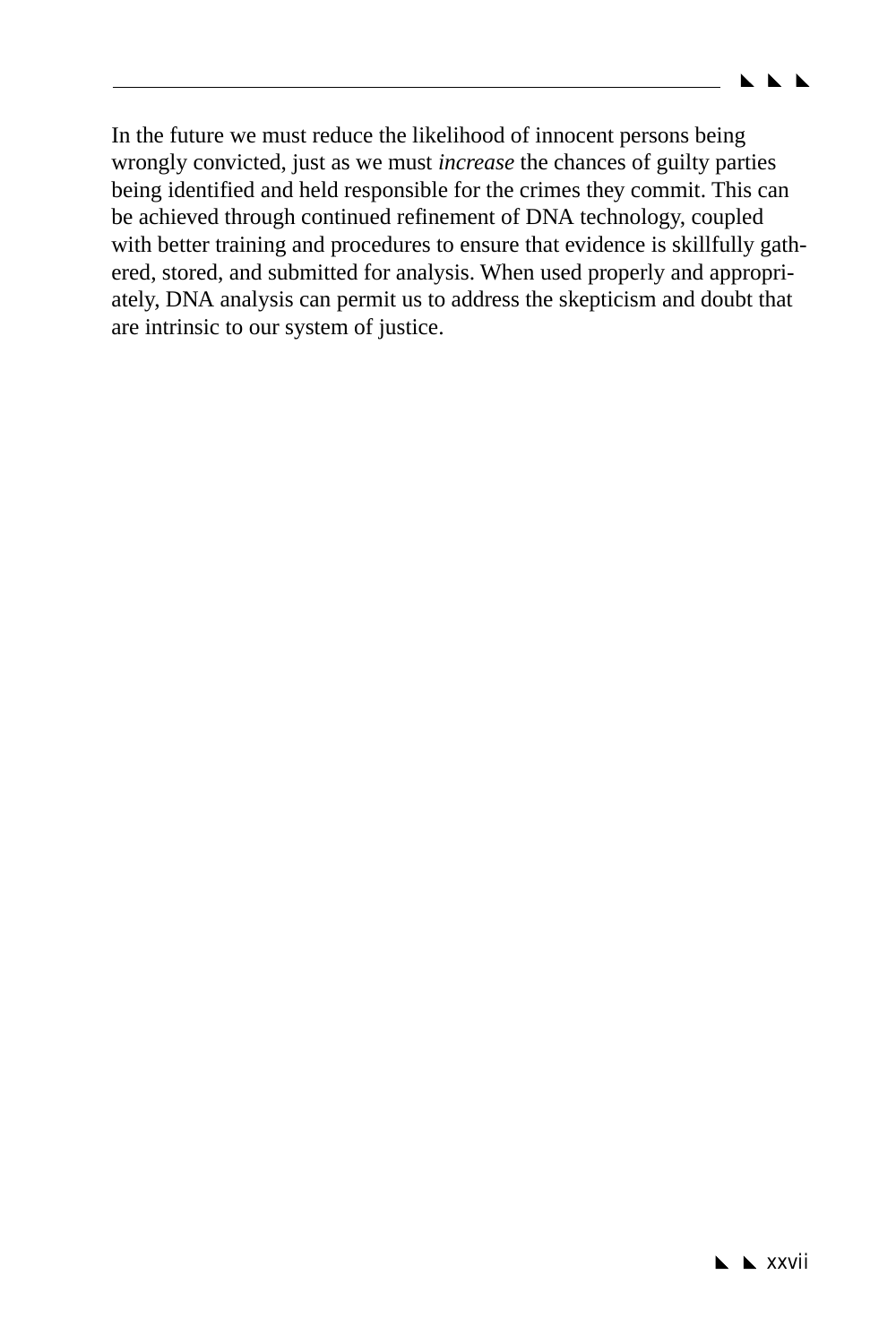In the future we must reduce the likelihood of innocent persons being wrongly convicted, just as we must *increase* the chances of guilty parties being identified and held responsible for the crimes they commit. This can be achieved through continued refinement of DNA technology, coupled with better training and procedures to ensure that evidence is skillfully gathered, stored, and submitted for analysis. When used properly and appropriately, DNA analysis can permit us to address the skepticism and doubt that are intrinsic to our system of justice.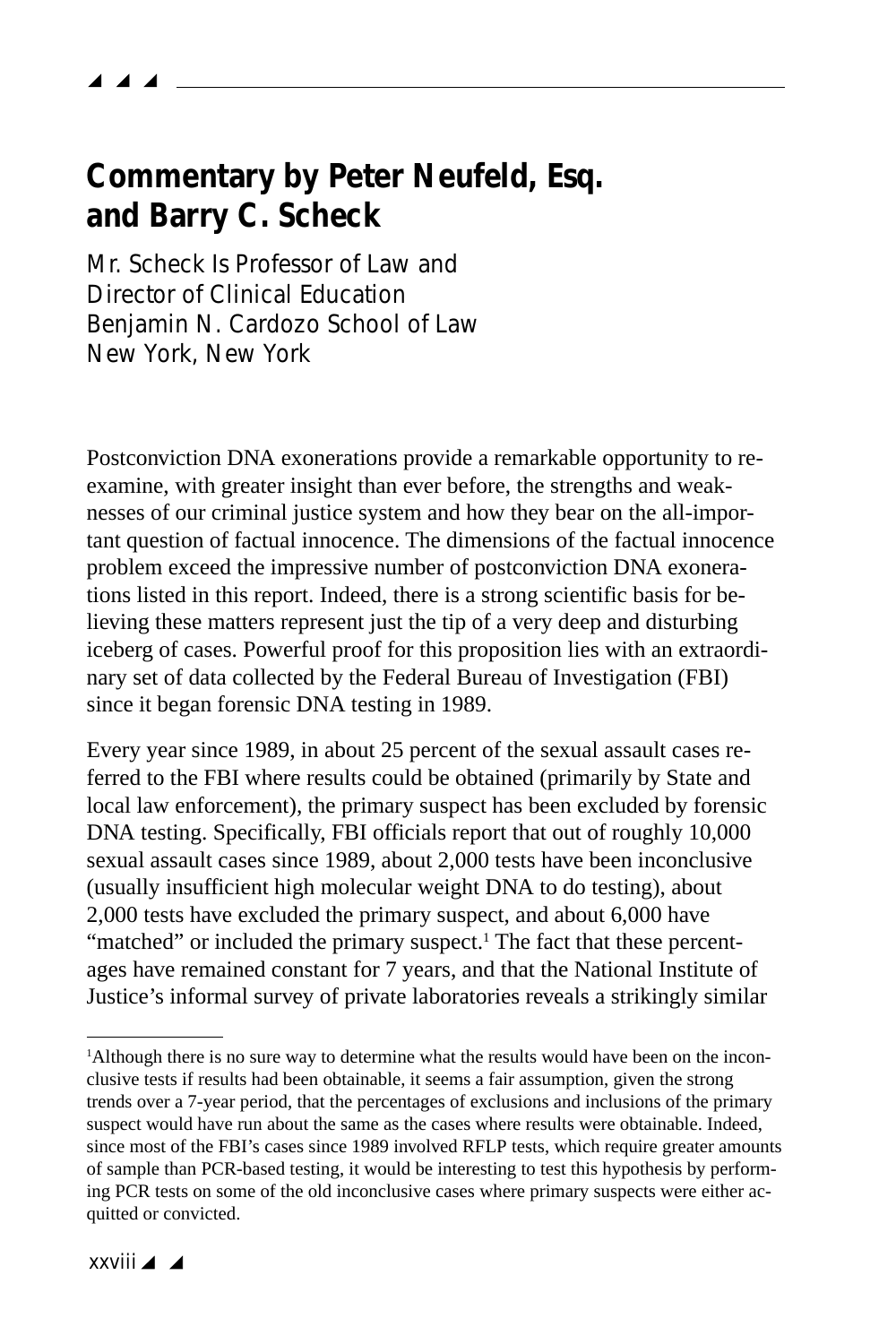## Commentary by Peter Neufeld, Esq. and Barry C. Scheck

Mr. Scheck Is Professor of Law and
Director of Clinical Education
Benjamin N. Cardozo School of Law
New York, New York

Postconviction DNA exonerations provide a remarkable opportunity to reexamine, with greater insight than ever before, the strengths and weaknesses of our criminal justice system and how they bear on the all-important question of factual innocence. The dimensions of the factual innocence problem exceed the impressive number of postconviction DNA exonerations listed in this report. Indeed, there is a strong scientific basis for believing these matters represent just the tip of a very deep and disturbing iceberg of cases. Powerful proof for this proposition lies with an extraordinary set of data collected by the Federal Bureau of Investigation (FBI) since it began forensic DNA testing in 1989.

Every year since 1989, in about 25 percent of the sexual assault cases referred to the FBI where results could be obtained (primarily by State and local law enforcement), the primary suspect has been excluded by forensic DNA testing. Specifically, FBI officials report that out of roughly 10,000 sexual assault cases since 1989, about 2,000 tests have been inconclusive (usually insufficient high molecular weight DNA to do testing), about 2,000 tests have excluded the primary suspect, and about 6,000 have "matched" or included the primary suspect.[1] The fact that these percentages have remained constant for 7 years, and that the National Institute of Justice's informal survey of private laboratories reveals a strikingly similar

[1]Although there is no sure way to determine what the results would have been on the inconclusive tests if results had been obtainable, it seems a fair assumption, given the strong trends over a 7-year period, that the percentages of exclusions and inclusions of the primary suspect would have run about the same as the cases where results were obtainable. Indeed, since most of the FBI's cases since 1989 involved RFLP tests, which require greater amounts of sample than PCR-based testing, it would be interesting to test this hypothesis by performing PCR tests on some of the old inconclusive cases where primary suspects were either acquitted or convicted.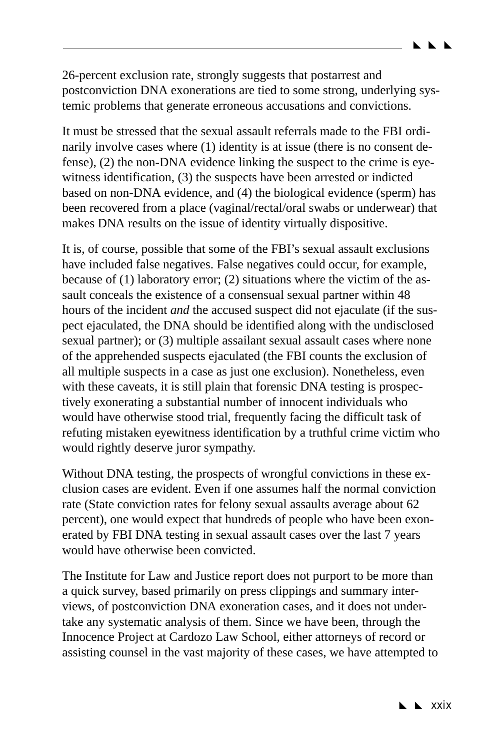26-percent exclusion rate, strongly suggests that postarrest and postconviction DNA exonerations are tied to some strong, underlying systemic problems that generate erroneous accusations and convictions.

It must be stressed that the sexual assault referrals made to the FBI ordinarily involve cases where (1) identity is at issue (there is no consent defense), (2) the non-DNA evidence linking the suspect to the crime is eyewitness identification, (3) the suspects have been arrested or indicted based on non-DNA evidence, and (4) the biological evidence (sperm) has been recovered from a place (vaginal/rectal/oral swabs or underwear) that makes DNA results on the issue of identity virtually dispositive.

It is, of course, possible that some of the FBI's sexual assault exclusions have included false negatives. False negatives could occur, for example, because of (1) laboratory error; (2) situations where the victim of the assault conceals the existence of a consensual sexual partner within 48 hours of the incident *and* the accused suspect did not ejaculate (if the suspect ejaculated, the DNA should be identified along with the undisclosed sexual partner); or (3) multiple assailant sexual assault cases where none of the apprehended suspects ejaculated (the FBI counts the exclusion of all multiple suspects in a case as just one exclusion). Nonetheless, even with these caveats, it is still plain that forensic DNA testing is prospectively exonerating a substantial number of innocent individuals who would have otherwise stood trial, frequently facing the difficult task of refuting mistaken eyewitness identification by a truthful crime victim who would rightly deserve juror sympathy.

Without DNA testing, the prospects of wrongful convictions in these exclusion cases are evident. Even if one assumes half the normal conviction rate (State conviction rates for felony sexual assaults average about 62 percent), one would expect that hundreds of people who have been exonerated by FBI DNA testing in sexual assault cases over the last 7 years would have otherwise been convicted.

The Institute for Law and Justice report does not purport to be more than a quick survey, based primarily on press clippings and summary interviews, of postconviction DNA exoneration cases, and it does not undertake any systematic analysis of them. Since we have been, through the Innocence Project at Cardozo Law School, either attorneys of record or assisting counsel in the vast majority of these cases, we have attempted to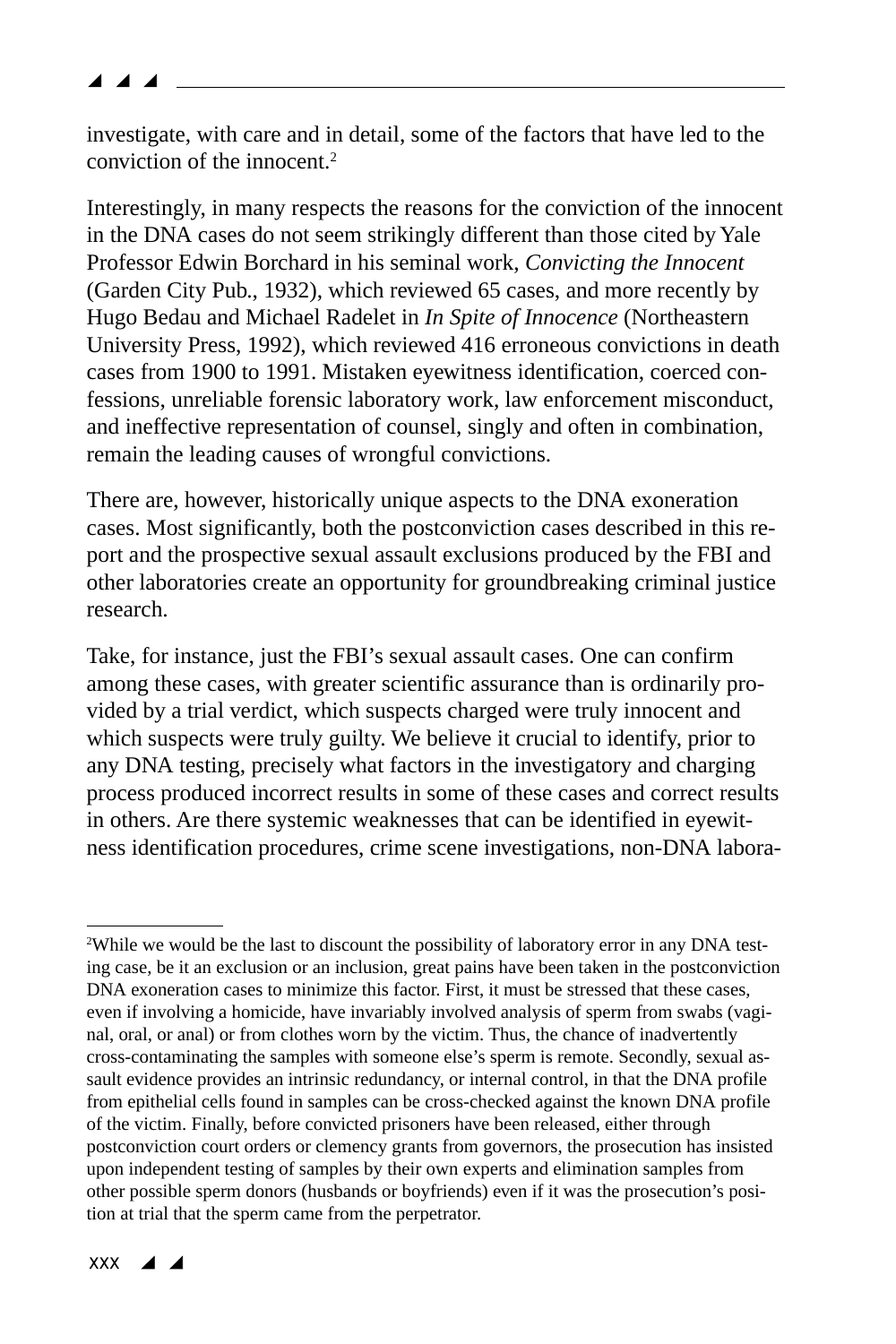investigate, with care and in detail, some of the factors that have led to the conviction of the innocent.[2]

Interestingly, in many respects the reasons for the conviction of the innocent in the DNA cases do not seem strikingly different than those cited by Yale Professor Edwin Borchard in his seminal work, *Convicting the Innocent* (Garden City Pub., 1932), which reviewed 65 cases, and more recently by Hugo Bedau and Michael Radelet in *In Spite of Innocence* (Northeastern University Press, 1992), which reviewed 416 erroneous convictions in death cases from 1900 to 1991. Mistaken eyewitness identification, coerced confessions, unreliable forensic laboratory work, law enforcement misconduct, and ineffective representation of counsel, singly and often in combination, remain the leading causes of wrongful convictions.

There are, however, historically unique aspects to the DNA exoneration cases. Most significantly, both the postconviction cases described in this report and the prospective sexual assault exclusions produced by the FBI and other laboratories create an opportunity for groundbreaking criminal justice research.

Take, for instance, just the FBI's sexual assault cases. One can confirm among these cases, with greater scientific assurance than is ordinarily provided by a trial verdict, which suspects charged were truly innocent and which suspects were truly guilty. We believe it crucial to identify, prior to any DNA testing, precisely what factors in the investigatory and charging process produced incorrect results in some of these cases and correct results in others. Are there systemic weaknesses that can be identified in eyewitness identification procedures, crime scene investigations, non-DNA labora-

---

[2]While we would be the last to discount the possibility of laboratory error in any DNA testing case, be it an exclusion or an inclusion, great pains have been taken in the postconviction DNA exoneration cases to minimize this factor. First, it must be stressed that these cases, even if involving a homicide, have invariably involved analysis of sperm from swabs (vaginal, oral, or anal) or from clothes worn by the victim. Thus, the chance of inadvertently cross-contaminating the samples with someone else's sperm is remote. Secondly, sexual assault evidence provides an intrinsic redundancy, or internal control, in that the DNA profile from epithelial cells found in samples can be cross-checked against the known DNA profile of the victim. Finally, before convicted prisoners have been released, either through postconviction court orders or clemency grants from governors, the prosecution has insisted upon independent testing of samples by their own experts and elimination samples from other possible sperm donors (husbands or boyfriends) even if it was the prosecution's position at trial that the sperm came from the perpetrator.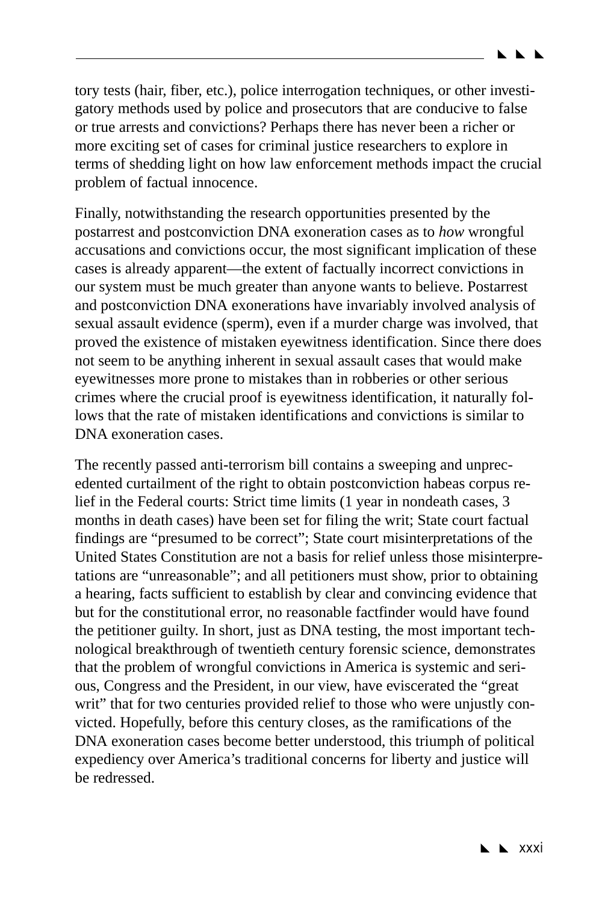tory tests (hair, fiber, etc.), police interrogation techniques, or other investigatory methods used by police and prosecutors that are conducive to false or true arrests and convictions? Perhaps there has never been a richer or more exciting set of cases for criminal justice researchers to explore in terms of shedding light on how law enforcement methods impact the crucial problem of factual innocence.

Finally, notwithstanding the research opportunities presented by the postarrest and postconviction DNA exoneration cases as to *how* wrongful accusations and convictions occur, the most significant implication of these cases is already apparent—the extent of factually incorrect convictions in our system must be much greater than anyone wants to believe. Postarrest and postconviction DNA exonerations have invariably involved analysis of sexual assault evidence (sperm), even if a murder charge was involved, that proved the existence of mistaken eyewitness identification. Since there does not seem to be anything inherent in sexual assault cases that would make eyewitnesses more prone to mistakes than in robberies or other serious crimes where the crucial proof is eyewitness identification, it naturally follows that the rate of mistaken identifications and convictions is similar to DNA exoneration cases.

The recently passed anti-terrorism bill contains a sweeping and unprecedented curtailment of the right to obtain postconviction habeas corpus relief in the Federal courts: Strict time limits (1 year in nondeath cases, 3 months in death cases) have been set for filing the writ; State court factual findings are "presumed to be correct"; State court misinterpretations of the United States Constitution are not a basis for relief unless those misinterpretations are "unreasonable"; and all petitioners must show, prior to obtaining a hearing, facts sufficient to establish by clear and convincing evidence that but for the constitutional error, no reasonable factfinder would have found the petitioner guilty. In short, just as DNA testing, the most important technological breakthrough of twentieth century forensic science, demonstrates that the problem of wrongful convictions in America is systemic and serious, Congress and the President, in our view, have eviscerated the "great writ" that for two centuries provided relief to those who were unjustly convicted. Hopefully, before this century closes, as the ramifications of the DNA exoneration cases become better understood, this triumph of political expediency over America's traditional concerns for liberty and justice will be redressed.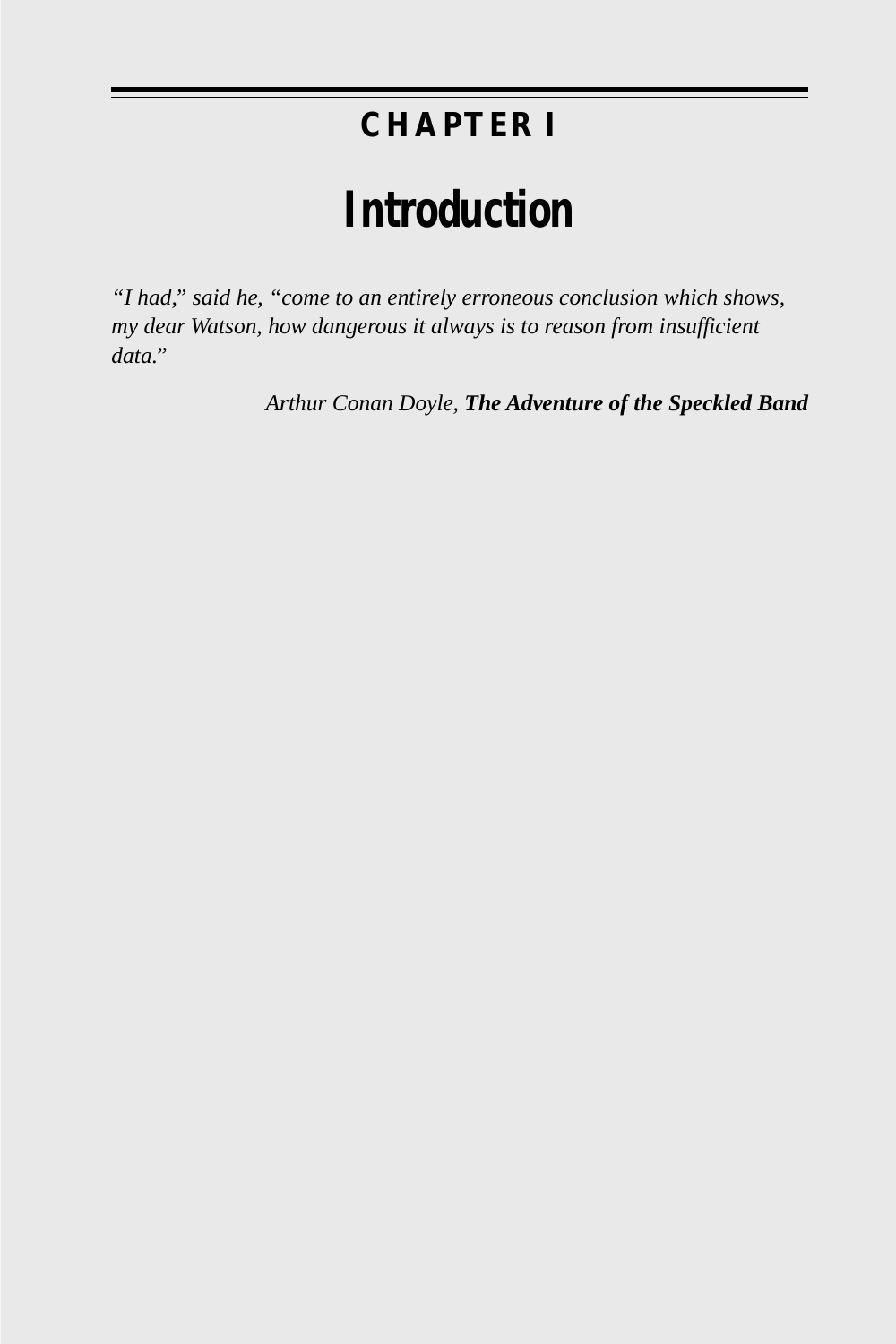# CHAPTER I

# Introduction

*"I had," said he, "come to an entirely erroneous conclusion which shows, my dear Watson, how dangerous it always is to reason from insufficient data."*

*Arthur Conan Doyle,* ***The Adventure of the Speckled Band***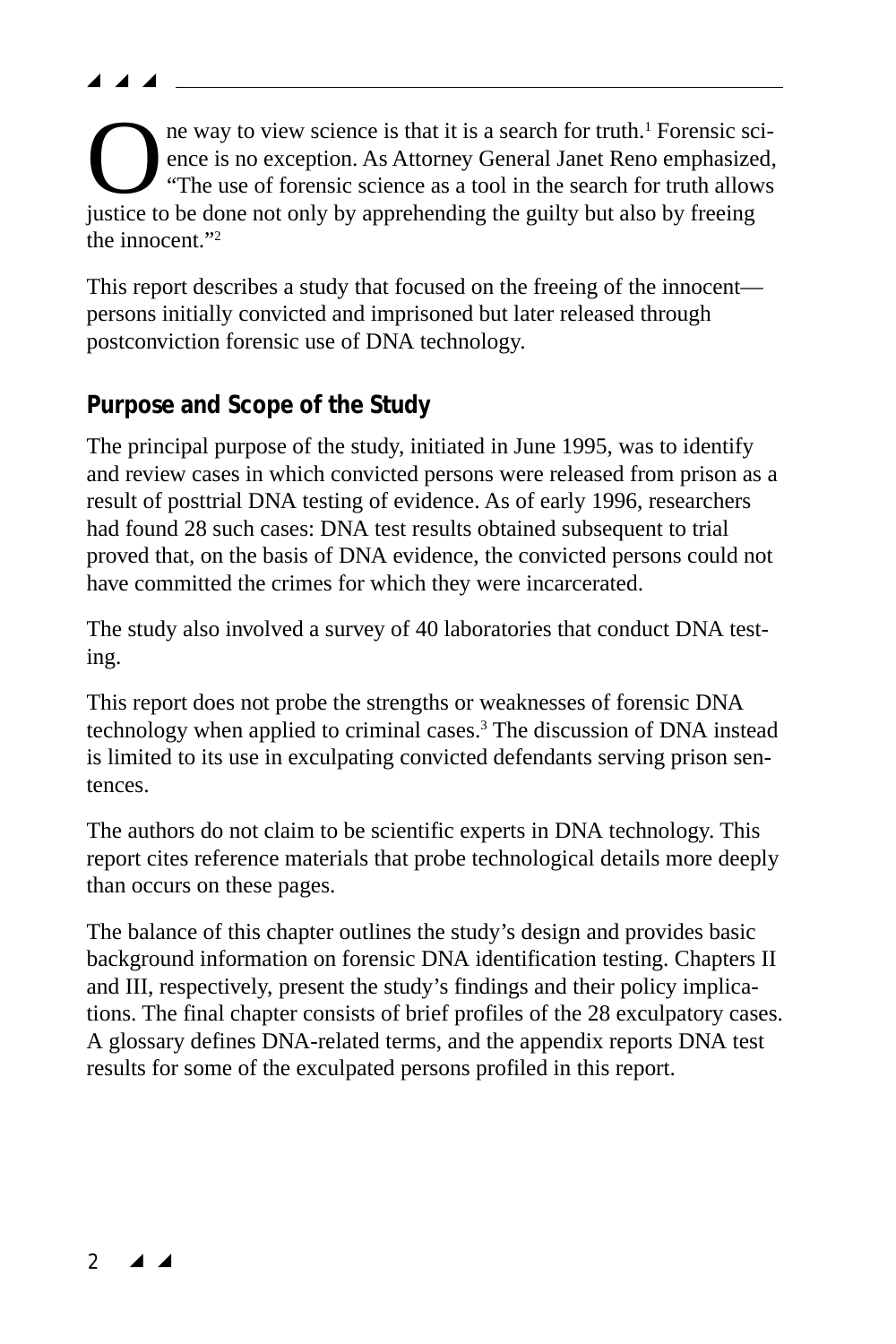One way to view science is that it is a search for truth.[1] Forensic science is no exception. As Attorney General Janet Reno emphasized, "The use of forensic science as a tool in the search for truth allows justice to be done not only by apprehending the guilty but also by freeing the innocent."[2]

This report describes a study that focused on the freeing of the innocent—persons initially convicted and imprisoned but later released through postconviction forensic use of DNA technology.

## Purpose and Scope of the Study

The principal purpose of the study, initiated in June 1995, was to identify and review cases in which convicted persons were released from prison as a result of posttrial DNA testing of evidence. As of early 1996, researchers had found 28 such cases: DNA test results obtained subsequent to trial proved that, on the basis of DNA evidence, the convicted persons could not have committed the crimes for which they were incarcerated.

The study also involved a survey of 40 laboratories that conduct DNA testing.

This report does not probe the strengths or weaknesses of forensic DNA technology when applied to criminal cases.[3] The discussion of DNA instead is limited to its use in exculpating convicted defendants serving prison sentences.

The authors do not claim to be scientific experts in DNA technology. This report cites reference materials that probe technological details more deeply than occurs on these pages.

The balance of this chapter outlines the study's design and provides basic background information on forensic DNA identification testing. Chapters II and III, respectively, present the study's findings and their policy implications. The final chapter consists of brief profiles of the 28 exculpatory cases. A glossary defines DNA-related terms, and the appendix reports DNA test results for some of the exculpated persons profiled in this report.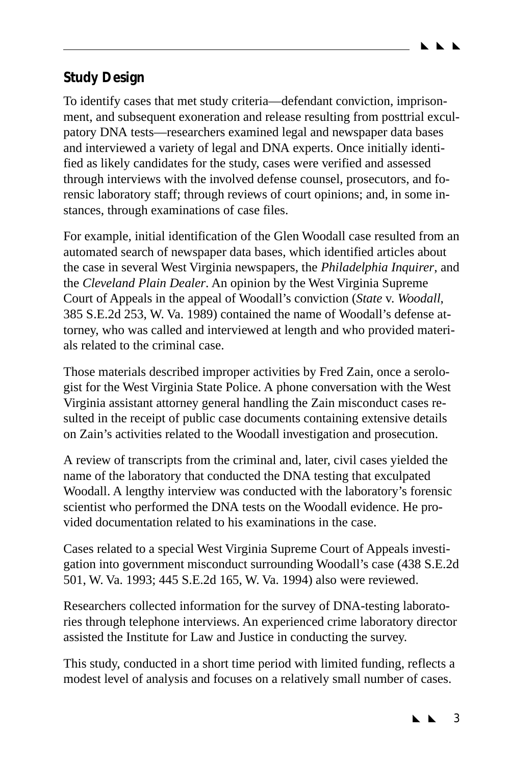## Study Design

To identify cases that met study criteria—defendant conviction, imprisonment, and subsequent exoneration and release resulting from posttrial exculpatory DNA tests—researchers examined legal and newspaper data bases and interviewed a variety of legal and DNA experts. Once initially identified as likely candidates for the study, cases were verified and assessed through interviews with the involved defense counsel, prosecutors, and forensic laboratory staff; through reviews of court opinions; and, in some instances, through examinations of case files.

For example, initial identification of the Glen Woodall case resulted from an automated search of newspaper data bases, which identified articles about the case in several West Virginia newspapers, the *Philadelphia Inquirer*, and the *Cleveland Plain Dealer*. An opinion by the West Virginia Supreme Court of Appeals in the appeal of Woodall's conviction (*State* v. *Woodall*, 385 S.E.2d 253, W. Va. 1989) contained the name of Woodall's defense attorney, who was called and interviewed at length and who provided materials related to the criminal case.

Those materials described improper activities by Fred Zain, once a serologist for the West Virginia State Police. A phone conversation with the West Virginia assistant attorney general handling the Zain misconduct cases resulted in the receipt of public case documents containing extensive details on Zain's activities related to the Woodall investigation and prosecution.

A review of transcripts from the criminal and, later, civil cases yielded the name of the laboratory that conducted the DNA testing that exculpated Woodall. A lengthy interview was conducted with the laboratory's forensic scientist who performed the DNA tests on the Woodall evidence. He provided documentation related to his examinations in the case.

Cases related to a special West Virginia Supreme Court of Appeals investigation into government misconduct surrounding Woodall's case (438 S.E.2d 501, W. Va. 1993; 445 S.E.2d 165, W. Va. 1994) also were reviewed.

Researchers collected information for the survey of DNA-testing laboratories through telephone interviews. An experienced crime laboratory director assisted the Institute for Law and Justice in conducting the survey.

This study, conducted in a short time period with limited funding, reflects a modest level of analysis and focuses on a relatively small number of cases.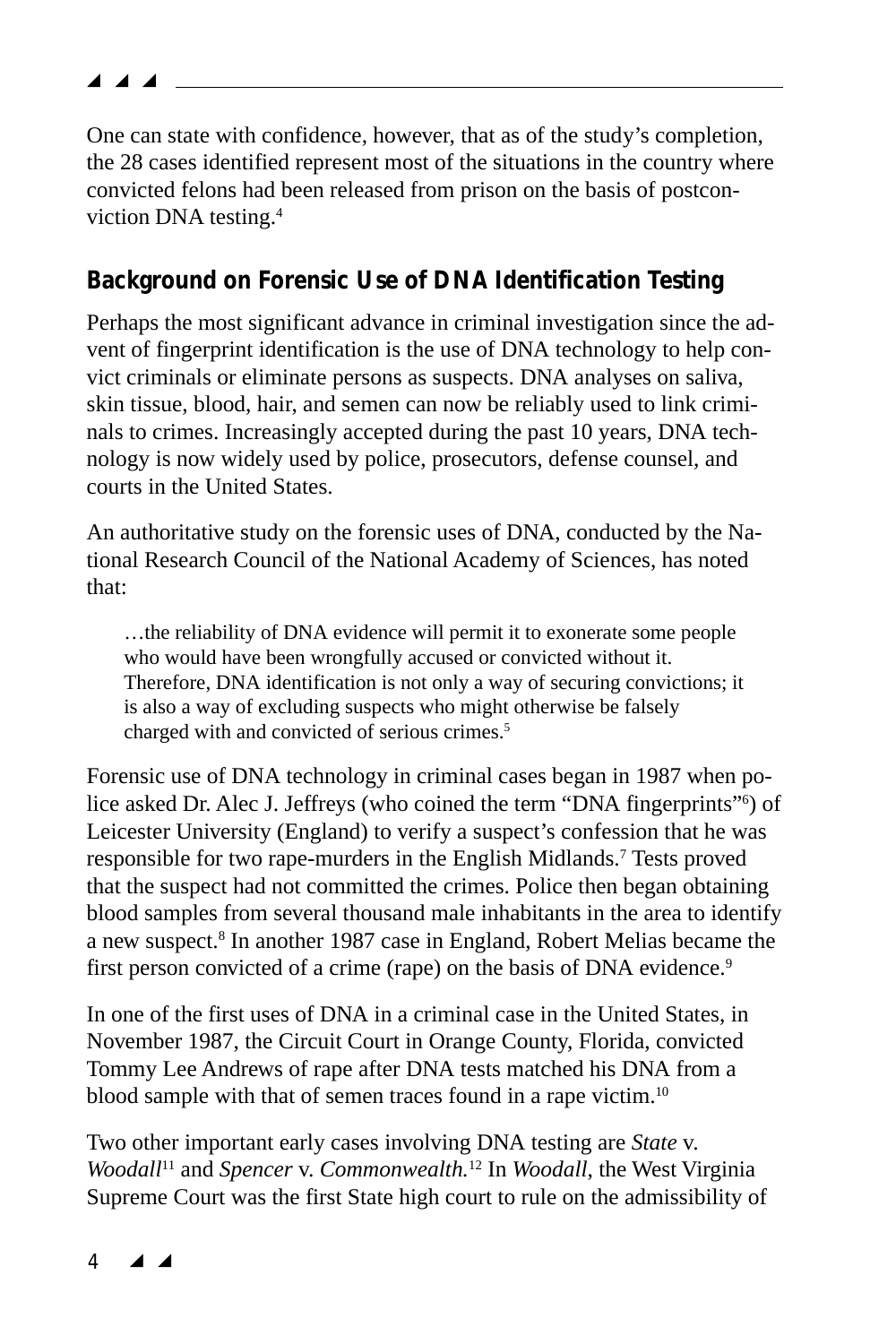One can state with confidence, however, that as of the study's completion, the 28 cases identified represent most of the situations in the country where convicted felons had been released from prison on the basis of postconviction DNA testing.[4]

## Background on Forensic Use of DNA Identification Testing

Perhaps the most significant advance in criminal investigation since the advent of fingerprint identification is the use of DNA technology to help convict criminals or eliminate persons as suspects. DNA analyses on saliva, skin tissue, blood, hair, and semen can now be reliably used to link criminals to crimes. Increasingly accepted during the past 10 years, DNA technology is now widely used by police, prosecutors, defense counsel, and courts in the United States.

An authoritative study on the forensic uses of DNA, conducted by the National Research Council of the National Academy of Sciences, has noted that:

> …the reliability of DNA evidence will permit it to exonerate some people who would have been wrongfully accused or convicted without it. Therefore, DNA identification is not only a way of securing convictions; it is also a way of excluding suspects who might otherwise be falsely charged with and convicted of serious crimes.[5]

Forensic use of DNA technology in criminal cases began in 1987 when police asked Dr. Alec J. Jeffreys (who coined the term "DNA fingerprints"[6]) of Leicester University (England) to verify a suspect's confession that he was responsible for two rape-murders in the English Midlands.[7] Tests proved that the suspect had not committed the crimes. Police then began obtaining blood samples from several thousand male inhabitants in the area to identify a new suspect.[8] In another 1987 case in England, Robert Melias became the first person convicted of a crime (rape) on the basis of DNA evidence.[9]

In one of the first uses of DNA in a criminal case in the United States, in November 1987, the Circuit Court in Orange County, Florida, convicted Tommy Lee Andrews of rape after DNA tests matched his DNA from a blood sample with that of semen traces found in a rape victim.[10]

Two other important early cases involving DNA testing are *State* v. *Woodall*[11] and *Spencer* v. *Commonwealth.*[12] In *Woodall*, the West Virginia Supreme Court was the first State high court to rule on the admissibility of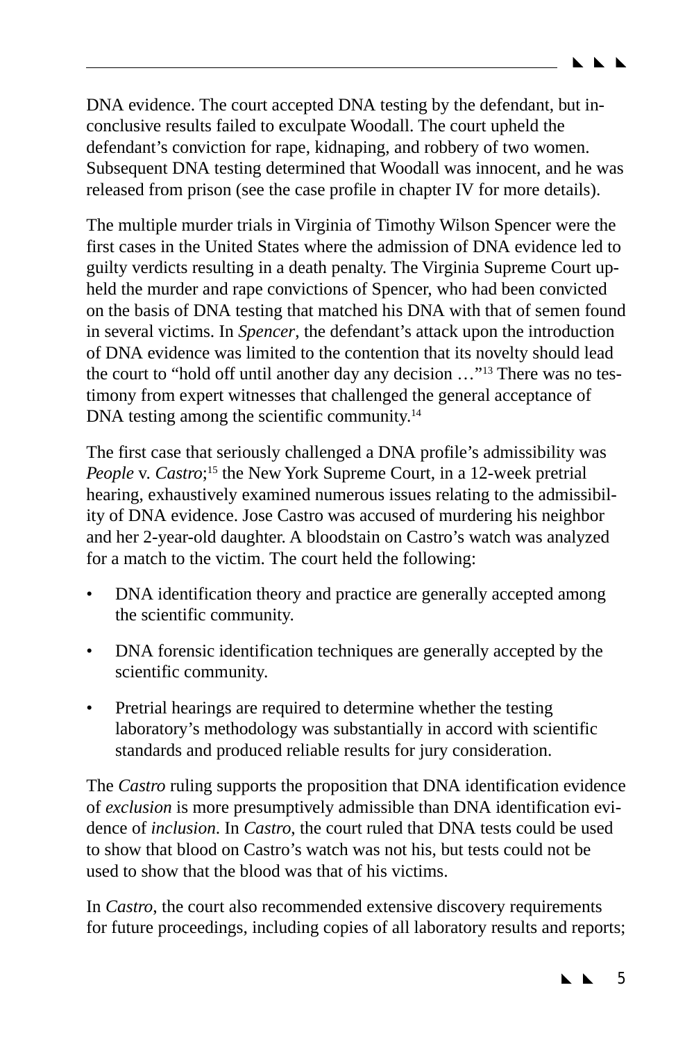DNA evidence. The court accepted DNA testing by the defendant, but inconclusive results failed to exculpate Woodall. The court upheld the defendant's conviction for rape, kidnaping, and robbery of two women. Subsequent DNA testing determined that Woodall was innocent, and he was released from prison (see the case profile in chapter IV for more details).

The multiple murder trials in Virginia of Timothy Wilson Spencer were the first cases in the United States where the admission of DNA evidence led to guilty verdicts resulting in a death penalty. The Virginia Supreme Court upheld the murder and rape convictions of Spencer, who had been convicted on the basis of DNA testing that matched his DNA with that of semen found in several victims. In *Spencer*, the defendant's attack upon the introduction of DNA evidence was limited to the contention that its novelty should lead the court to "hold off until another day any decision …"[13] There was no testimony from expert witnesses that challenged the general acceptance of DNA testing among the scientific community.[14]

The first case that seriously challenged a DNA profile's admissibility was *People* v. *Castro*;[15] the New York Supreme Court, in a 12-week pretrial hearing, exhaustively examined numerous issues relating to the admissibility of DNA evidence. Jose Castro was accused of murdering his neighbor and her 2-year-old daughter. A bloodstain on Castro's watch was analyzed for a match to the victim. The court held the following:

- DNA identification theory and practice are generally accepted among the scientific community.
- DNA forensic identification techniques are generally accepted by the scientific community.
- Pretrial hearings are required to determine whether the testing laboratory's methodology was substantially in accord with scientific standards and produced reliable results for jury consideration.

The *Castro* ruling supports the proposition that DNA identification evidence of *exclusion* is more presumptively admissible than DNA identification evidence of *inclusion*. In *Castro*, the court ruled that DNA tests could be used to show that blood on Castro's watch was not his, but tests could not be used to show that the blood was that of his victims.

In *Castro*, the court also recommended extensive discovery requirements for future proceedings, including copies of all laboratory results and reports;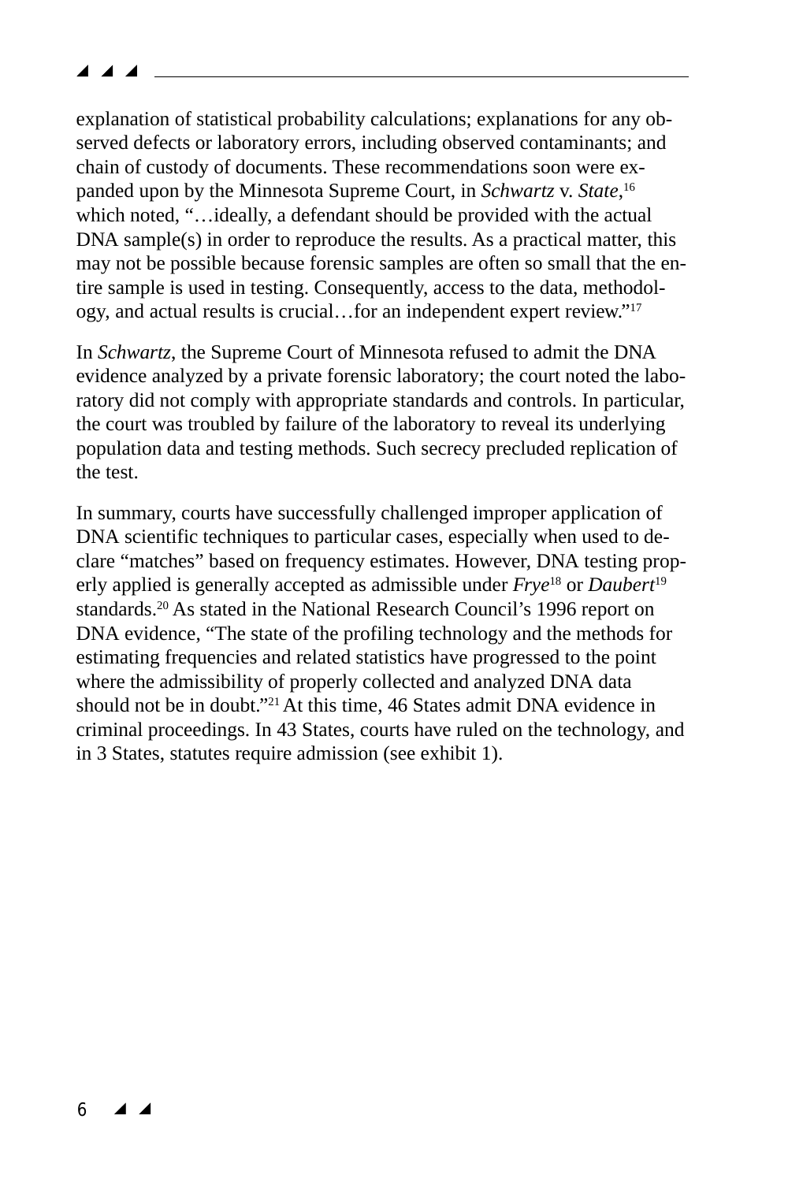explanation of statistical probability calculations; explanations for any observed defects or laboratory errors, including observed contaminants; and chain of custody of documents. These recommendations soon were expanded upon by the Minnesota Supreme Court, in *Schwartz* v. *State*,[16] which noted, "…ideally, a defendant should be provided with the actual DNA sample(s) in order to reproduce the results. As a practical matter, this may not be possible because forensic samples are often so small that the entire sample is used in testing. Consequently, access to the data, methodology, and actual results is crucial…for an independent expert review."[17]

In *Schwartz*, the Supreme Court of Minnesota refused to admit the DNA evidence analyzed by a private forensic laboratory; the court noted the laboratory did not comply with appropriate standards and controls. In particular, the court was troubled by failure of the laboratory to reveal its underlying population data and testing methods. Such secrecy precluded replication of the test.

In summary, courts have successfully challenged improper application of DNA scientific techniques to particular cases, especially when used to declare "matches" based on frequency estimates. However, DNA testing properly applied is generally accepted as admissible under *Frye*[18] or *Daubert*[19] standards.[20] As stated in the National Research Council's 1996 report on DNA evidence, "The state of the profiling technology and the methods for estimating frequencies and related statistics have progressed to the point where the admissibility of properly collected and analyzed DNA data should not be in doubt."[21] At this time, 46 States admit DNA evidence in criminal proceedings. In 43 States, courts have ruled on the technology, and in 3 States, statutes require admission (see exhibit 1).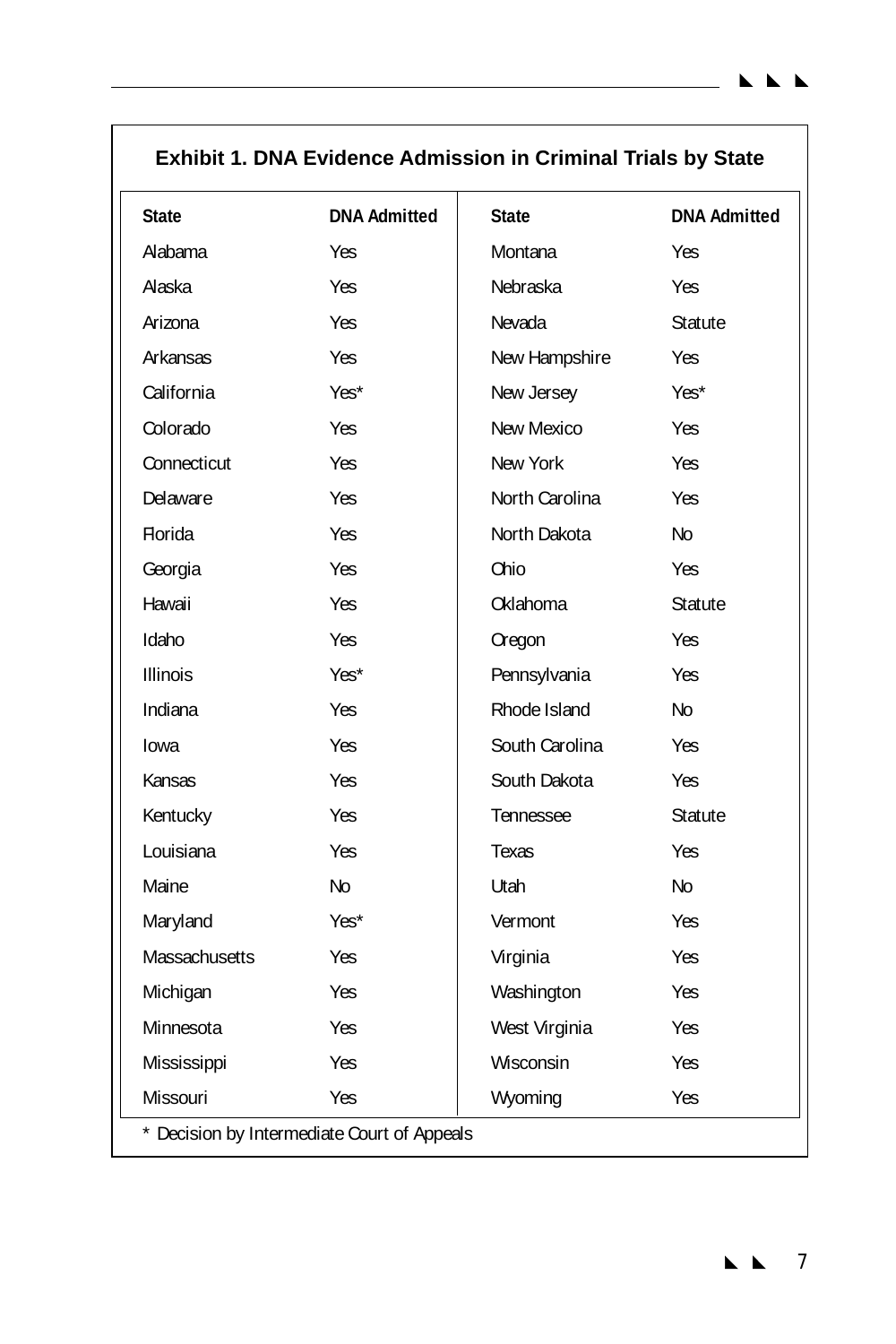**Exhibit 1. DNA Evidence Admission in Criminal Trials by State**

| State | DNA Admitted | State | DNA Admitted |
|---|---|---|---|
| Alabama | Yes | Montana | Yes |
| Alaska | Yes | Nebraska | Yes |
| Arizona | Yes | Nevada | Statute |
| Arkansas | Yes | New Hampshire | Yes |
| California | Yes* | New Jersey | Yes* |
| Colorado | Yes | New Mexico | Yes |
| Connecticut | Yes | New York | Yes |
| Delaware | Yes | North Carolina | Yes |
| Florida | Yes | North Dakota | No |
| Georgia | Yes | Ohio | Yes |
| Hawaii | Yes | Oklahoma | Statute |
| Idaho | Yes | Oregon | Yes |
| Illinois | Yes* | Pennsylvania | Yes |
| Indiana | Yes | Rhode Island | No |
| Iowa | Yes | South Carolina | Yes |
| Kansas | Yes | South Dakota | Yes |
| Kentucky | Yes | Tennessee | Statute |
| Louisiana | Yes | Texas | Yes |
| Maine | No | Utah | No |
| Maryland | Yes* | Vermont | Yes |
| Massachusetts | Yes | Virginia | Yes |
| Michigan | Yes | Washington | Yes |
| Minnesota | Yes | West Virginia | Yes |
| Mississippi | Yes | Wisconsin | Yes |
| Missouri | Yes | Wyoming | Yes |

* Decision by Intermediate Court of Appeals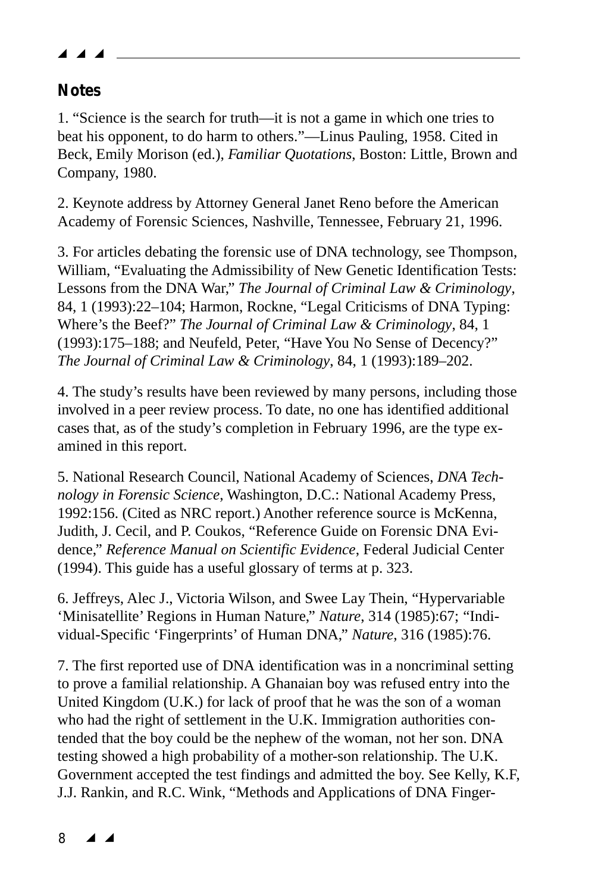## Notes

1. "Science is the search for truth—it is not a game in which one tries to beat his opponent, to do harm to others."—Linus Pauling, 1958. Cited in Beck, Emily Morison (ed.), *Familiar Quotations*, Boston: Little, Brown and Company, 1980.

2. Keynote address by Attorney General Janet Reno before the American Academy of Forensic Sciences, Nashville, Tennessee, February 21, 1996.

3. For articles debating the forensic use of DNA technology, see Thompson, William, "Evaluating the Admissibility of New Genetic Identification Tests: Lessons from the DNA War," *The Journal of Criminal Law & Criminology*, 84, 1 (1993):22–104; Harmon, Rockne, "Legal Criticisms of DNA Typing: Where's the Beef?" *The Journal of Criminal Law & Criminology*, 84, 1 (1993):175–188; and Neufeld, Peter, "Have You No Sense of Decency?" *The Journal of Criminal Law & Criminology*, 84, 1 (1993):189–202.

4. The study's results have been reviewed by many persons, including those involved in a peer review process. To date, no one has identified additional cases that, as of the study's completion in February 1996, are the type examined in this report.

5. National Research Council, National Academy of Sciences, *DNA Technology in Forensic Science*, Washington, D.C.: National Academy Press, 1992:156. (Cited as NRC report.) Another reference source is McKenna, Judith, J. Cecil, and P. Coukos, "Reference Guide on Forensic DNA Evidence," *Reference Manual on Scientific Evidence*, Federal Judicial Center (1994). This guide has a useful glossary of terms at p. 323.

6. Jeffreys, Alec J., Victoria Wilson, and Swee Lay Thein, "Hypervariable 'Minisatellite' Regions in Human Nature," *Nature*, 314 (1985):67; "Individual-Specific 'Fingerprints' of Human DNA," *Nature*, 316 (1985):76.

7. The first reported use of DNA identification was in a noncriminal setting to prove a familial relationship. A Ghanaian boy was refused entry into the United Kingdom (U.K.) for lack of proof that he was the son of a woman who had the right of settlement in the U.K. Immigration authorities contended that the boy could be the nephew of the woman, not her son. DNA testing showed a high probability of a mother-son relationship. The U.K. Government accepted the test findings and admitted the boy. See Kelly, K.F, J.J. Rankin, and R.C. Wink, "Methods and Applications of DNA Finger-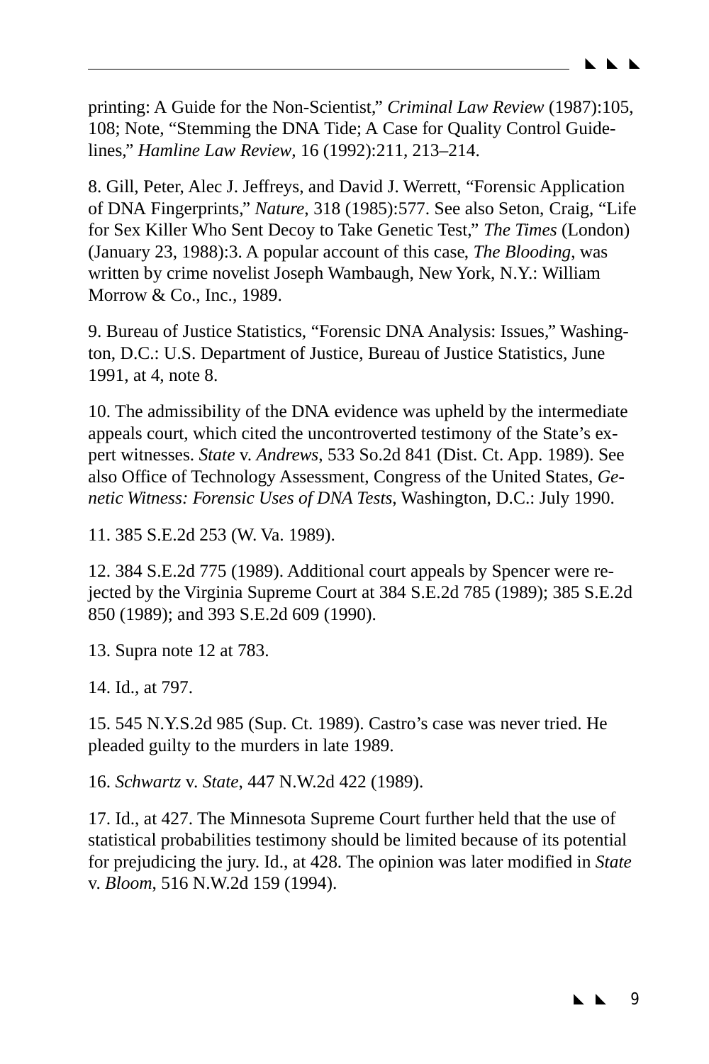printing: A Guide for the Non-Scientist," *Criminal Law Review* (1987):105, 108; Note, "Stemming the DNA Tide; A Case for Quality Control Guidelines," *Hamline Law Review*, 16 (1992):211, 213–214.

8. Gill, Peter, Alec J. Jeffreys, and David J. Werrett, "Forensic Application of DNA Fingerprints," *Nature*, 318 (1985):577. See also Seton, Craig, "Life for Sex Killer Who Sent Decoy to Take Genetic Test," *The Times* (London) (January 23, 1988):3. A popular account of this case, *The Blooding*, was written by crime novelist Joseph Wambaugh, New York, N.Y.: William Morrow & Co., Inc., 1989.

9. Bureau of Justice Statistics, "Forensic DNA Analysis: Issues," Washington, D.C.: U.S. Department of Justice, Bureau of Justice Statistics, June 1991, at 4, note 8.

10. The admissibility of the DNA evidence was upheld by the intermediate appeals court, which cited the uncontroverted testimony of the State's expert witnesses. *State* v. *Andrews*, 533 So.2d 841 (Dist. Ct. App. 1989). See also Office of Technology Assessment, Congress of the United States, *Genetic Witness: Forensic Uses of DNA Tests*, Washington, D.C.: July 1990.

11. 385 S.E.2d 253 (W. Va. 1989).

12. 384 S.E.2d 775 (1989). Additional court appeals by Spencer were rejected by the Virginia Supreme Court at 384 S.E.2d 785 (1989); 385 S.E.2d 850 (1989); and 393 S.E.2d 609 (1990).

13. Supra note 12 at 783.

14. Id., at 797.

15. 545 N.Y.S.2d 985 (Sup. Ct. 1989). Castro's case was never tried. He pleaded guilty to the murders in late 1989.

16. *Schwartz* v. *State*, 447 N.W.2d 422 (1989).

17. Id., at 427. The Minnesota Supreme Court further held that the use of statistical probabilities testimony should be limited because of its potential for prejudicing the jury. Id., at 428. The opinion was later modified in *State* v. *Bloom*, 516 N.W.2d 159 (1994).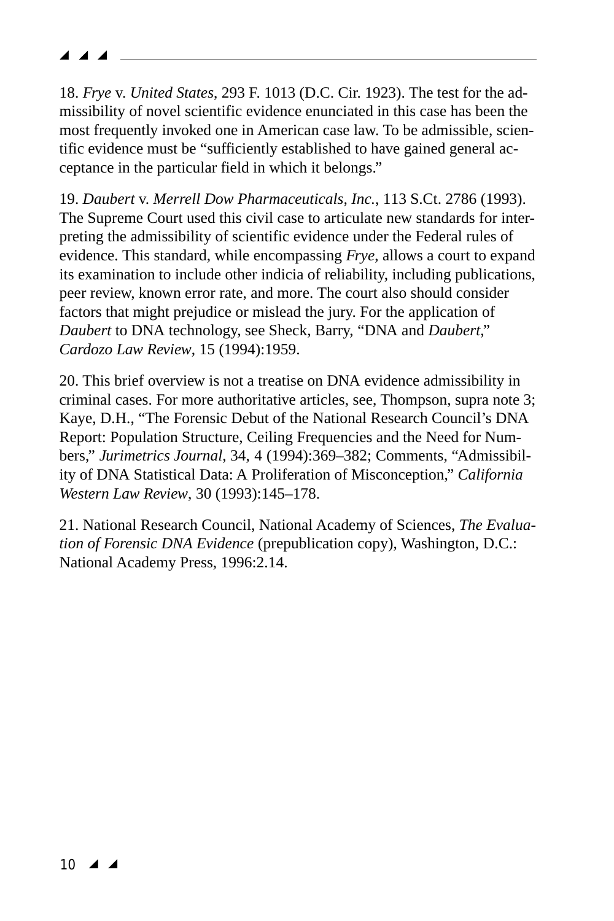18. *Frye* v. *United States*, 293 F. 1013 (D.C. Cir. 1923). The test for the admissibility of novel scientific evidence enunciated in this case has been the most frequently invoked one in American case law. To be admissible, scientific evidence must be "sufficiently established to have gained general acceptance in the particular field in which it belongs."

19. *Daubert* v. *Merrell Dow Pharmaceuticals, Inc.*, 113 S.Ct. 2786 (1993). The Supreme Court used this civil case to articulate new standards for interpreting the admissibility of scientific evidence under the Federal rules of evidence. This standard, while encompassing *Frye,* allows a court to expand its examination to include other indicia of reliability, including publications, peer review, known error rate, and more. The court also should consider factors that might prejudice or mislead the jury. For the application of *Daubert* to DNA technology, see Sheck, Barry, "DNA and *Daubert*," *Cardozo Law Review*, 15 (1994):1959.

20. This brief overview is not a treatise on DNA evidence admissibility in criminal cases. For more authoritative articles, see, Thompson, supra note 3; Kaye, D.H., "The Forensic Debut of the National Research Council's DNA Report: Population Structure, Ceiling Frequencies and the Need for Numbers," *Jurimetrics Journal*, 34, 4 (1994):369–382; Comments, "Admissibility of DNA Statistical Data: A Proliferation of Misconception," *California Western Law Review*, 30 (1993):145–178.

21. National Research Council, National Academy of Sciences, *The Evaluation of Forensic DNA Evidence* (prepublication copy), Washington, D.C.: National Academy Press, 1996:2.14.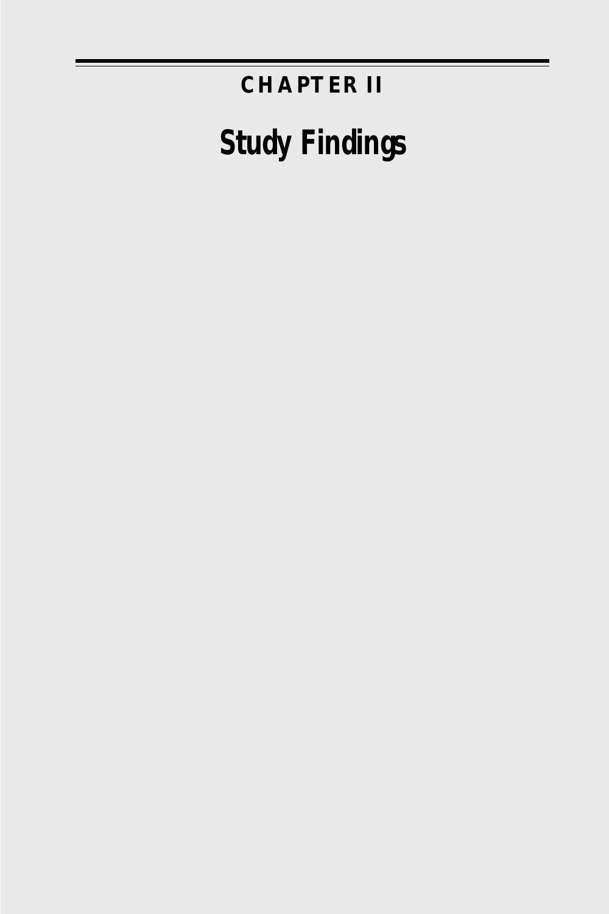# CHAPTER II

## Study Findings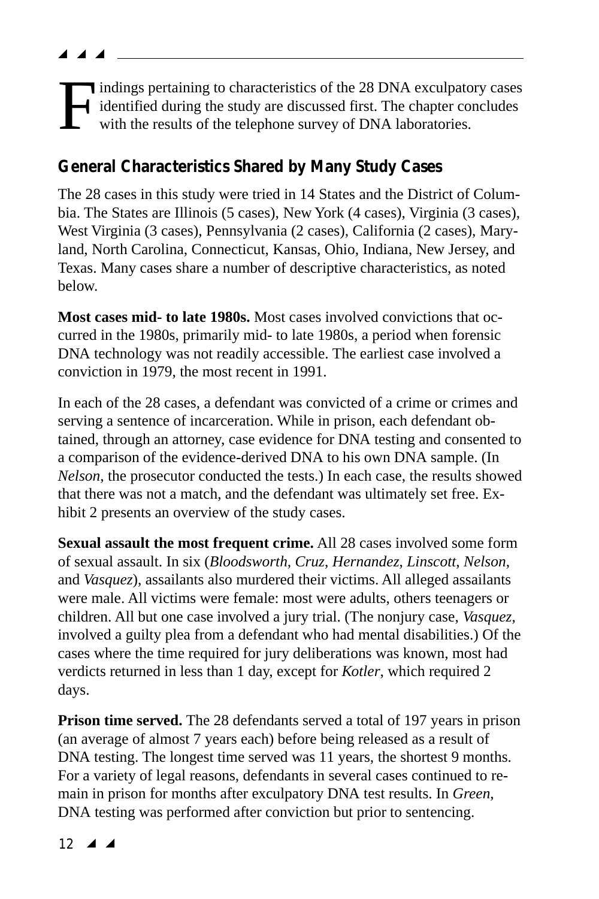Findings pertaining to characteristics of the 28 DNA exculpatory cases identified during the study are discussed first. The chapter concludes with the results of the telephone survey of DNA laboratories.

## General Characteristics Shared by Many Study Cases

The 28 cases in this study were tried in 14 States and the District of Columbia. The States are Illinois (5 cases), New York (4 cases), Virginia (3 cases), West Virginia (3 cases), Pennsylvania (2 cases), California (2 cases), Maryland, North Carolina, Connecticut, Kansas, Ohio, Indiana, New Jersey, and Texas. Many cases share a number of descriptive characteristics, as noted below.

**Most cases mid- to late 1980s.** Most cases involved convictions that occurred in the 1980s, primarily mid- to late 1980s, a period when forensic DNA technology was not readily accessible. The earliest case involved a conviction in 1979, the most recent in 1991.

In each of the 28 cases, a defendant was convicted of a crime or crimes and serving a sentence of incarceration. While in prison, each defendant obtained, through an attorney, case evidence for DNA testing and consented to a comparison of the evidence-derived DNA to his own DNA sample. (In *Nelson*, the prosecutor conducted the tests.) In each case, the results showed that there was not a match, and the defendant was ultimately set free. Exhibit 2 presents an overview of the study cases.

**Sexual assault the most frequent crime.** All 28 cases involved some form of sexual assault. In six (*Bloodsworth*, *Cruz*, *Hernandez*, *Linscott*, *Nelson*, and *Vasquez*), assailants also murdered their victims. All alleged assailants were male. All victims were female: most were adults, others teenagers or children. All but one case involved a jury trial. (The nonjury case, *Vasquez*, involved a guilty plea from a defendant who had mental disabilities.) Of the cases where the time required for jury deliberations was known, most had verdicts returned in less than 1 day, except for *Kotler*, which required 2 days.

**Prison time served.** The 28 defendants served a total of 197 years in prison (an average of almost 7 years each) before being released as a result of DNA testing. The longest time served was 11 years, the shortest 9 months. For a variety of legal reasons, defendants in several cases continued to remain in prison for months after exculpatory DNA test results. In *Green*, DNA testing was performed after conviction but prior to sentencing.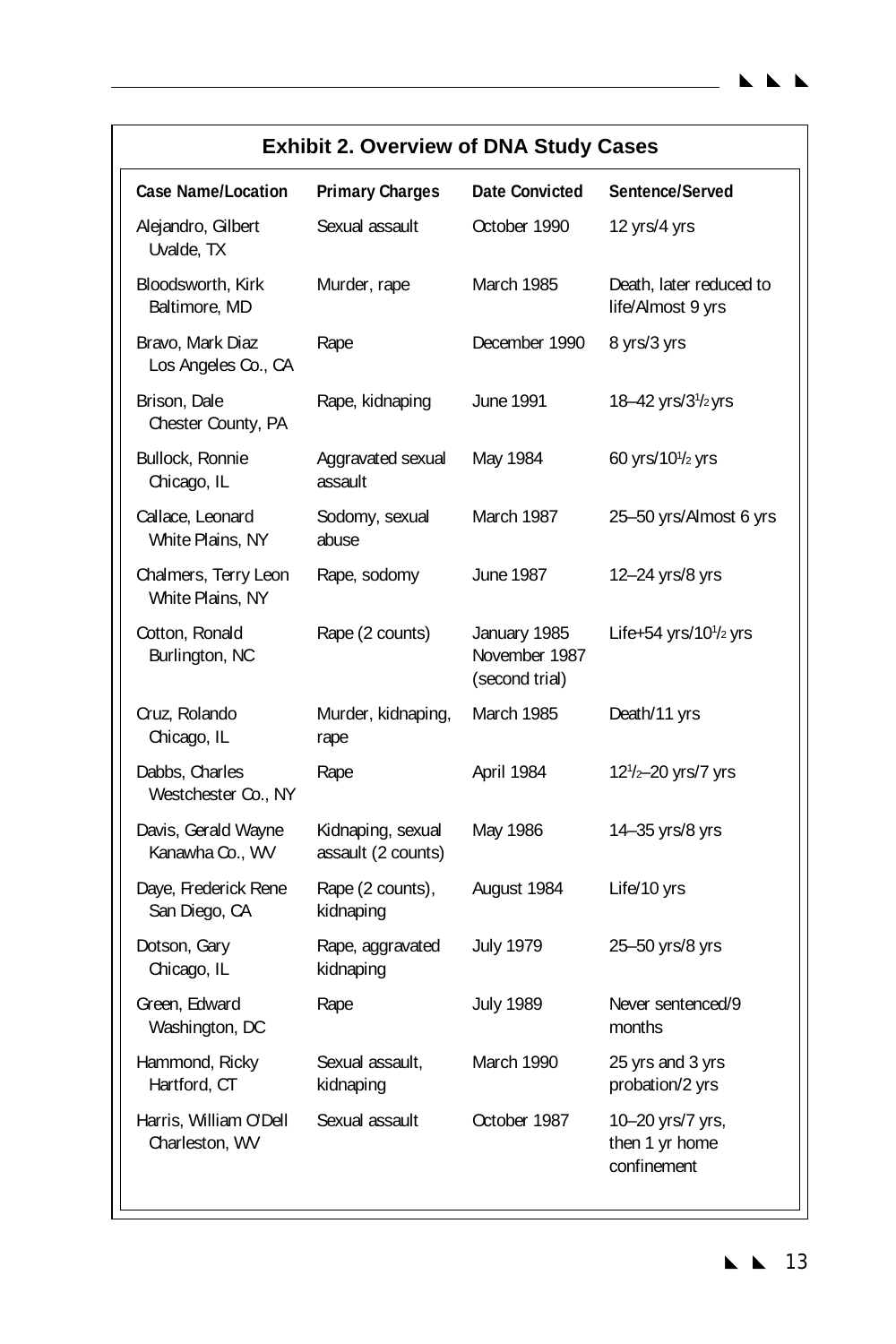## Exhibit 2. Overview of DNA Study Cases

| Case Name/Location | Primary Charges | Date Convicted | Sentence/Served |
|---|---|---|---|
| Alejandro, Gilbert<br>Uvalde, TX | Sexual assault | October 1990 | 12 yrs/4 yrs |
| Bloodsworth, Kirk<br>Baltimore, MD | Murder, rape | March 1985 | Death, later reduced to life/Almost 9 yrs |
| Bravo, Mark Diaz<br>Los Angeles Co., CA | Rape | December 1990 | 8 yrs/3 yrs |
| Brison, Dale<br>Chester County, PA | Rape, kidnaping | June 1991 | 18–42 yrs/3½ yrs |
| Bullock, Ronnie<br>Chicago, IL | Aggravated sexual assault | May 1984 | 60 yrs/10½ yrs |
| Callace, Leonard<br>White Plains, NY | Sodomy, sexual abuse | March 1987 | 25–50 yrs/Almost 6 yrs |
| Chalmers, Terry Leon<br>White Plains, NY | Rape, sodomy | June 1987 | 12–24 yrs/8 yrs |
| Cotton, Ronald<br>Burlington, NC | Rape (2 counts) | January 1985<br>November 1987<br>(second trial) | Life+54 yrs/10½ yrs |
| Cruz, Rolando<br>Chicago, IL | Murder, kidnaping, rape | March 1985 | Death/11 yrs |
| Dabbs, Charles<br>Westchester Co., NY | Rape | April 1984 | 12½–20 yrs/7 yrs |
| Davis, Gerald Wayne<br>Kanawha Co., WV | Kidnaping, sexual assault (2 counts) | May 1986 | 14–35 yrs/8 yrs |
| Daye, Frederick Rene<br>San Diego, CA | Rape (2 counts), kidnaping | August 1984 | Life/10 yrs |
| Dotson, Gary<br>Chicago, IL | Rape, aggravated kidnaping | July 1979 | 25–50 yrs/8 yrs |
| Green, Edward<br>Washington, DC | Rape | July 1989 | Never sentenced/9 months |
| Hammond, Ricky<br>Hartford, CT | Sexual assault, kidnaping | March 1990 | 25 yrs and 3 yrs probation/2 yrs |
| Harris, William O'Dell<br>Charleston, WV | Sexual assault | October 1987 | 10–20 yrs/7 yrs, then 1 yr home confinement |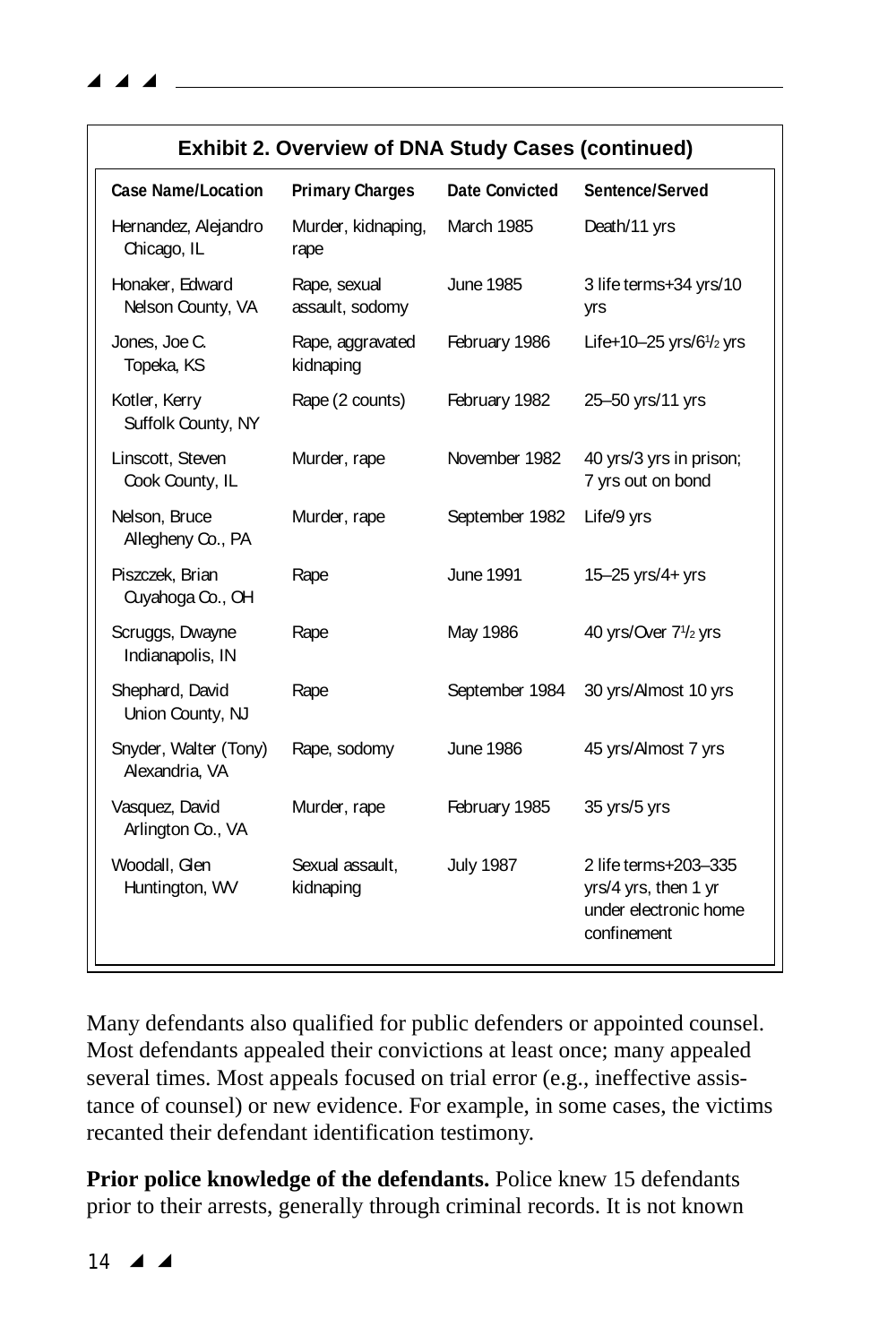**Exhibit 2. Overview of DNA Study Cases (continued)**

| Case Name/Location | Primary Charges | Date Convicted | Sentence/Served |
|---|---|---|---|
| Hernandez, Alejandro<br>Chicago, IL | Murder, kidnaping, rape | March 1985 | Death/11 yrs |
| Honaker, Edward<br>Nelson County, VA | Rape, sexual assault, sodomy | June 1985 | 3 life terms+34 yrs/10 yrs |
| Jones, Joe C.<br>Topeka, KS | Rape, aggravated kidnaping | February 1986 | Life+10–25 yrs/6½ yrs |
| Kotler, Kerry<br>Suffolk County, NY | Rape (2 counts) | February 1982 | 25–50 yrs/11 yrs |
| Linscott, Steven<br>Cook County, IL | Murder, rape | November 1982 | 40 yrs/3 yrs in prison; 7 yrs out on bond |
| Nelson, Bruce<br>Allegheny Co., PA | Murder, rape | September 1982 | Life/9 yrs |
| Piszczek, Brian<br>Cuyahoga Co., OH | Rape | June 1991 | 15–25 yrs/4+ yrs |
| Scruggs, Dwayne<br>Indianapolis, IN | Rape | May 1986 | 40 yrs/Over 7½ yrs |
| Shephard, David<br>Union County, NJ | Rape | September 1984 | 30 yrs/Almost 10 yrs |
| Snyder, Walter (Tony)<br>Alexandria, VA | Rape, sodomy | June 1986 | 45 yrs/Almost 7 yrs |
| Vasquez, David<br>Arlington Co., VA | Murder, rape | February 1985 | 35 yrs/5 yrs |
| Woodall, Glen<br>Huntington, WV | Sexual assault, kidnaping | July 1987 | 2 life terms+203–335 yrs/4 yrs, then 1 yr under electronic home confinement |

Many defendants also qualified for public defenders or appointed counsel. Most defendants appealed their convictions at least once; many appealed several times. Most appeals focused on trial error (e.g., ineffective assistance of counsel) or new evidence. For example, in some cases, the victims recanted their defendant identification testimony.

**Prior police knowledge of the defendants.** Police knew 15 defendants prior to their arrests, generally through criminal records. It is not known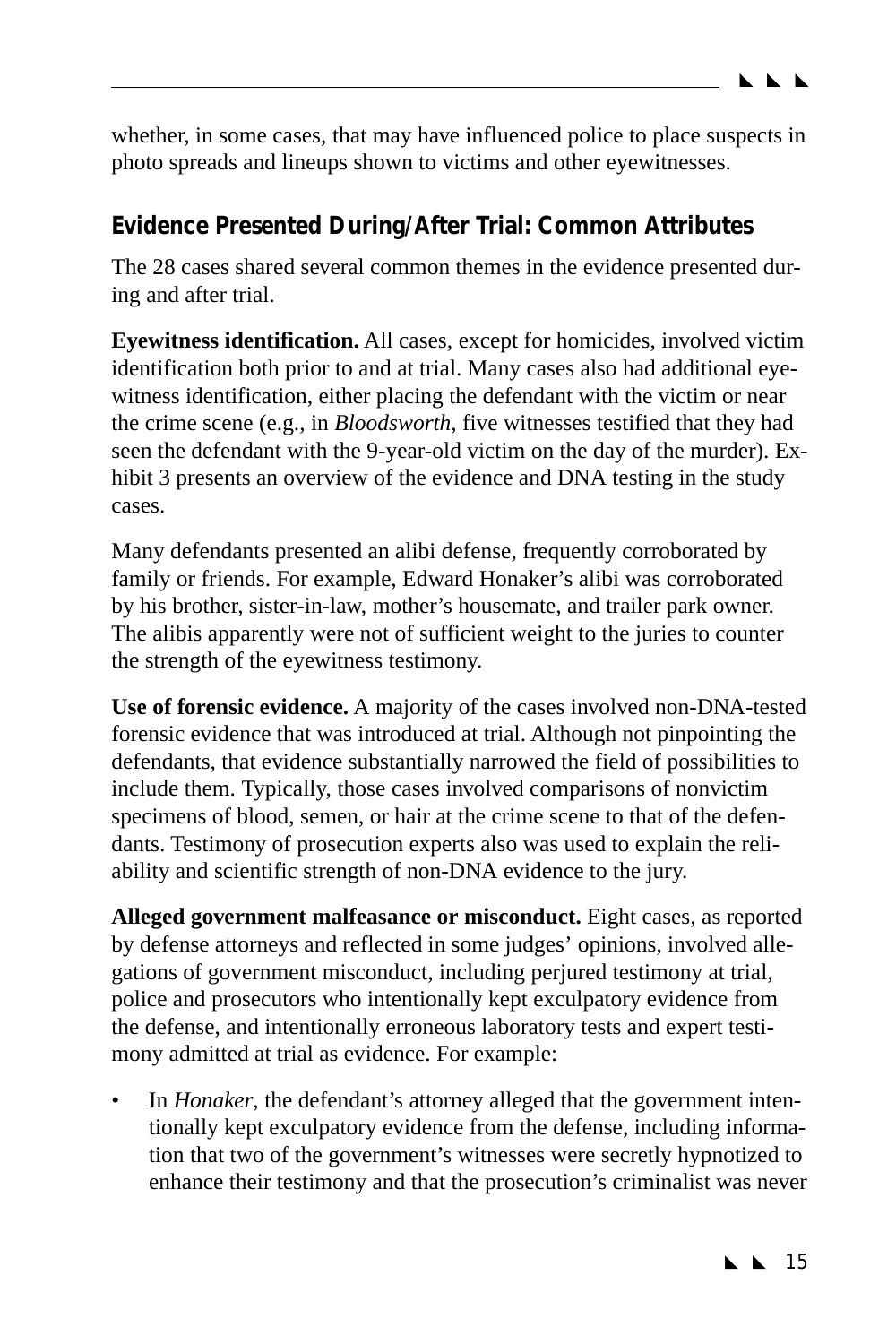whether, in some cases, that may have influenced police to place suspects in photo spreads and lineups shown to victims and other eyewitnesses.

## Evidence Presented During/After Trial: Common Attributes

The 28 cases shared several common themes in the evidence presented during and after trial.

**Eyewitness identification.** All cases, except for homicides, involved victim identification both prior to and at trial. Many cases also had additional eyewitness identification, either placing the defendant with the victim or near the crime scene (e.g., in *Bloodsworth*, five witnesses testified that they had seen the defendant with the 9-year-old victim on the day of the murder). Exhibit 3 presents an overview of the evidence and DNA testing in the study cases.

Many defendants presented an alibi defense, frequently corroborated by family or friends. For example, Edward Honaker's alibi was corroborated by his brother, sister-in-law, mother's housemate, and trailer park owner. The alibis apparently were not of sufficient weight to the juries to counter the strength of the eyewitness testimony.

**Use of forensic evidence.** A majority of the cases involved non-DNA-tested forensic evidence that was introduced at trial. Although not pinpointing the defendants, that evidence substantially narrowed the field of possibilities to include them. Typically, those cases involved comparisons of nonvictim specimens of blood, semen, or hair at the crime scene to that of the defendants. Testimony of prosecution experts also was used to explain the reliability and scientific strength of non-DNA evidence to the jury.

**Alleged government malfeasance or misconduct.** Eight cases, as reported by defense attorneys and reflected in some judges' opinions, involved allegations of government misconduct, including perjured testimony at trial, police and prosecutors who intentionally kept exculpatory evidence from the defense, and intentionally erroneous laboratory tests and expert testimony admitted at trial as evidence. For example:

- In *Honaker*, the defendant's attorney alleged that the government intentionally kept exculpatory evidence from the defense, including information that two of the government's witnesses were secretly hypnotized to enhance their testimony and that the prosecution's criminalist was never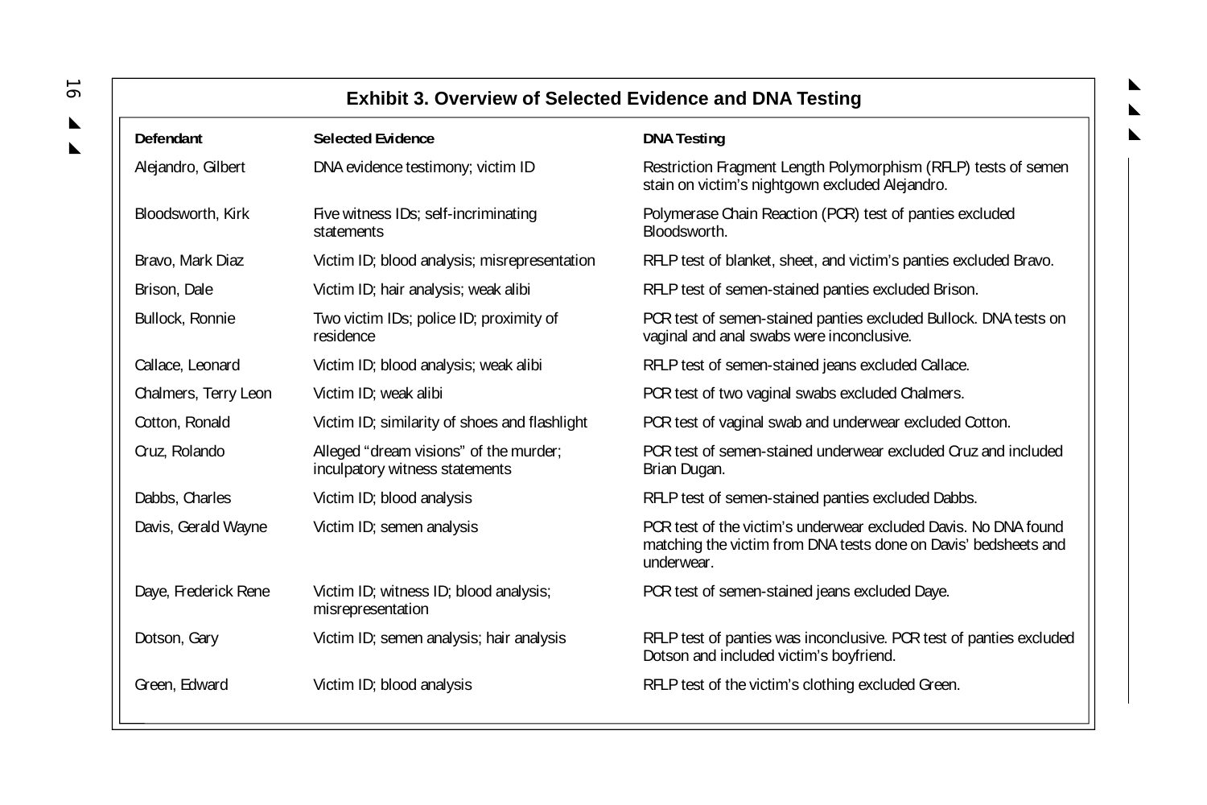## Exhibit 3. Overview of Selected Evidence and DNA Testing

| Defendant | Selected Evidence | DNA Testing |
| --- | --- | --- |
| Alejandro, Gilbert | DNA evidence testimony; victim ID | Restriction Fragment Length Polymorphism (RFLP) tests of semen stain on victim's nightgown excluded Alejandro. |
| Bloodsworth, Kirk | Five witness IDs; self-incriminating statements | Polymerase Chain Reaction (PCR) test of panties excluded Bloodsworth. |
| Bravo, Mark Diaz | Victim ID; blood analysis; misrepresentation | RFLP test of blanket, sheet, and victim's panties excluded Bravo. |
| Brison, Dale | Victim ID; hair analysis; weak alibi | RFLP test of semen-stained panties excluded Brison. |
| Bullock, Ronnie | Two victim IDs; police ID; proximity of residence | PCR test of semen-stained panties excluded Bullock. DNA tests on vaginal and anal swabs were inconclusive. |
| Callace, Leonard | Victim ID; blood analysis; weak alibi | RFLP test of semen-stained jeans excluded Callace. |
| Chalmers, Terry Leon | Victim ID; weak alibi | PCR test of two vaginal swabs excluded Chalmers. |
| Cotton, Ronald | Victim ID; similarity of shoes and flashlight | PCR test of vaginal swab and underwear excluded Cotton. |
| Cruz, Rolando | Alleged "dream visions" of the murder; inculpatory witness statements | PCR test of semen-stained underwear excluded Cruz and included Brian Dugan. |
| Dabbs, Charles | Victim ID; blood analysis | RFLP test of semen-stained panties excluded Dabbs. |
| Davis, Gerald Wayne | Victim ID; semen analysis | PCR test of the victim's underwear excluded Davis. No DNA found matching the victim from DNA tests done on Davis' bedsheets and underwear. |
| Daye, Frederick Rene | Victim ID; witness ID; blood analysis; misrepresentation | PCR test of semen-stained jeans excluded Daye. |
| Dotson, Gary | Victim ID; semen analysis; hair analysis | RFLP test of panties was inconclusive. PCR test of panties excluded Dotson and included victim's boyfriend. |
| Green, Edward | Victim ID; blood analysis | RFLP test of the victim's clothing excluded Green. |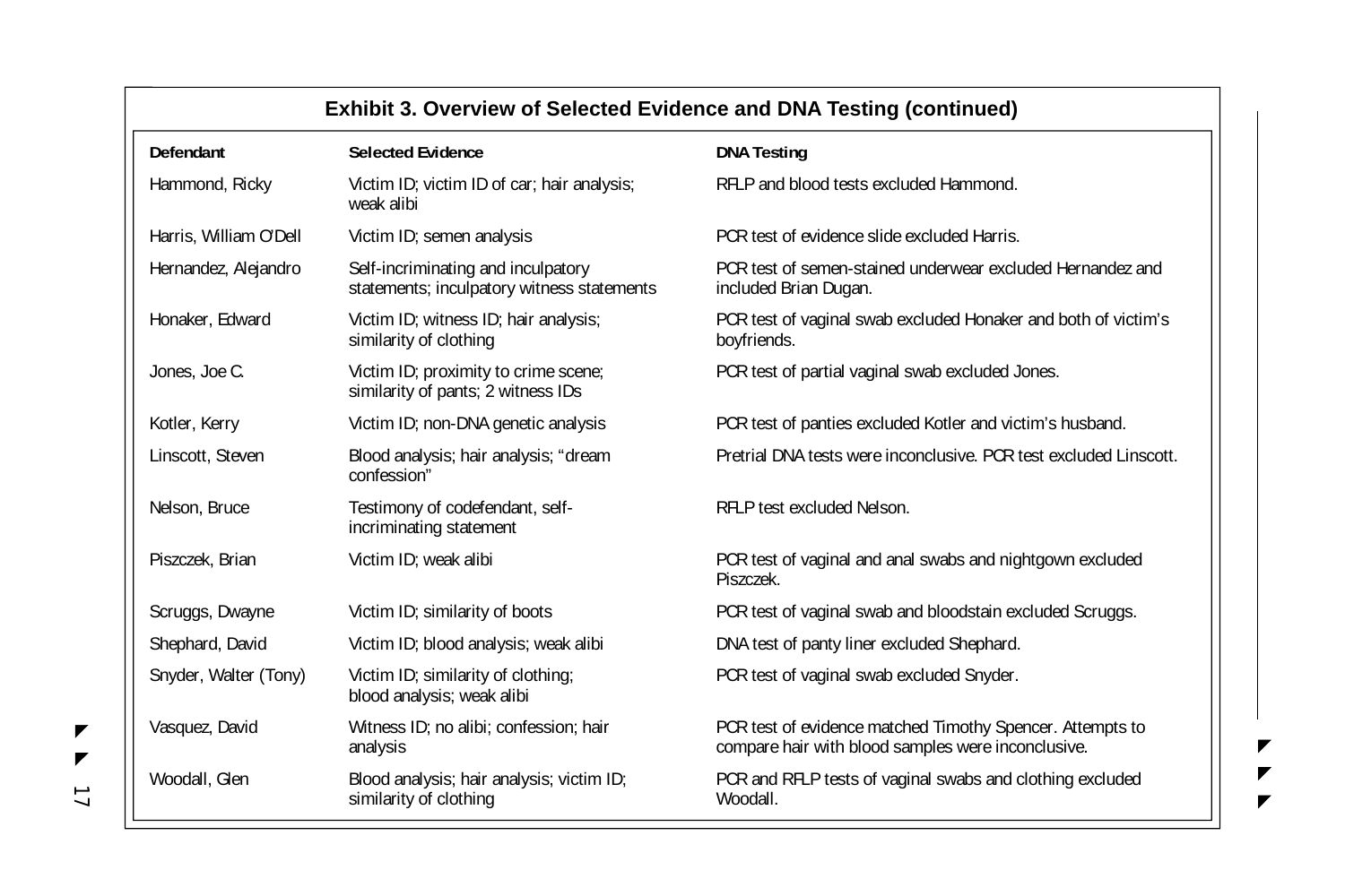**Exhibit 3. Overview of Selected Evidence and DNA Testing (continued)**

| Defendant | Selected Evidence | DNA Testing |
|---|---|---|
| Hammond, Ricky | Victim ID; victim ID of car; hair analysis; weak alibi | RFLP and blood tests excluded Hammond. |
| Harris, William O'Dell | Victim ID; semen analysis | PCR test of evidence slide excluded Harris. |
| Hernandez, Alejandro | Self-incriminating and inculpatory statements; inculpatory witness statements | PCR test of semen-stained underwear excluded Hernandez and included Brian Dugan. |
| Honaker, Edward | Victim ID; witness ID; hair analysis; similarity of clothing | PCR test of vaginal swab excluded Honaker and both of victim's boyfriends. |
| Jones, Joe C. | Victim ID; proximity to crime scene; similarity of pants; 2 witness IDs | PCR test of partial vaginal swab excluded Jones. |
| Kotler, Kerry | Victim ID; non-DNA genetic analysis | PCR test of panties excluded Kotler and victim's husband. |
| Linscott, Steven | Blood analysis; hair analysis; "dream confession" | Pretrial DNA tests were inconclusive. PCR test excluded Linscott. |
| Nelson, Bruce | Testimony of codefendant, self-incriminating statement | RFLP test excluded Nelson. |
| Piszczek, Brian | Victim ID; weak alibi | PCR test of vaginal and anal swabs and nightgown excluded Piszczek. |
| Scruggs, Dwayne | Victim ID; similarity of boots | PCR test of vaginal swab and bloodstain excluded Scruggs. |
| Shephard, David | Victim ID; blood analysis; weak alibi | DNA test of panty liner excluded Shephard. |
| Snyder, Walter (Tony) | Victim ID; similarity of clothing; blood analysis; weak alibi | PCR test of vaginal swab excluded Snyder. |
| Vasquez, David | Witness ID; no alibi; confession; hair analysis | PCR test of evidence matched Timothy Spencer. Attempts to compare hair with blood samples were inconclusive. |
| Woodall, Glen | Blood analysis; hair analysis; victim ID; similarity of clothing | PCR and RFLP tests of vaginal swabs and clothing excluded Woodall. |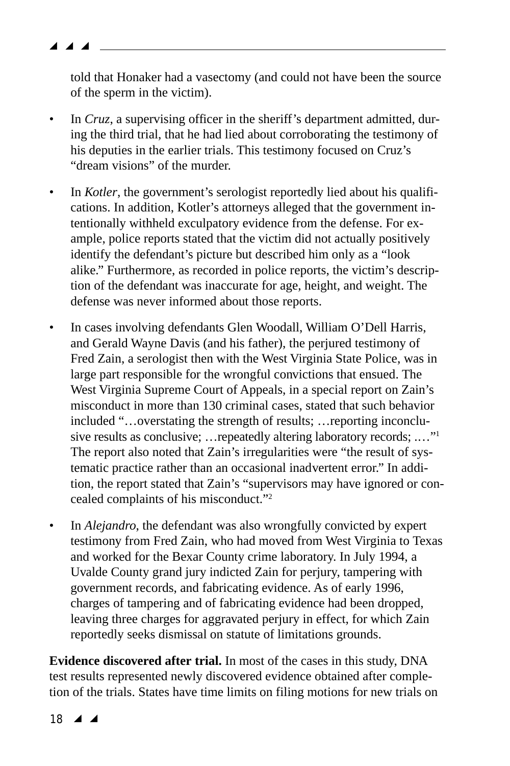told that Honaker had a vasectomy (and could not have been the source of the sperm in the victim).

- In *Cruz*, a supervising officer in the sheriff's department admitted, during the third trial, that he had lied about corroborating the testimony of his deputies in the earlier trials. This testimony focused on Cruz's "dream visions" of the murder.
- In *Kotler*, the government's serologist reportedly lied about his qualifications. In addition, Kotler's attorneys alleged that the government intentionally withheld exculpatory evidence from the defense. For example, police reports stated that the victim did not actually positively identify the defendant's picture but described him only as a "look alike." Furthermore, as recorded in police reports, the victim's description of the defendant was inaccurate for age, height, and weight. The defense was never informed about those reports.
- In cases involving defendants Glen Woodall, William O'Dell Harris, and Gerald Wayne Davis (and his father), the perjured testimony of Fred Zain, a serologist then with the West Virginia State Police, was in large part responsible for the wrongful convictions that ensued. The West Virginia Supreme Court of Appeals, in a special report on Zain's misconduct in more than 130 criminal cases, stated that such behavior included "…overstating the strength of results; …reporting inconclusive results as conclusive; …repeatedly altering laboratory records; .…"[1] The report also noted that Zain's irregularities were "the result of systematic practice rather than an occasional inadvertent error." In addition, the report stated that Zain's "supervisors may have ignored or concealed complaints of his misconduct."[2]
- In *Alejandro*, the defendant was also wrongfully convicted by expert testimony from Fred Zain, who had moved from West Virginia to Texas and worked for the Bexar County crime laboratory. In July 1994, a Uvalde County grand jury indicted Zain for perjury, tampering with government records, and fabricating evidence. As of early 1996, charges of tampering and of fabricating evidence had been dropped, leaving three charges for aggravated perjury in effect, for which Zain reportedly seeks dismissal on statute of limitations grounds.

**Evidence discovered after trial.** In most of the cases in this study, DNA test results represented newly discovered evidence obtained after completion of the trials. States have time limits on filing motions for new trials on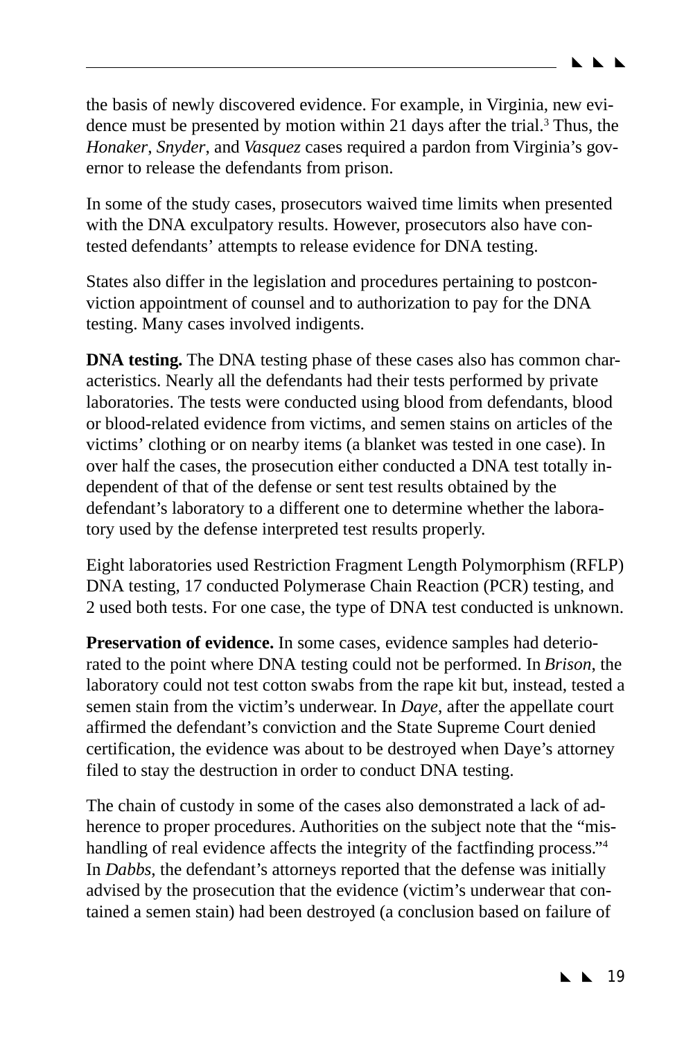the basis of newly discovered evidence. For example, in Virginia, new evidence must be presented by motion within 21 days after the trial.[3] Thus, the *Honaker*, *Snyder*, and *Vasquez* cases required a pardon from Virginia's governor to release the defendants from prison.

In some of the study cases, prosecutors waived time limits when presented with the DNA exculpatory results. However, prosecutors also have contested defendants' attempts to release evidence for DNA testing.

States also differ in the legislation and procedures pertaining to postconviction appointment of counsel and to authorization to pay for the DNA testing. Many cases involved indigents.

**DNA testing.** The DNA testing phase of these cases also has common characteristics. Nearly all the defendants had their tests performed by private laboratories. The tests were conducted using blood from defendants, blood or blood-related evidence from victims, and semen stains on articles of the victims' clothing or on nearby items (a blanket was tested in one case). In over half the cases, the prosecution either conducted a DNA test totally independent of that of the defense or sent test results obtained by the defendant's laboratory to a different one to determine whether the laboratory used by the defense interpreted test results properly.

Eight laboratories used Restriction Fragment Length Polymorphism (RFLP) DNA testing, 17 conducted Polymerase Chain Reaction (PCR) testing, and 2 used both tests. For one case, the type of DNA test conducted is unknown.

**Preservation of evidence.** In some cases, evidence samples had deteriorated to the point where DNA testing could not be performed. In *Brison*, the laboratory could not test cotton swabs from the rape kit but, instead, tested a semen stain from the victim's underwear. In *Daye*, after the appellate court affirmed the defendant's conviction and the State Supreme Court denied certification, the evidence was about to be destroyed when Daye's attorney filed to stay the destruction in order to conduct DNA testing.

The chain of custody in some of the cases also demonstrated a lack of adherence to proper procedures. Authorities on the subject note that the "mishandling of real evidence affects the integrity of the factfinding process."[4] In *Dabbs*, the defendant's attorneys reported that the defense was initially advised by the prosecution that the evidence (victim's underwear that contained a semen stain) had been destroyed (a conclusion based on failure of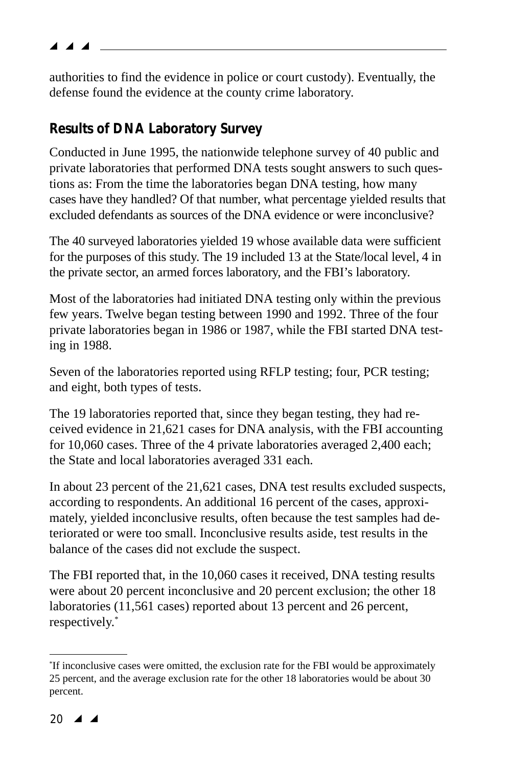authorities to find the evidence in police or court custody). Eventually, the defense found the evidence at the county crime laboratory.

## Results of DNA Laboratory Survey

Conducted in June 1995, the nationwide telephone survey of 40 public and private laboratories that performed DNA tests sought answers to such questions as: From the time the laboratories began DNA testing, how many cases have they handled? Of that number, what percentage yielded results that excluded defendants as sources of the DNA evidence or were inconclusive?

The 40 surveyed laboratories yielded 19 whose available data were sufficient for the purposes of this study. The 19 included 13 at the State/local level, 4 in the private sector, an armed forces laboratory, and the FBI's laboratory.

Most of the laboratories had initiated DNA testing only within the previous few years. Twelve began testing between 1990 and 1992. Three of the four private laboratories began in 1986 or 1987, while the FBI started DNA testing in 1988.

Seven of the laboratories reported using RFLP testing; four, PCR testing; and eight, both types of tests.

The 19 laboratories reported that, since they began testing, they had received evidence in 21,621 cases for DNA analysis, with the FBI accounting for 10,060 cases. Three of the 4 private laboratories averaged 2,400 each; the State and local laboratories averaged 331 each.

In about 23 percent of the 21,621 cases, DNA test results excluded suspects, according to respondents. An additional 16 percent of the cases, approximately, yielded inconclusive results, often because the test samples had deteriorated or were too small. Inconclusive results aside, test results in the balance of the cases did not exclude the suspect.

The FBI reported that, in the 10,060 cases it received, DNA testing results were about 20 percent inconclusive and 20 percent exclusion; the other 18 laboratories (11,561 cases) reported about 13 percent and 26 percent, respectively.*

---

*If inconclusive cases were omitted, the exclusion rate for the FBI would be approximately 25 percent, and the average exclusion rate for the other 18 laboratories would be about 30 percent.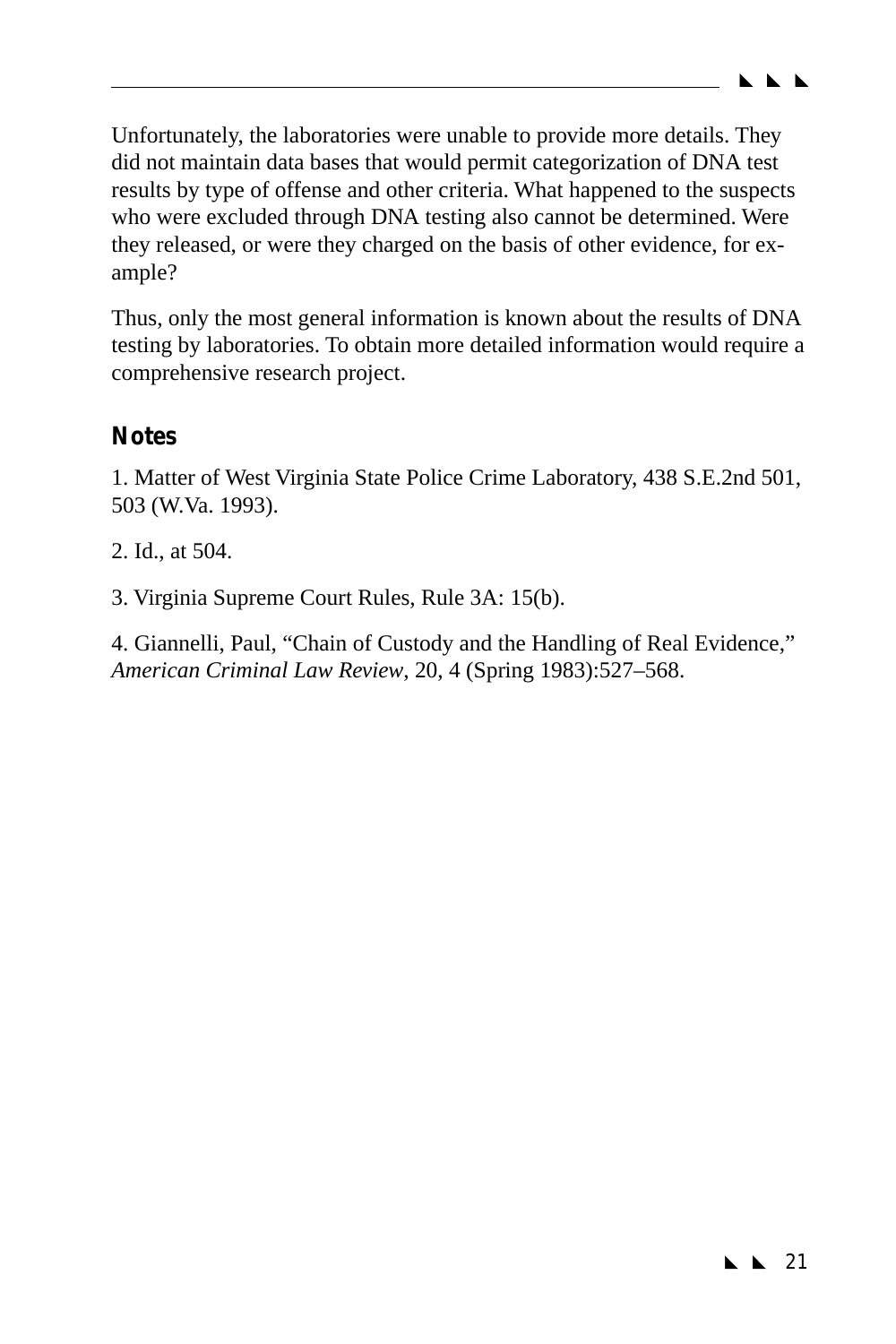Unfortunately, the laboratories were unable to provide more details. They did not maintain data bases that would permit categorization of DNA test results by type of offense and other criteria. What happened to the suspects who were excluded through DNA testing also cannot be determined. Were they released, or were they charged on the basis of other evidence, for example?

Thus, only the most general information is known about the results of DNA testing by laboratories. To obtain more detailed information would require a comprehensive research project.

## Notes

1. Matter of West Virginia State Police Crime Laboratory, 438 S.E.2nd 501, 503 (W.Va. 1993).

2. Id., at 504.

3. Virginia Supreme Court Rules, Rule 3A: 15(b).

4. Giannelli, Paul, "Chain of Custody and the Handling of Real Evidence," *American Criminal Law Review*, 20, 4 (Spring 1983):527–568.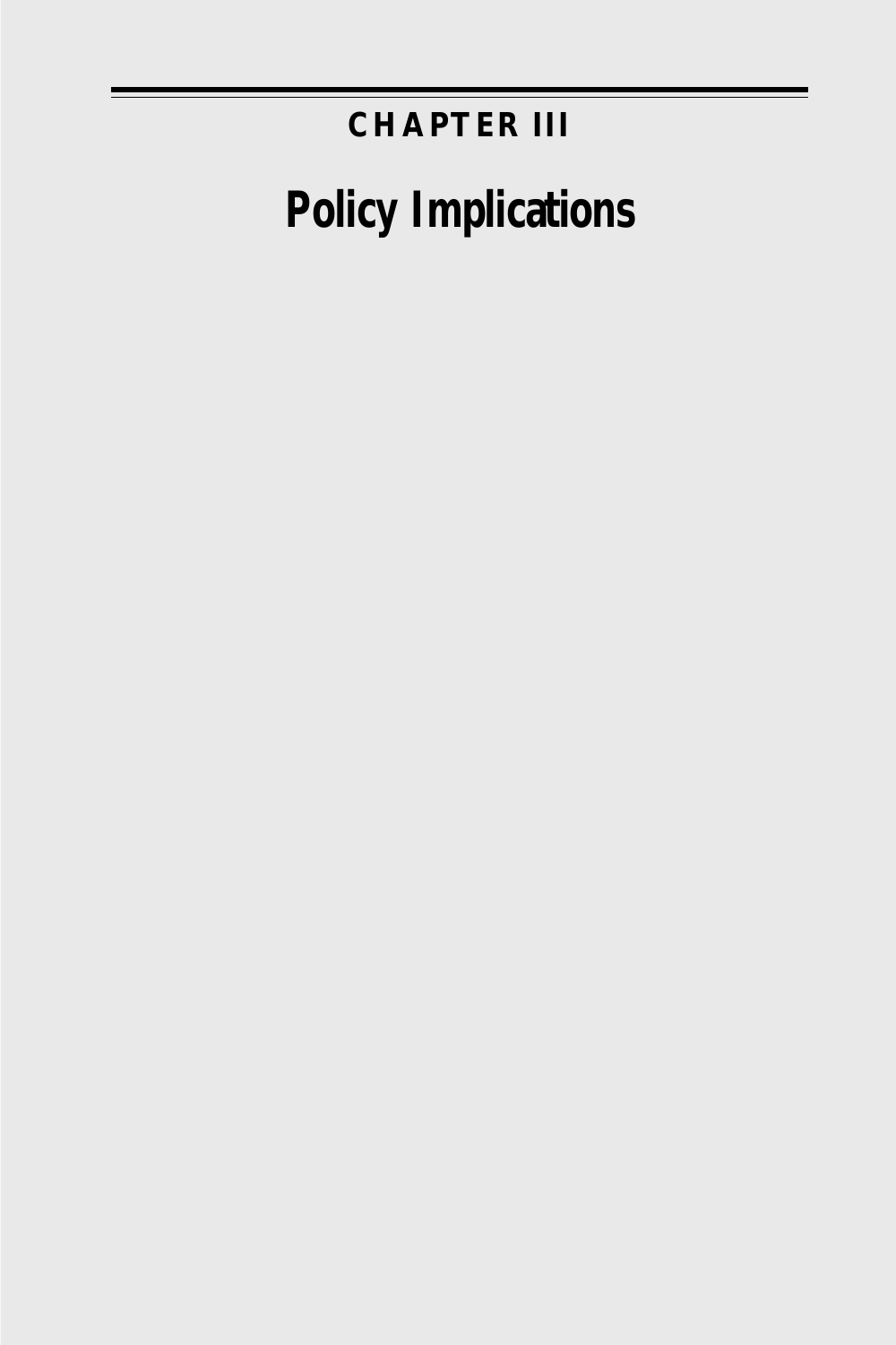# CHAPTER III

# Policy Implications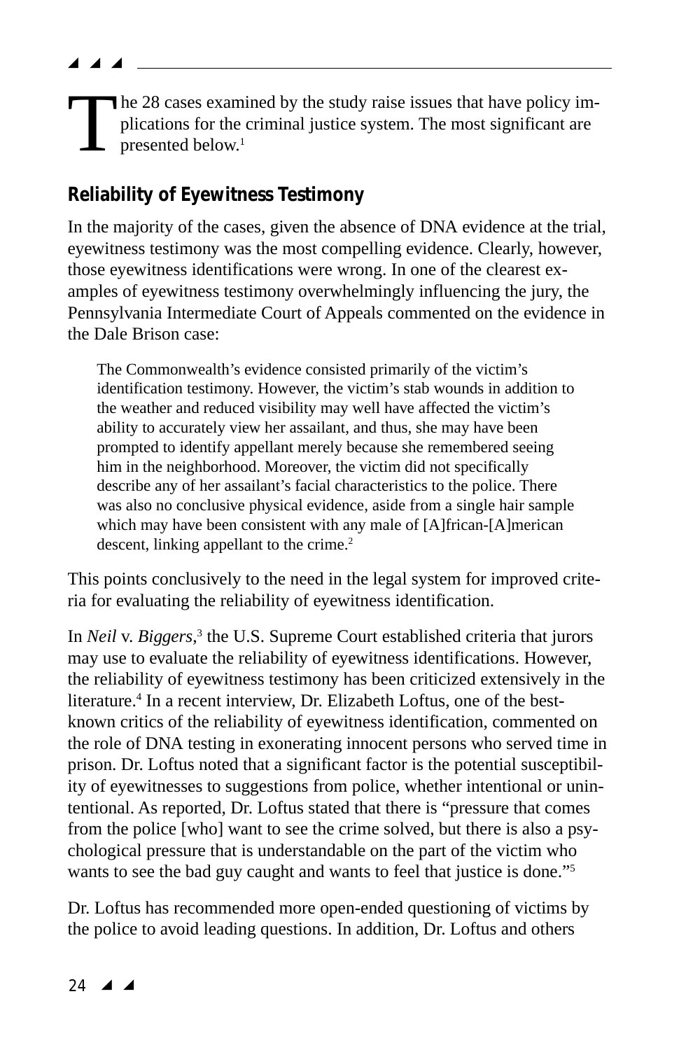The 28 cases examined by the study raise issues that have policy implications for the criminal justice system. The most significant are presented below.[1]

## Reliability of Eyewitness Testimony

In the majority of the cases, given the absence of DNA evidence at the trial, eyewitness testimony was the most compelling evidence. Clearly, however, those eyewitness identifications were wrong. In one of the clearest examples of eyewitness testimony overwhelmingly influencing the jury, the Pennsylvania Intermediate Court of Appeals commented on the evidence in the Dale Brison case:

> The Commonwealth's evidence consisted primarily of the victim's identification testimony. However, the victim's stab wounds in addition to the weather and reduced visibility may well have affected the victim's ability to accurately view her assailant, and thus, she may have been prompted to identify appellant merely because she remembered seeing him in the neighborhood. Moreover, the victim did not specifically describe any of her assailant's facial characteristics to the police. There was also no conclusive physical evidence, aside from a single hair sample which may have been consistent with any male of [A]frican-[A]merican descent, linking appellant to the crime.[2]

This points conclusively to the need in the legal system for improved criteria for evaluating the reliability of eyewitness identification.

In *Neil* v. *Biggers*,[3] the U.S. Supreme Court established criteria that jurors may use to evaluate the reliability of eyewitness identifications. However, the reliability of eyewitness testimony has been criticized extensively in the literature.[4] In a recent interview, Dr. Elizabeth Loftus, one of the best-known critics of the reliability of eyewitness identification, commented on the role of DNA testing in exonerating innocent persons who served time in prison. Dr. Loftus noted that a significant factor is the potential susceptibility of eyewitnesses to suggestions from police, whether intentional or unintentional. As reported, Dr. Loftus stated that there is "pressure that comes from the police [who] want to see the crime solved, but there is also a psychological pressure that is understandable on the part of the victim who wants to see the bad guy caught and wants to feel that justice is done."[5]

Dr. Loftus has recommended more open-ended questioning of victims by the police to avoid leading questions. In addition, Dr. Loftus and others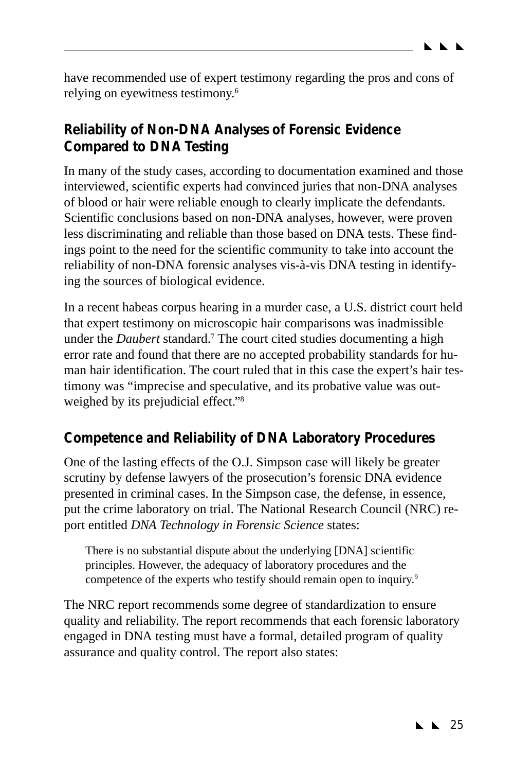have recommended use of expert testimony regarding the pros and cons of relying on eyewitness testimony.[6]

## Reliability of Non-DNA Analyses of Forensic Evidence Compared to DNA Testing

In many of the study cases, according to documentation examined and those interviewed, scientific experts had convinced juries that non-DNA analyses of blood or hair were reliable enough to clearly implicate the defendants. Scientific conclusions based on non-DNA analyses, however, were proven less discriminating and reliable than those based on DNA tests. These findings point to the need for the scientific community to take into account the reliability of non-DNA forensic analyses vis-à-vis DNA testing in identifying the sources of biological evidence.

In a recent habeas corpus hearing in a murder case, a U.S. district court held that expert testimony on microscopic hair comparisons was inadmissible under the *Daubert* standard.[7] The court cited studies documenting a high error rate and found that there are no accepted probability standards for human hair identification. The court ruled that in this case the expert's hair testimony was "imprecise and speculative, and its probative value was outweighed by its prejudicial effect."[8]

## Competence and Reliability of DNA Laboratory Procedures

One of the lasting effects of the O.J. Simpson case will likely be greater scrutiny by defense lawyers of the prosecution's forensic DNA evidence presented in criminal cases. In the Simpson case, the defense, in essence, put the crime laboratory on trial. The National Research Council (NRC) report entitled *DNA Technology in Forensic Science* states:

> There is no substantial dispute about the underlying [DNA] scientific principles. However, the adequacy of laboratory procedures and the competence of the experts who testify should remain open to inquiry.[9]

The NRC report recommends some degree of standardization to ensure quality and reliability. The report recommends that each forensic laboratory engaged in DNA testing must have a formal, detailed program of quality assurance and quality control. The report also states: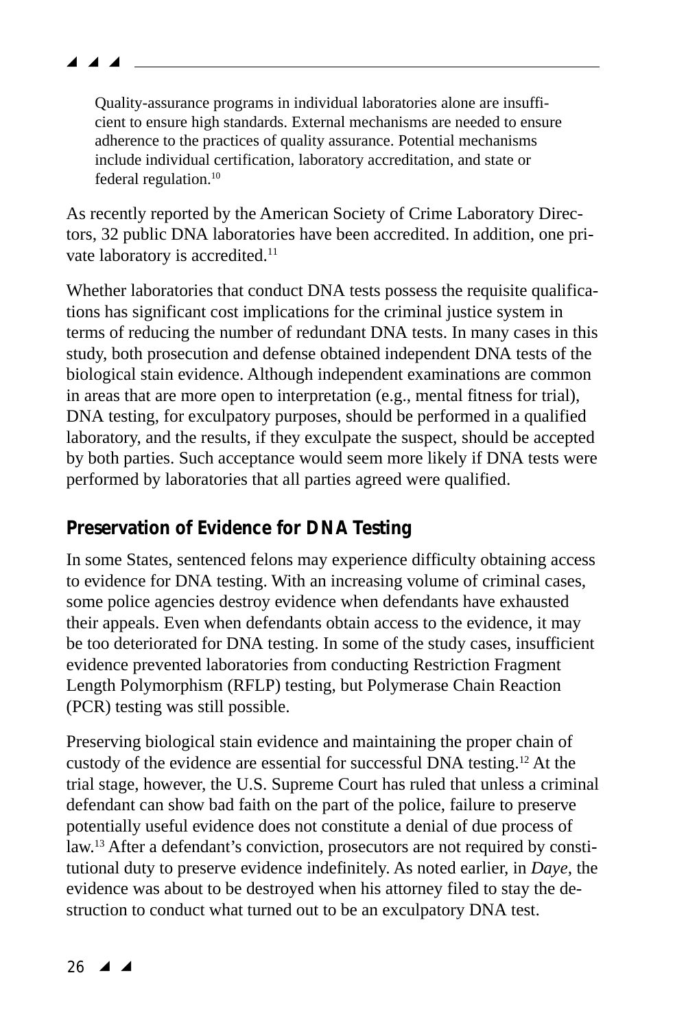> Quality-assurance programs in individual laboratories alone are insufficient to ensure high standards. External mechanisms are needed to ensure adherence to the practices of quality assurance. Potential mechanisms include individual certification, laboratory accreditation, and state or federal regulation.[10]

As recently reported by the American Society of Crime Laboratory Directors, 32 public DNA laboratories have been accredited. In addition, one private laboratory is accredited.[11]

Whether laboratories that conduct DNA tests possess the requisite qualifications has significant cost implications for the criminal justice system in terms of reducing the number of redundant DNA tests. In many cases in this study, both prosecution and defense obtained independent DNA tests of the biological stain evidence. Although independent examinations are common in areas that are more open to interpretation (e.g., mental fitness for trial), DNA testing, for exculpatory purposes, should be performed in a qualified laboratory, and the results, if they exculpate the suspect, should be accepted by both parties. Such acceptance would seem more likely if DNA tests were performed by laboratories that all parties agreed were qualified.

## Preservation of Evidence for DNA Testing

In some States, sentenced felons may experience difficulty obtaining access to evidence for DNA testing. With an increasing volume of criminal cases, some police agencies destroy evidence when defendants have exhausted their appeals. Even when defendants obtain access to the evidence, it may be too deteriorated for DNA testing. In some of the study cases, insufficient evidence prevented laboratories from conducting Restriction Fragment Length Polymorphism (RFLP) testing, but Polymerase Chain Reaction (PCR) testing was still possible.

Preserving biological stain evidence and maintaining the proper chain of custody of the evidence are essential for successful DNA testing.[12] At the trial stage, however, the U.S. Supreme Court has ruled that unless a criminal defendant can show bad faith on the part of the police, failure to preserve potentially useful evidence does not constitute a denial of due process of law.[13] After a defendant's conviction, prosecutors are not required by constitutional duty to preserve evidence indefinitely. As noted earlier, in *Daye*, the evidence was about to be destroyed when his attorney filed to stay the destruction to conduct what turned out to be an exculpatory DNA test.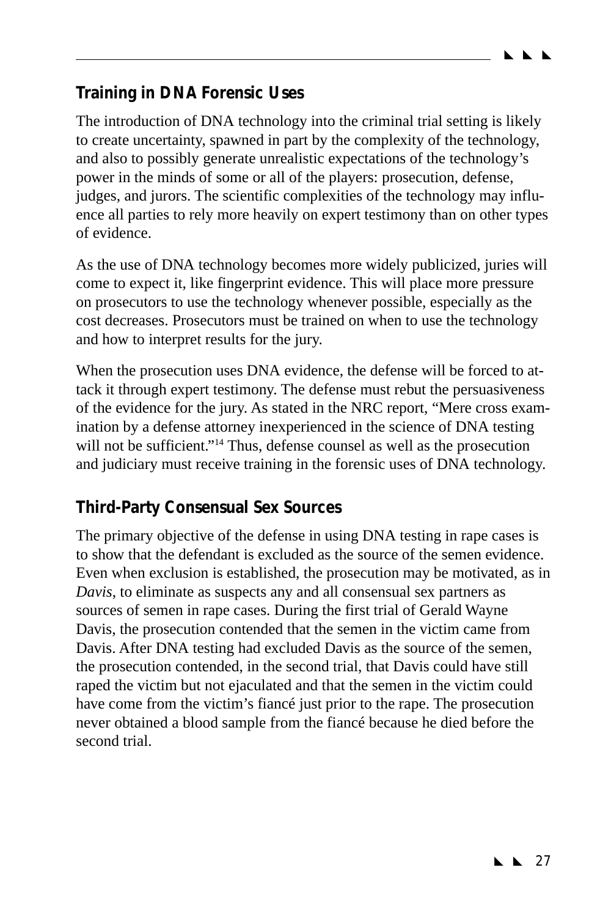## Training in DNA Forensic Uses

The introduction of DNA technology into the criminal trial setting is likely to create uncertainty, spawned in part by the complexity of the technology, and also to possibly generate unrealistic expectations of the technology's power in the minds of some or all of the players: prosecution, defense, judges, and jurors. The scientific complexities of the technology may influence all parties to rely more heavily on expert testimony than on other types of evidence.

As the use of DNA technology becomes more widely publicized, juries will come to expect it, like fingerprint evidence. This will place more pressure on prosecutors to use the technology whenever possible, especially as the cost decreases. Prosecutors must be trained on when to use the technology and how to interpret results for the jury.

When the prosecution uses DNA evidence, the defense will be forced to attack it through expert testimony. The defense must rebut the persuasiveness of the evidence for the jury. As stated in the NRC report, "Mere cross examination by a defense attorney inexperienced in the science of DNA testing will not be sufficient."[14] Thus, defense counsel as well as the prosecution and judiciary must receive training in the forensic uses of DNA technology.

## Third-Party Consensual Sex Sources

The primary objective of the defense in using DNA testing in rape cases is to show that the defendant is excluded as the source of the semen evidence. Even when exclusion is established, the prosecution may be motivated, as in *Davis*, to eliminate as suspects any and all consensual sex partners as sources of semen in rape cases. During the first trial of Gerald Wayne Davis, the prosecution contended that the semen in the victim came from Davis. After DNA testing had excluded Davis as the source of the semen, the prosecution contended, in the second trial, that Davis could have still raped the victim but not ejaculated and that the semen in the victim could have come from the victim's fiancé just prior to the rape. The prosecution never obtained a blood sample from the fiancé because he died before the second trial.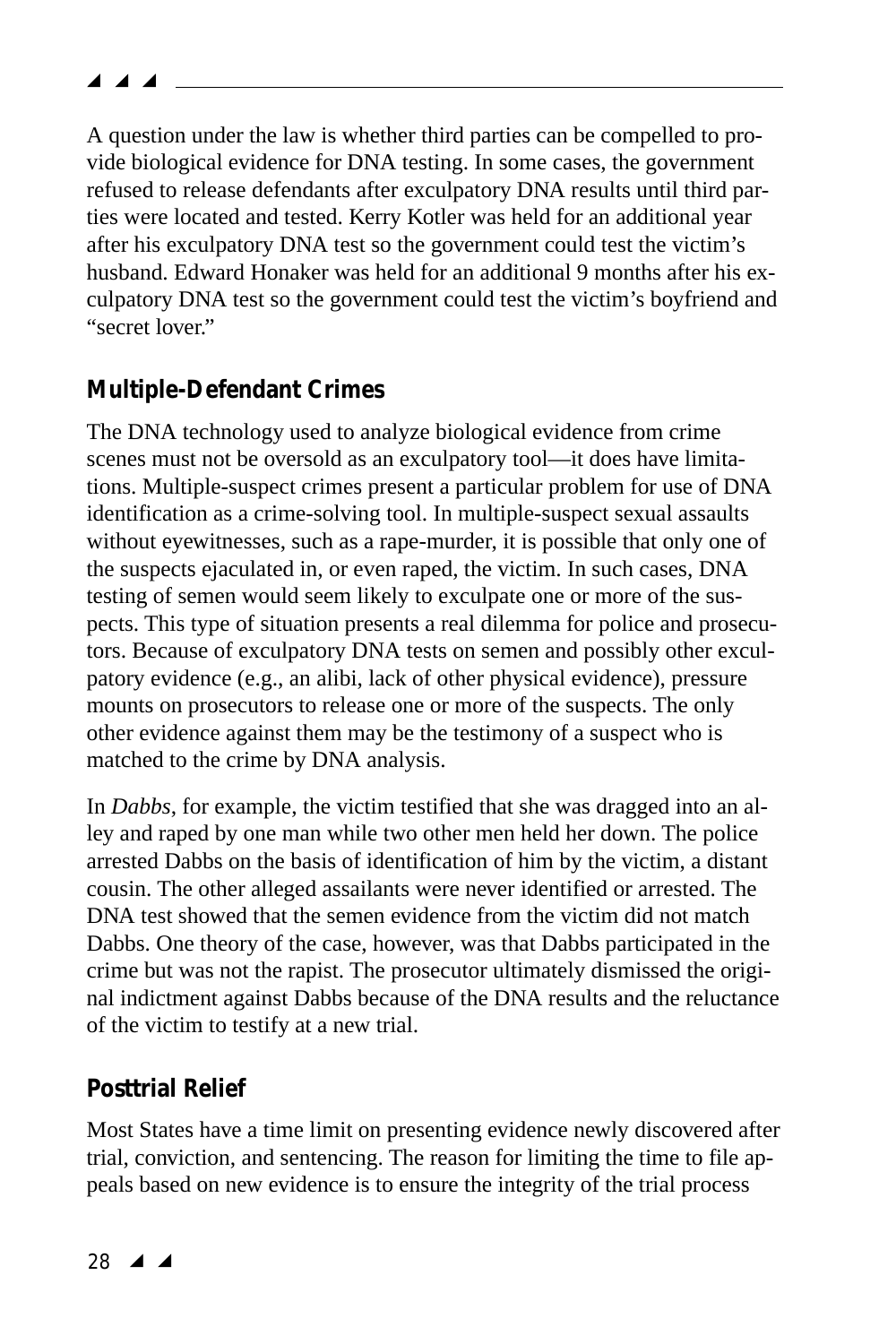A question under the law is whether third parties can be compelled to provide biological evidence for DNA testing. In some cases, the government refused to release defendants after exculpatory DNA results until third parties were located and tested. Kerry Kotler was held for an additional year after his exculpatory DNA test so the government could test the victim's husband. Edward Honaker was held for an additional 9 months after his exculpatory DNA test so the government could test the victim's boyfriend and "secret lover."

## Multiple-Defendant Crimes

The DNA technology used to analyze biological evidence from crime scenes must not be oversold as an exculpatory tool—it does have limitations. Multiple-suspect crimes present a particular problem for use of DNA identification as a crime-solving tool. In multiple-suspect sexual assaults without eyewitnesses, such as a rape-murder, it is possible that only one of the suspects ejaculated in, or even raped, the victim. In such cases, DNA testing of semen would seem likely to exculpate one or more of the suspects. This type of situation presents a real dilemma for police and prosecutors. Because of exculpatory DNA tests on semen and possibly other exculpatory evidence (e.g., an alibi, lack of other physical evidence), pressure mounts on prosecutors to release one or more of the suspects. The only other evidence against them may be the testimony of a suspect who is matched to the crime by DNA analysis.

In *Dabbs*, for example, the victim testified that she was dragged into an alley and raped by one man while two other men held her down. The police arrested Dabbs on the basis of identification of him by the victim, a distant cousin. The other alleged assailants were never identified or arrested. The DNA test showed that the semen evidence from the victim did not match Dabbs. One theory of the case, however, was that Dabbs participated in the crime but was not the rapist. The prosecutor ultimately dismissed the original indictment against Dabbs because of the DNA results and the reluctance of the victim to testify at a new trial.

## Posttrial Relief

Most States have a time limit on presenting evidence newly discovered after trial, conviction, and sentencing. The reason for limiting the time to file appeals based on new evidence is to ensure the integrity of the trial process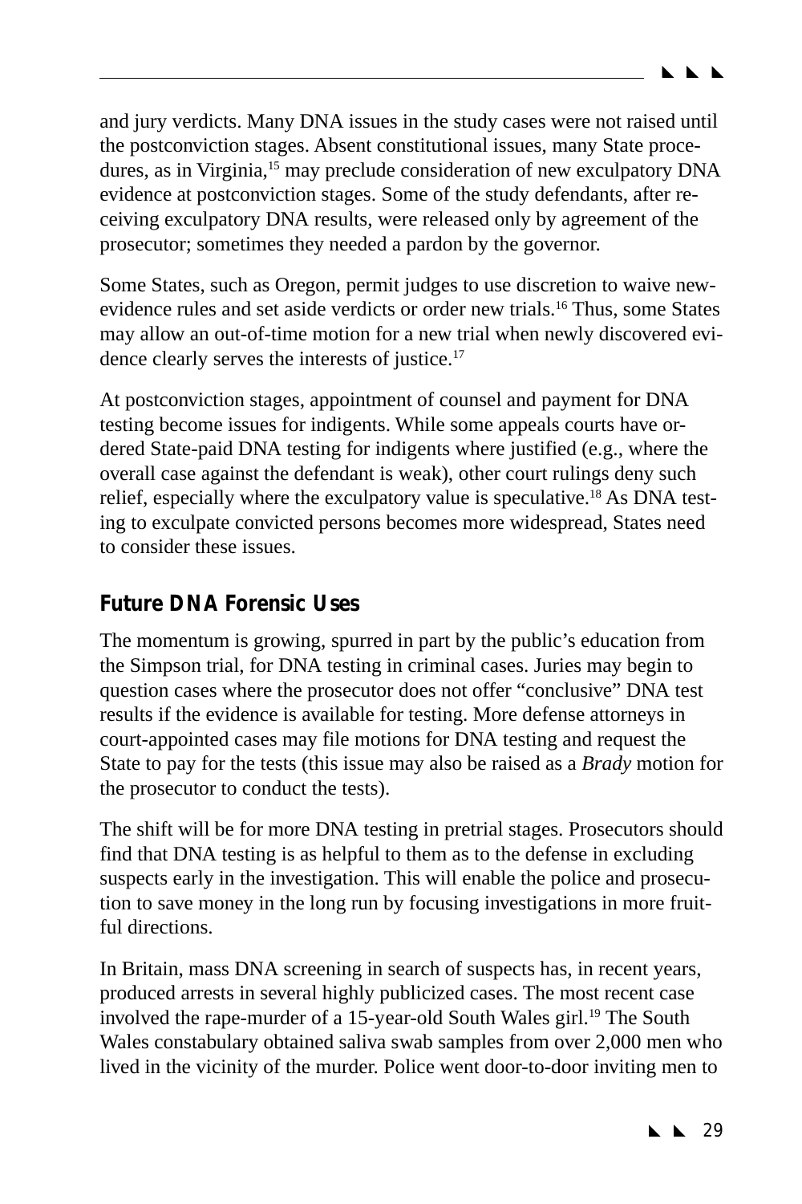and jury verdicts. Many DNA issues in the study cases were not raised until the postconviction stages. Absent constitutional issues, many State procedures, as in Virginia,[15] may preclude consideration of new exculpatory DNA evidence at postconviction stages. Some of the study defendants, after receiving exculpatory DNA results, were released only by agreement of the prosecutor; sometimes they needed a pardon by the governor.

Some States, such as Oregon, permit judges to use discretion to waive new-evidence rules and set aside verdicts or order new trials.[16] Thus, some States may allow an out-of-time motion for a new trial when newly discovered evidence clearly serves the interests of justice.[17]

At postconviction stages, appointment of counsel and payment for DNA testing become issues for indigents. While some appeals courts have ordered State-paid DNA testing for indigents where justified (e.g., where the overall case against the defendant is weak), other court rulings deny such relief, especially where the exculpatory value is speculative.[18] As DNA testing to exculpate convicted persons becomes more widespread, States need to consider these issues.

## Future DNA Forensic Uses

The momentum is growing, spurred in part by the public's education from the Simpson trial, for DNA testing in criminal cases. Juries may begin to question cases where the prosecutor does not offer "conclusive" DNA test results if the evidence is available for testing. More defense attorneys in court-appointed cases may file motions for DNA testing and request the State to pay for the tests (this issue may also be raised as a *Brady* motion for the prosecutor to conduct the tests).

The shift will be for more DNA testing in pretrial stages. Prosecutors should find that DNA testing is as helpful to them as to the defense in excluding suspects early in the investigation. This will enable the police and prosecution to save money in the long run by focusing investigations in more fruitful directions.

In Britain, mass DNA screening in search of suspects has, in recent years, produced arrests in several highly publicized cases. The most recent case involved the rape-murder of a 15-year-old South Wales girl.[19] The South Wales constabulary obtained saliva swab samples from over 2,000 men who lived in the vicinity of the murder. Police went door-to-door inviting men to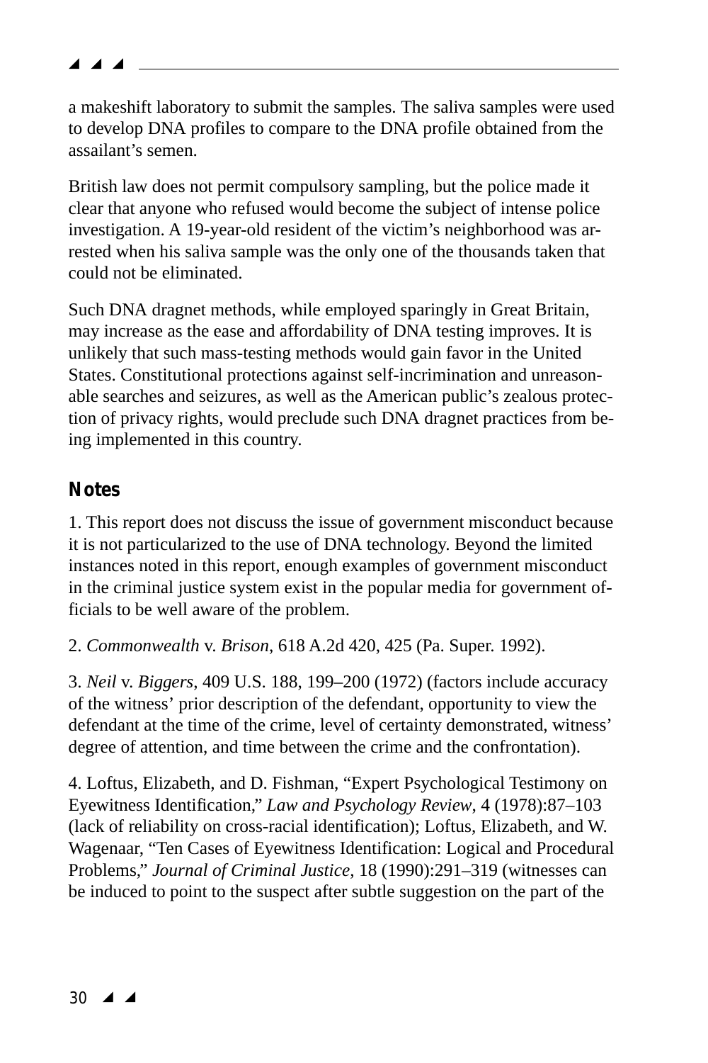a makeshift laboratory to submit the samples. The saliva samples were used to develop DNA profiles to compare to the DNA profile obtained from the assailant's semen.

British law does not permit compulsory sampling, but the police made it clear that anyone who refused would become the subject of intense police investigation. A 19-year-old resident of the victim's neighborhood was arrested when his saliva sample was the only one of the thousands taken that could not be eliminated.

Such DNA dragnet methods, while employed sparingly in Great Britain, may increase as the ease and affordability of DNA testing improves. It is unlikely that such mass-testing methods would gain favor in the United States. Constitutional protections against self-incrimination and unreasonable searches and seizures, as well as the American public's zealous protection of privacy rights, would preclude such DNA dragnet practices from being implemented in this country.

## Notes

1. This report does not discuss the issue of government misconduct because it is not particularized to the use of DNA technology. Beyond the limited instances noted in this report, enough examples of government misconduct in the criminal justice system exist in the popular media for government officials to be well aware of the problem.

2. *Commonwealth* v. *Brison*, 618 A.2d 420, 425 (Pa. Super. 1992).

3. *Neil* v. *Biggers*, 409 U.S. 188, 199–200 (1972) (factors include accuracy of the witness' prior description of the defendant, opportunity to view the defendant at the time of the crime, level of certainty demonstrated, witness' degree of attention, and time between the crime and the confrontation).

4. Loftus, Elizabeth, and D. Fishman, "Expert Psychological Testimony on Eyewitness Identification," *Law and Psychology Review*, 4 (1978):87–103 (lack of reliability on cross-racial identification); Loftus, Elizabeth, and W. Wagenaar, "Ten Cases of Eyewitness Identification: Logical and Procedural Problems," *Journal of Criminal Justice*, 18 (1990):291–319 (witnesses can be induced to point to the suspect after subtle suggestion on the part of the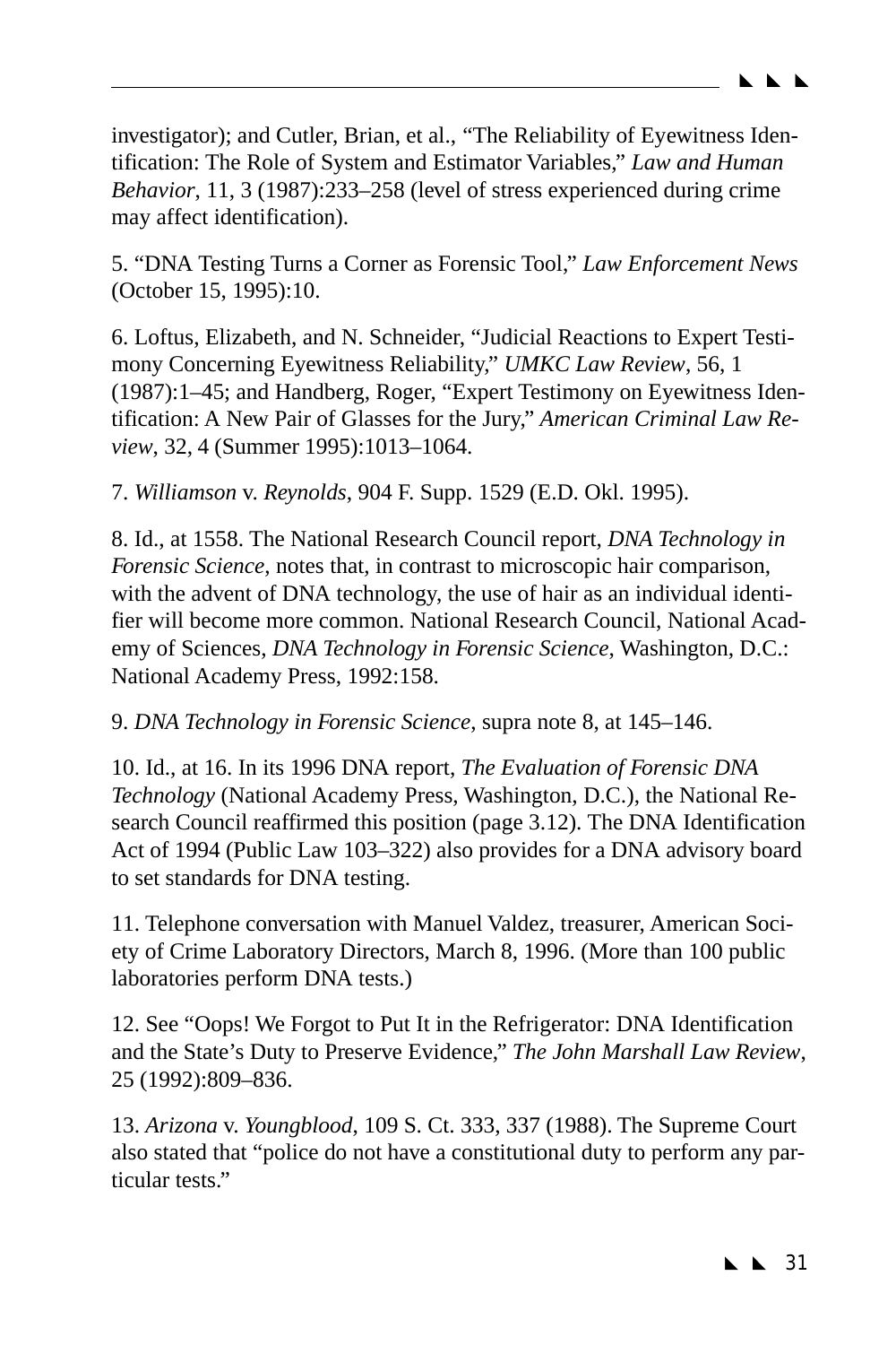investigator); and Cutler, Brian, et al., "The Reliability of Eyewitness Identification: The Role of System and Estimator Variables," *Law and Human Behavior*, 11, 3 (1987):233–258 (level of stress experienced during crime may affect identification).

5. "DNA Testing Turns a Corner as Forensic Tool," *Law Enforcement News* (October 15, 1995):10.

6. Loftus, Elizabeth, and N. Schneider, "Judicial Reactions to Expert Testimony Concerning Eyewitness Reliability," *UMKC Law Review*, 56, 1 (1987):1–45; and Handberg, Roger, "Expert Testimony on Eyewitness Identification: A New Pair of Glasses for the Jury," *American Criminal Law Review*, 32, 4 (Summer 1995):1013–1064.

7. *Williamson* v. *Reynolds*, 904 F. Supp. 1529 (E.D. Okl. 1995).

8. Id., at 1558. The National Research Council report, *DNA Technology in Forensic Science*, notes that, in contrast to microscopic hair comparison, with the advent of DNA technology, the use of hair as an individual identifier will become more common. National Research Council, National Academy of Sciences, *DNA Technology in Forensic Science*, Washington, D.C.: National Academy Press, 1992:158.

9. *DNA Technology in Forensic Science*, supra note 8, at 145–146.

10. Id., at 16. In its 1996 DNA report, *The Evaluation of Forensic DNA Technology* (National Academy Press, Washington, D.C.), the National Research Council reaffirmed this position (page 3.12). The DNA Identification Act of 1994 (Public Law 103–322) also provides for a DNA advisory board to set standards for DNA testing.

11. Telephone conversation with Manuel Valdez, treasurer, American Society of Crime Laboratory Directors, March 8, 1996. (More than 100 public laboratories perform DNA tests.)

12. See "Oops! We Forgot to Put It in the Refrigerator: DNA Identification and the State's Duty to Preserve Evidence," *The John Marshall Law Review*, 25 (1992):809–836.

13. *Arizona* v. *Youngblood*, 109 S. Ct. 333, 337 (1988). The Supreme Court also stated that "police do not have a constitutional duty to perform any particular tests."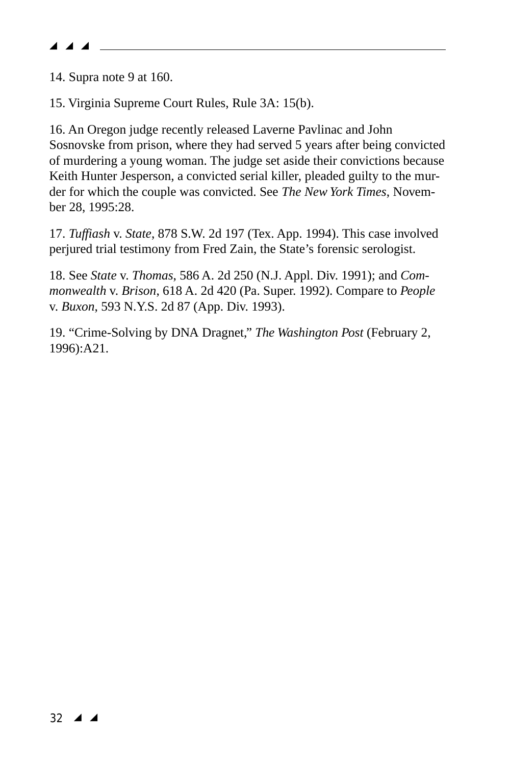14. Supra note 9 at 160.

15. Virginia Supreme Court Rules, Rule 3A: 15(b).

16. An Oregon judge recently released Laverne Pavlinac and John Sosnovske from prison, where they had served 5 years after being convicted of murdering a young woman. The judge set aside their convictions because Keith Hunter Jesperson, a convicted serial killer, pleaded guilty to the murder for which the couple was convicted. See *The New York Times*, November 28, 1995:28.

17. *Tuffiash* v. *State*, 878 S.W. 2d 197 (Tex. App. 1994). This case involved perjured trial testimony from Fred Zain, the State's forensic serologist.

18. See *State* v. *Thomas*, 586 A. 2d 250 (N.J. Appl. Div. 1991); and *Commonwealth* v. *Brison*, 618 A. 2d 420 (Pa. Super. 1992). Compare to *People* v. *Buxon*, 593 N.Y.S. 2d 87 (App. Div. 1993).

19. "Crime-Solving by DNA Dragnet," *The Washington Post* (February 2, 1996):A21.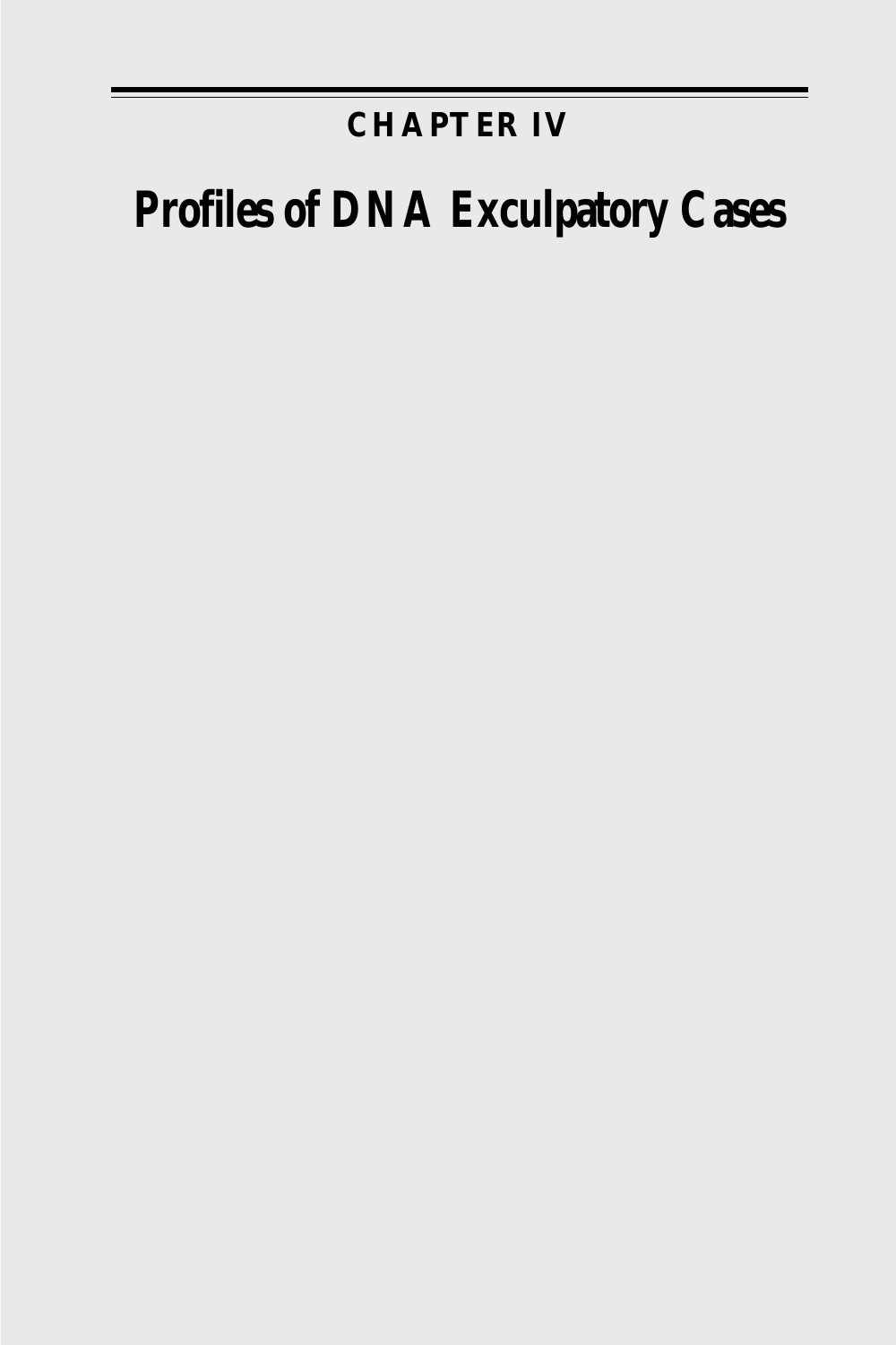## CHAPTER IV

# Profiles of DNA Exculpatory Cases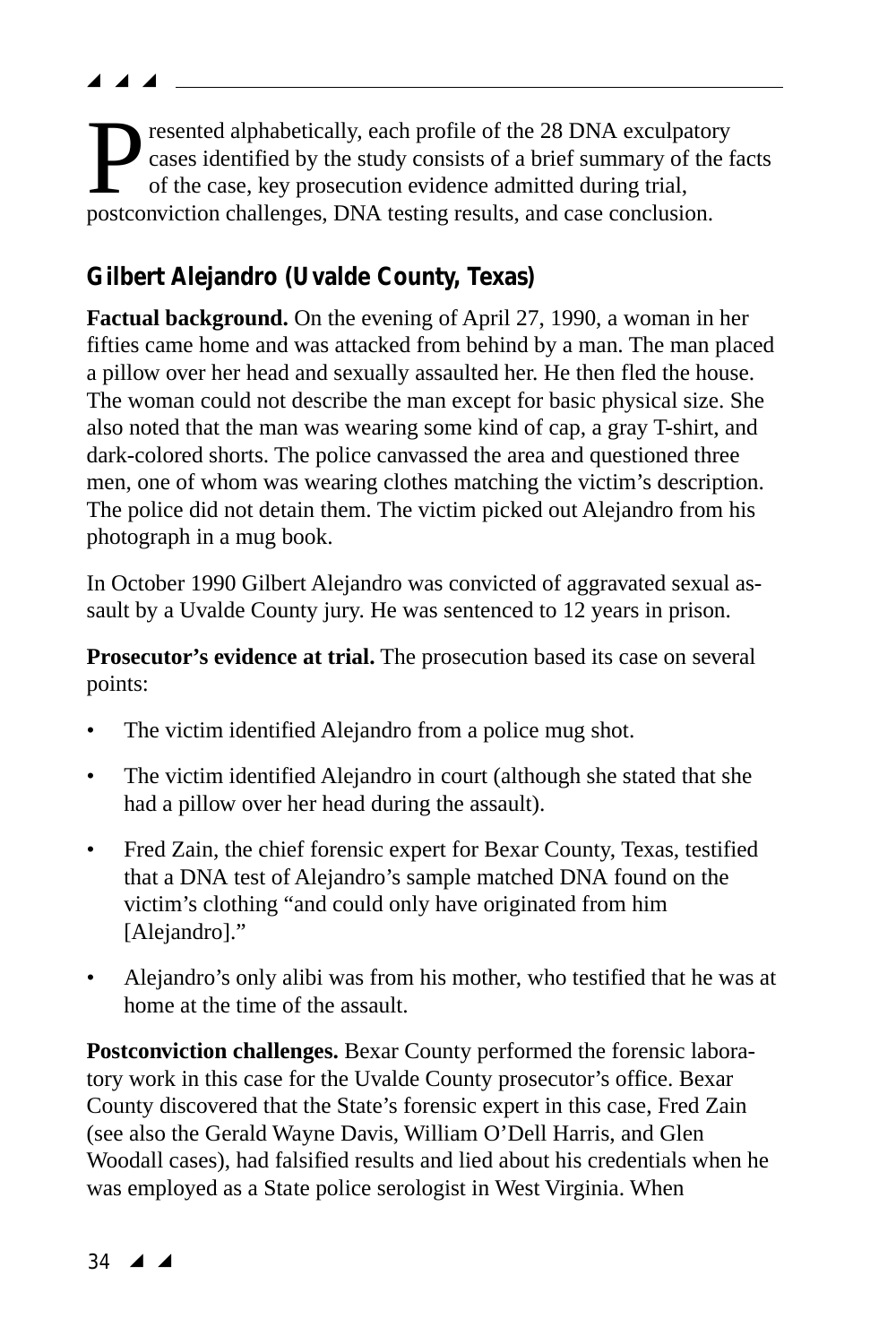Presented alphabetically, each profile of the 28 DNA exculpatory cases identified by the study consists of a brief summary of the facts of the case, key prosecution evidence admitted during trial, postconviction challenges, DNA testing results, and case conclusion.

## Gilbert Alejandro (Uvalde County, Texas)

**Factual background.** On the evening of April 27, 1990, a woman in her fifties came home and was attacked from behind by a man. The man placed a pillow over her head and sexually assaulted her. He then fled the house. The woman could not describe the man except for basic physical size. She also noted that the man was wearing some kind of cap, a gray T-shirt, and dark-colored shorts. The police canvassed the area and questioned three men, one of whom was wearing clothes matching the victim's description. The police did not detain them. The victim picked out Alejandro from his photograph in a mug book.

In October 1990 Gilbert Alejandro was convicted of aggravated sexual assault by a Uvalde County jury. He was sentenced to 12 years in prison.

**Prosecutor's evidence at trial.** The prosecution based its case on several points:

- The victim identified Alejandro from a police mug shot.
- The victim identified Alejandro in court (although she stated that she had a pillow over her head during the assault).
- Fred Zain, the chief forensic expert for Bexar County, Texas, testified that a DNA test of Alejandro's sample matched DNA found on the victim's clothing "and could only have originated from him [Alejandro]."
- Alejandro's only alibi was from his mother, who testified that he was at home at the time of the assault.

**Postconviction challenges.** Bexar County performed the forensic laboratory work in this case for the Uvalde County prosecutor's office. Bexar County discovered that the State's forensic expert in this case, Fred Zain (see also the Gerald Wayne Davis, William O'Dell Harris, and Glen Woodall cases), had falsified results and lied about his credentials when he was employed as a State police serologist in West Virginia. When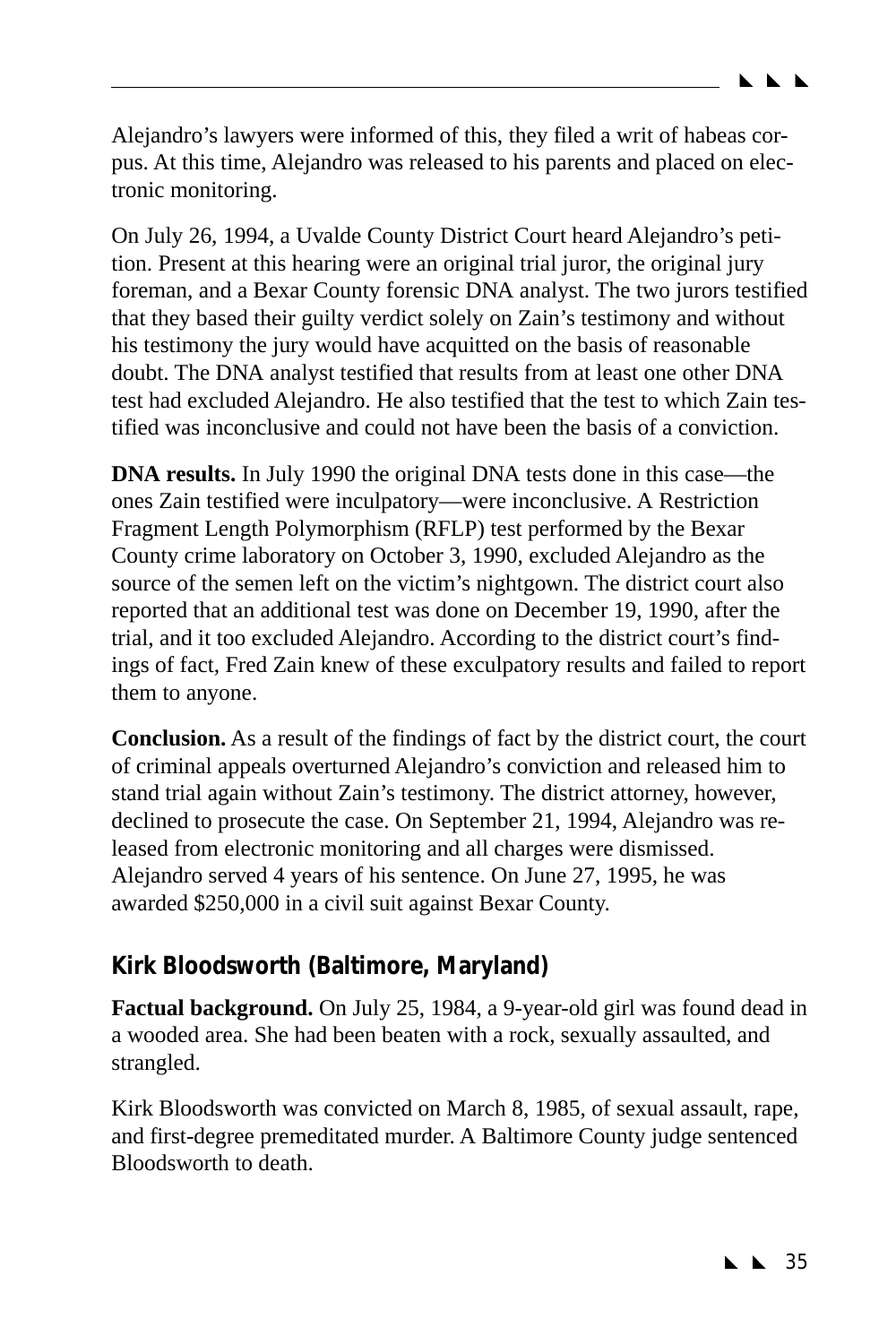Alejandro's lawyers were informed of this, they filed a writ of habeas corpus. At this time, Alejandro was released to his parents and placed on electronic monitoring.

On July 26, 1994, a Uvalde County District Court heard Alejandro's petition. Present at this hearing were an original trial juror, the original jury foreman, and a Bexar County forensic DNA analyst. The two jurors testified that they based their guilty verdict solely on Zain's testimony and without his testimony the jury would have acquitted on the basis of reasonable doubt. The DNA analyst testified that results from at least one other DNA test had excluded Alejandro. He also testified that the test to which Zain testified was inconclusive and could not have been the basis of a conviction.

**DNA results.** In July 1990 the original DNA tests done in this case—the ones Zain testified were inculpatory—were inconclusive. A Restriction Fragment Length Polymorphism (RFLP) test performed by the Bexar County crime laboratory on October 3, 1990, excluded Alejandro as the source of the semen left on the victim's nightgown. The district court also reported that an additional test was done on December 19, 1990, after the trial, and it too excluded Alejandro. According to the district court's findings of fact, Fred Zain knew of these exculpatory results and failed to report them to anyone.

**Conclusion.** As a result of the findings of fact by the district court, the court of criminal appeals overturned Alejandro's conviction and released him to stand trial again without Zain's testimony. The district attorney, however, declined to prosecute the case. On September 21, 1994, Alejandro was released from electronic monitoring and all charges were dismissed. Alejandro served 4 years of his sentence. On June 27, 1995, he was awarded $250,000 in a civil suit against Bexar County.

## Kirk Bloodsworth (Baltimore, Maryland)

**Factual background.** On July 25, 1984, a 9-year-old girl was found dead in a wooded area. She had been beaten with a rock, sexually assaulted, and strangled.

Kirk Bloodsworth was convicted on March 8, 1985, of sexual assault, rape, and first-degree premeditated murder. A Baltimore County judge sentenced Bloodsworth to death.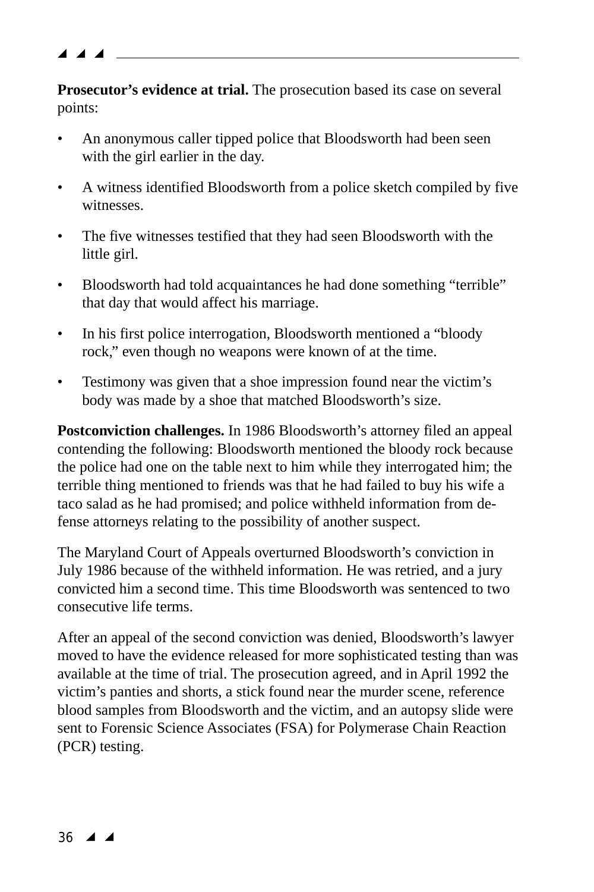**Prosecutor's evidence at trial.** The prosecution based its case on several points:

- An anonymous caller tipped police that Bloodsworth had been seen with the girl earlier in the day.
- A witness identified Bloodsworth from a police sketch compiled by five witnesses.
- The five witnesses testified that they had seen Bloodsworth with the little girl.
- Bloodsworth had told acquaintances he had done something "terrible" that day that would affect his marriage.
- In his first police interrogation, Bloodsworth mentioned a "bloody rock," even though no weapons were known of at the time.
- Testimony was given that a shoe impression found near the victim's body was made by a shoe that matched Bloodsworth's size.

**Postconviction challenges.** In 1986 Bloodsworth's attorney filed an appeal contending the following: Bloodsworth mentioned the bloody rock because the police had one on the table next to him while they interrogated him; the terrible thing mentioned to friends was that he had failed to buy his wife a taco salad as he had promised; and police withheld information from defense attorneys relating to the possibility of another suspect.

The Maryland Court of Appeals overturned Bloodsworth's conviction in July 1986 because of the withheld information. He was retried, and a jury convicted him a second time. This time Bloodsworth was sentenced to two consecutive life terms.

After an appeal of the second conviction was denied, Bloodsworth's lawyer moved to have the evidence released for more sophisticated testing than was available at the time of trial. The prosecution agreed, and in April 1992 the victim's panties and shorts, a stick found near the murder scene, reference blood samples from Bloodsworth and the victim, and an autopsy slide were sent to Forensic Science Associates (FSA) for Polymerase Chain Reaction (PCR) testing.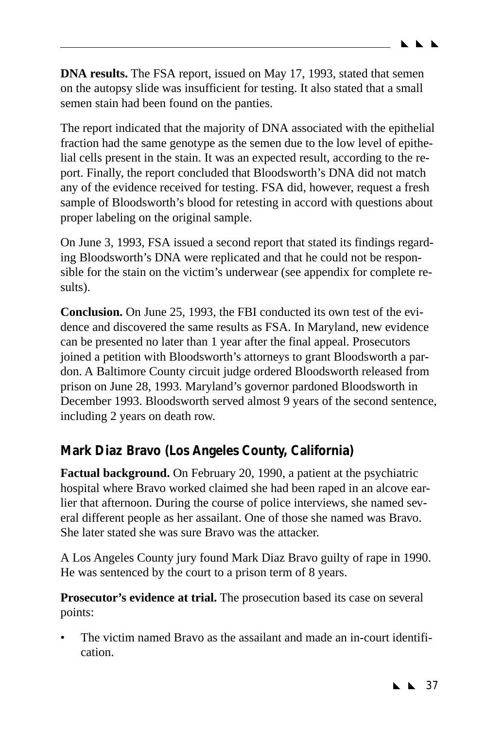**DNA results.** The FSA report, issued on May 17, 1993, stated that semen on the autopsy slide was insufficient for testing. It also stated that a small semen stain had been found on the panties.

The report indicated that the majority of DNA associated with the epithelial fraction had the same genotype as the semen due to the low level of epithelial cells present in the stain. It was an expected result, according to the report. Finally, the report concluded that Bloodsworth's DNA did not match any of the evidence received for testing. FSA did, however, request a fresh sample of Bloodsworth's blood for retesting in accord with questions about proper labeling on the original sample.

On June 3, 1993, FSA issued a second report that stated its findings regarding Bloodsworth's DNA were replicated and that he could not be responsible for the stain on the victim's underwear (see appendix for complete results).

**Conclusion.** On June 25, 1993, the FBI conducted its own test of the evidence and discovered the same results as FSA. In Maryland, new evidence can be presented no later than 1 year after the final appeal. Prosecutors joined a petition with Bloodsworth's attorneys to grant Bloodsworth a pardon. A Baltimore County circuit judge ordered Bloodsworth released from prison on June 28, 1993. Maryland's governor pardoned Bloodsworth in December 1993. Bloodsworth served almost 9 years of the second sentence, including 2 years on death row.

## Mark Diaz Bravo (Los Angeles County, California)

**Factual background.** On February 20, 1990, a patient at the psychiatric hospital where Bravo worked claimed she had been raped in an alcove earlier that afternoon. During the course of police interviews, she named several different people as her assailant. One of those she named was Bravo. She later stated she was sure Bravo was the attacker.

A Los Angeles County jury found Mark Diaz Bravo guilty of rape in 1990. He was sentenced by the court to a prison term of 8 years.

**Prosecutor's evidence at trial.** The prosecution based its case on several points:

- The victim named Bravo as the assailant and made an in-court identification.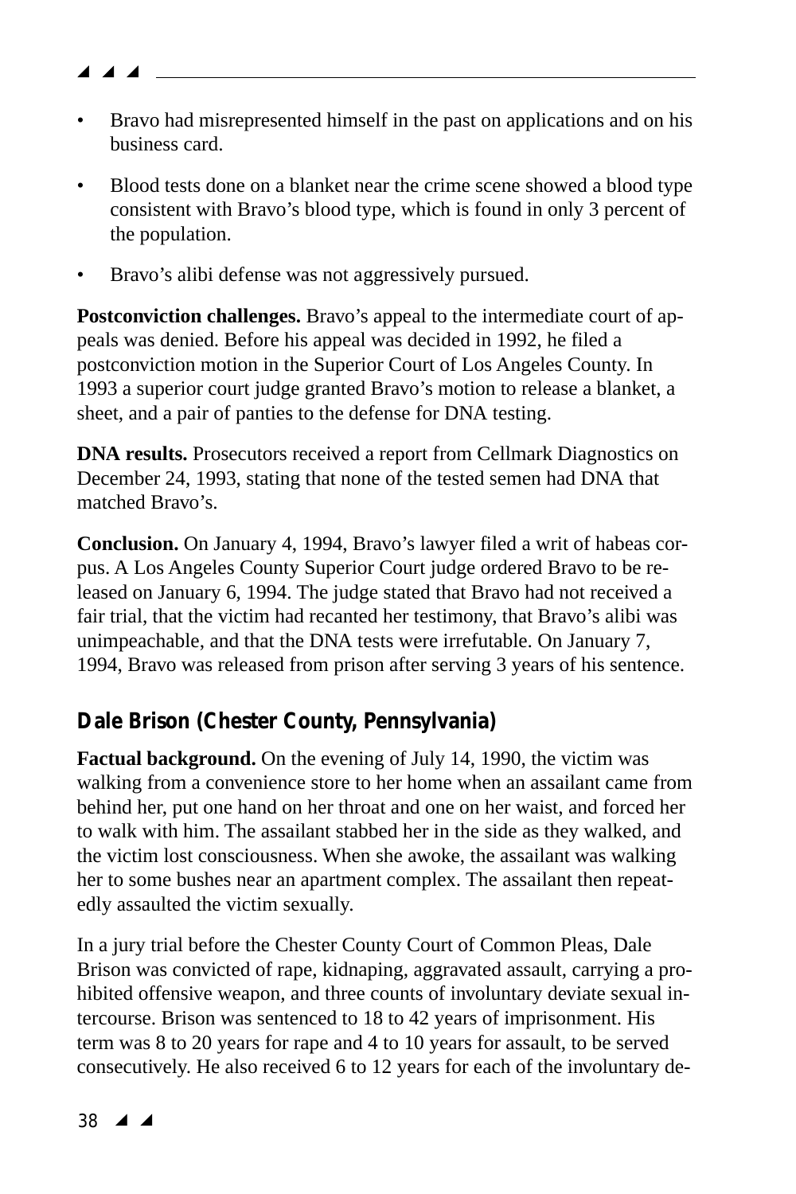- Bravo had misrepresented himself in the past on applications and on his business card.
- Blood tests done on a blanket near the crime scene showed a blood type consistent with Bravo's blood type, which is found in only 3 percent of the population.
- Bravo's alibi defense was not aggressively pursued.

**Postconviction challenges.** Bravo's appeal to the intermediate court of appeals was denied. Before his appeal was decided in 1992, he filed a postconviction motion in the Superior Court of Los Angeles County. In 1993 a superior court judge granted Bravo's motion to release a blanket, a sheet, and a pair of panties to the defense for DNA testing.

**DNA results.** Prosecutors received a report from Cellmark Diagnostics on December 24, 1993, stating that none of the tested semen had DNA that matched Bravo's.

**Conclusion.** On January 4, 1994, Bravo's lawyer filed a writ of habeas corpus. A Los Angeles County Superior Court judge ordered Bravo to be released on January 6, 1994. The judge stated that Bravo had not received a fair trial, that the victim had recanted her testimony, that Bravo's alibi was unimpeachable, and that the DNA tests were irrefutable. On January 7, 1994, Bravo was released from prison after serving 3 years of his sentence.

## Dale Brison (Chester County, Pennsylvania)

**Factual background.** On the evening of July 14, 1990, the victim was walking from a convenience store to her home when an assailant came from behind her, put one hand on her throat and one on her waist, and forced her to walk with him. The assailant stabbed her in the side as they walked, and the victim lost consciousness. When she awoke, the assailant was walking her to some bushes near an apartment complex. The assailant then repeatedly assaulted the victim sexually.

In a jury trial before the Chester County Court of Common Pleas, Dale Brison was convicted of rape, kidnaping, aggravated assault, carrying a prohibited offensive weapon, and three counts of involuntary deviate sexual intercourse. Brison was sentenced to 18 to 42 years of imprisonment. His term was 8 to 20 years for rape and 4 to 10 years for assault, to be served consecutively. He also received 6 to 12 years for each of the involuntary de-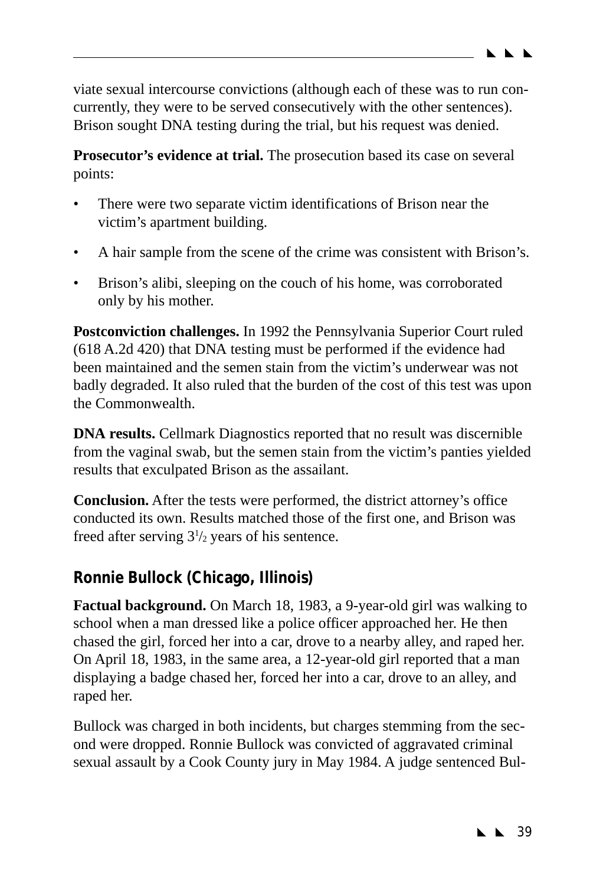viate sexual intercourse convictions (although each of these was to run concurrently, they were to be served consecutively with the other sentences). Brison sought DNA testing during the trial, but his request was denied.

**Prosecutor's evidence at trial.** The prosecution based its case on several points:

- There were two separate victim identifications of Brison near the victim's apartment building.
- A hair sample from the scene of the crime was consistent with Brison's.
- Brison's alibi, sleeping on the couch of his home, was corroborated only by his mother.

**Postconviction challenges.** In 1992 the Pennsylvania Superior Court ruled (618 A.2d 420) that DNA testing must be performed if the evidence had been maintained and the semen stain from the victim's underwear was not badly degraded. It also ruled that the burden of the cost of this test was upon the Commonwealth.

**DNA results.** Cellmark Diagnostics reported that no result was discernible from the vaginal swab, but the semen stain from the victim's panties yielded results that exculpated Brison as the assailant.

**Conclusion.** After the tests were performed, the district attorney's office conducted its own. Results matched those of the first one, and Brison was freed after serving 3½ years of his sentence.

## Ronnie Bullock (Chicago, Illinois)

**Factual background.** On March 18, 1983, a 9-year-old girl was walking to school when a man dressed like a police officer approached her. He then chased the girl, forced her into a car, drove to a nearby alley, and raped her. On April 18, 1983, in the same area, a 12-year-old girl reported that a man displaying a badge chased her, forced her into a car, drove to an alley, and raped her.

Bullock was charged in both incidents, but charges stemming from the second were dropped. Ronnie Bullock was convicted of aggravated criminal sexual assault by a Cook County jury in May 1984. A judge sentenced Bul-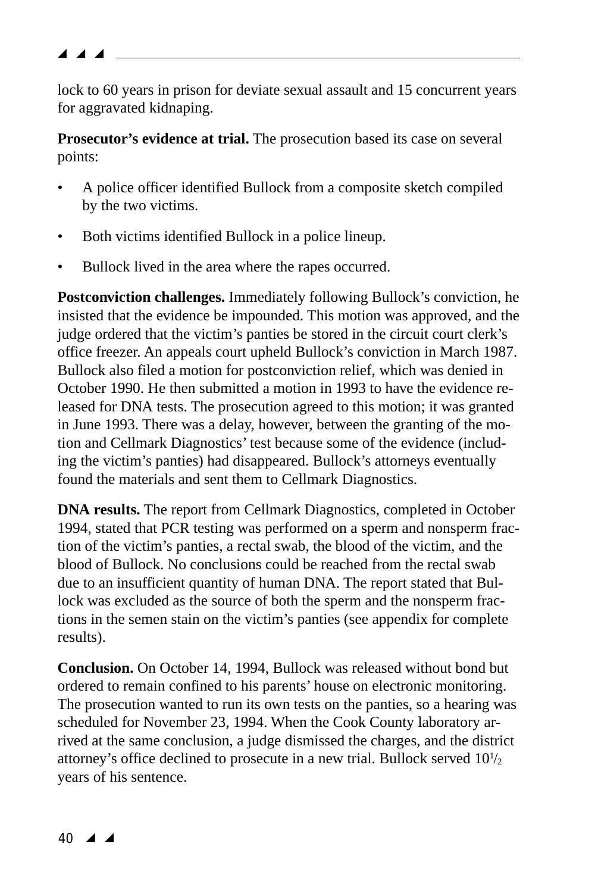lock to 60 years in prison for deviate sexual assault and 15 concurrent years for aggravated kidnaping.

**Prosecutor's evidence at trial.** The prosecution based its case on several points:

- A police officer identified Bullock from a composite sketch compiled by the two victims.
- Both victims identified Bullock in a police lineup.
- Bullock lived in the area where the rapes occurred.

**Postconviction challenges.** Immediately following Bullock's conviction, he insisted that the evidence be impounded. This motion was approved, and the judge ordered that the victim's panties be stored in the circuit court clerk's office freezer. An appeals court upheld Bullock's conviction in March 1987. Bullock also filed a motion for postconviction relief, which was denied in October 1990. He then submitted a motion in 1993 to have the evidence released for DNA tests. The prosecution agreed to this motion; it was granted in June 1993. There was a delay, however, between the granting of the motion and Cellmark Diagnostics' test because some of the evidence (including the victim's panties) had disappeared. Bullock's attorneys eventually found the materials and sent them to Cellmark Diagnostics.

**DNA results.** The report from Cellmark Diagnostics, completed in October 1994, stated that PCR testing was performed on a sperm and nonsperm fraction of the victim's panties, a rectal swab, the blood of the victim, and the blood of Bullock. No conclusions could be reached from the rectal swab due to an insufficient quantity of human DNA. The report stated that Bullock was excluded as the source of both the sperm and the nonsperm fractions in the semen stain on the victim's panties (see appendix for complete results).

**Conclusion.** On October 14, 1994, Bullock was released without bond but ordered to remain confined to his parents' house on electronic monitoring. The prosecution wanted to run its own tests on the panties, so a hearing was scheduled for November 23, 1994. When the Cook County laboratory arrived at the same conclusion, a judge dismissed the charges, and the district attorney's office declined to prosecute in a new trial. Bullock served 10½ years of his sentence.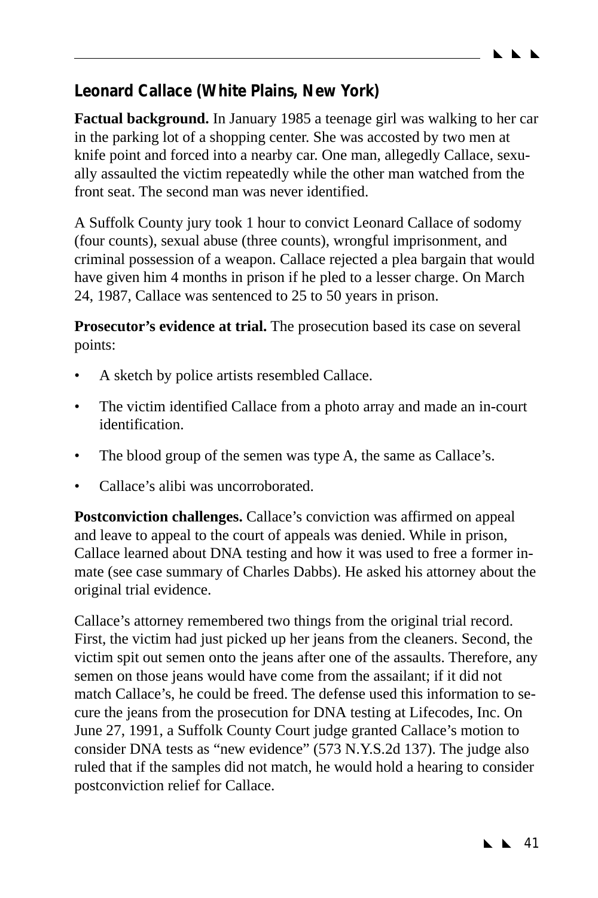## Leonard Callace (White Plains, New York)

**Factual background.** In January 1985 a teenage girl was walking to her car in the parking lot of a shopping center. She was accosted by two men at knife point and forced into a nearby car. One man, allegedly Callace, sexually assaulted the victim repeatedly while the other man watched from the front seat. The second man was never identified.

A Suffolk County jury took 1 hour to convict Leonard Callace of sodomy (four counts), sexual abuse (three counts), wrongful imprisonment, and criminal possession of a weapon. Callace rejected a plea bargain that would have given him 4 months in prison if he pled to a lesser charge. On March 24, 1987, Callace was sentenced to 25 to 50 years in prison.

**Prosecutor's evidence at trial.** The prosecution based its case on several points:

- A sketch by police artists resembled Callace.
- The victim identified Callace from a photo array and made an in-court identification.
- The blood group of the semen was type A, the same as Callace's.
- Callace's alibi was uncorroborated.

**Postconviction challenges.** Callace's conviction was affirmed on appeal and leave to appeal to the court of appeals was denied. While in prison, Callace learned about DNA testing and how it was used to free a former inmate (see case summary of Charles Dabbs). He asked his attorney about the original trial evidence.

Callace's attorney remembered two things from the original trial record. First, the victim had just picked up her jeans from the cleaners. Second, the victim spit out semen onto the jeans after one of the assaults. Therefore, any semen on those jeans would have come from the assailant; if it did not match Callace's, he could be freed. The defense used this information to secure the jeans from the prosecution for DNA testing at Lifecodes, Inc. On June 27, 1991, a Suffolk County Court judge granted Callace's motion to consider DNA tests as "new evidence" (573 N.Y.S.2d 137). The judge also ruled that if the samples did not match, he would hold a hearing to consider postconviction relief for Callace.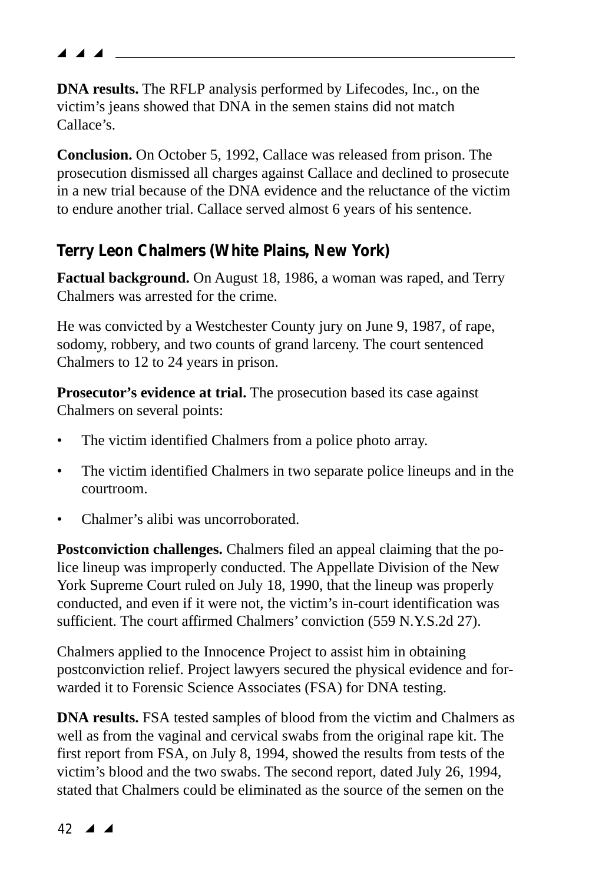**DNA results.** The RFLP analysis performed by Lifecodes, Inc., on the victim's jeans showed that DNA in the semen stains did not match Callace's.

**Conclusion.** On October 5, 1992, Callace was released from prison. The prosecution dismissed all charges against Callace and declined to prosecute in a new trial because of the DNA evidence and the reluctance of the victim to endure another trial. Callace served almost 6 years of his sentence.

### Terry Leon Chalmers (White Plains, New York)

**Factual background.** On August 18, 1986, a woman was raped, and Terry Chalmers was arrested for the crime.

He was convicted by a Westchester County jury on June 9, 1987, of rape, sodomy, robbery, and two counts of grand larceny. The court sentenced Chalmers to 12 to 24 years in prison.

**Prosecutor's evidence at trial.** The prosecution based its case against Chalmers on several points:

- The victim identified Chalmers from a police photo array.
- The victim identified Chalmers in two separate police lineups and in the courtroom.
- Chalmer's alibi was uncorroborated.

**Postconviction challenges.** Chalmers filed an appeal claiming that the police lineup was improperly conducted. The Appellate Division of the New York Supreme Court ruled on July 18, 1990, that the lineup was properly conducted, and even if it were not, the victim's in-court identification was sufficient. The court affirmed Chalmers' conviction (559 N.Y.S.2d 27).

Chalmers applied to the Innocence Project to assist him in obtaining postconviction relief. Project lawyers secured the physical evidence and forwarded it to Forensic Science Associates (FSA) for DNA testing.

**DNA results.** FSA tested samples of blood from the victim and Chalmers as well as from the vaginal and cervical swabs from the original rape kit. The first report from FSA, on July 8, 1994, showed the results from tests of the victim's blood and the two swabs. The second report, dated July 26, 1994, stated that Chalmers could be eliminated as the source of the semen on the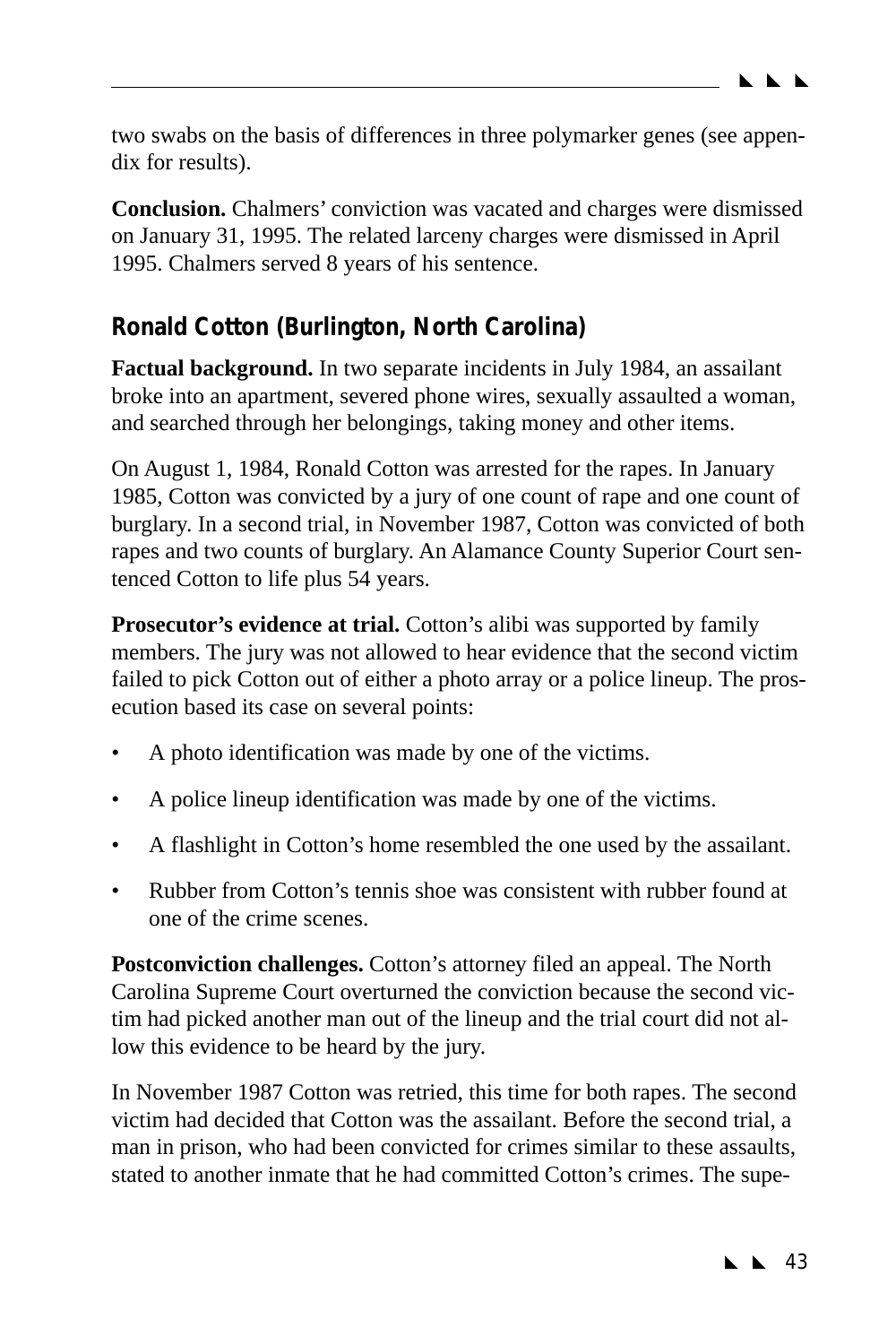two swabs on the basis of differences in three polymarker genes (see appendix for results).

**Conclusion.** Chalmers' conviction was vacated and charges were dismissed on January 31, 1995. The related larceny charges were dismissed in April 1995. Chalmers served 8 years of his sentence.

## Ronald Cotton (Burlington, North Carolina)

**Factual background.** In two separate incidents in July 1984, an assailant broke into an apartment, severed phone wires, sexually assaulted a woman, and searched through her belongings, taking money and other items.

On August 1, 1984, Ronald Cotton was arrested for the rapes. In January 1985, Cotton was convicted by a jury of one count of rape and one count of burglary. In a second trial, in November 1987, Cotton was convicted of both rapes and two counts of burglary. An Alamance County Superior Court sentenced Cotton to life plus 54 years.

**Prosecutor's evidence at trial.** Cotton's alibi was supported by family members. The jury was not allowed to hear evidence that the second victim failed to pick Cotton out of either a photo array or a police lineup. The prosecution based its case on several points:

- A photo identification was made by one of the victims.
- A police lineup identification was made by one of the victims.
- A flashlight in Cotton's home resembled the one used by the assailant.
- Rubber from Cotton's tennis shoe was consistent with rubber found at one of the crime scenes.

**Postconviction challenges.** Cotton's attorney filed an appeal. The North Carolina Supreme Court overturned the conviction because the second victim had picked another man out of the lineup and the trial court did not allow this evidence to be heard by the jury.

In November 1987 Cotton was retried, this time for both rapes. The second victim had decided that Cotton was the assailant. Before the second trial, a man in prison, who had been convicted for crimes similar to these assaults, stated to another inmate that he had committed Cotton's crimes. The supe-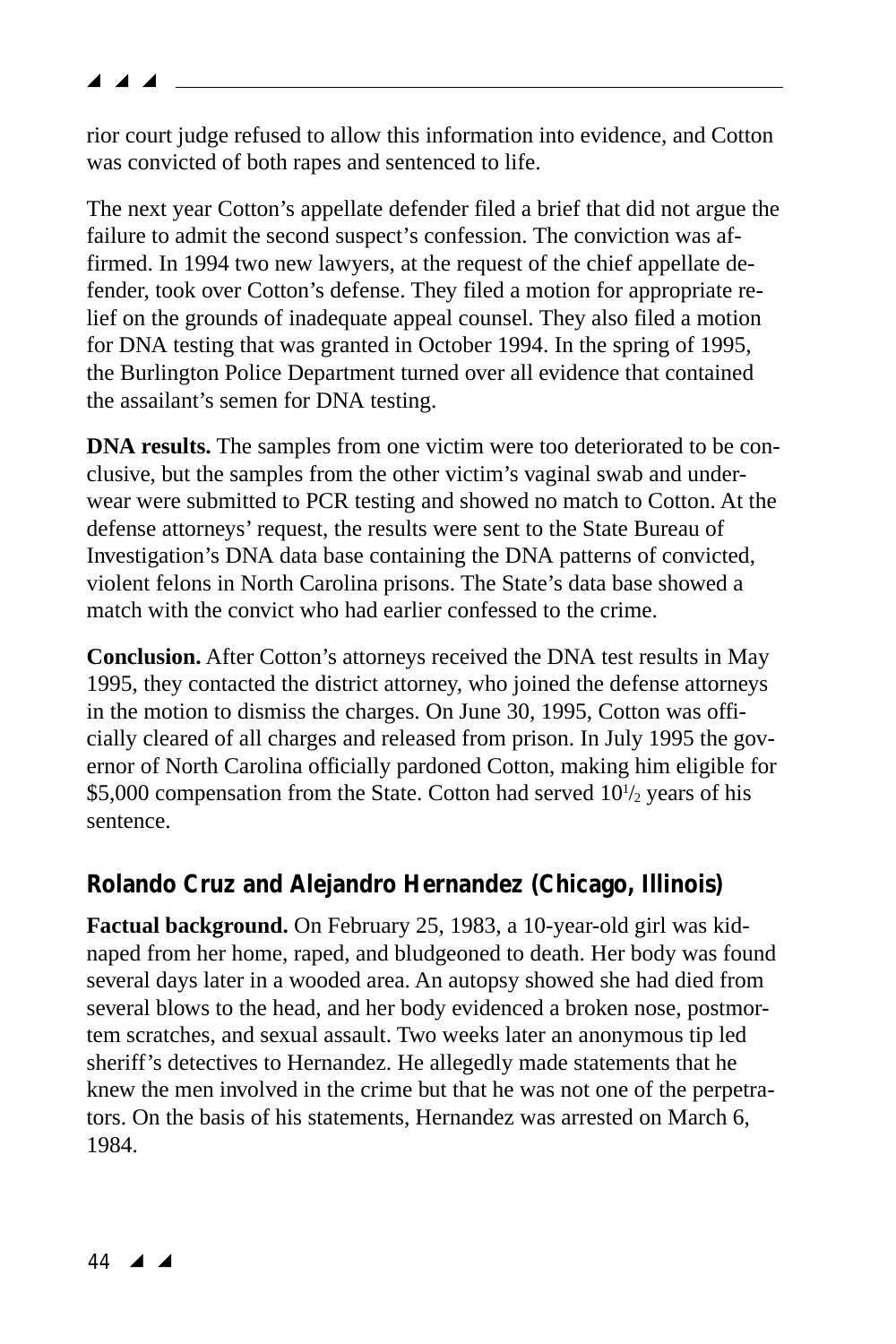rior court judge refused to allow this information into evidence, and Cotton was convicted of both rapes and sentenced to life.

The next year Cotton's appellate defender filed a brief that did not argue the failure to admit the second suspect's confession. The conviction was affirmed. In 1994 two new lawyers, at the request of the chief appellate defender, took over Cotton's defense. They filed a motion for appropriate relief on the grounds of inadequate appeal counsel. They also filed a motion for DNA testing that was granted in October 1994. In the spring of 1995, the Burlington Police Department turned over all evidence that contained the assailant's semen for DNA testing.

**DNA results.** The samples from one victim were too deteriorated to be conclusive, but the samples from the other victim's vaginal swab and underwear were submitted to PCR testing and showed no match to Cotton. At the defense attorneys' request, the results were sent to the State Bureau of Investigation's DNA data base containing the DNA patterns of convicted, violent felons in North Carolina prisons. The State's data base showed a match with the convict who had earlier confessed to the crime.

**Conclusion.** After Cotton's attorneys received the DNA test results in May 1995, they contacted the district attorney, who joined the defense attorneys in the motion to dismiss the charges. On June 30, 1995, Cotton was officially cleared of all charges and released from prison. In July 1995 the governor of North Carolina officially pardoned Cotton, making him eligible for $5,000 compensation from the State. Cotton had served 10½ years of his sentence.

## Rolando Cruz and Alejandro Hernandez (Chicago, Illinois)

**Factual background.** On February 25, 1983, a 10-year-old girl was kidnaped from her home, raped, and bludgeoned to death. Her body was found several days later in a wooded area. An autopsy showed she had died from several blows to the head, and her body evidenced a broken nose, postmortem scratches, and sexual assault. Two weeks later an anonymous tip led sheriff's detectives to Hernandez. He allegedly made statements that he knew the men involved in the crime but that he was not one of the perpetrators. On the basis of his statements, Hernandez was arrested on March 6, 1984.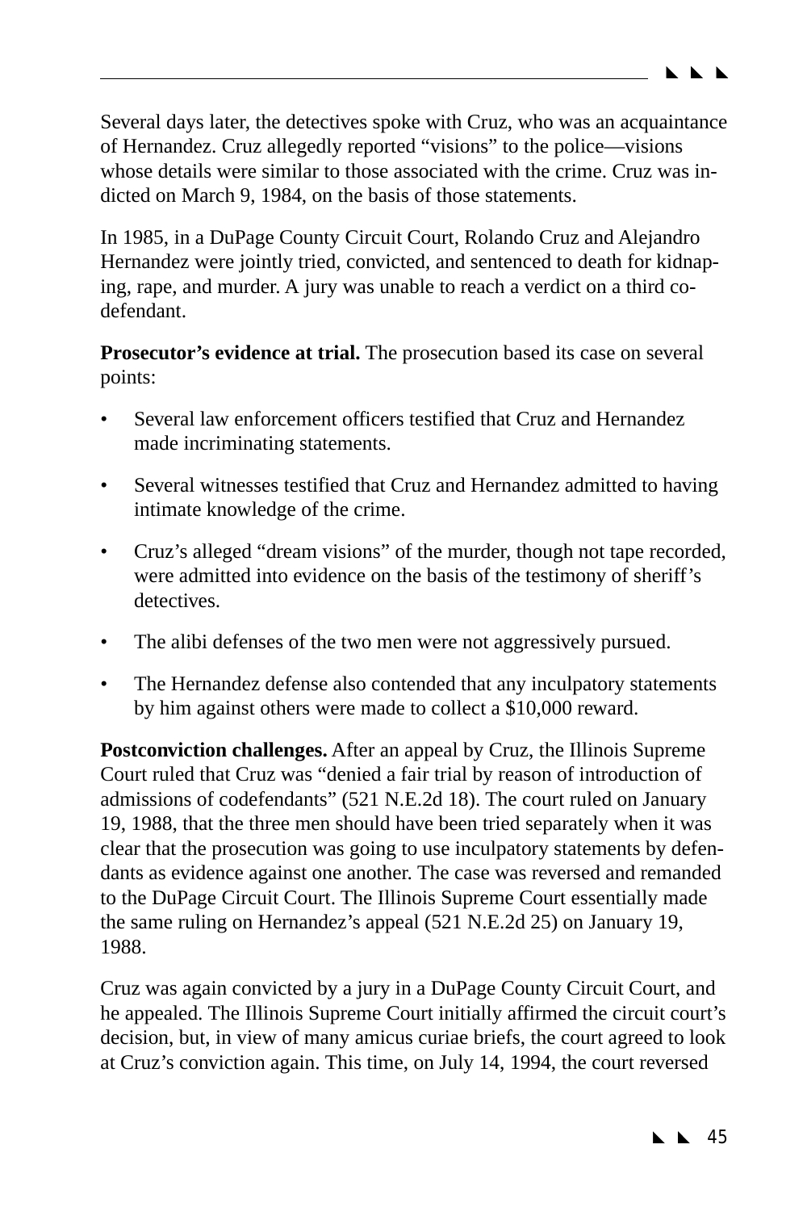Several days later, the detectives spoke with Cruz, who was an acquaintance of Hernandez. Cruz allegedly reported "visions" to the police—visions whose details were similar to those associated with the crime. Cruz was indicted on March 9, 1984, on the basis of those statements.

In 1985, in a DuPage County Circuit Court, Rolando Cruz and Alejandro Hernandez were jointly tried, convicted, and sentenced to death for kidnaping, rape, and murder. A jury was unable to reach a verdict on a third codefendant.

**Prosecutor's evidence at trial.** The prosecution based its case on several points:

- Several law enforcement officers testified that Cruz and Hernandez made incriminating statements.
- Several witnesses testified that Cruz and Hernandez admitted to having intimate knowledge of the crime.
- Cruz's alleged "dream visions" of the murder, though not tape recorded, were admitted into evidence on the basis of the testimony of sheriff's detectives.
- The alibi defenses of the two men were not aggressively pursued.
- The Hernandez defense also contended that any inculpatory statements by him against others were made to collect a $10,000 reward.

**Postconviction challenges.** After an appeal by Cruz, the Illinois Supreme Court ruled that Cruz was "denied a fair trial by reason of introduction of admissions of codefendants" (521 N.E.2d 18). The court ruled on January 19, 1988, that the three men should have been tried separately when it was clear that the prosecution was going to use inculpatory statements by defendants as evidence against one another. The case was reversed and remanded to the DuPage Circuit Court. The Illinois Supreme Court essentially made the same ruling on Hernandez's appeal (521 N.E.2d 25) on January 19, 1988.

Cruz was again convicted by a jury in a DuPage County Circuit Court, and he appealed. The Illinois Supreme Court initially affirmed the circuit court's decision, but, in view of many amicus curiae briefs, the court agreed to look at Cruz's conviction again. This time, on July 14, 1994, the court reversed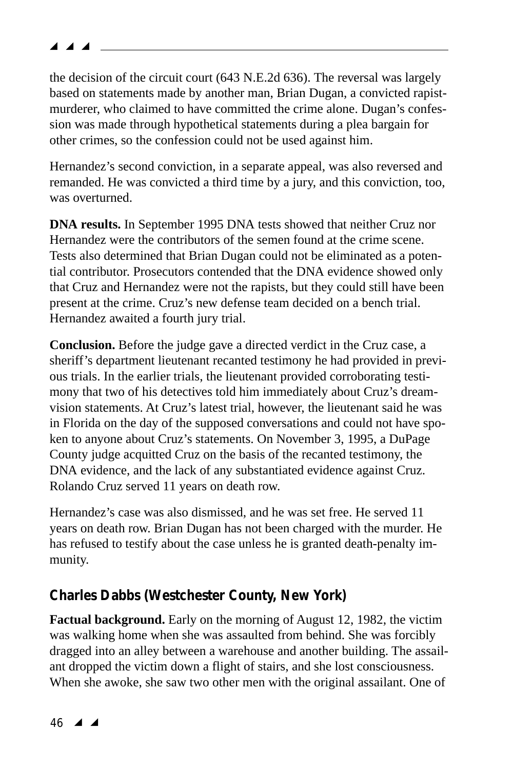the decision of the circuit court (643 N.E.2d 636). The reversal was largely based on statements made by another man, Brian Dugan, a convicted rapist-murderer, who claimed to have committed the crime alone. Dugan's confession was made through hypothetical statements during a plea bargain for other crimes, so the confession could not be used against him.

Hernandez's second conviction, in a separate appeal, was also reversed and remanded. He was convicted a third time by a jury, and this conviction, too, was overturned.

**DNA results.** In September 1995 DNA tests showed that neither Cruz nor Hernandez were the contributors of the semen found at the crime scene. Tests also determined that Brian Dugan could not be eliminated as a potential contributor. Prosecutors contended that the DNA evidence showed only that Cruz and Hernandez were not the rapists, but they could still have been present at the crime. Cruz's new defense team decided on a bench trial. Hernandez awaited a fourth jury trial.

**Conclusion.** Before the judge gave a directed verdict in the Cruz case, a sheriff's department lieutenant recanted testimony he had provided in previous trials. In the earlier trials, the lieutenant provided corroborating testimony that two of his detectives told him immediately about Cruz's dream-vision statements. At Cruz's latest trial, however, the lieutenant said he was in Florida on the day of the supposed conversations and could not have spoken to anyone about Cruz's statements. On November 3, 1995, a DuPage County judge acquitted Cruz on the basis of the recanted testimony, the DNA evidence, and the lack of any substantiated evidence against Cruz. Rolando Cruz served 11 years on death row.

Hernandez's case was also dismissed, and he was set free. He served 11 years on death row. Brian Dugan has not been charged with the murder. He has refused to testify about the case unless he is granted death-penalty immunity.

### Charles Dabbs (Westchester County, New York)

**Factual background.** Early on the morning of August 12, 1982, the victim was walking home when she was assaulted from behind. She was forcibly dragged into an alley between a warehouse and another building. The assailant dropped the victim down a flight of stairs, and she lost consciousness. When she awoke, she saw two other men with the original assailant. One of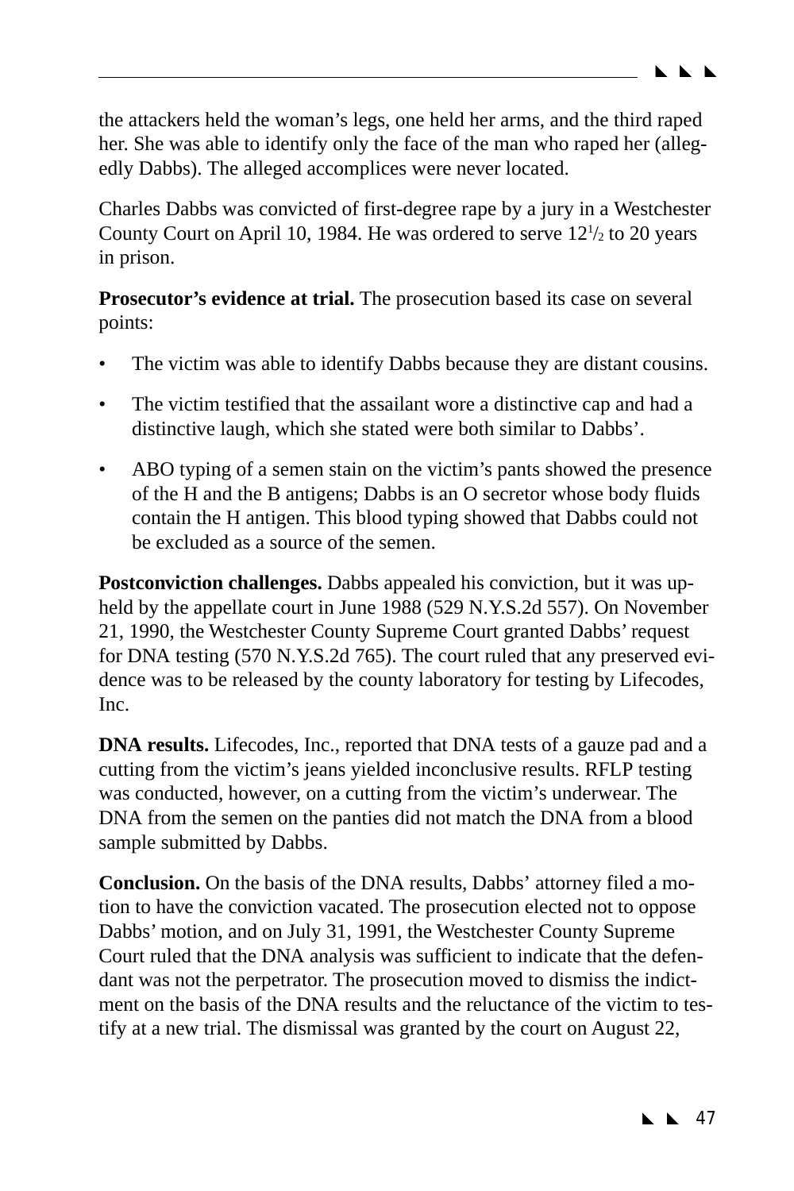the attackers held the woman's legs, one held her arms, and the third raped her. She was able to identify only the face of the man who raped her (allegedly Dabbs). The alleged accomplices were never located.

Charles Dabbs was convicted of first-degree rape by a jury in a Westchester County Court on April 10, 1984. He was ordered to serve 12½ to 20 years in prison.

**Prosecutor's evidence at trial.** The prosecution based its case on several points:

- The victim was able to identify Dabbs because they are distant cousins.
- The victim testified that the assailant wore a distinctive cap and had a distinctive laugh, which she stated were both similar to Dabbs'.
- ABO typing of a semen stain on the victim's pants showed the presence of the H and the B antigens; Dabbs is an O secretor whose body fluids contain the H antigen. This blood typing showed that Dabbs could not be excluded as a source of the semen.

**Postconviction challenges.** Dabbs appealed his conviction, but it was upheld by the appellate court in June 1988 (529 N.Y.S.2d 557). On November 21, 1990, the Westchester County Supreme Court granted Dabbs' request for DNA testing (570 N.Y.S.2d 765). The court ruled that any preserved evidence was to be released by the county laboratory for testing by Lifecodes, Inc.

**DNA results.** Lifecodes, Inc., reported that DNA tests of a gauze pad and a cutting from the victim's jeans yielded inconclusive results. RFLP testing was conducted, however, on a cutting from the victim's underwear. The DNA from the semen on the panties did not match the DNA from a blood sample submitted by Dabbs.

**Conclusion.** On the basis of the DNA results, Dabbs' attorney filed a motion to have the conviction vacated. The prosecution elected not to oppose Dabbs' motion, and on July 31, 1991, the Westchester County Supreme Court ruled that the DNA analysis was sufficient to indicate that the defendant was not the perpetrator. The prosecution moved to dismiss the indictment on the basis of the DNA results and the reluctance of the victim to testify at a new trial. The dismissal was granted by the court on August 22,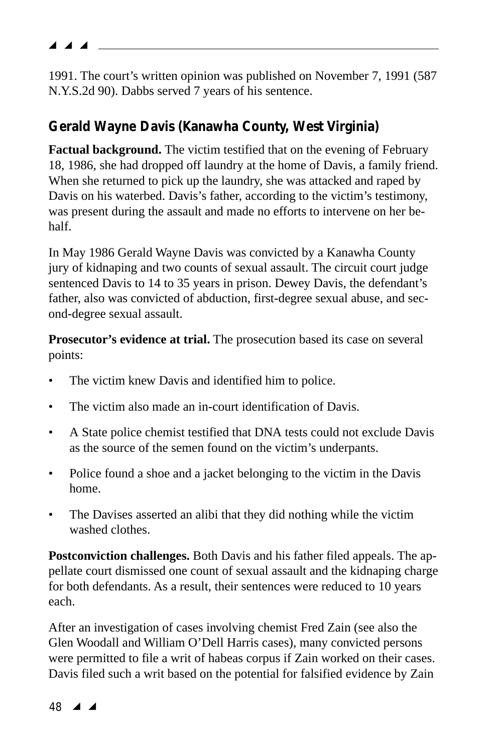1991. The court's written opinion was published on November 7, 1991 (587 N.Y.S.2d 90). Dabbs served 7 years of his sentence.

## Gerald Wayne Davis (Kanawha County, West Virginia)

**Factual background.** The victim testified that on the evening of February 18, 1986, she had dropped off laundry at the home of Davis, a family friend. When she returned to pick up the laundry, she was attacked and raped by Davis on his waterbed. Davis's father, according to the victim's testimony, was present during the assault and made no efforts to intervene on her behalf.

In May 1986 Gerald Wayne Davis was convicted by a Kanawha County jury of kidnaping and two counts of sexual assault. The circuit court judge sentenced Davis to 14 to 35 years in prison. Dewey Davis, the defendant's father, also was convicted of abduction, first-degree sexual abuse, and second-degree sexual assault.

**Prosecutor's evidence at trial.** The prosecution based its case on several points:

- The victim knew Davis and identified him to police.
- The victim also made an in-court identification of Davis.
- A State police chemist testified that DNA tests could not exclude Davis as the source of the semen found on the victim's underpants.
- Police found a shoe and a jacket belonging to the victim in the Davis home.
- The Davises asserted an alibi that they did nothing while the victim washed clothes.

**Postconviction challenges.** Both Davis and his father filed appeals. The appellate court dismissed one count of sexual assault and the kidnaping charge for both defendants. As a result, their sentences were reduced to 10 years each.

After an investigation of cases involving chemist Fred Zain (see also the Glen Woodall and William O'Dell Harris cases), many convicted persons were permitted to file a writ of habeas corpus if Zain worked on their cases. Davis filed such a writ based on the potential for falsified evidence by Zain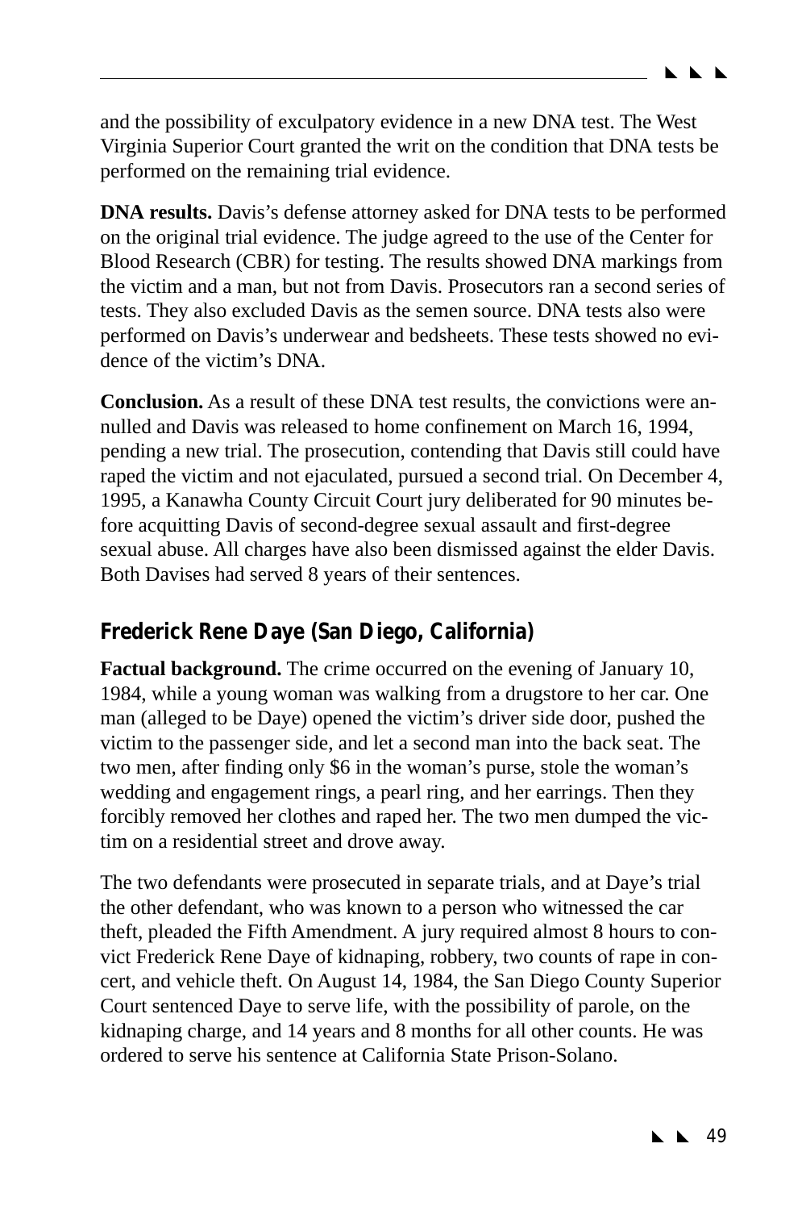and the possibility of exculpatory evidence in a new DNA test. The West Virginia Superior Court granted the writ on the condition that DNA tests be performed on the remaining trial evidence.

**DNA results.** Davis's defense attorney asked for DNA tests to be performed on the original trial evidence. The judge agreed to the use of the Center for Blood Research (CBR) for testing. The results showed DNA markings from the victim and a man, but not from Davis. Prosecutors ran a second series of tests. They also excluded Davis as the semen source. DNA tests also were performed on Davis's underwear and bedsheets. These tests showed no evidence of the victim's DNA.

**Conclusion.** As a result of these DNA test results, the convictions were annulled and Davis was released to home confinement on March 16, 1994, pending a new trial. The prosecution, contending that Davis still could have raped the victim and not ejaculated, pursued a second trial. On December 4, 1995, a Kanawha County Circuit Court jury deliberated for 90 minutes before acquitting Davis of second-degree sexual assault and first-degree sexual abuse. All charges have also been dismissed against the elder Davis. Both Davises had served 8 years of their sentences.

## Frederick Rene Daye (San Diego, California)

**Factual background.** The crime occurred on the evening of January 10, 1984, while a young woman was walking from a drugstore to her car. One man (alleged to be Daye) opened the victim's driver side door, pushed the victim to the passenger side, and let a second man into the back seat. The two men, after finding only $6 in the woman's purse, stole the woman's wedding and engagement rings, a pearl ring, and her earrings. Then they forcibly removed her clothes and raped her. The two men dumped the victim on a residential street and drove away.

The two defendants were prosecuted in separate trials, and at Daye's trial the other defendant, who was known to a person who witnessed the car theft, pleaded the Fifth Amendment. A jury required almost 8 hours to convict Frederick Rene Daye of kidnaping, robbery, two counts of rape in concert, and vehicle theft. On August 14, 1984, the San Diego County Superior Court sentenced Daye to serve life, with the possibility of parole, on the kidnaping charge, and 14 years and 8 months for all other counts. He was ordered to serve his sentence at California State Prison-Solano.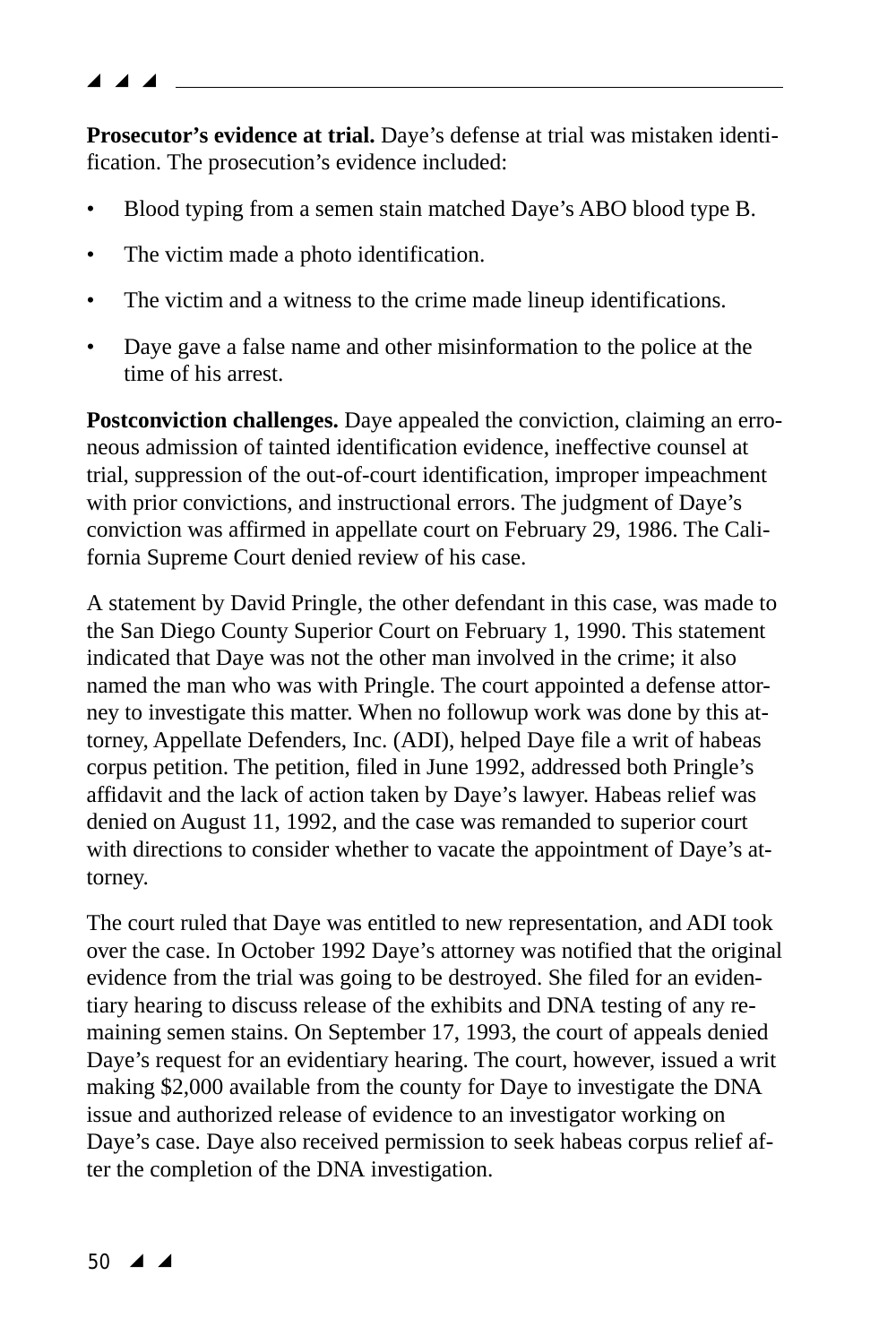**Prosecutor's evidence at trial.** Daye's defense at trial was mistaken identification. The prosecution's evidence included:

- Blood typing from a semen stain matched Daye's ABO blood type B.
- The victim made a photo identification.
- The victim and a witness to the crime made lineup identifications.
- Daye gave a false name and other misinformation to the police at the time of his arrest.

**Postconviction challenges.** Daye appealed the conviction, claiming an erroneous admission of tainted identification evidence, ineffective counsel at trial, suppression of the out-of-court identification, improper impeachment with prior convictions, and instructional errors. The judgment of Daye's conviction was affirmed in appellate court on February 29, 1986. The California Supreme Court denied review of his case.

A statement by David Pringle, the other defendant in this case, was made to the San Diego County Superior Court on February 1, 1990. This statement indicated that Daye was not the other man involved in the crime; it also named the man who was with Pringle. The court appointed a defense attorney to investigate this matter. When no followup work was done by this attorney, Appellate Defenders, Inc. (ADI), helped Daye file a writ of habeas corpus petition. The petition, filed in June 1992, addressed both Pringle's affidavit and the lack of action taken by Daye's lawyer. Habeas relief was denied on August 11, 1992, and the case was remanded to superior court with directions to consider whether to vacate the appointment of Daye's attorney.

The court ruled that Daye was entitled to new representation, and ADI took over the case. In October 1992 Daye's attorney was notified that the original evidence from the trial was going to be destroyed. She filed for an evidentiary hearing to discuss release of the exhibits and DNA testing of any remaining semen stains. On September 17, 1993, the court of appeals denied Daye's request for an evidentiary hearing. The court, however, issued a writ making $2,000 available from the county for Daye to investigate the DNA issue and authorized release of evidence to an investigator working on Daye's case. Daye also received permission to seek habeas corpus relief after the completion of the DNA investigation.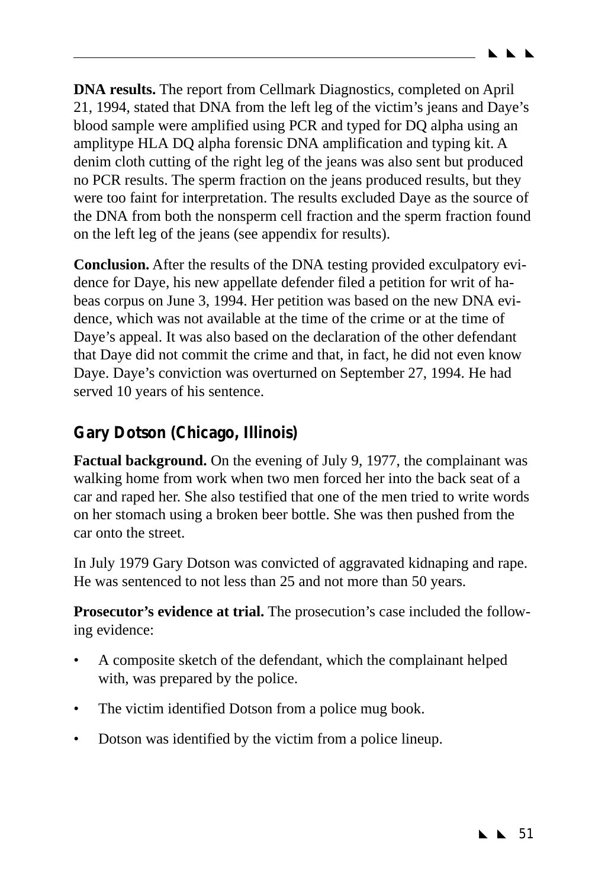**DNA results.** The report from Cellmark Diagnostics, completed on April 21, 1994, stated that DNA from the left leg of the victim's jeans and Daye's blood sample were amplified using PCR and typed for DQ alpha using an amplitype HLA DQ alpha forensic DNA amplification and typing kit. A denim cloth cutting of the right leg of the jeans was also sent but produced no PCR results. The sperm fraction on the jeans produced results, but they were too faint for interpretation. The results excluded Daye as the source of the DNA from both the nonsperm cell fraction and the sperm fraction found on the left leg of the jeans (see appendix for results).

**Conclusion.** After the results of the DNA testing provided exculpatory evidence for Daye, his new appellate defender filed a petition for writ of habeas corpus on June 3, 1994. Her petition was based on the new DNA evidence, which was not available at the time of the crime or at the time of Daye's appeal. It was also based on the declaration of the other defendant that Daye did not commit the crime and that, in fact, he did not even know Daye. Daye's conviction was overturned on September 27, 1994. He had served 10 years of his sentence.

## Gary Dotson (Chicago, Illinois)

**Factual background.** On the evening of July 9, 1977, the complainant was walking home from work when two men forced her into the back seat of a car and raped her. She also testified that one of the men tried to write words on her stomach using a broken beer bottle. She was then pushed from the car onto the street.

In July 1979 Gary Dotson was convicted of aggravated kidnaping and rape. He was sentenced to not less than 25 and not more than 50 years.

**Prosecutor's evidence at trial.** The prosecution's case included the following evidence:

- A composite sketch of the defendant, which the complainant helped with, was prepared by the police.
- The victim identified Dotson from a police mug book.
- Dotson was identified by the victim from a police lineup.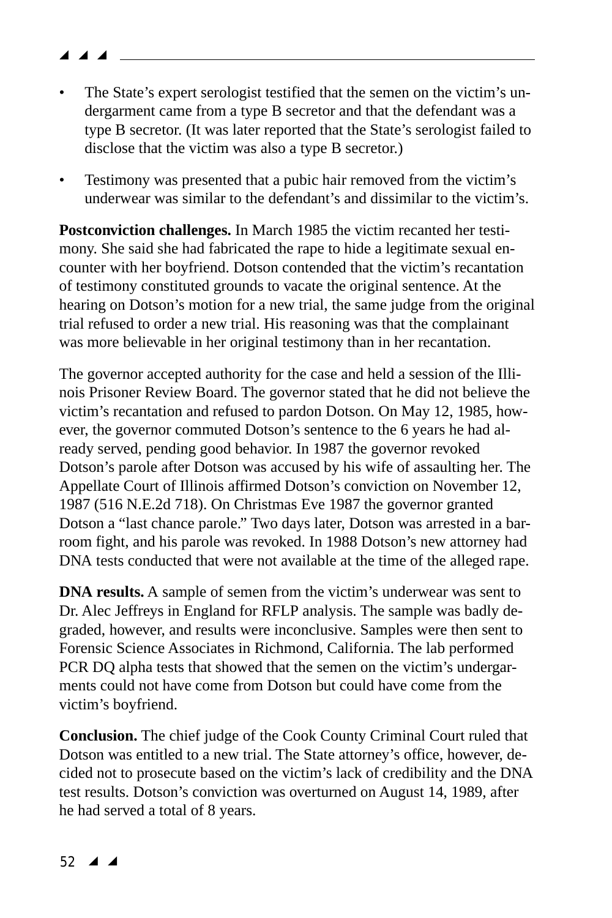- The State's expert serologist testified that the semen on the victim's undergarment came from a type B secretor and that the defendant was a type B secretor. (It was later reported that the State's serologist failed to disclose that the victim was also a type B secretor.)

- Testimony was presented that a pubic hair removed from the victim's underwear was similar to the defendant's and dissimilar to the victim's.

**Postconviction challenges.** In March 1985 the victim recanted her testimony. She said she had fabricated the rape to hide a legitimate sexual encounter with her boyfriend. Dotson contended that the victim's recantation of testimony constituted grounds to vacate the original sentence. At the hearing on Dotson's motion for a new trial, the same judge from the original trial refused to order a new trial. His reasoning was that the complainant was more believable in her original testimony than in her recantation.

The governor accepted authority for the case and held a session of the Illinois Prisoner Review Board. The governor stated that he did not believe the victim's recantation and refused to pardon Dotson. On May 12, 1985, however, the governor commuted Dotson's sentence to the 6 years he had already served, pending good behavior. In 1987 the governor revoked Dotson's parole after Dotson was accused by his wife of assaulting her. The Appellate Court of Illinois affirmed Dotson's conviction on November 12, 1987 (516 N.E.2d 718). On Christmas Eve 1987 the governor granted Dotson a "last chance parole." Two days later, Dotson was arrested in a barroom fight, and his parole was revoked. In 1988 Dotson's new attorney had DNA tests conducted that were not available at the time of the alleged rape.

**DNA results.** A sample of semen from the victim's underwear was sent to Dr. Alec Jeffreys in England for RFLP analysis. The sample was badly degraded, however, and results were inconclusive. Samples were then sent to Forensic Science Associates in Richmond, California. The lab performed PCR DQ alpha tests that showed that the semen on the victim's undergarments could not have come from Dotson but could have come from the victim's boyfriend.

**Conclusion.** The chief judge of the Cook County Criminal Court ruled that Dotson was entitled to a new trial. The State attorney's office, however, decided not to prosecute based on the victim's lack of credibility and the DNA test results. Dotson's conviction was overturned on August 14, 1989, after he had served a total of 8 years.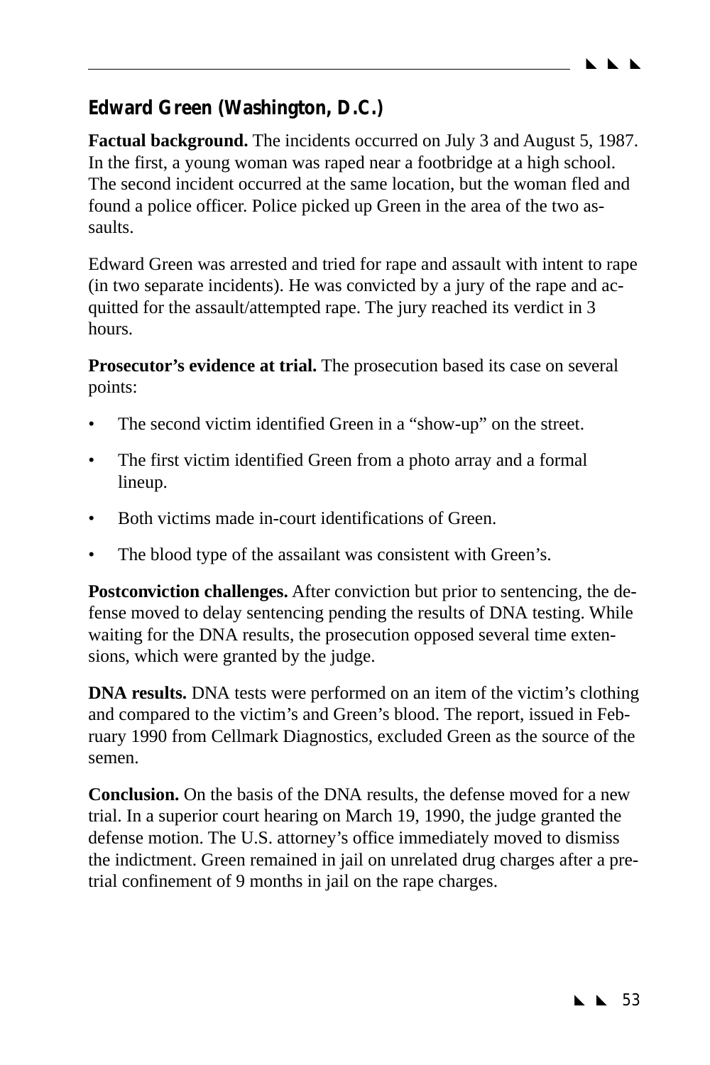## Edward Green (Washington, D.C.)

**Factual background.** The incidents occurred on July 3 and August 5, 1987. In the first, a young woman was raped near a footbridge at a high school. The second incident occurred at the same location, but the woman fled and found a police officer. Police picked up Green in the area of the two assaults.

Edward Green was arrested and tried for rape and assault with intent to rape (in two separate incidents). He was convicted by a jury of the rape and acquitted for the assault/attempted rape. The jury reached its verdict in 3 hours.

**Prosecutor's evidence at trial.** The prosecution based its case on several points:

- The second victim identified Green in a "show-up" on the street.
- The first victim identified Green from a photo array and a formal lineup.
- Both victims made in-court identifications of Green.
- The blood type of the assailant was consistent with Green's.

**Postconviction challenges.** After conviction but prior to sentencing, the defense moved to delay sentencing pending the results of DNA testing. While waiting for the DNA results, the prosecution opposed several time extensions, which were granted by the judge.

**DNA results.** DNA tests were performed on an item of the victim's clothing and compared to the victim's and Green's blood. The report, issued in February 1990 from Cellmark Diagnostics, excluded Green as the source of the semen.

**Conclusion.** On the basis of the DNA results, the defense moved for a new trial. In a superior court hearing on March 19, 1990, the judge granted the defense motion. The U.S. attorney's office immediately moved to dismiss the indictment. Green remained in jail on unrelated drug charges after a pretrial confinement of 9 months in jail on the rape charges.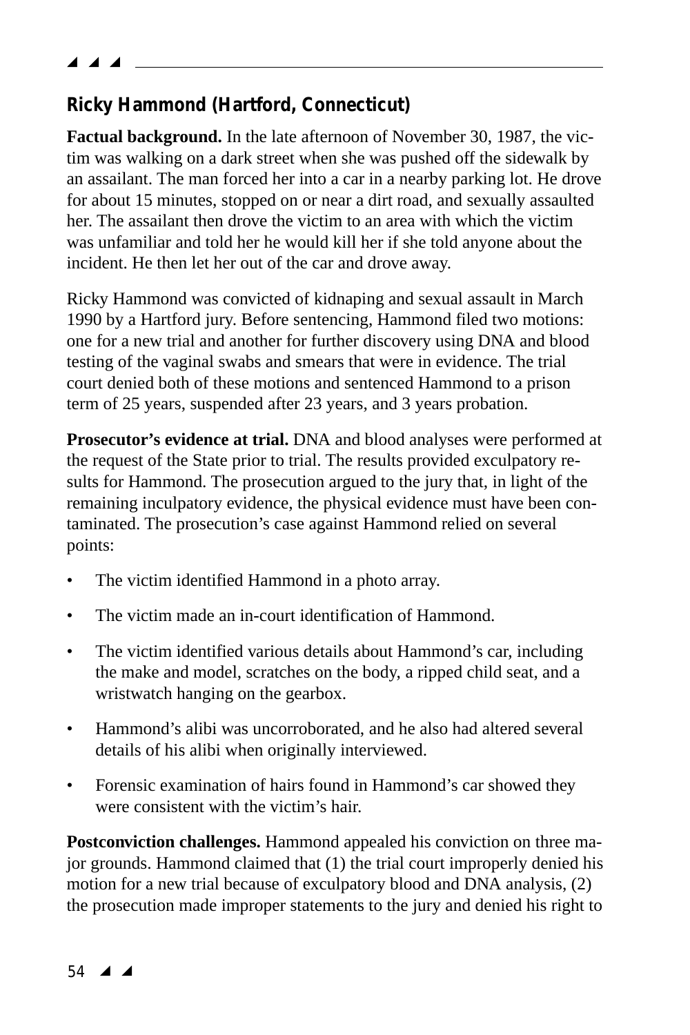## Ricky Hammond (Hartford, Connecticut)

**Factual background.** In the late afternoon of November 30, 1987, the victim was walking on a dark street when she was pushed off the sidewalk by an assailant. The man forced her into a car in a nearby parking lot. He drove for about 15 minutes, stopped on or near a dirt road, and sexually assaulted her. The assailant then drove the victim to an area with which the victim was unfamiliar and told her he would kill her if she told anyone about the incident. He then let her out of the car and drove away.

Ricky Hammond was convicted of kidnaping and sexual assault in March 1990 by a Hartford jury. Before sentencing, Hammond filed two motions: one for a new trial and another for further discovery using DNA and blood testing of the vaginal swabs and smears that were in evidence. The trial court denied both of these motions and sentenced Hammond to a prison term of 25 years, suspended after 23 years, and 3 years probation.

**Prosecutor's evidence at trial.** DNA and blood analyses were performed at the request of the State prior to trial. The results provided exculpatory results for Hammond. The prosecution argued to the jury that, in light of the remaining inculpatory evidence, the physical evidence must have been contaminated. The prosecution's case against Hammond relied on several points:

- The victim identified Hammond in a photo array.
- The victim made an in-court identification of Hammond.
- The victim identified various details about Hammond's car, including the make and model, scratches on the body, a ripped child seat, and a wristwatch hanging on the gearbox.
- Hammond's alibi was uncorroborated, and he also had altered several details of his alibi when originally interviewed.
- Forensic examination of hairs found in Hammond's car showed they were consistent with the victim's hair.

**Postconviction challenges.** Hammond appealed his conviction on three major grounds. Hammond claimed that (1) the trial court improperly denied his motion for a new trial because of exculpatory blood and DNA analysis, (2) the prosecution made improper statements to the jury and denied his right to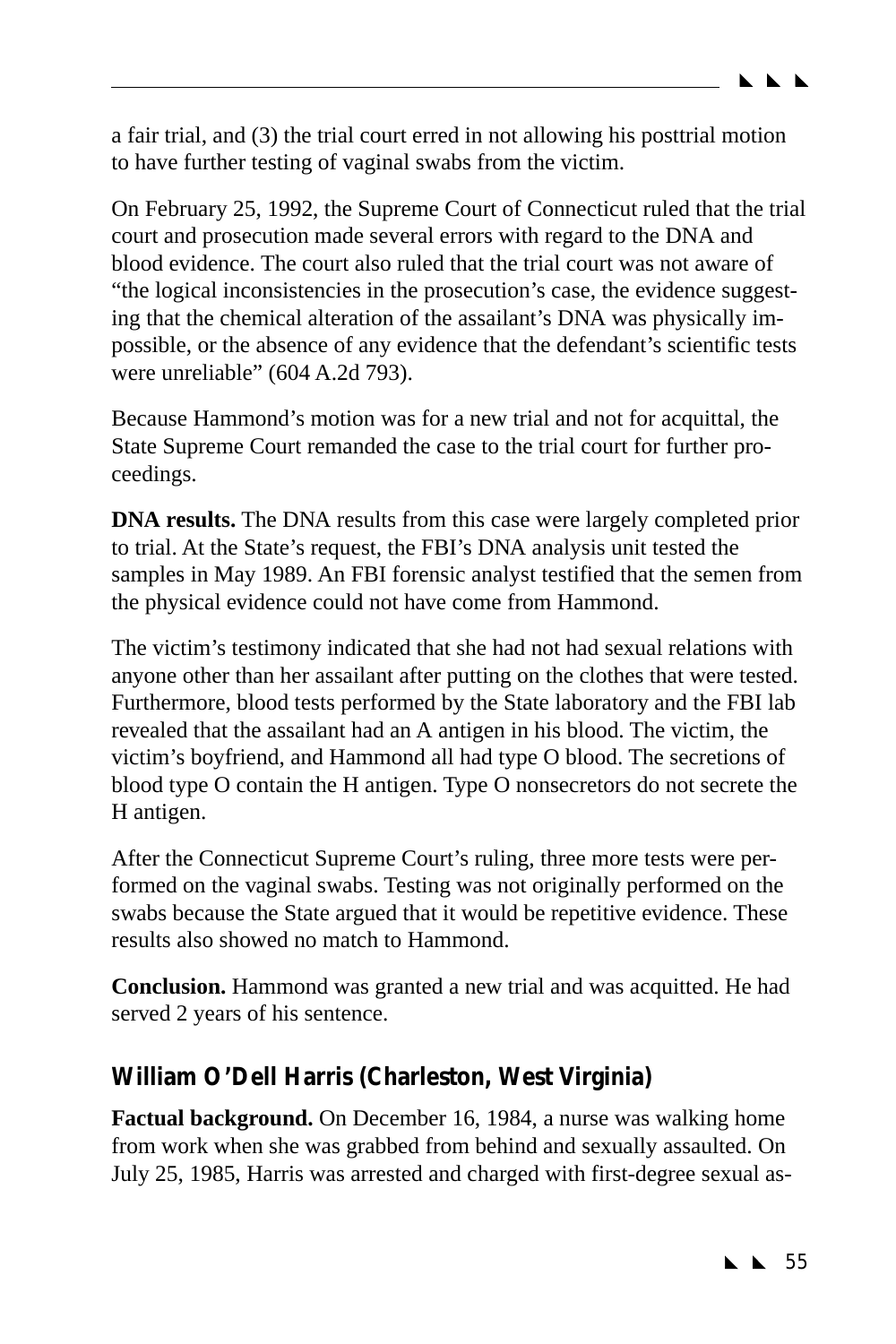a fair trial, and (3) the trial court erred in not allowing his posttrial motion to have further testing of vaginal swabs from the victim.

On February 25, 1992, the Supreme Court of Connecticut ruled that the trial court and prosecution made several errors with regard to the DNA and blood evidence. The court also ruled that the trial court was not aware of "the logical inconsistencies in the prosecution's case, the evidence suggesting that the chemical alteration of the assailant's DNA was physically impossible, or the absence of any evidence that the defendant's scientific tests were unreliable" (604 A.2d 793).

Because Hammond's motion was for a new trial and not for acquittal, the State Supreme Court remanded the case to the trial court for further proceedings.

**DNA results.** The DNA results from this case were largely completed prior to trial. At the State's request, the FBI's DNA analysis unit tested the samples in May 1989. An FBI forensic analyst testified that the semen from the physical evidence could not have come from Hammond.

The victim's testimony indicated that she had not had sexual relations with anyone other than her assailant after putting on the clothes that were tested. Furthermore, blood tests performed by the State laboratory and the FBI lab revealed that the assailant had an A antigen in his blood. The victim, the victim's boyfriend, and Hammond all had type O blood. The secretions of blood type O contain the H antigen. Type O nonsecretors do not secrete the H antigen.

After the Connecticut Supreme Court's ruling, three more tests were performed on the vaginal swabs. Testing was not originally performed on the swabs because the State argued that it would be repetitive evidence. These results also showed no match to Hammond.

**Conclusion.** Hammond was granted a new trial and was acquitted. He had served 2 years of his sentence.

## William O'Dell Harris (Charleston, West Virginia)

**Factual background.** On December 16, 1984, a nurse was walking home from work when she was grabbed from behind and sexually assaulted. On July 25, 1985, Harris was arrested and charged with first-degree sexual as-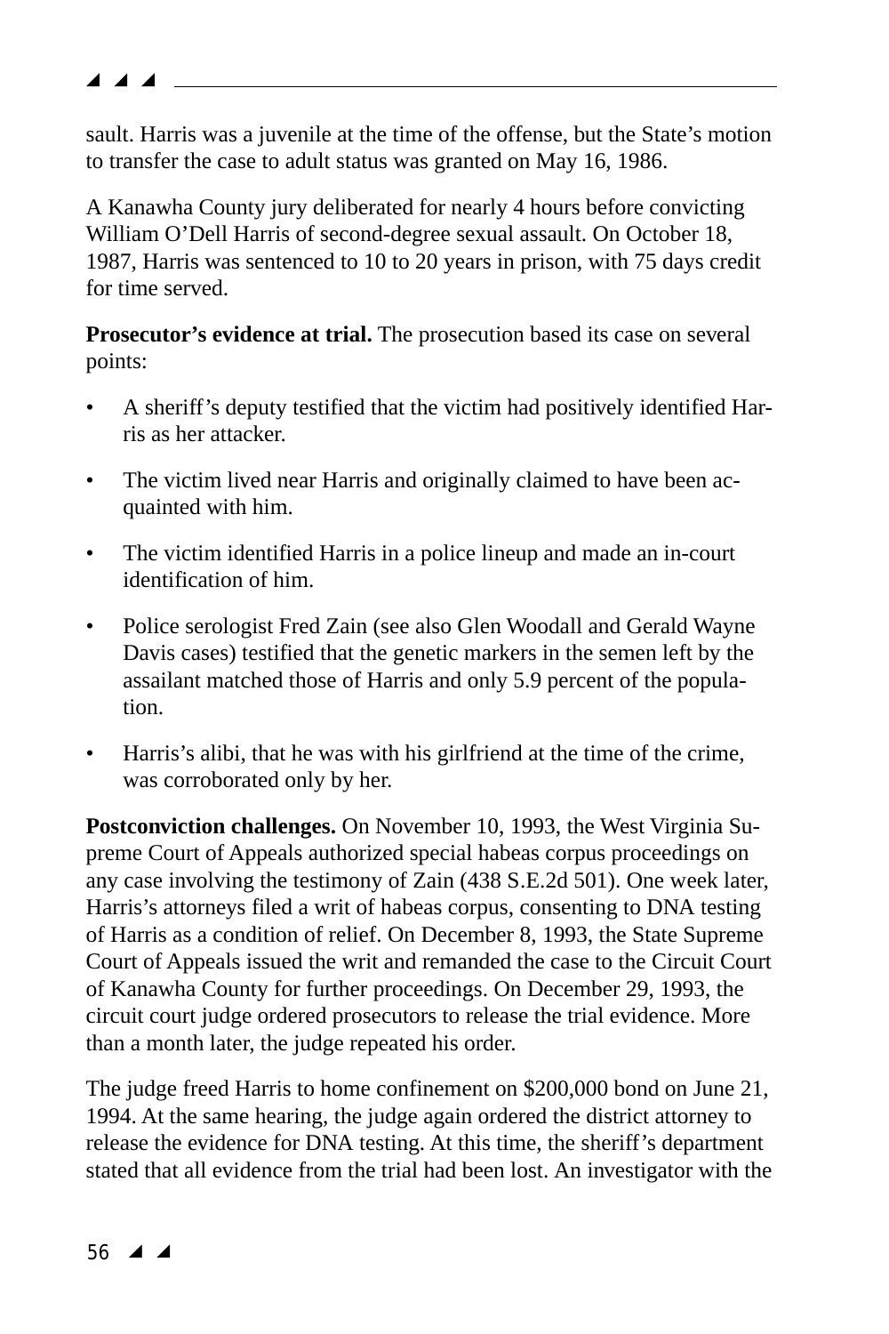sault. Harris was a juvenile at the time of the offense, but the State's motion to transfer the case to adult status was granted on May 16, 1986.

A Kanawha County jury deliberated for nearly 4 hours before convicting William O'Dell Harris of second-degree sexual assault. On October 18, 1987, Harris was sentenced to 10 to 20 years in prison, with 75 days credit for time served.

**Prosecutor's evidence at trial.** The prosecution based its case on several points:

- A sheriff's deputy testified that the victim had positively identified Harris as her attacker.
- The victim lived near Harris and originally claimed to have been acquainted with him.
- The victim identified Harris in a police lineup and made an in-court identification of him.
- Police serologist Fred Zain (see also Glen Woodall and Gerald Wayne Davis cases) testified that the genetic markers in the semen left by the assailant matched those of Harris and only 5.9 percent of the population.
- Harris's alibi, that he was with his girlfriend at the time of the crime, was corroborated only by her.

**Postconviction challenges.** On November 10, 1993, the West Virginia Supreme Court of Appeals authorized special habeas corpus proceedings on any case involving the testimony of Zain (438 S.E.2d 501). One week later, Harris's attorneys filed a writ of habeas corpus, consenting to DNA testing of Harris as a condition of relief. On December 8, 1993, the State Supreme Court of Appeals issued the writ and remanded the case to the Circuit Court of Kanawha County for further proceedings. On December 29, 1993, the circuit court judge ordered prosecutors to release the trial evidence. More than a month later, the judge repeated his order.

The judge freed Harris to home confinement on $200,000 bond on June 21, 1994. At the same hearing, the judge again ordered the district attorney to release the evidence for DNA testing. At this time, the sheriff's department stated that all evidence from the trial had been lost. An investigator with the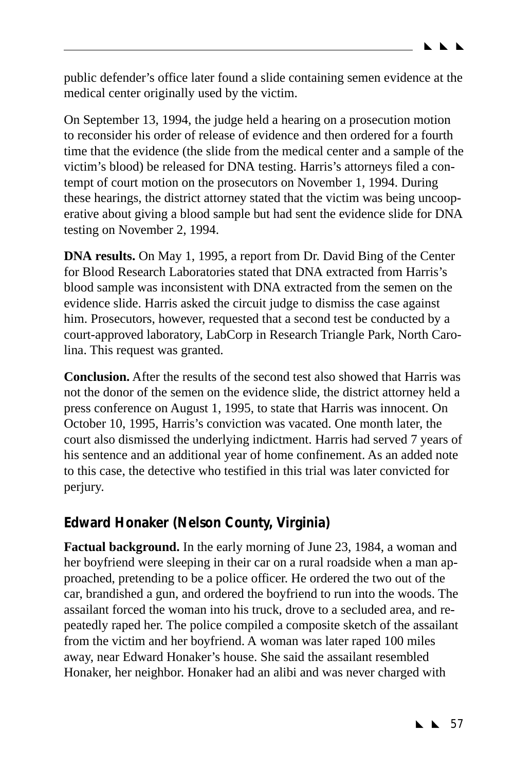public defender's office later found a slide containing semen evidence at the medical center originally used by the victim.

On September 13, 1994, the judge held a hearing on a prosecution motion to reconsider his order of release of evidence and then ordered for a fourth time that the evidence (the slide from the medical center and a sample of the victim's blood) be released for DNA testing. Harris's attorneys filed a contempt of court motion on the prosecutors on November 1, 1994. During these hearings, the district attorney stated that the victim was being uncooperative about giving a blood sample but had sent the evidence slide for DNA testing on November 2, 1994.

**DNA results.** On May 1, 1995, a report from Dr. David Bing of the Center for Blood Research Laboratories stated that DNA extracted from Harris's blood sample was inconsistent with DNA extracted from the semen on the evidence slide. Harris asked the circuit judge to dismiss the case against him. Prosecutors, however, requested that a second test be conducted by a court-approved laboratory, LabCorp in Research Triangle Park, North Carolina. This request was granted.

**Conclusion.** After the results of the second test also showed that Harris was not the donor of the semen on the evidence slide, the district attorney held a press conference on August 1, 1995, to state that Harris was innocent. On October 10, 1995, Harris's conviction was vacated. One month later, the court also dismissed the underlying indictment. Harris had served 7 years of his sentence and an additional year of home confinement. As an added note to this case, the detective who testified in this trial was later convicted for perjury.

## Edward Honaker (Nelson County, Virginia)

**Factual background.** In the early morning of June 23, 1984, a woman and her boyfriend were sleeping in their car on a rural roadside when a man approached, pretending to be a police officer. He ordered the two out of the car, brandished a gun, and ordered the boyfriend to run into the woods. The assailant forced the woman into his truck, drove to a secluded area, and repeatedly raped her. The police compiled a composite sketch of the assailant from the victim and her boyfriend. A woman was later raped 100 miles away, near Edward Honaker's house. She said the assailant resembled Honaker, her neighbor. Honaker had an alibi and was never charged with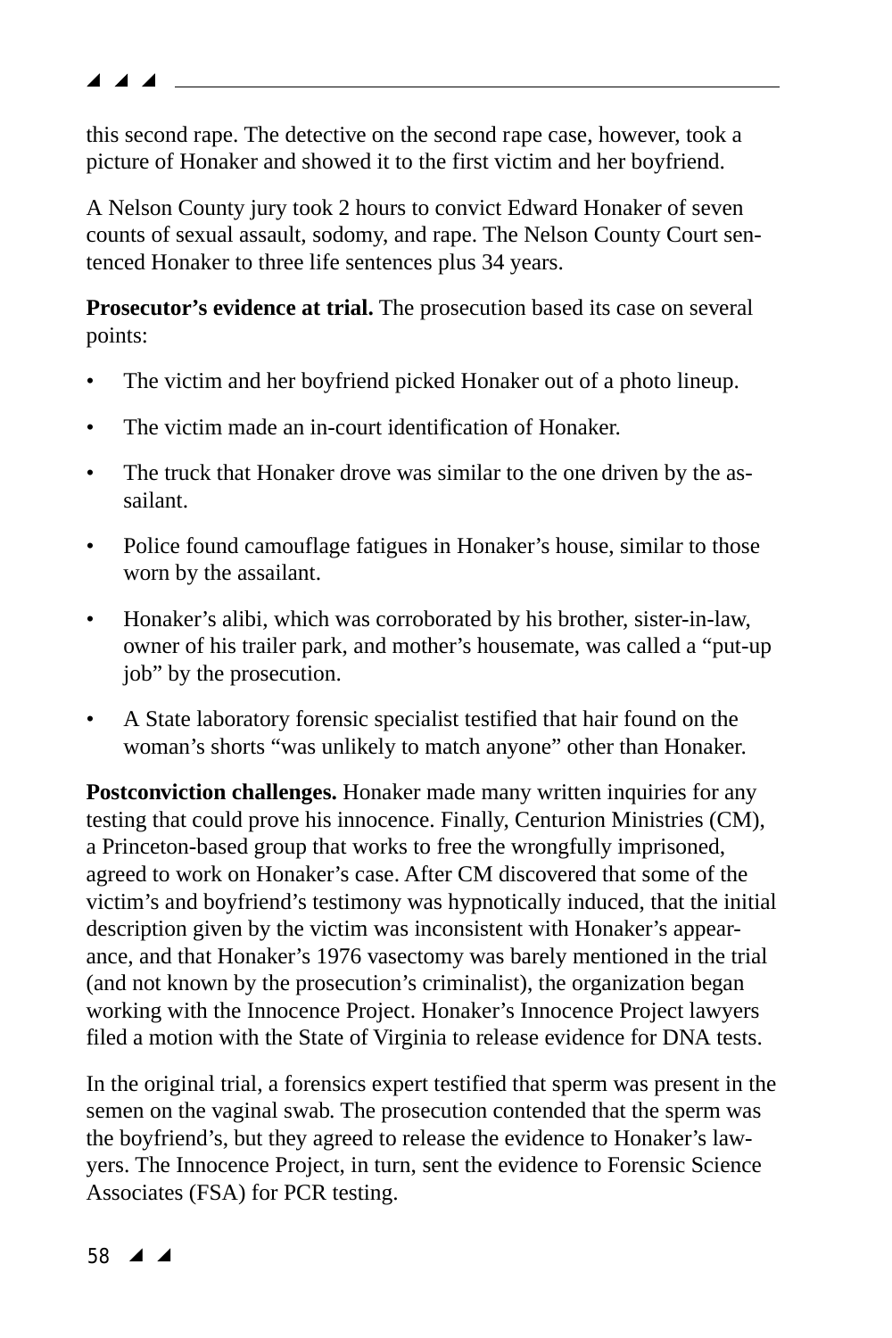this second rape. The detective on the second rape case, however, took a picture of Honaker and showed it to the first victim and her boyfriend.

A Nelson County jury took 2 hours to convict Edward Honaker of seven counts of sexual assault, sodomy, and rape. The Nelson County Court sentenced Honaker to three life sentences plus 34 years.

**Prosecutor's evidence at trial.** The prosecution based its case on several points:

- The victim and her boyfriend picked Honaker out of a photo lineup.
- The victim made an in-court identification of Honaker.
- The truck that Honaker drove was similar to the one driven by the assailant.
- Police found camouflage fatigues in Honaker's house, similar to those worn by the assailant.
- Honaker's alibi, which was corroborated by his brother, sister-in-law, owner of his trailer park, and mother's housemate, was called a "put-up job" by the prosecution.
- A State laboratory forensic specialist testified that hair found on the woman's shorts "was unlikely to match anyone" other than Honaker.

**Postconviction challenges.** Honaker made many written inquiries for any testing that could prove his innocence. Finally, Centurion Ministries (CM), a Princeton-based group that works to free the wrongfully imprisoned, agreed to work on Honaker's case. After CM discovered that some of the victim's and boyfriend's testimony was hypnotically induced, that the initial description given by the victim was inconsistent with Honaker's appearance, and that Honaker's 1976 vasectomy was barely mentioned in the trial (and not known by the prosecution's criminalist), the organization began working with the Innocence Project. Honaker's Innocence Project lawyers filed a motion with the State of Virginia to release evidence for DNA tests.

In the original trial, a forensics expert testified that sperm was present in the semen on the vaginal swab. The prosecution contended that the sperm was the boyfriend's, but they agreed to release the evidence to Honaker's lawyers. The Innocence Project, in turn, sent the evidence to Forensic Science Associates (FSA) for PCR testing.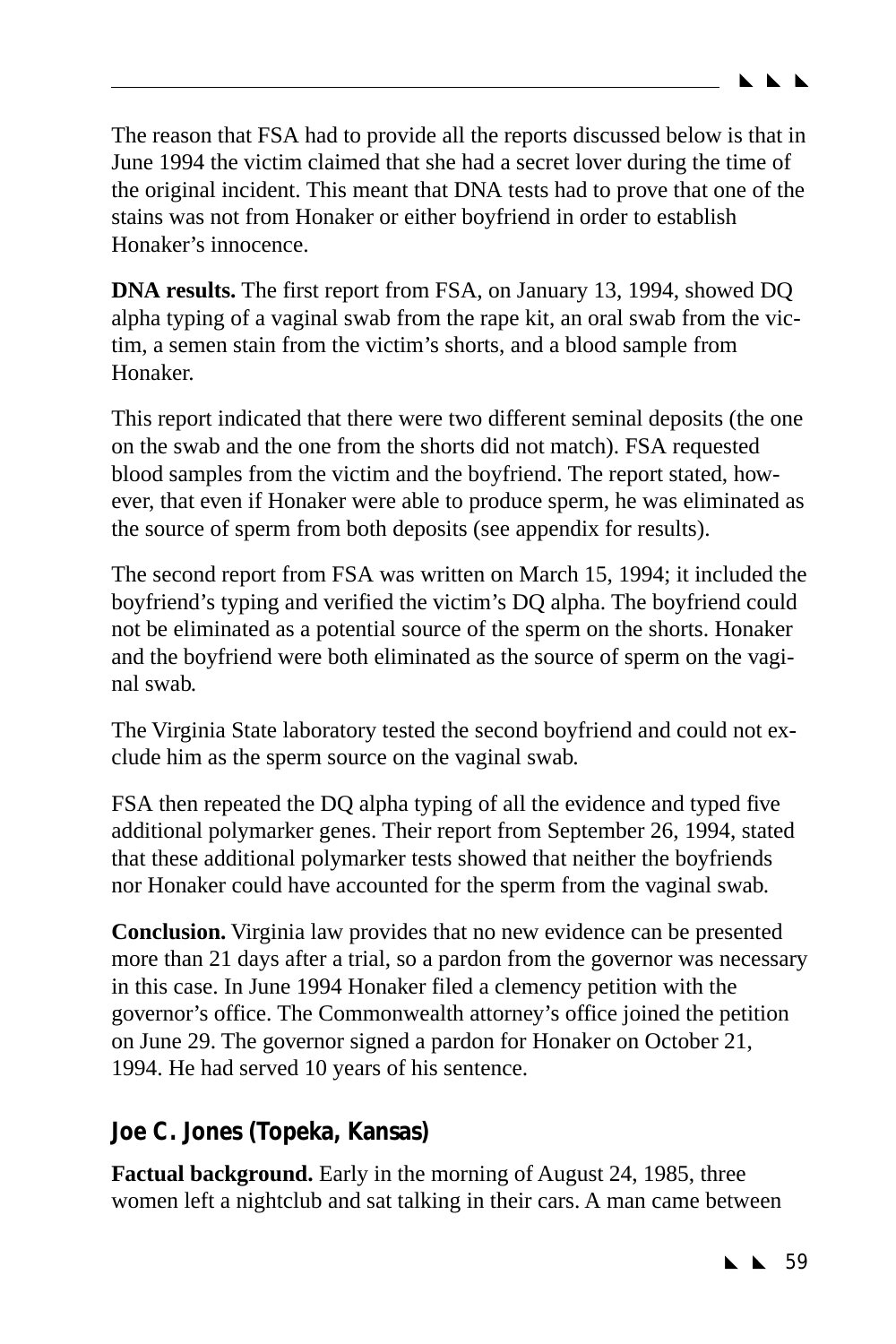The reason that FSA had to provide all the reports discussed below is that in June 1994 the victim claimed that she had a secret lover during the time of the original incident. This meant that DNA tests had to prove that one of the stains was not from Honaker or either boyfriend in order to establish Honaker's innocence.

**DNA results.** The first report from FSA, on January 13, 1994, showed DQ alpha typing of a vaginal swab from the rape kit, an oral swab from the victim, a semen stain from the victim's shorts, and a blood sample from Honaker.

This report indicated that there were two different seminal deposits (the one on the swab and the one from the shorts did not match). FSA requested blood samples from the victim and the boyfriend. The report stated, however, that even if Honaker were able to produce sperm, he was eliminated as the source of sperm from both deposits (see appendix for results).

The second report from FSA was written on March 15, 1994; it included the boyfriend's typing and verified the victim's DQ alpha. The boyfriend could not be eliminated as a potential source of the sperm on the shorts. Honaker and the boyfriend were both eliminated as the source of sperm on the vaginal swab.

The Virginia State laboratory tested the second boyfriend and could not exclude him as the sperm source on the vaginal swab.

FSA then repeated the DQ alpha typing of all the evidence and typed five additional polymarker genes. Their report from September 26, 1994, stated that these additional polymarker tests showed that neither the boyfriends nor Honaker could have accounted for the sperm from the vaginal swab.

**Conclusion.** Virginia law provides that no new evidence can be presented more than 21 days after a trial, so a pardon from the governor was necessary in this case. In June 1994 Honaker filed a clemency petition with the governor's office. The Commonwealth attorney's office joined the petition on June 29. The governor signed a pardon for Honaker on October 21, 1994. He had served 10 years of his sentence.

### Joe C. Jones (Topeka, Kansas)

**Factual background.** Early in the morning of August 24, 1985, three women left a nightclub and sat talking in their cars. A man came between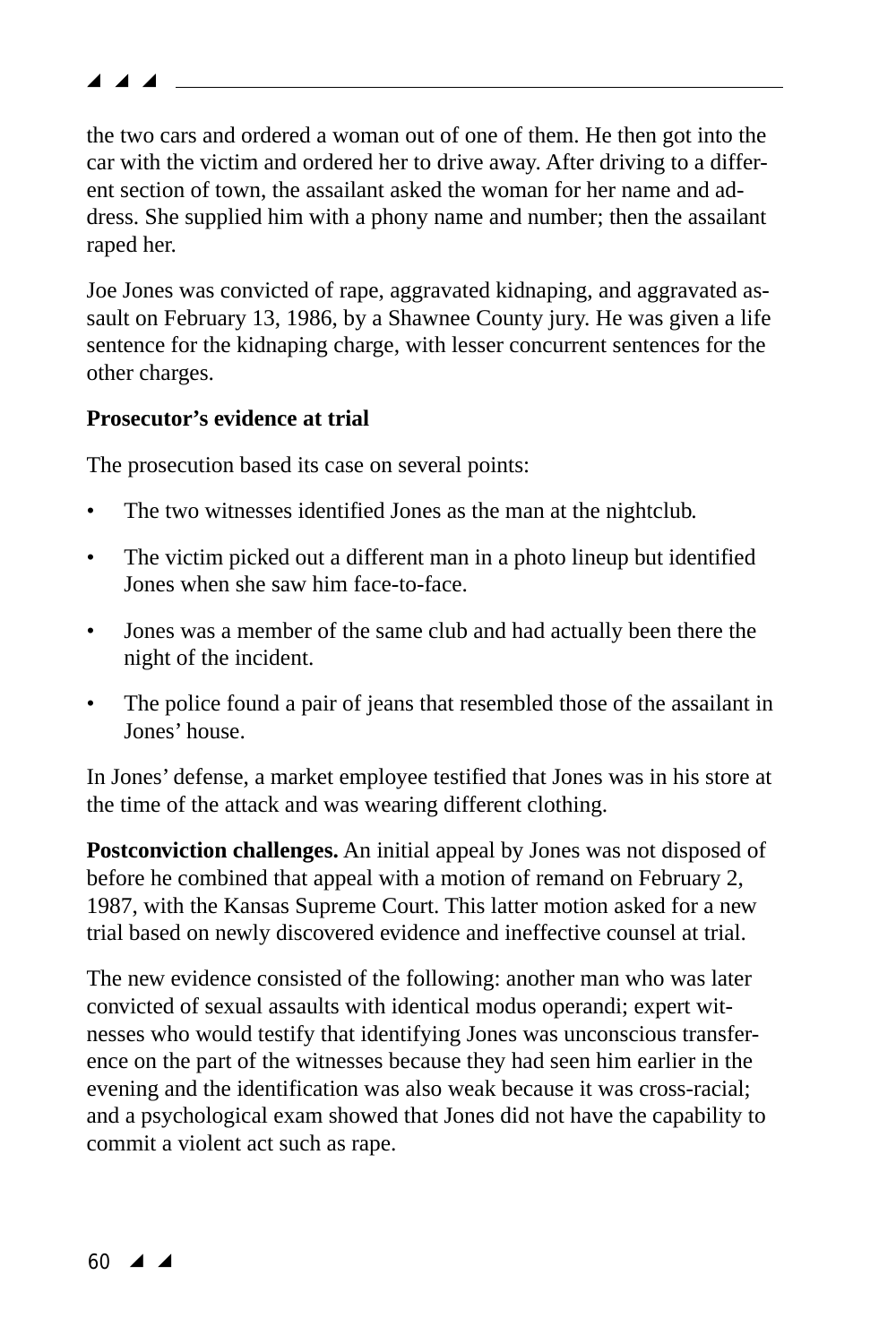the two cars and ordered a woman out of one of them. He then got into the car with the victim and ordered her to drive away. After driving to a different section of town, the assailant asked the woman for her name and address. She supplied him with a phony name and number; then the assailant raped her.

Joe Jones was convicted of rape, aggravated kidnaping, and aggravated assault on February 13, 1986, by a Shawnee County jury. He was given a life sentence for the kidnaping charge, with lesser concurrent sentences for the other charges.

**Prosecutor's evidence at trial**

The prosecution based its case on several points:

- The two witnesses identified Jones as the man at the nightclub.
- The victim picked out a different man in a photo lineup but identified Jones when she saw him face-to-face.
- Jones was a member of the same club and had actually been there the night of the incident.
- The police found a pair of jeans that resembled those of the assailant in Jones' house.

In Jones' defense, a market employee testified that Jones was in his store at the time of the attack and was wearing different clothing.

**Postconviction challenges.** An initial appeal by Jones was not disposed of before he combined that appeal with a motion of remand on February 2, 1987, with the Kansas Supreme Court. This latter motion asked for a new trial based on newly discovered evidence and ineffective counsel at trial.

The new evidence consisted of the following: another man who was later convicted of sexual assaults with identical modus operandi; expert witnesses who would testify that identifying Jones was unconscious transference on the part of the witnesses because they had seen him earlier in the evening and the identification was also weak because it was cross-racial; and a psychological exam showed that Jones did not have the capability to commit a violent act such as rape.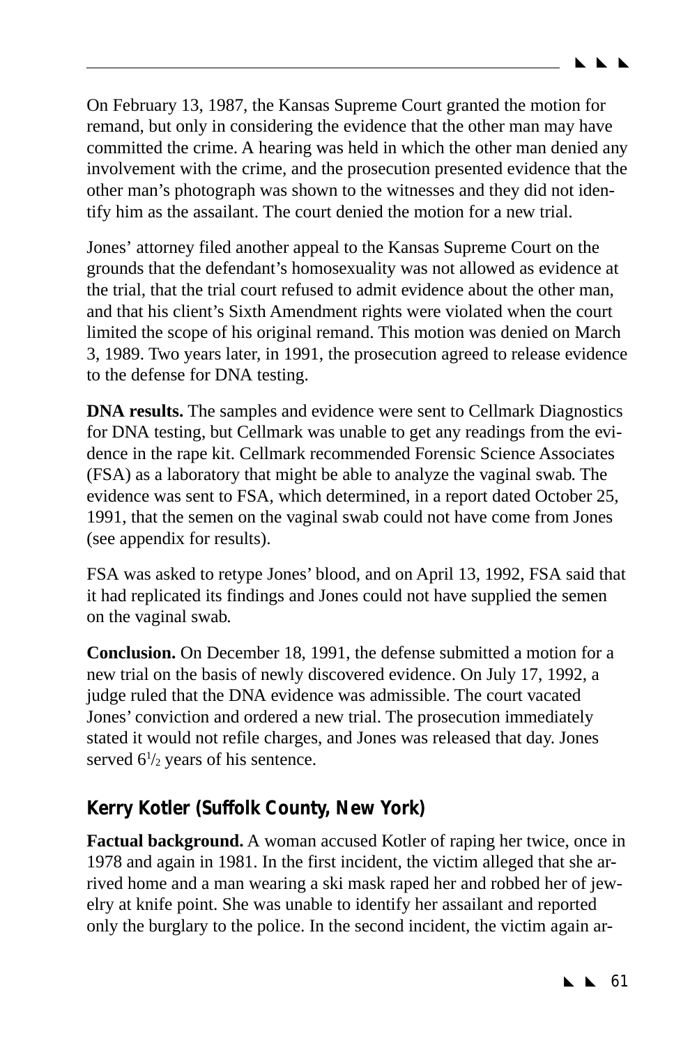On February 13, 1987, the Kansas Supreme Court granted the motion for remand, but only in considering the evidence that the other man may have committed the crime. A hearing was held in which the other man denied any involvement with the crime, and the prosecution presented evidence that the other man's photograph was shown to the witnesses and they did not identify him as the assailant. The court denied the motion for a new trial.

Jones' attorney filed another appeal to the Kansas Supreme Court on the grounds that the defendant's homosexuality was not allowed as evidence at the trial, that the trial court refused to admit evidence about the other man, and that his client's Sixth Amendment rights were violated when the court limited the scope of his original remand. This motion was denied on March 3, 1989. Two years later, in 1991, the prosecution agreed to release evidence to the defense for DNA testing.

**DNA results.** The samples and evidence were sent to Cellmark Diagnostics for DNA testing, but Cellmark was unable to get any readings from the evidence in the rape kit. Cellmark recommended Forensic Science Associates (FSA) as a laboratory that might be able to analyze the vaginal swab. The evidence was sent to FSA, which determined, in a report dated October 25, 1991, that the semen on the vaginal swab could not have come from Jones (see appendix for results).

FSA was asked to retype Jones' blood, and on April 13, 1992, FSA said that it had replicated its findings and Jones could not have supplied the semen on the vaginal swab.

**Conclusion.** On December 18, 1991, the defense submitted a motion for a new trial on the basis of newly discovered evidence. On July 17, 1992, a judge ruled that the DNA evidence was admissible. The court vacated Jones' conviction and ordered a new trial. The prosecution immediately stated it would not refile charges, and Jones was released that day. Jones served $6^1/_2$ years of his sentence.

## Kerry Kotler (Suffolk County, New York)

**Factual background.** A woman accused Kotler of raping her twice, once in 1978 and again in 1981. In the first incident, the victim alleged that she arrived home and a man wearing a ski mask raped her and robbed her of jewelry at knife point. She was unable to identify her assailant and reported only the burglary to the police. In the second incident, the victim again ar-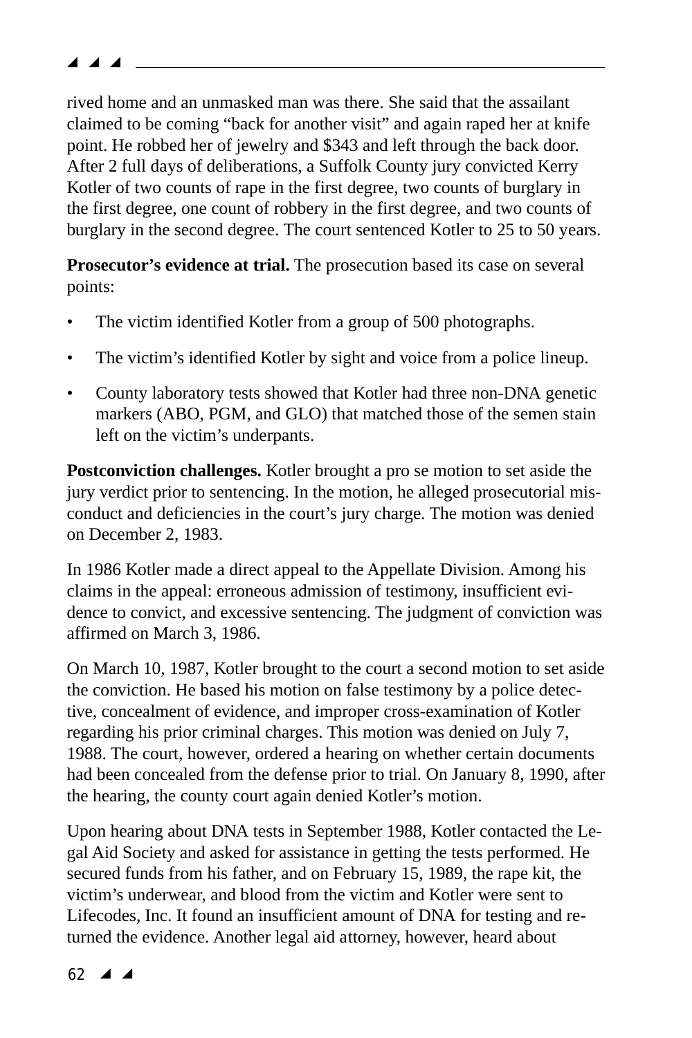rived home and an unmasked man was there. She said that the assailant claimed to be coming "back for another visit" and again raped her at knife point. He robbed her of jewelry and $343 and left through the back door. After 2 full days of deliberations, a Suffolk County jury convicted Kerry Kotler of two counts of rape in the first degree, two counts of burglary in the first degree, one count of robbery in the first degree, and two counts of burglary in the second degree. The court sentenced Kotler to 25 to 50 years.

**Prosecutor's evidence at trial.** The prosecution based its case on several points:

- The victim identified Kotler from a group of 500 photographs.
- The victim's identified Kotler by sight and voice from a police lineup.
- County laboratory tests showed that Kotler had three non-DNA genetic markers (ABO, PGM, and GLO) that matched those of the semen stain left on the victim's underpants.

**Postconviction challenges.** Kotler brought a pro se motion to set aside the jury verdict prior to sentencing. In the motion, he alleged prosecutorial misconduct and deficiencies in the court's jury charge. The motion was denied on December 2, 1983.

In 1986 Kotler made a direct appeal to the Appellate Division. Among his claims in the appeal: erroneous admission of testimony, insufficient evidence to convict, and excessive sentencing. The judgment of conviction was affirmed on March 3, 1986.

On March 10, 1987, Kotler brought to the court a second motion to set aside the conviction. He based his motion on false testimony by a police detective, concealment of evidence, and improper cross-examination of Kotler regarding his prior criminal charges. This motion was denied on July 7, 1988. The court, however, ordered a hearing on whether certain documents had been concealed from the defense prior to trial. On January 8, 1990, after the hearing, the county court again denied Kotler's motion.

Upon hearing about DNA tests in September 1988, Kotler contacted the Legal Aid Society and asked for assistance in getting the tests performed. He secured funds from his father, and on February 15, 1989, the rape kit, the victim's underwear, and blood from the victim and Kotler were sent to Lifecodes, Inc. It found an insufficient amount of DNA for testing and returned the evidence. Another legal aid attorney, however, heard about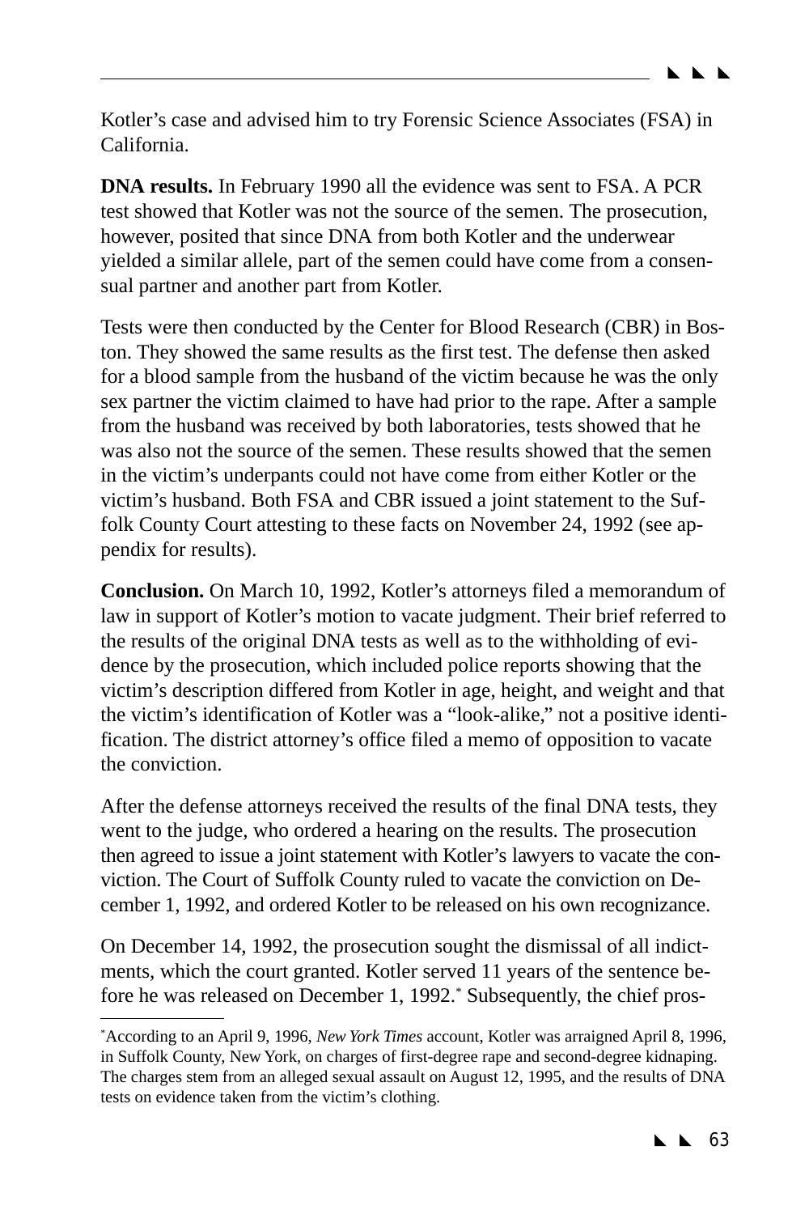Kotler's case and advised him to try Forensic Science Associates (FSA) in California.

**DNA results.** In February 1990 all the evidence was sent to FSA. A PCR test showed that Kotler was not the source of the semen. The prosecution, however, posited that since DNA from both Kotler and the underwear yielded a similar allele, part of the semen could have come from a consensual partner and another part from Kotler.

Tests were then conducted by the Center for Blood Research (CBR) in Boston. They showed the same results as the first test. The defense then asked for a blood sample from the husband of the victim because he was the only sex partner the victim claimed to have had prior to the rape. After a sample from the husband was received by both laboratories, tests showed that he was also not the source of the semen. These results showed that the semen in the victim's underpants could not have come from either Kotler or the victim's husband. Both FSA and CBR issued a joint statement to the Suffolk County Court attesting to these facts on November 24, 1992 (see appendix for results).

**Conclusion.** On March 10, 1992, Kotler's attorneys filed a memorandum of law in support of Kotler's motion to vacate judgment. Their brief referred to the results of the original DNA tests as well as to the withholding of evidence by the prosecution, which included police reports showing that the victim's description differed from Kotler in age, height, and weight and that the victim's identification of Kotler was a "look-alike," not a positive identification. The district attorney's office filed a memo of opposition to vacate the conviction.

After the defense attorneys received the results of the final DNA tests, they went to the judge, who ordered a hearing on the results. The prosecution then agreed to issue a joint statement with Kotler's lawyers to vacate the conviction. The Court of Suffolk County ruled to vacate the conviction on December 1, 1992, and ordered Kotler to be released on his own recognizance.

On December 14, 1992, the prosecution sought the dismissal of all indictments, which the court granted. Kotler served 11 years of the sentence before he was released on December 1, 1992.* Subsequently, the chief pros-

---

*According to an April 9, 1996, *New York Times* account, Kotler was arraigned April 8, 1996, in Suffolk County, New York, on charges of first-degree rape and second-degree kidnaping. The charges stem from an alleged sexual assault on August 12, 1995, and the results of DNA tests on evidence taken from the victim's clothing.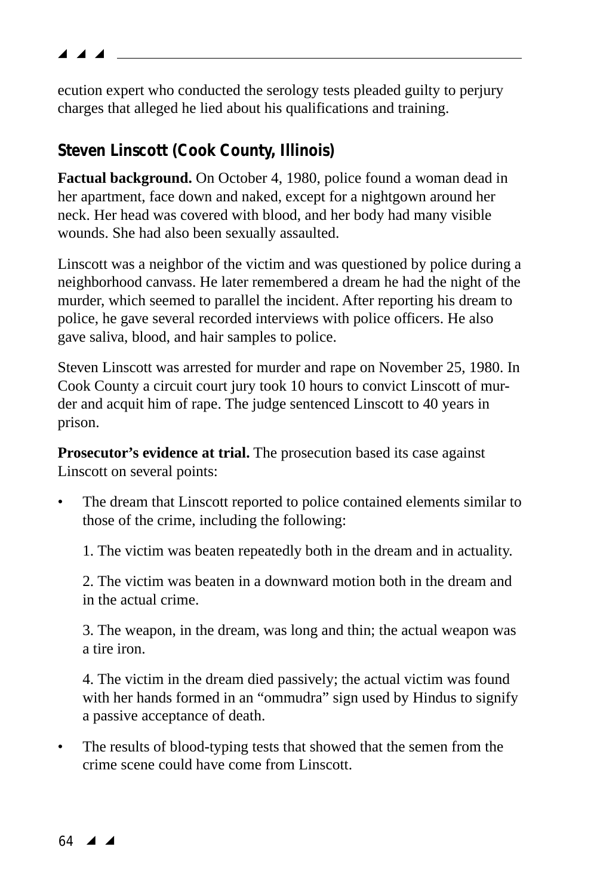ecution expert who conducted the serology tests pleaded guilty to perjury charges that alleged he lied about his qualifications and training.

### Steven Linscott (Cook County, Illinois)

**Factual background.** On October 4, 1980, police found a woman dead in her apartment, face down and naked, except for a nightgown around her neck. Her head was covered with blood, and her body had many visible wounds. She had also been sexually assaulted.

Linscott was a neighbor of the victim and was questioned by police during a neighborhood canvass. He later remembered a dream he had the night of the murder, which seemed to parallel the incident. After reporting his dream to police, he gave several recorded interviews with police officers. He also gave saliva, blood, and hair samples to police.

Steven Linscott was arrested for murder and rape on November 25, 1980. In Cook County a circuit court jury took 10 hours to convict Linscott of murder and acquit him of rape. The judge sentenced Linscott to 40 years in prison.

**Prosecutor's evidence at trial.** The prosecution based its case against Linscott on several points:

- The dream that Linscott reported to police contained elements similar to those of the crime, including the following:

  1. The victim was beaten repeatedly both in the dream and in actuality.

  2. The victim was beaten in a downward motion both in the dream and in the actual crime.

  3. The weapon, in the dream, was long and thin; the actual weapon was a tire iron.

  4. The victim in the dream died passively; the actual victim was found with her hands formed in an "ommudra" sign used by Hindus to signify a passive acceptance of death.

- The results of blood-typing tests that showed that the semen from the crime scene could have come from Linscott.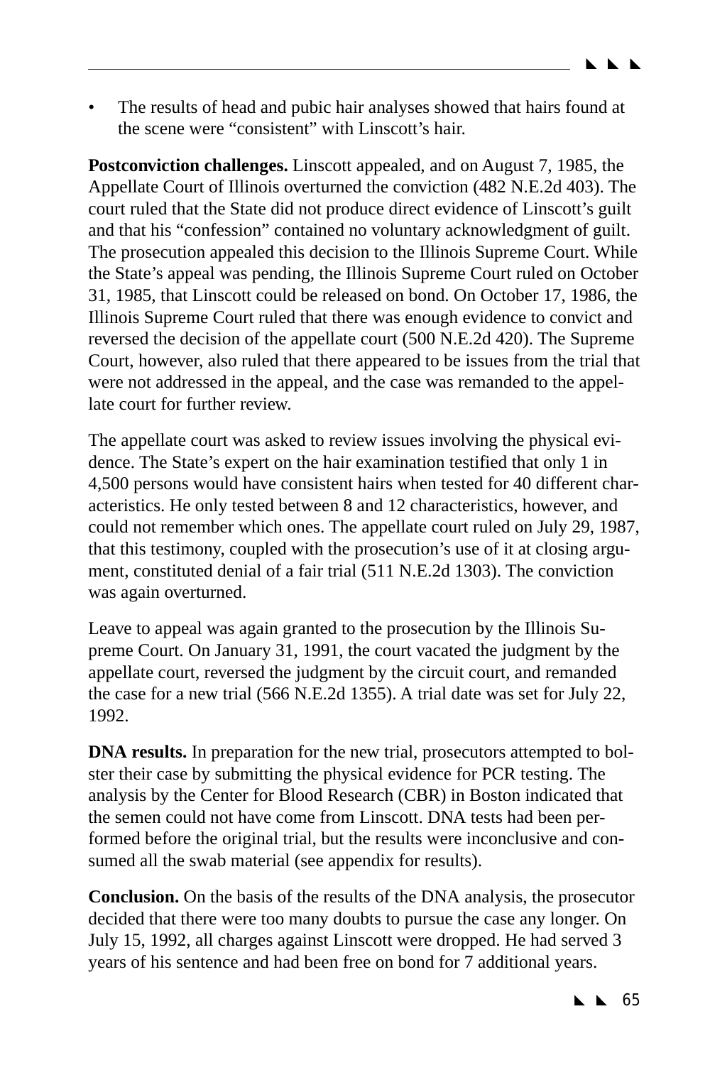- The results of head and pubic hair analyses showed that hairs found at the scene were "consistent" with Linscott's hair.

**Postconviction challenges.** Linscott appealed, and on August 7, 1985, the Appellate Court of Illinois overturned the conviction (482 N.E.2d 403). The court ruled that the State did not produce direct evidence of Linscott's guilt and that his "confession" contained no voluntary acknowledgment of guilt. The prosecution appealed this decision to the Illinois Supreme Court. While the State's appeal was pending, the Illinois Supreme Court ruled on October 31, 1985, that Linscott could be released on bond. On October 17, 1986, the Illinois Supreme Court ruled that there was enough evidence to convict and reversed the decision of the appellate court (500 N.E.2d 420). The Supreme Court, however, also ruled that there appeared to be issues from the trial that were not addressed in the appeal, and the case was remanded to the appellate court for further review.

The appellate court was asked to review issues involving the physical evidence. The State's expert on the hair examination testified that only 1 in 4,500 persons would have consistent hairs when tested for 40 different characteristics. He only tested between 8 and 12 characteristics, however, and could not remember which ones. The appellate court ruled on July 29, 1987, that this testimony, coupled with the prosecution's use of it at closing argument, constituted denial of a fair trial (511 N.E.2d 1303). The conviction was again overturned.

Leave to appeal was again granted to the prosecution by the Illinois Supreme Court. On January 31, 1991, the court vacated the judgment by the appellate court, reversed the judgment by the circuit court, and remanded the case for a new trial (566 N.E.2d 1355). A trial date was set for July 22, 1992.

**DNA results.** In preparation for the new trial, prosecutors attempted to bolster their case by submitting the physical evidence for PCR testing. The analysis by the Center for Blood Research (CBR) in Boston indicated that the semen could not have come from Linscott. DNA tests had been performed before the original trial, but the results were inconclusive and consumed all the swab material (see appendix for results).

**Conclusion.** On the basis of the results of the DNA analysis, the prosecutor decided that there were too many doubts to pursue the case any longer. On July 15, 1992, all charges against Linscott were dropped. He had served 3 years of his sentence and had been free on bond for 7 additional years.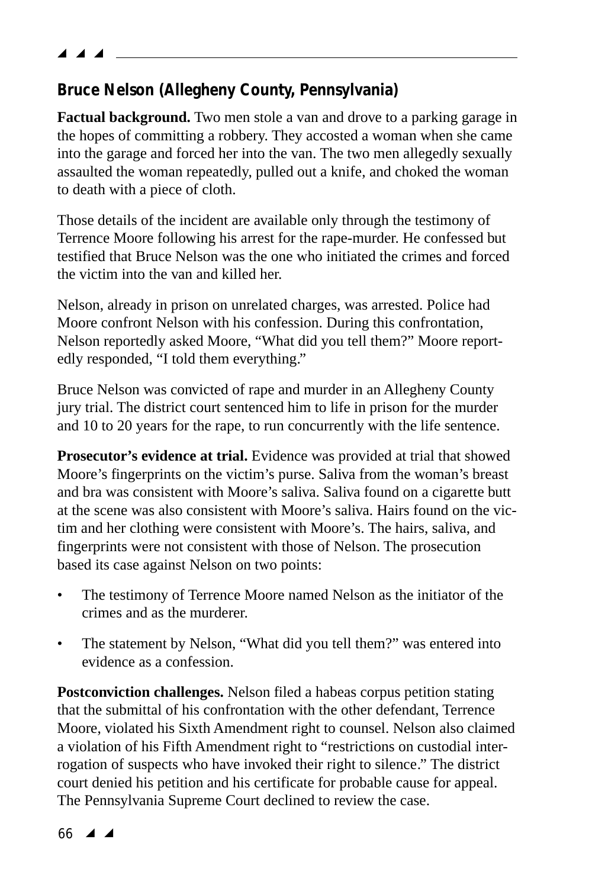### Bruce Nelson (Allegheny County, Pennsylvania)

**Factual background.** Two men stole a van and drove to a parking garage in the hopes of committing a robbery. They accosted a woman when she came into the garage and forced her into the van. The two men allegedly sexually assaulted the woman repeatedly, pulled out a knife, and choked the woman to death with a piece of cloth.

Those details of the incident are available only through the testimony of Terrence Moore following his arrest for the rape-murder. He confessed but testified that Bruce Nelson was the one who initiated the crimes and forced the victim into the van and killed her.

Nelson, already in prison on unrelated charges, was arrested. Police had Moore confront Nelson with his confession. During this confrontation, Nelson reportedly asked Moore, "What did you tell them?" Moore reportedly responded, "I told them everything."

Bruce Nelson was convicted of rape and murder in an Allegheny County jury trial. The district court sentenced him to life in prison for the murder and 10 to 20 years for the rape, to run concurrently with the life sentence.

**Prosecutor's evidence at trial.** Evidence was provided at trial that showed Moore's fingerprints on the victim's purse. Saliva from the woman's breast and bra was consistent with Moore's saliva. Saliva found on a cigarette butt at the scene was also consistent with Moore's saliva. Hairs found on the victim and her clothing were consistent with Moore's. The hairs, saliva, and fingerprints were not consistent with those of Nelson. The prosecution based its case against Nelson on two points:

- The testimony of Terrence Moore named Nelson as the initiator of the crimes and as the murderer.
- The statement by Nelson, "What did you tell them?" was entered into evidence as a confession.

**Postconviction challenges.** Nelson filed a habeas corpus petition stating that the submittal of his confrontation with the other defendant, Terrence Moore, violated his Sixth Amendment right to counsel. Nelson also claimed a violation of his Fifth Amendment right to "restrictions on custodial interrogation of suspects who have invoked their right to silence." The district court denied his petition and his certificate for probable cause for appeal. The Pennsylvania Supreme Court declined to review the case.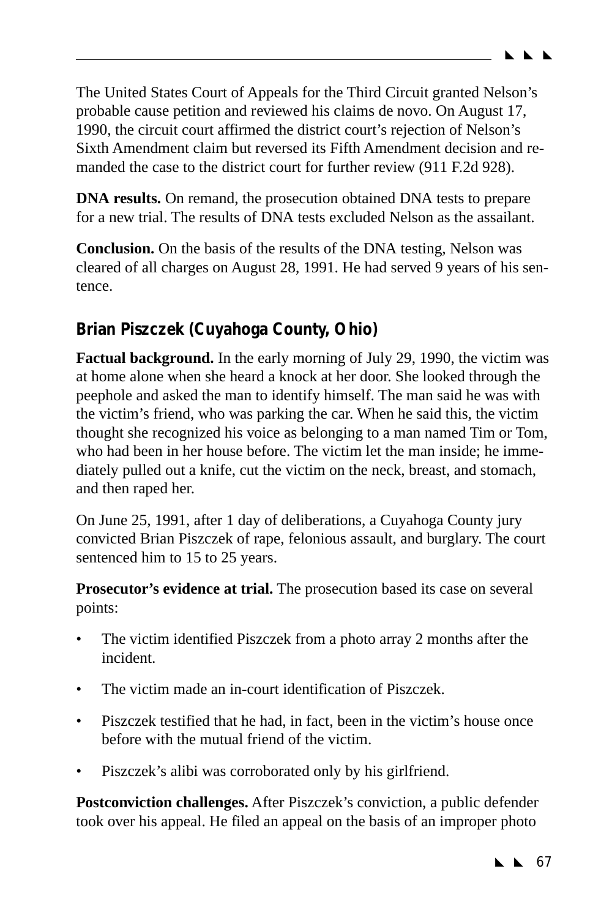The United States Court of Appeals for the Third Circuit granted Nelson's probable cause petition and reviewed his claims de novo. On August 17, 1990, the circuit court affirmed the district court's rejection of Nelson's Sixth Amendment claim but reversed its Fifth Amendment decision and remanded the case to the district court for further review (911 F.2d 928).

**DNA results.** On remand, the prosecution obtained DNA tests to prepare for a new trial. The results of DNA tests excluded Nelson as the assailant.

**Conclusion.** On the basis of the results of the DNA testing, Nelson was cleared of all charges on August 28, 1991. He had served 9 years of his sentence.

### Brian Piszczek (Cuyahoga County, Ohio)

**Factual background.** In the early morning of July 29, 1990, the victim was at home alone when she heard a knock at her door. She looked through the peephole and asked the man to identify himself. The man said he was with the victim's friend, who was parking the car. When he said this, the victim thought she recognized his voice as belonging to a man named Tim or Tom, who had been in her house before. The victim let the man inside; he immediately pulled out a knife, cut the victim on the neck, breast, and stomach, and then raped her.

On June 25, 1991, after 1 day of deliberations, a Cuyahoga County jury convicted Brian Piszczek of rape, felonious assault, and burglary. The court sentenced him to 15 to 25 years.

**Prosecutor's evidence at trial.** The prosecution based its case on several points:

- The victim identified Piszczek from a photo array 2 months after the incident.
- The victim made an in-court identification of Piszczek.
- Piszczek testified that he had, in fact, been in the victim's house once before with the mutual friend of the victim.
- Piszczek's alibi was corroborated only by his girlfriend.

**Postconviction challenges.** After Piszczek's conviction, a public defender took over his appeal. He filed an appeal on the basis of an improper photo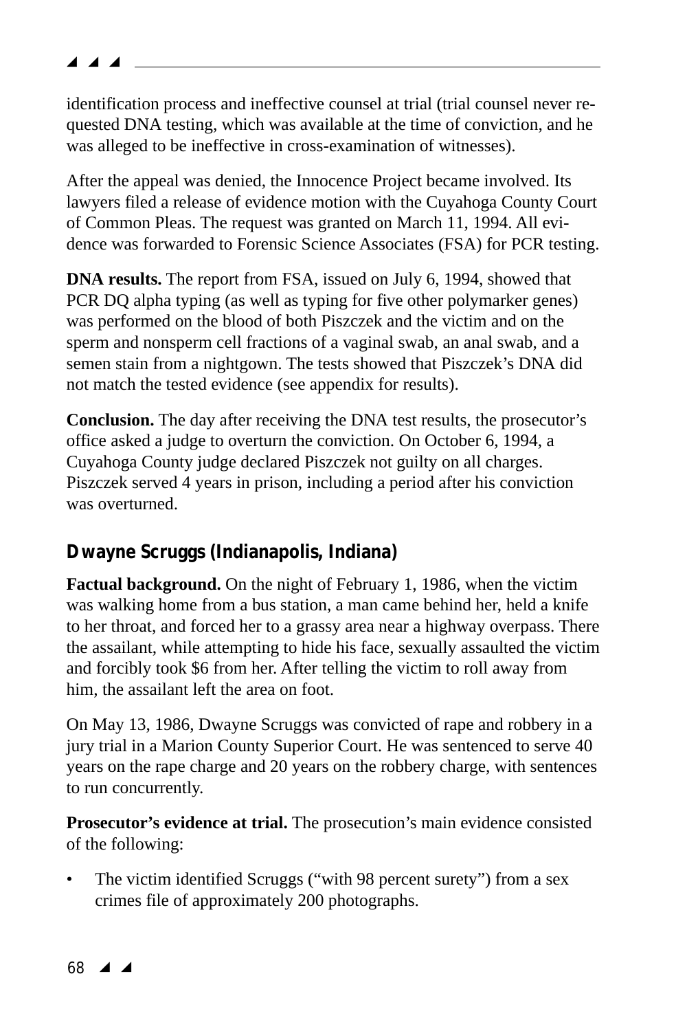identification process and ineffective counsel at trial (trial counsel never requested DNA testing, which was available at the time of conviction, and he was alleged to be ineffective in cross-examination of witnesses).

After the appeal was denied, the Innocence Project became involved. Its lawyers filed a release of evidence motion with the Cuyahoga County Court of Common Pleas. The request was granted on March 11, 1994. All evidence was forwarded to Forensic Science Associates (FSA) for PCR testing.

**DNA results.** The report from FSA, issued on July 6, 1994, showed that PCR DQ alpha typing (as well as typing for five other polymarker genes) was performed on the blood of both Piszczek and the victim and on the sperm and nonsperm cell fractions of a vaginal swab, an anal swab, and a semen stain from a nightgown. The tests showed that Piszczek's DNA did not match the tested evidence (see appendix for results).

**Conclusion.** The day after receiving the DNA test results, the prosecutor's office asked a judge to overturn the conviction. On October 6, 1994, a Cuyahoga County judge declared Piszczek not guilty on all charges. Piszczek served 4 years in prison, including a period after his conviction was overturned.

## Dwayne Scruggs (Indianapolis, Indiana)

**Factual background.** On the night of February 1, 1986, when the victim was walking home from a bus station, a man came behind her, held a knife to her throat, and forced her to a grassy area near a highway overpass. There the assailant, while attempting to hide his face, sexually assaulted the victim and forcibly took $6 from her. After telling the victim to roll away from him, the assailant left the area on foot.

On May 13, 1986, Dwayne Scruggs was convicted of rape and robbery in a jury trial in a Marion County Superior Court. He was sentenced to serve 40 years on the rape charge and 20 years on the robbery charge, with sentences to run concurrently.

**Prosecutor's evidence at trial.** The prosecution's main evidence consisted of the following:

- The victim identified Scruggs ("with 98 percent surety") from a sex crimes file of approximately 200 photographs.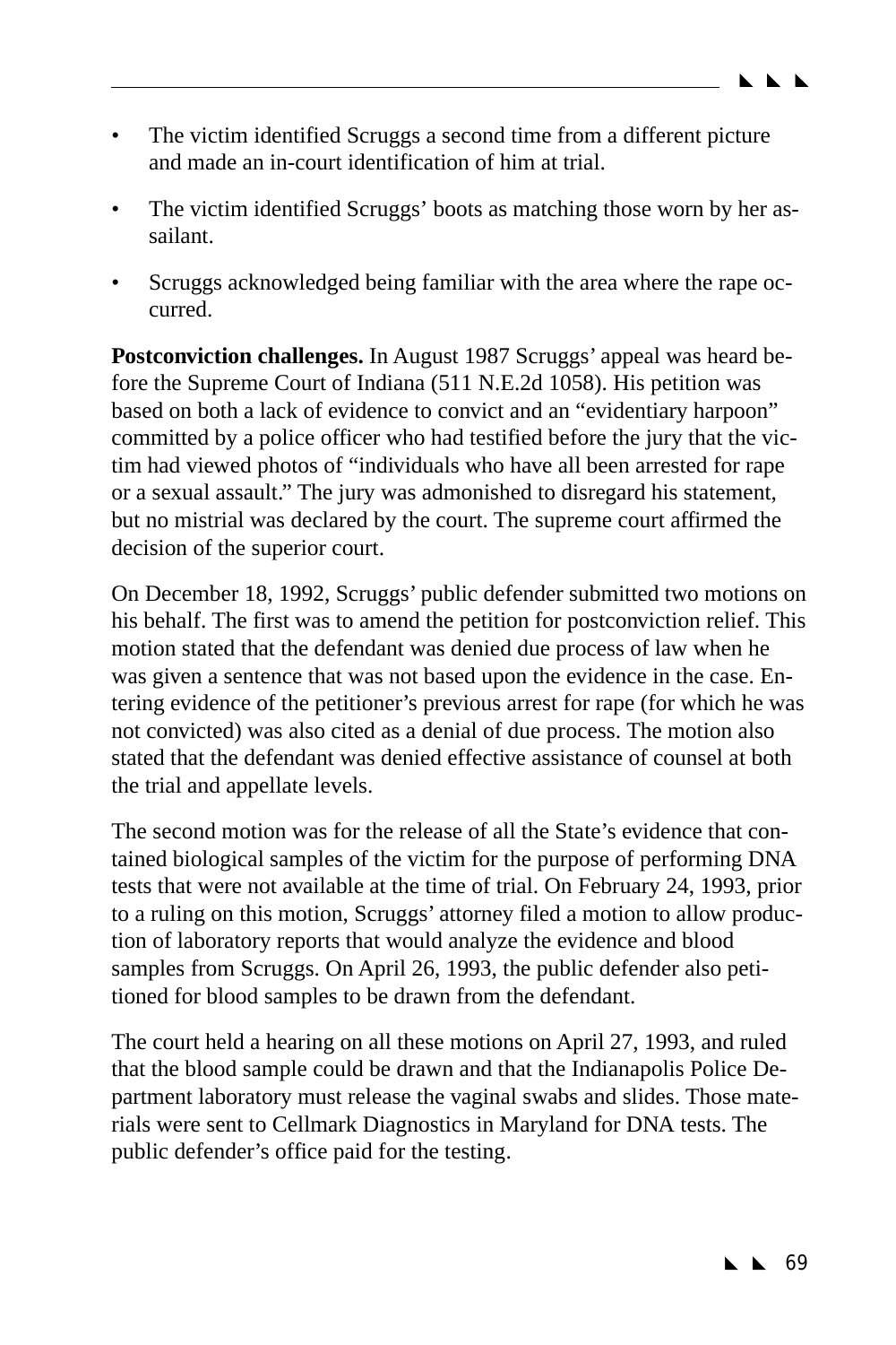- The victim identified Scruggs a second time from a different picture and made an in-court identification of him at trial.
- The victim identified Scruggs' boots as matching those worn by her assailant.
- Scruggs acknowledged being familiar with the area where the rape occurred.

**Postconviction challenges.** In August 1987 Scruggs' appeal was heard before the Supreme Court of Indiana (511 N.E.2d 1058). His petition was based on both a lack of evidence to convict and an "evidentiary harpoon" committed by a police officer who had testified before the jury that the victim had viewed photos of "individuals who have all been arrested for rape or a sexual assault." The jury was admonished to disregard his statement, but no mistrial was declared by the court. The supreme court affirmed the decision of the superior court.

On December 18, 1992, Scruggs' public defender submitted two motions on his behalf. The first was to amend the petition for postconviction relief. This motion stated that the defendant was denied due process of law when he was given a sentence that was not based upon the evidence in the case. Entering evidence of the petitioner's previous arrest for rape (for which he was not convicted) was also cited as a denial of due process. The motion also stated that the defendant was denied effective assistance of counsel at both the trial and appellate levels.

The second motion was for the release of all the State's evidence that contained biological samples of the victim for the purpose of performing DNA tests that were not available at the time of trial. On February 24, 1993, prior to a ruling on this motion, Scruggs' attorney filed a motion to allow production of laboratory reports that would analyze the evidence and blood samples from Scruggs. On April 26, 1993, the public defender also petitioned for blood samples to be drawn from the defendant.

The court held a hearing on all these motions on April 27, 1993, and ruled that the blood sample could be drawn and that the Indianapolis Police Department laboratory must release the vaginal swabs and slides. Those materials were sent to Cellmark Diagnostics in Maryland for DNA tests. The public defender's office paid for the testing.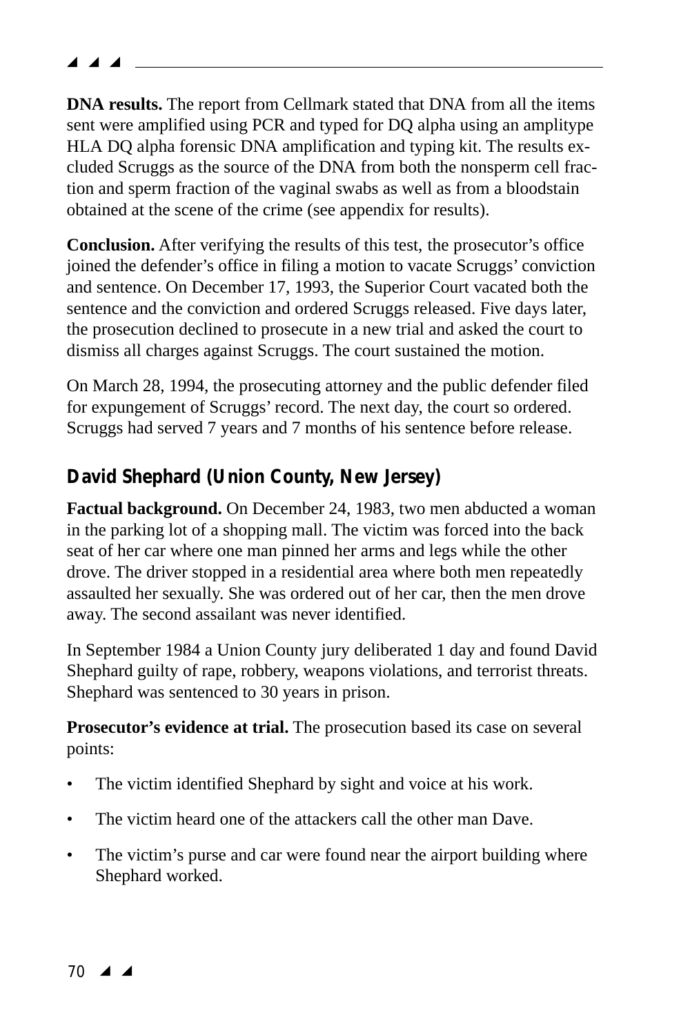**DNA results.** The report from Cellmark stated that DNA from all the items sent were amplified using PCR and typed for DQ alpha using an amplitype HLA DQ alpha forensic DNA amplification and typing kit. The results excluded Scruggs as the source of the DNA from both the nonsperm cell fraction and sperm fraction of the vaginal swabs as well as from a bloodstain obtained at the scene of the crime (see appendix for results).

**Conclusion.** After verifying the results of this test, the prosecutor's office joined the defender's office in filing a motion to vacate Scruggs' conviction and sentence. On December 17, 1993, the Superior Court vacated both the sentence and the conviction and ordered Scruggs released. Five days later, the prosecution declined to prosecute in a new trial and asked the court to dismiss all charges against Scruggs. The court sustained the motion.

On March 28, 1994, the prosecuting attorney and the public defender filed for expungement of Scruggs' record. The next day, the court so ordered. Scruggs had served 7 years and 7 months of his sentence before release.

## David Shephard (Union County, New Jersey)

**Factual background.** On December 24, 1983, two men abducted a woman in the parking lot of a shopping mall. The victim was forced into the back seat of her car where one man pinned her arms and legs while the other drove. The driver stopped in a residential area where both men repeatedly assaulted her sexually. She was ordered out of her car, then the men drove away. The second assailant was never identified.

In September 1984 a Union County jury deliberated 1 day and found David Shephard guilty of rape, robbery, weapons violations, and terrorist threats. Shephard was sentenced to 30 years in prison.

**Prosecutor's evidence at trial.** The prosecution based its case on several points:

- The victim identified Shephard by sight and voice at his work.
- The victim heard one of the attackers call the other man Dave.
- The victim's purse and car were found near the airport building where Shephard worked.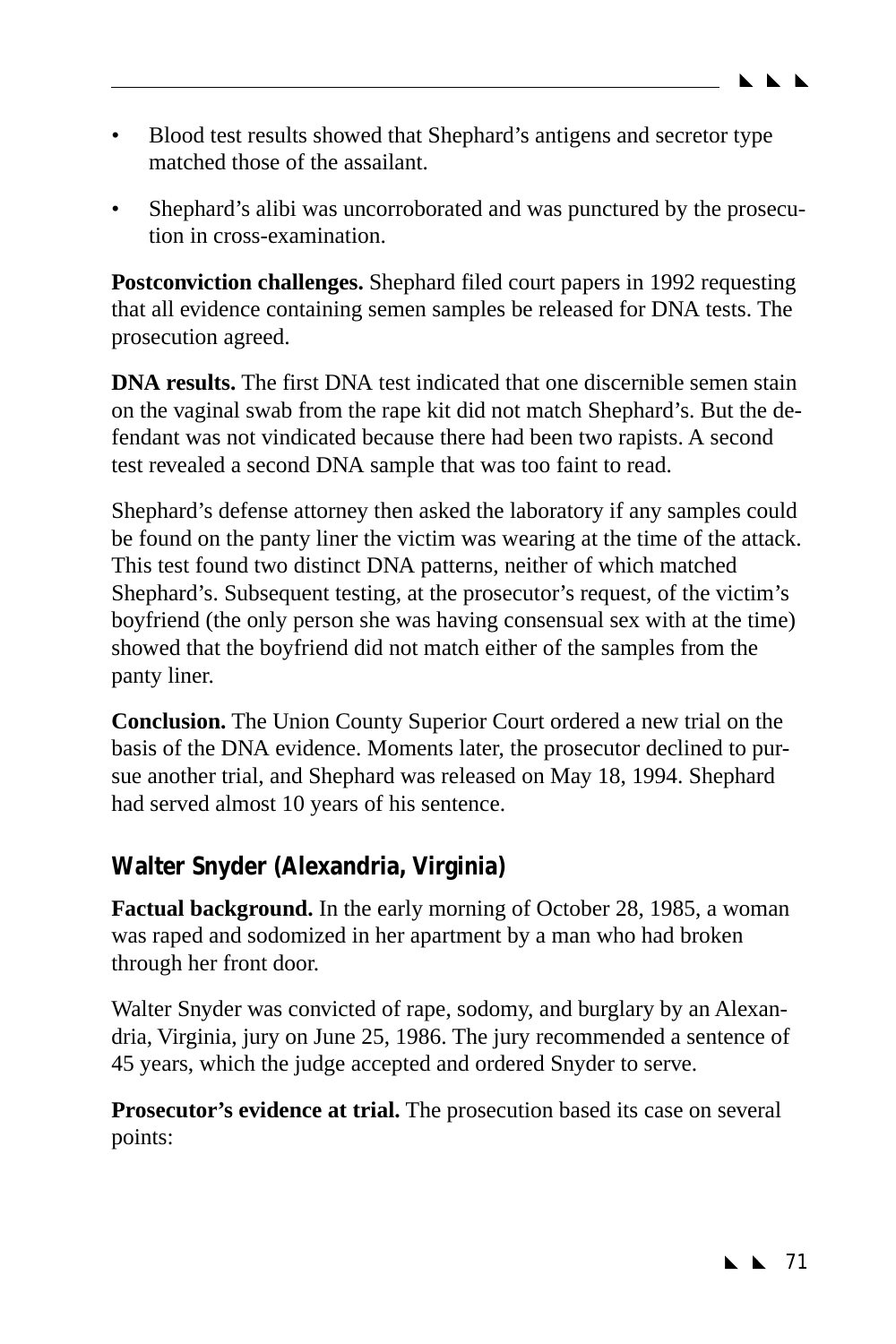- Blood test results showed that Shephard's antigens and secretor type matched those of the assailant.
- Shephard's alibi was uncorroborated and was punctured by the prosecution in cross-examination.

**Postconviction challenges.** Shephard filed court papers in 1992 requesting that all evidence containing semen samples be released for DNA tests. The prosecution agreed.

**DNA results.** The first DNA test indicated that one discernible semen stain on the vaginal swab from the rape kit did not match Shephard's. But the defendant was not vindicated because there had been two rapists. A second test revealed a second DNA sample that was too faint to read.

Shephard's defense attorney then asked the laboratory if any samples could be found on the panty liner the victim was wearing at the time of the attack. This test found two distinct DNA patterns, neither of which matched Shephard's. Subsequent testing, at the prosecutor's request, of the victim's boyfriend (the only person she was having consensual sex with at the time) showed that the boyfriend did not match either of the samples from the panty liner.

**Conclusion.** The Union County Superior Court ordered a new trial on the basis of the DNA evidence. Moments later, the prosecutor declined to pursue another trial, and Shephard was released on May 18, 1994. Shephard had served almost 10 years of his sentence.

## Walter Snyder (Alexandria, Virginia)

**Factual background.** In the early morning of October 28, 1985, a woman was raped and sodomized in her apartment by a man who had broken through her front door.

Walter Snyder was convicted of rape, sodomy, and burglary by an Alexandria, Virginia, jury on June 25, 1986. The jury recommended a sentence of 45 years, which the judge accepted and ordered Snyder to serve.

**Prosecutor's evidence at trial.** The prosecution based its case on several points: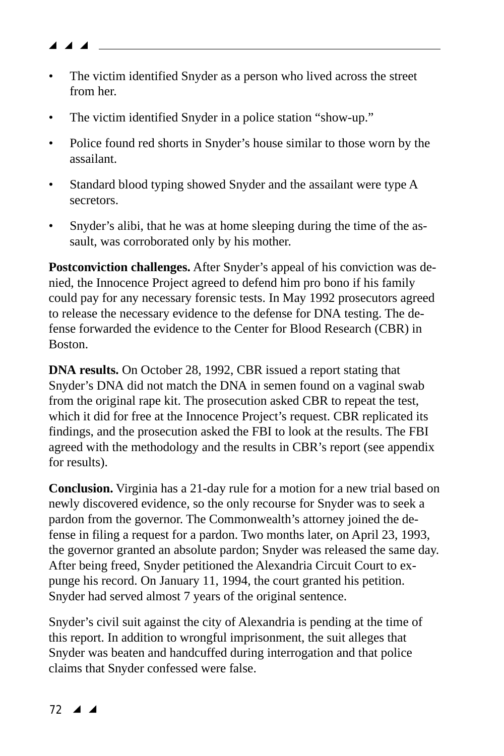- The victim identified Snyder as a person who lived across the street from her.
- The victim identified Snyder in a police station "show-up."
- Police found red shorts in Snyder's house similar to those worn by the assailant.
- Standard blood typing showed Snyder and the assailant were type A secretors.
- Snyder's alibi, that he was at home sleeping during the time of the assault, was corroborated only by his mother.

**Postconviction challenges.** After Snyder's appeal of his conviction was denied, the Innocence Project agreed to defend him pro bono if his family could pay for any necessary forensic tests. In May 1992 prosecutors agreed to release the necessary evidence to the defense for DNA testing. The defense forwarded the evidence to the Center for Blood Research (CBR) in Boston.

**DNA results.** On October 28, 1992, CBR issued a report stating that Snyder's DNA did not match the DNA in semen found on a vaginal swab from the original rape kit. The prosecution asked CBR to repeat the test, which it did for free at the Innocence Project's request. CBR replicated its findings, and the prosecution asked the FBI to look at the results. The FBI agreed with the methodology and the results in CBR's report (see appendix for results).

**Conclusion.** Virginia has a 21-day rule for a motion for a new trial based on newly discovered evidence, so the only recourse for Snyder was to seek a pardon from the governor. The Commonwealth's attorney joined the defense in filing a request for a pardon. Two months later, on April 23, 1993, the governor granted an absolute pardon; Snyder was released the same day. After being freed, Snyder petitioned the Alexandria Circuit Court to expunge his record. On January 11, 1994, the court granted his petition. Snyder had served almost 7 years of the original sentence.

Snyder's civil suit against the city of Alexandria is pending at the time of this report. In addition to wrongful imprisonment, the suit alleges that Snyder was beaten and handcuffed during interrogation and that police claims that Snyder confessed were false.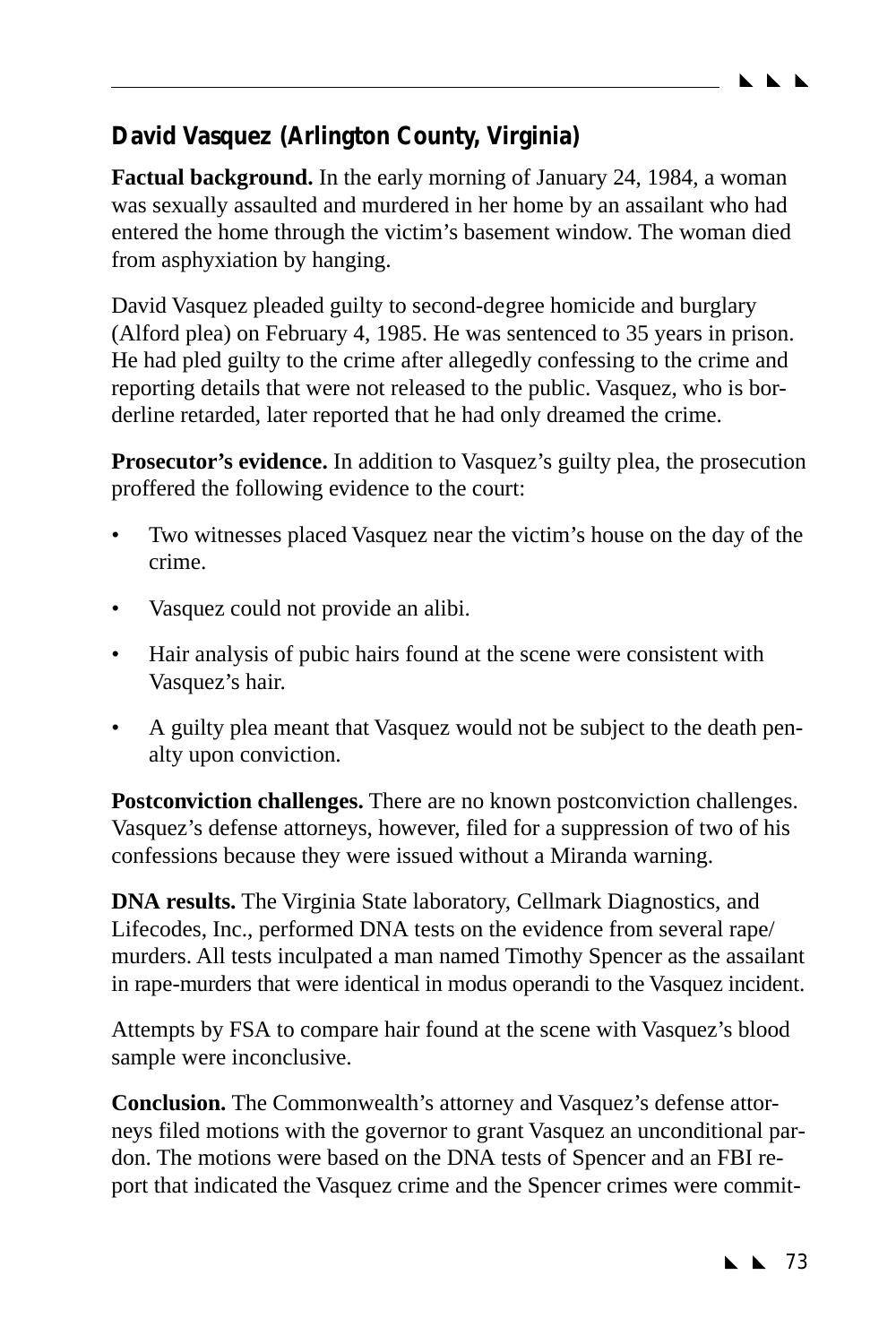## David Vasquez (Arlington County, Virginia)

**Factual background.** In the early morning of January 24, 1984, a woman was sexually assaulted and murdered in her home by an assailant who had entered the home through the victim's basement window. The woman died from asphyxiation by hanging.

David Vasquez pleaded guilty to second-degree homicide and burglary (Alford plea) on February 4, 1985. He was sentenced to 35 years in prison. He had pled guilty to the crime after allegedly confessing to the crime and reporting details that were not released to the public. Vasquez, who is borderline retarded, later reported that he had only dreamed the crime.

**Prosecutor's evidence.** In addition to Vasquez's guilty plea, the prosecution proffered the following evidence to the court:

- Two witnesses placed Vasquez near the victim's house on the day of the crime.
- Vasquez could not provide an alibi.
- Hair analysis of pubic hairs found at the scene were consistent with Vasquez's hair.
- A guilty plea meant that Vasquez would not be subject to the death penalty upon conviction.

**Postconviction challenges.** There are no known postconviction challenges. Vasquez's defense attorneys, however, filed for a suppression of two of his confessions because they were issued without a Miranda warning.

**DNA results.** The Virginia State laboratory, Cellmark Diagnostics, and Lifecodes, Inc., performed DNA tests on the evidence from several rape/murders. All tests inculpated a man named Timothy Spencer as the assailant in rape-murders that were identical in modus operandi to the Vasquez incident.

Attempts by FSA to compare hair found at the scene with Vasquez's blood sample were inconclusive.

**Conclusion.** The Commonwealth's attorney and Vasquez's defense attorneys filed motions with the governor to grant Vasquez an unconditional pardon. The motions were based on the DNA tests of Spencer and an FBI report that indicated the Vasquez crime and the Spencer crimes were commit-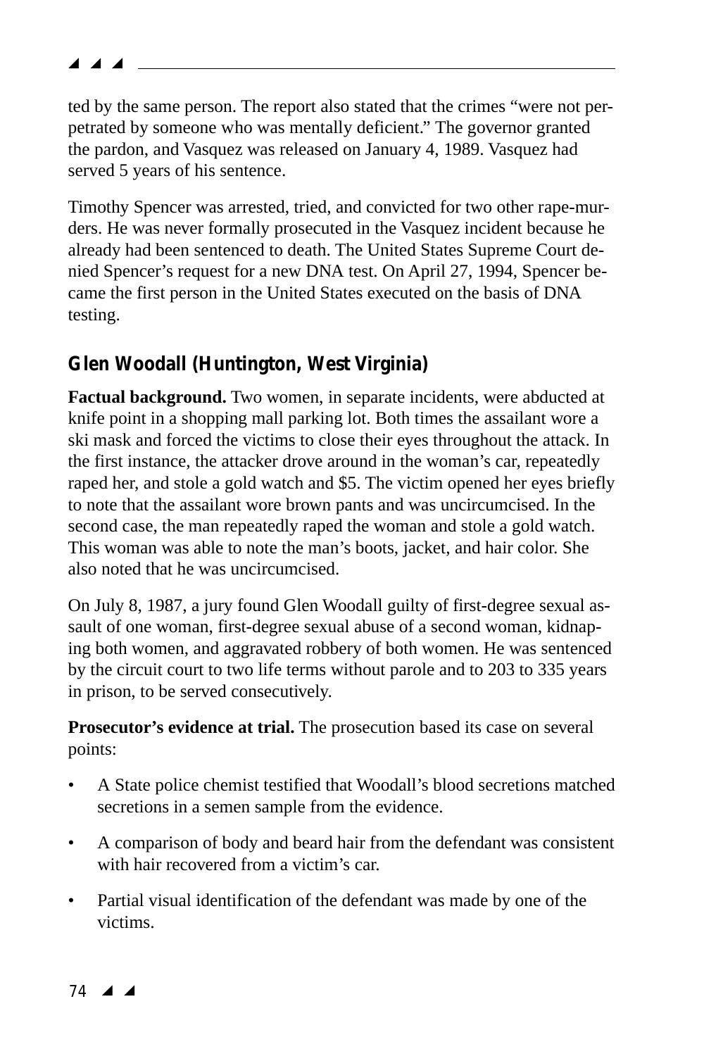ted by the same person. The report also stated that the crimes "were not perpetrated by someone who was mentally deficient." The governor granted the pardon, and Vasquez was released on January 4, 1989. Vasquez had served 5 years of his sentence.

Timothy Spencer was arrested, tried, and convicted for two other rape-murders. He was never formally prosecuted in the Vasquez incident because he already had been sentenced to death. The United States Supreme Court denied Spencer's request for a new DNA test. On April 27, 1994, Spencer became the first person in the United States executed on the basis of DNA testing.

### Glen Woodall (Huntington, West Virginia)

**Factual background.** Two women, in separate incidents, were abducted at knife point in a shopping mall parking lot. Both times the assailant wore a ski mask and forced the victims to close their eyes throughout the attack. In the first instance, the attacker drove around in the woman's car, repeatedly raped her, and stole a gold watch and $5. The victim opened her eyes briefly to note that the assailant wore brown pants and was uncircumcised. In the second case, the man repeatedly raped the woman and stole a gold watch. This woman was able to note the man's boots, jacket, and hair color. She also noted that he was uncircumcised.

On July 8, 1987, a jury found Glen Woodall guilty of first-degree sexual assault of one woman, first-degree sexual abuse of a second woman, kidnaping both women, and aggravated robbery of both women. He was sentenced by the circuit court to two life terms without parole and to 203 to 335 years in prison, to be served consecutively.

**Prosecutor's evidence at trial.** The prosecution based its case on several points:

- A State police chemist testified that Woodall's blood secretions matched secretions in a semen sample from the evidence.
- A comparison of body and beard hair from the defendant was consistent with hair recovered from a victim's car.
- Partial visual identification of the defendant was made by one of the victims.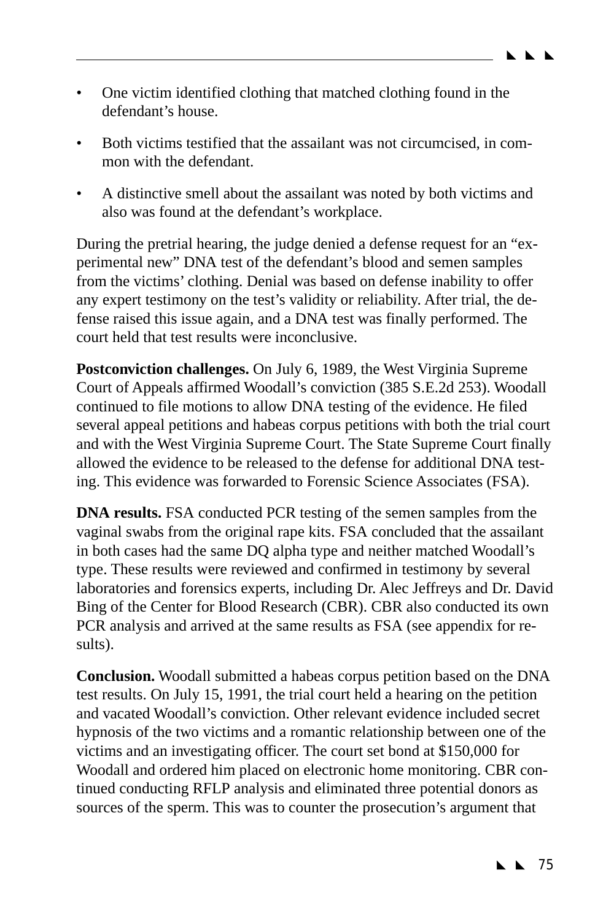- One victim identified clothing that matched clothing found in the defendant's house.
- Both victims testified that the assailant was not circumcised, in common with the defendant.
- A distinctive smell about the assailant was noted by both victims and also was found at the defendant's workplace.

During the pretrial hearing, the judge denied a defense request for an "experimental new" DNA test of the defendant's blood and semen samples from the victims' clothing. Denial was based on defense inability to offer any expert testimony on the test's validity or reliability. After trial, the defense raised this issue again, and a DNA test was finally performed. The court held that test results were inconclusive.

**Postconviction challenges.** On July 6, 1989, the West Virginia Supreme Court of Appeals affirmed Woodall's conviction (385 S.E.2d 253). Woodall continued to file motions to allow DNA testing of the evidence. He filed several appeal petitions and habeas corpus petitions with both the trial court and with the West Virginia Supreme Court. The State Supreme Court finally allowed the evidence to be released to the defense for additional DNA testing. This evidence was forwarded to Forensic Science Associates (FSA).

**DNA results.** FSA conducted PCR testing of the semen samples from the vaginal swabs from the original rape kits. FSA concluded that the assailant in both cases had the same DQ alpha type and neither matched Woodall's type. These results were reviewed and confirmed in testimony by several laboratories and forensics experts, including Dr. Alec Jeffreys and Dr. David Bing of the Center for Blood Research (CBR). CBR also conducted its own PCR analysis and arrived at the same results as FSA (see appendix for results).

**Conclusion.** Woodall submitted a habeas corpus petition based on the DNA test results. On July 15, 1991, the trial court held a hearing on the petition and vacated Woodall's conviction. Other relevant evidence included secret hypnosis of the two victims and a romantic relationship between one of the victims and an investigating officer. The court set bond at $150,000 for Woodall and ordered him placed on electronic home monitoring. CBR continued conducting RFLP analysis and eliminated three potential donors as sources of the sperm. This was to counter the prosecution's argument that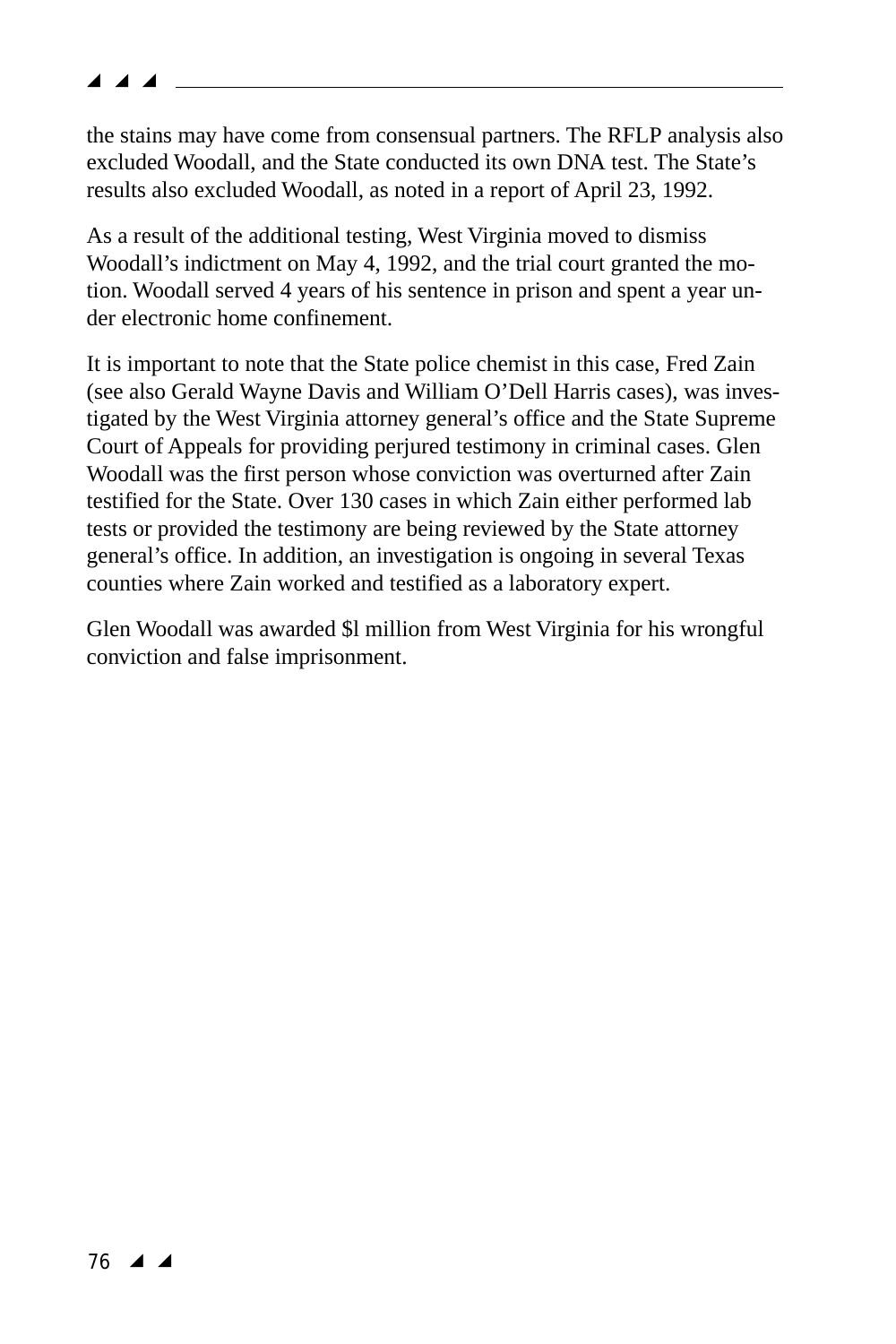the stains may have come from consensual partners. The RFLP analysis also excluded Woodall, and the State conducted its own DNA test. The State's results also excluded Woodall, as noted in a report of April 23, 1992.

As a result of the additional testing, West Virginia moved to dismiss Woodall's indictment on May 4, 1992, and the trial court granted the motion. Woodall served 4 years of his sentence in prison and spent a year under electronic home confinement.

It is important to note that the State police chemist in this case, Fred Zain (see also Gerald Wayne Davis and William O'Dell Harris cases), was investigated by the West Virginia attorney general's office and the State Supreme Court of Appeals for providing perjured testimony in criminal cases. Glen Woodall was the first person whose conviction was overturned after Zain testified for the State. Over 130 cases in which Zain either performed lab tests or provided the testimony are being reviewed by the State attorney general's office. In addition, an investigation is ongoing in several Texas counties where Zain worked and testified as a laboratory expert.

Glen Woodall was awarded $l million from West Virginia for his wrongful conviction and false imprisonment.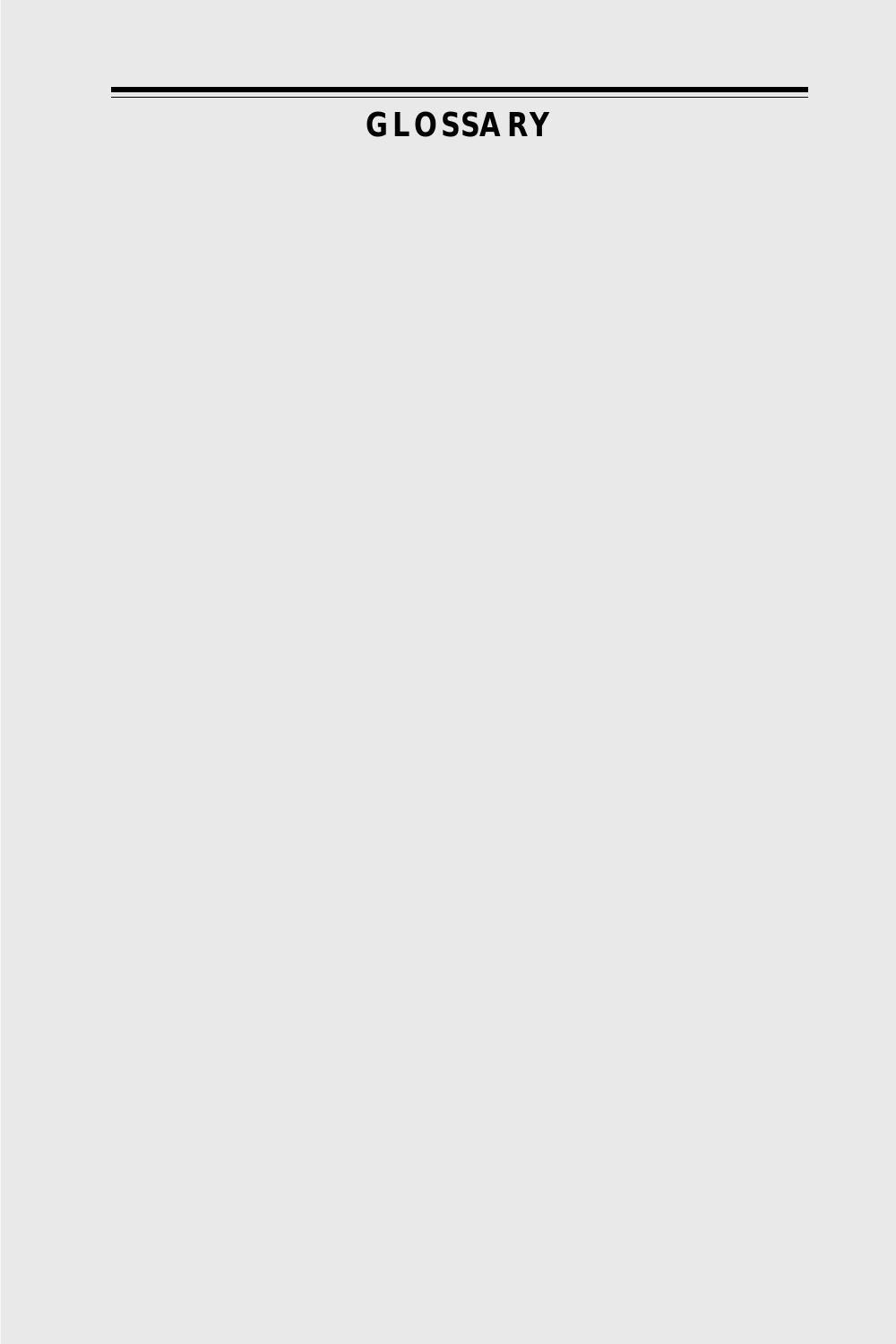# GLOSSARY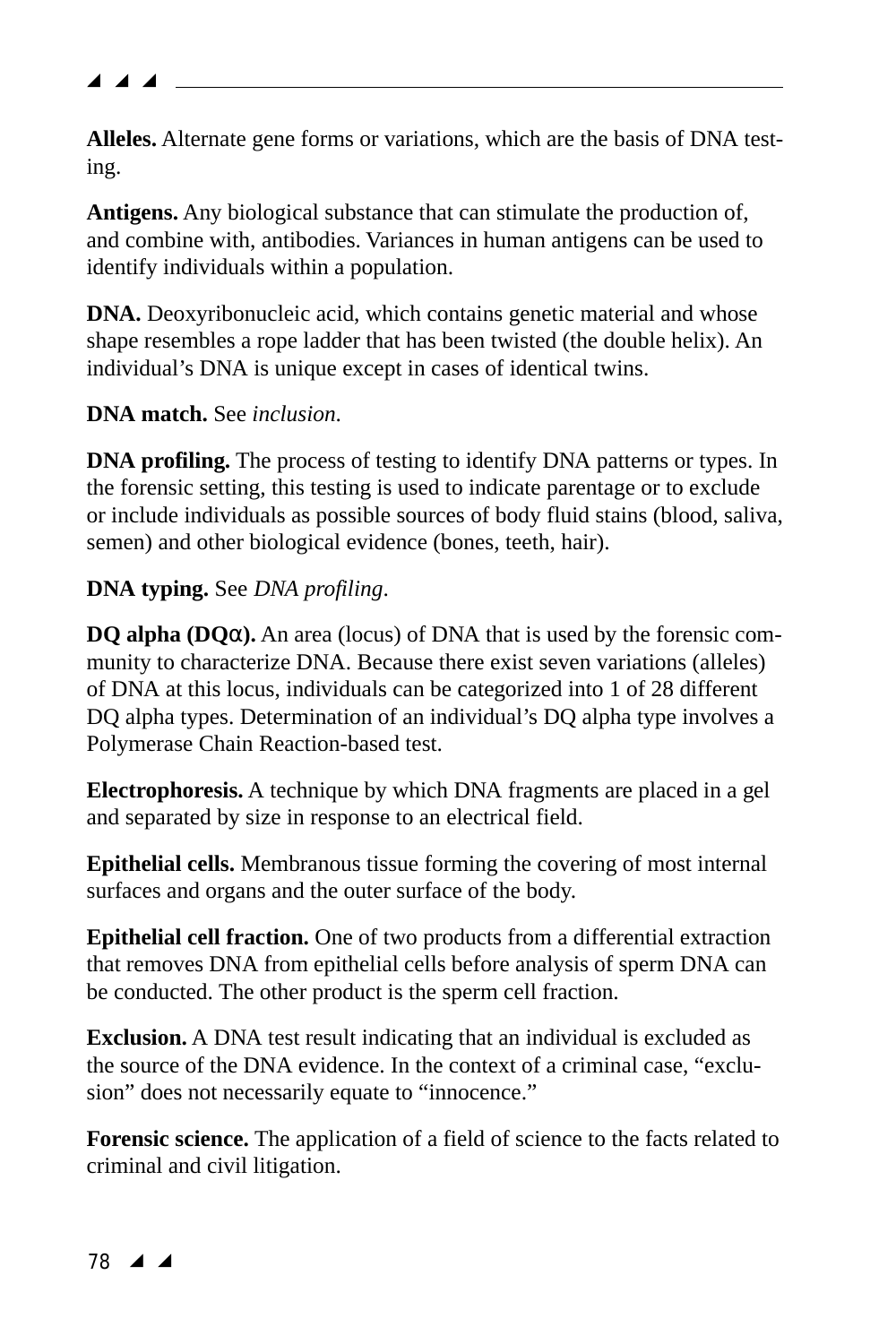**Alleles.** Alternate gene forms or variations, which are the basis of DNA testing.

**Antigens.** Any biological substance that can stimulate the production of, and combine with, antibodies. Variances in human antigens can be used to identify individuals within a population.

**DNA.** Deoxyribonucleic acid, which contains genetic material and whose shape resembles a rope ladder that has been twisted (the double helix). An individual's DNA is unique except in cases of identical twins.

**DNA match.** See *inclusion*.

**DNA profiling.** The process of testing to identify DNA patterns or types. In the forensic setting, this testing is used to indicate parentage or to exclude or include individuals as possible sources of body fluid stains (blood, saliva, semen) and other biological evidence (bones, teeth, hair).

**DNA typing.** See *DNA profiling*.

**DQ alpha (DQα).** An area (locus) of DNA that is used by the forensic community to characterize DNA. Because there exist seven variations (alleles) of DNA at this locus, individuals can be categorized into 1 of 28 different DQ alpha types. Determination of an individual's DQ alpha type involves a Polymerase Chain Reaction-based test.

**Electrophoresis.** A technique by which DNA fragments are placed in a gel and separated by size in response to an electrical field.

**Epithelial cells.** Membranous tissue forming the covering of most internal surfaces and organs and the outer surface of the body.

**Epithelial cell fraction.** One of two products from a differential extraction that removes DNA from epithelial cells before analysis of sperm DNA can be conducted. The other product is the sperm cell fraction.

**Exclusion.** A DNA test result indicating that an individual is excluded as the source of the DNA evidence. In the context of a criminal case, "exclusion" does not necessarily equate to "innocence."

**Forensic science.** The application of a field of science to the facts related to criminal and civil litigation.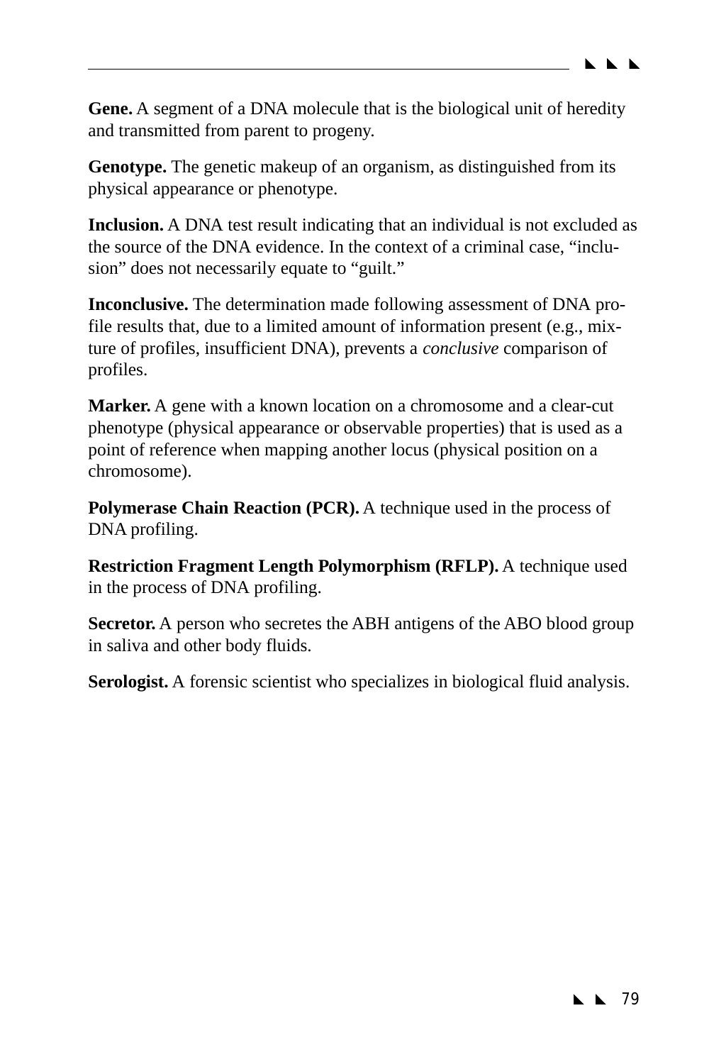**Gene.** A segment of a DNA molecule that is the biological unit of heredity and transmitted from parent to progeny.

**Genotype.** The genetic makeup of an organism, as distinguished from its physical appearance or phenotype.

**Inclusion.** A DNA test result indicating that an individual is not excluded as the source of the DNA evidence. In the context of a criminal case, “inclusion” does not necessarily equate to “guilt.”

**Inconclusive.** The determination made following assessment of DNA profile results that, due to a limited amount of information present (e.g., mixture of profiles, insufficient DNA), prevents a *conclusive* comparison of profiles.

**Marker.** A gene with a known location on a chromosome and a clear-cut phenotype (physical appearance or observable properties) that is used as a point of reference when mapping another locus (physical position on a chromosome).

**Polymerase Chain Reaction (PCR).** A technique used in the process of DNA profiling.

**Restriction Fragment Length Polymorphism (RFLP).** A technique used in the process of DNA profiling.

**Secretor.** A person who secretes the ABH antigens of the ABO blood group in saliva and other body fluids.

**Serologist.** A forensic scientist who specializes in biological fluid analysis.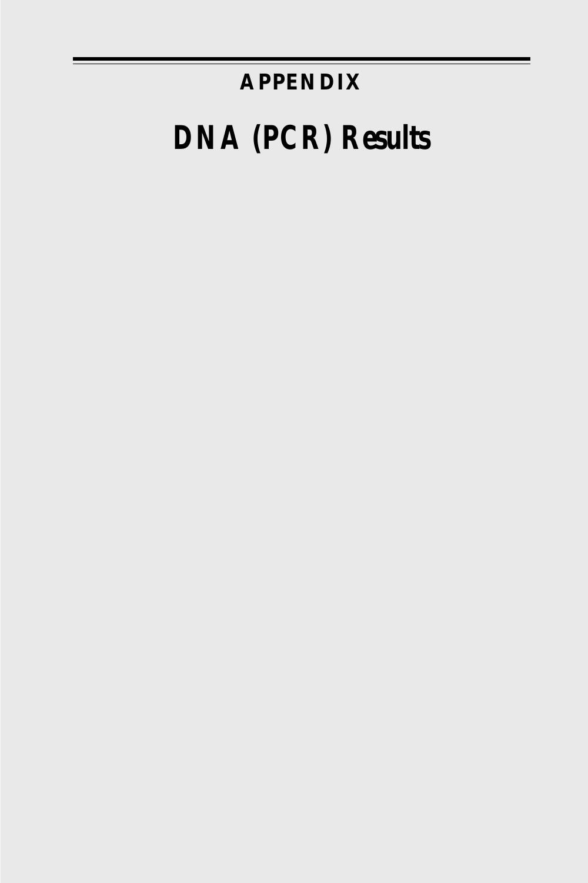APPENDIX

# DNA (PCR) Results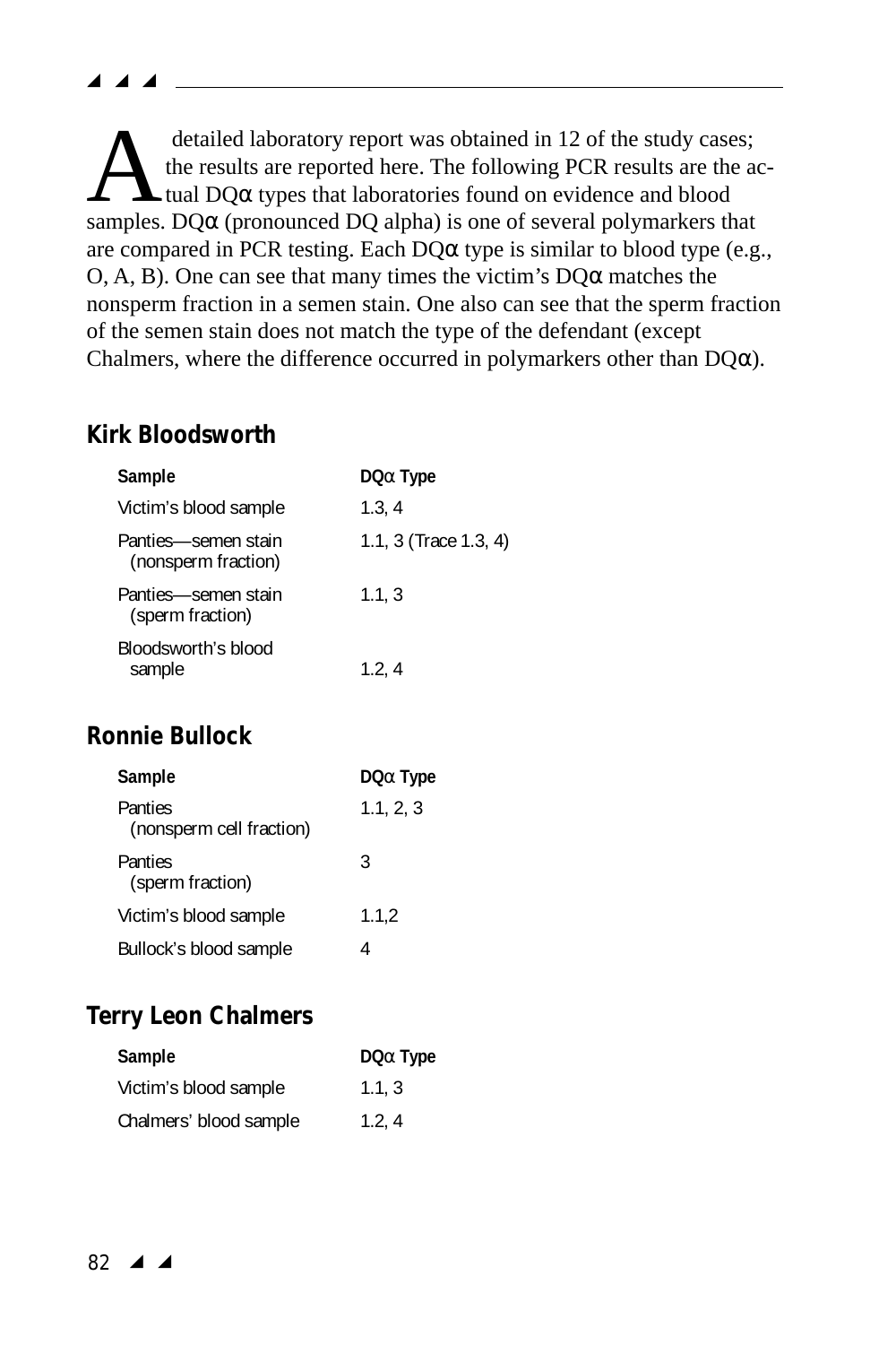A detailed laboratory report was obtained in 12 of the study cases; the results are reported here. The following PCR results are the actual DQα types that laboratories found on evidence and blood samples. DQα (pronounced DQ alpha) is one of several polymarkers that are compared in PCR testing. Each DQα type is similar to blood type (e.g., O, A, B). One can see that many times the victim's DQα matches the nonsperm fraction in a semen stain. One also can see that the sperm fraction of the semen stain does not match the type of the defendant (except Chalmers, where the difference occurred in polymarkers other than DQα).

## Kirk Bloodsworth

| Sample | DQα Type |
|---|---|
| Victim's blood sample | 1.3, 4 |
| Panties—semen stain (nonsperm fraction) | 1.1, 3 (Trace 1.3, 4) |
| Panties—semen stain (sperm fraction) | 1.1, 3 |
| Bloodsworth's blood sample | 1.2, 4 |

## Ronnie Bullock

| Sample | DQα Type |
|---|---|
| Panties (nonsperm cell fraction) | 1.1, 2, 3 |
| Panties (sperm fraction) | 3 |
| Victim's blood sample | 1.1,2 |
| Bullock's blood sample | 4 |

## Terry Leon Chalmers

| Sample | DQα Type |
|---|---|
| Victim's blood sample | 1.1, 3 |
| Chalmers' blood sample | 1.2, 4 |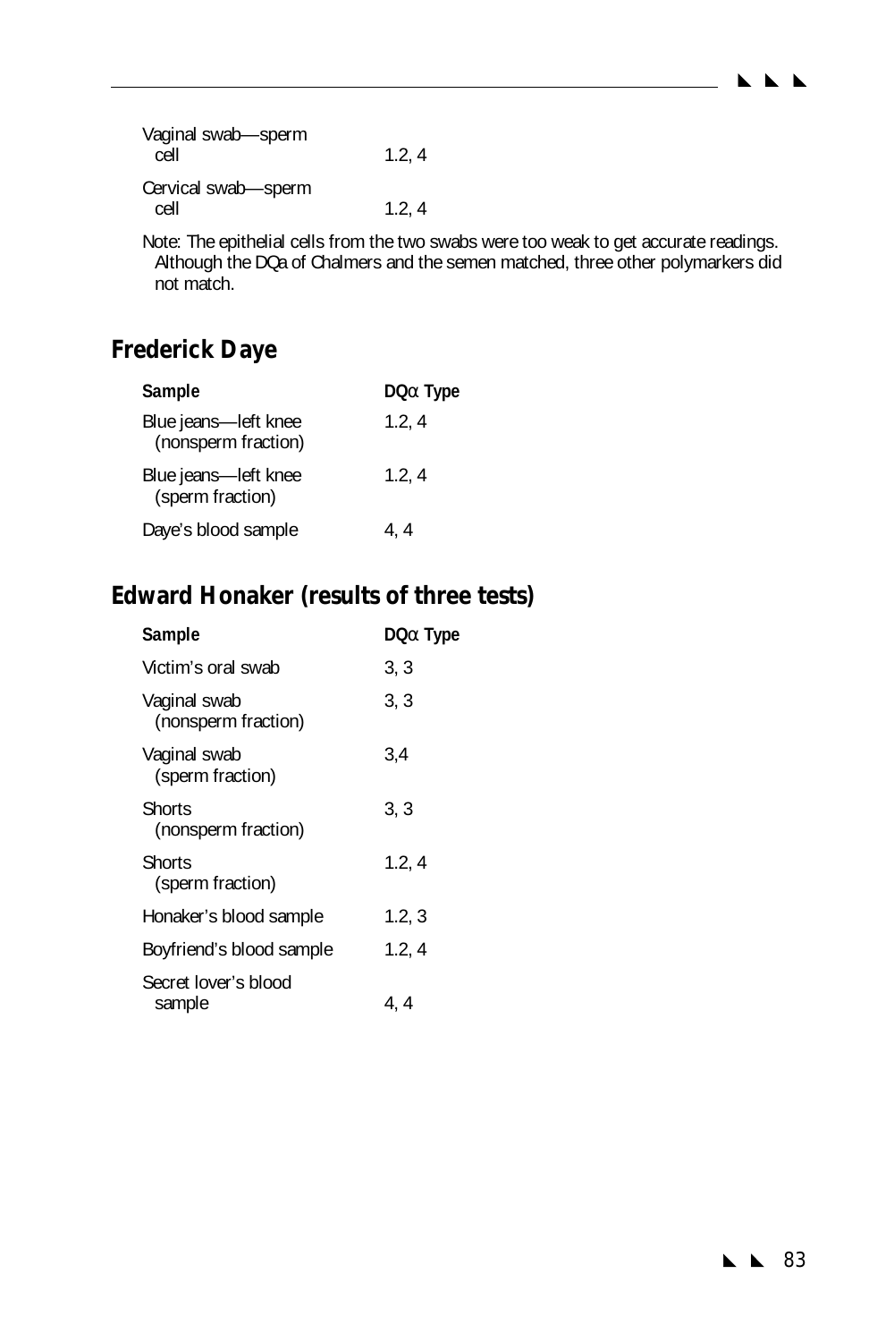| | |
|---|---|
| Vaginal swab—sperm cell | 1.2, 4 |
| Cervical swab—sperm cell | 1.2, 4 |

Note: The epithelial cells from the two swabs were too weak to get accurate readings. Although the DQa of Chalmers and the semen matched, three other polymarkers did not match.

## Frederick Daye

| Sample | DQα Type |
|---|---|
| Blue jeans—left knee (nonsperm fraction) | 1.2, 4 |
| Blue jeans—left knee (sperm fraction) | 1.2, 4 |
| Daye's blood sample | 4, 4 |

## Edward Honaker (results of three tests)

| Sample | DQα Type |
|---|---|
| Victim's oral swab | 3, 3 |
| Vaginal swab (nonsperm fraction) | 3, 3 |
| Vaginal swab (sperm fraction) | 3,4 |
| Shorts (nonsperm fraction) | 3, 3 |
| Shorts (sperm fraction) | 1.2, 4 |
| Honaker's blood sample | 1.2, 3 |
| Boyfriend's blood sample | 1.2, 4 |
| Secret lover's blood sample | 4, 4 |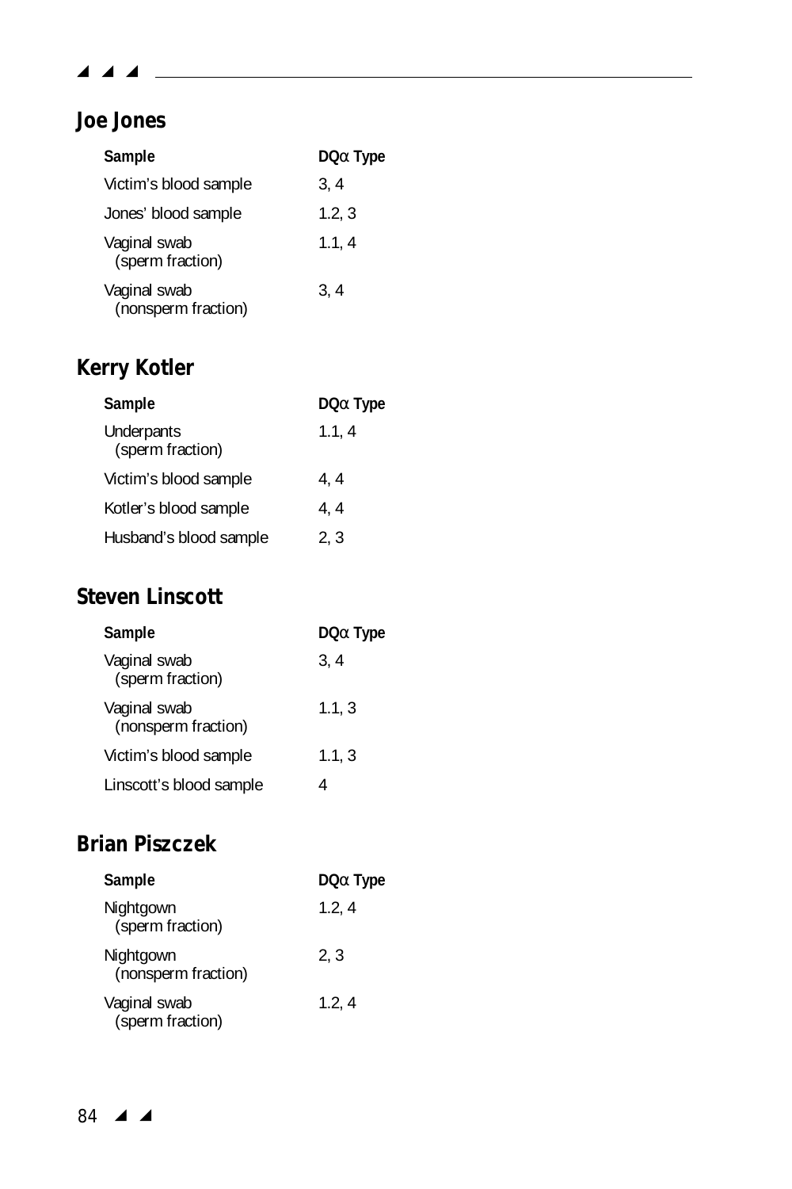## Joe Jones

| Sample | DQα Type |
|---|---|
| Victim's blood sample | 3, 4 |
| Jones' blood sample | 1.2, 3 |
| Vaginal swab (sperm fraction) | 1.1, 4 |
| Vaginal swab (nonsperm fraction) | 3, 4 |

## Kerry Kotler

| Sample | DQα Type |
|---|---|
| Underpants (sperm fraction) | 1.1, 4 |
| Victim's blood sample | 4, 4 |
| Kotler's blood sample | 4, 4 |
| Husband's blood sample | 2, 3 |

## Steven Linscott

| Sample | DQα Type |
|---|---|
| Vaginal swab (sperm fraction) | 3, 4 |
| Vaginal swab (nonsperm fraction) | 1.1, 3 |
| Victim's blood sample | 1.1, 3 |
| Linscott's blood sample | 4 |

## Brian Piszczek

| Sample | DQα Type |
|---|---|
| Nightgown (sperm fraction) | 1.2, 4 |
| Nightgown (nonsperm fraction) | 2, 3 |
| Vaginal swab (sperm fraction) | 1.2, 4 |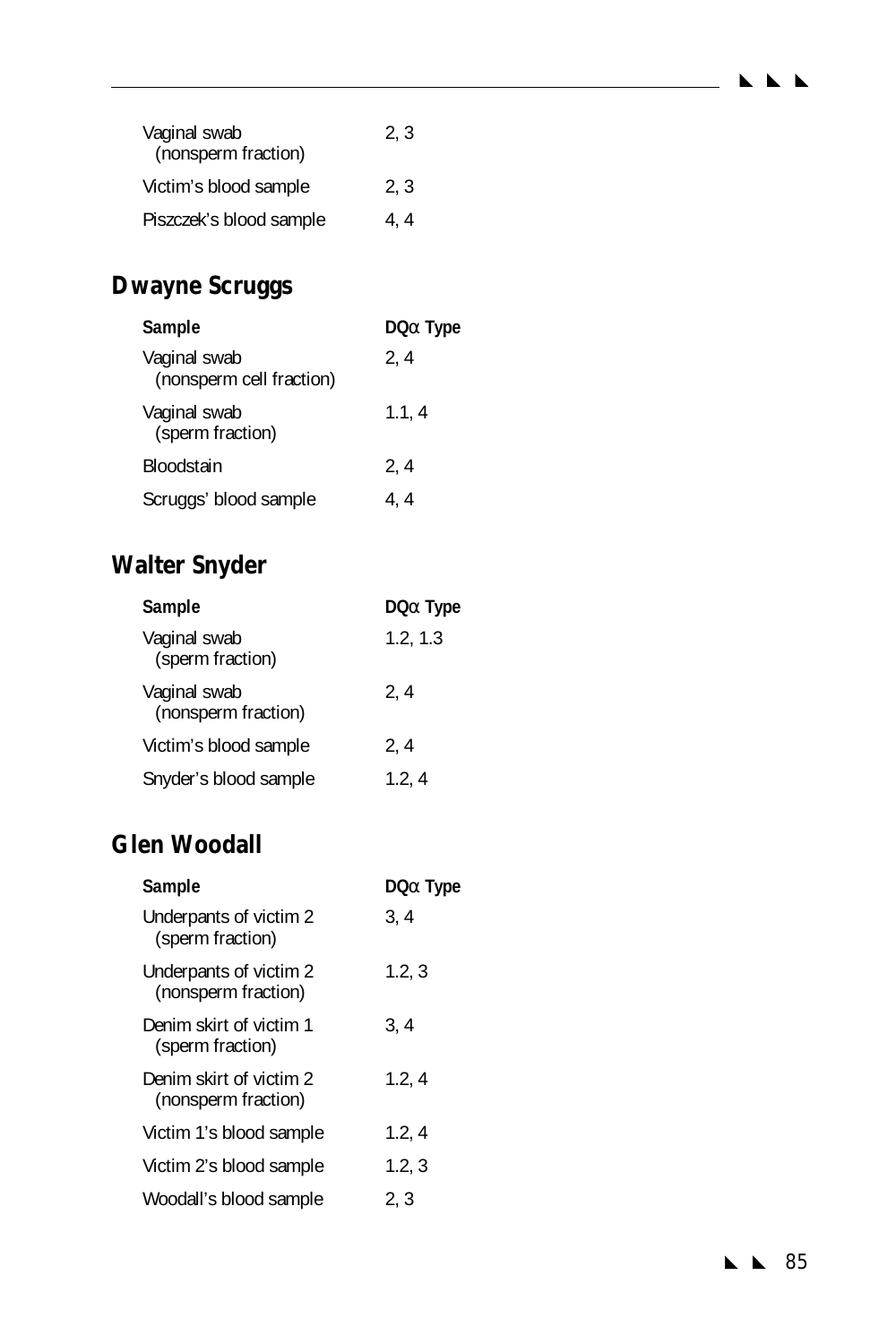| Sample | DQα Type |
|---|---|
| Vaginal swab (nonsperm fraction) | 2, 3 |
| Victim's blood sample | 2, 3 |
| Piszczek's blood sample | 4, 4 |

## Dwayne Scruggs

| Sample | DQα Type |
|---|---|
| Vaginal swab (nonsperm cell fraction) | 2, 4 |
| Vaginal swab (sperm fraction) | 1.1, 4 |
| Bloodstain | 2, 4 |
| Scruggs' blood sample | 4, 4 |

## Walter Snyder

| Sample | DQα Type |
|---|---|
| Vaginal swab (sperm fraction) | 1.2, 1.3 |
| Vaginal swab (nonsperm fraction) | 2, 4 |
| Victim's blood sample | 2, 4 |
| Snyder's blood sample | 1.2, 4 |

## Glen Woodall

| Sample | DQα Type |
|---|---|
| Underpants of victim 2 (sperm fraction) | 3, 4 |
| Underpants of victim 2 (nonsperm fraction) | 1.2, 3 |
| Denim skirt of victim 1 (sperm fraction) | 3, 4 |
| Denim skirt of victim 2 (nonsperm fraction) | 1.2, 4 |
| Victim 1's blood sample | 1.2, 4 |
| Victim 2's blood sample | 1.2, 3 |
| Woodall's blood sample | 2, 3 |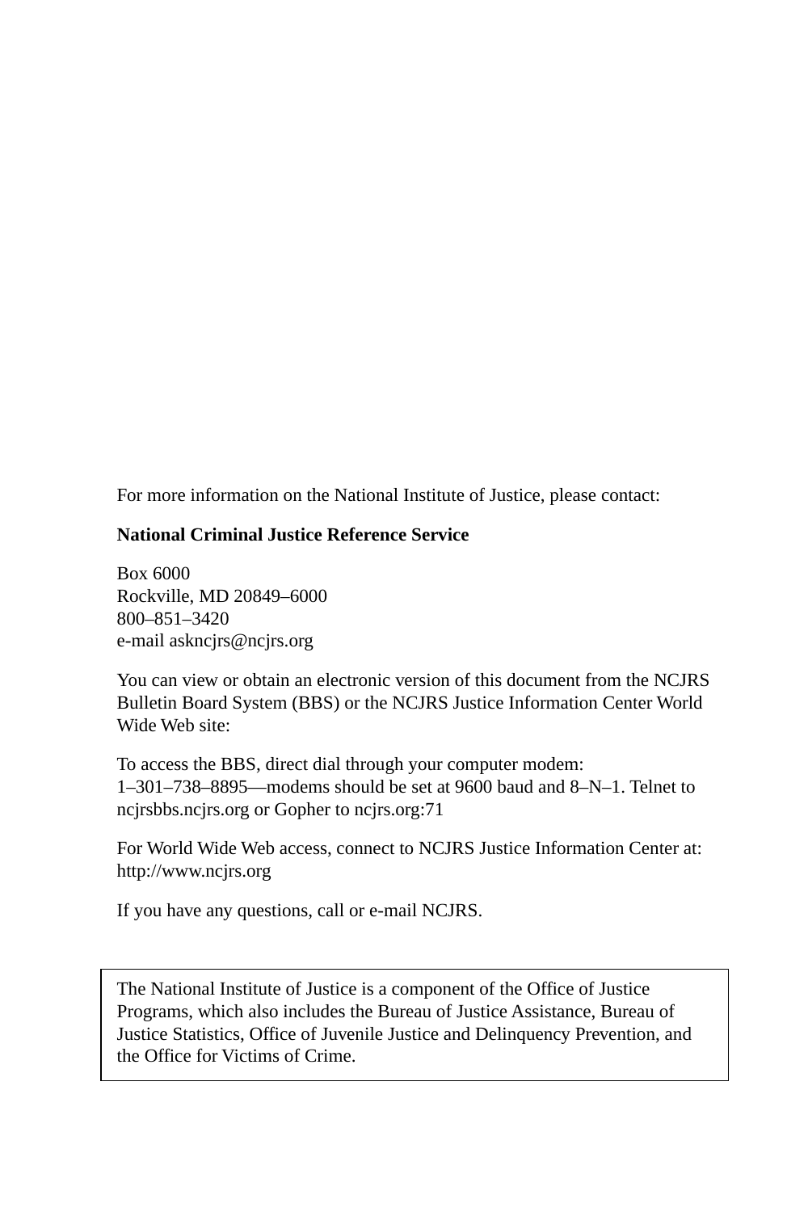For more information on the National Institute of Justice, please contact:

**National Criminal Justice Reference Service**

Box 6000
Rockville, MD 20849–6000
800–851–3420
e-mail askncjrs@ncjrs.org

You can view or obtain an electronic version of this document from the NCJRS Bulletin Board System (BBS) or the NCJRS Justice Information Center World Wide Web site:

To access the BBS, direct dial through your computer modem: 1–301–738–8895—modems should be set at 9600 baud and 8–N–1. Telnet to ncjrsbbs.ncjrs.org or Gopher to ncjrs.org:71

For World Wide Web access, connect to NCJRS Justice Information Center at: http://www.ncjrs.org

If you have any questions, call or e-mail NCJRS.

The National Institute of Justice is a component of the Office of Justice Programs, which also includes the Bureau of Justice Assistance, Bureau of Justice Statistics, Office of Juvenile Justice and Delinquency Prevention, and the Office for Victims of Crime.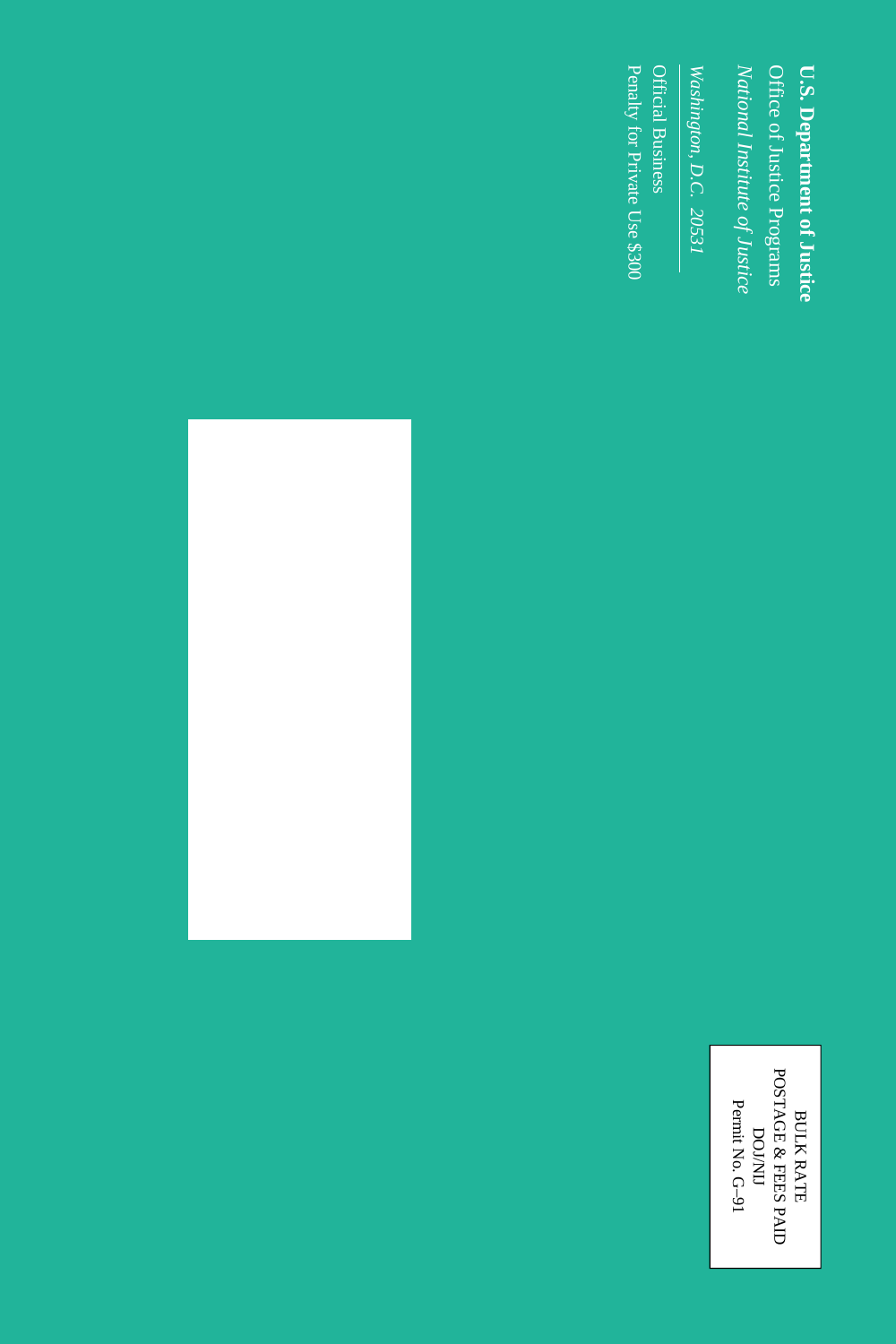**U.S. Department of Justice**

Office of Justice Programs

*National Institute of Justice*

*Washington, D.C. 20531*

Official Business

Penalty for Private Use $300

BULK RATE
POSTAGE & FEES PAID
DOJ/NIJ
Permit No. G–91